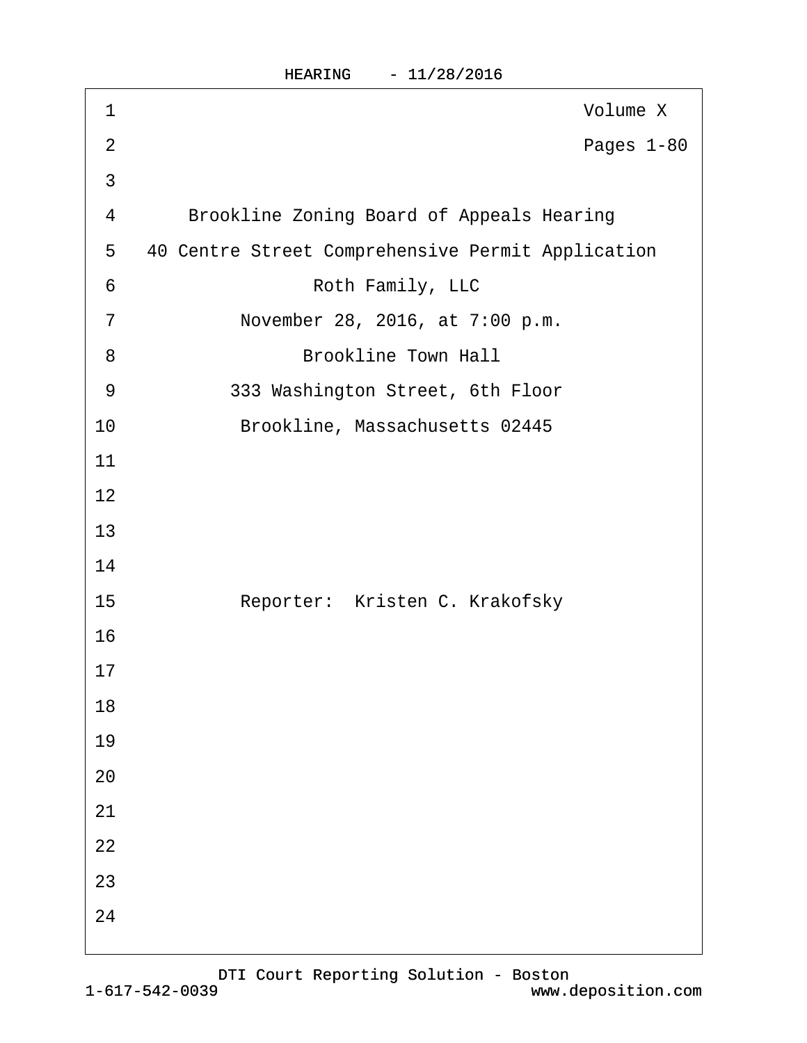Volume X

Pages 1-80

Brookline Zoning Board of Appeals Hearing

40 Centre Street Comprehensive Permit Application

Roth Family, LLC

November 28, 2016, at 7:00 p.m.

Brookline Town Hall

333 Washington Street, 6th Floor

Brookline, Massachusetts 02445

Reporter: Kristen C. Krakofsky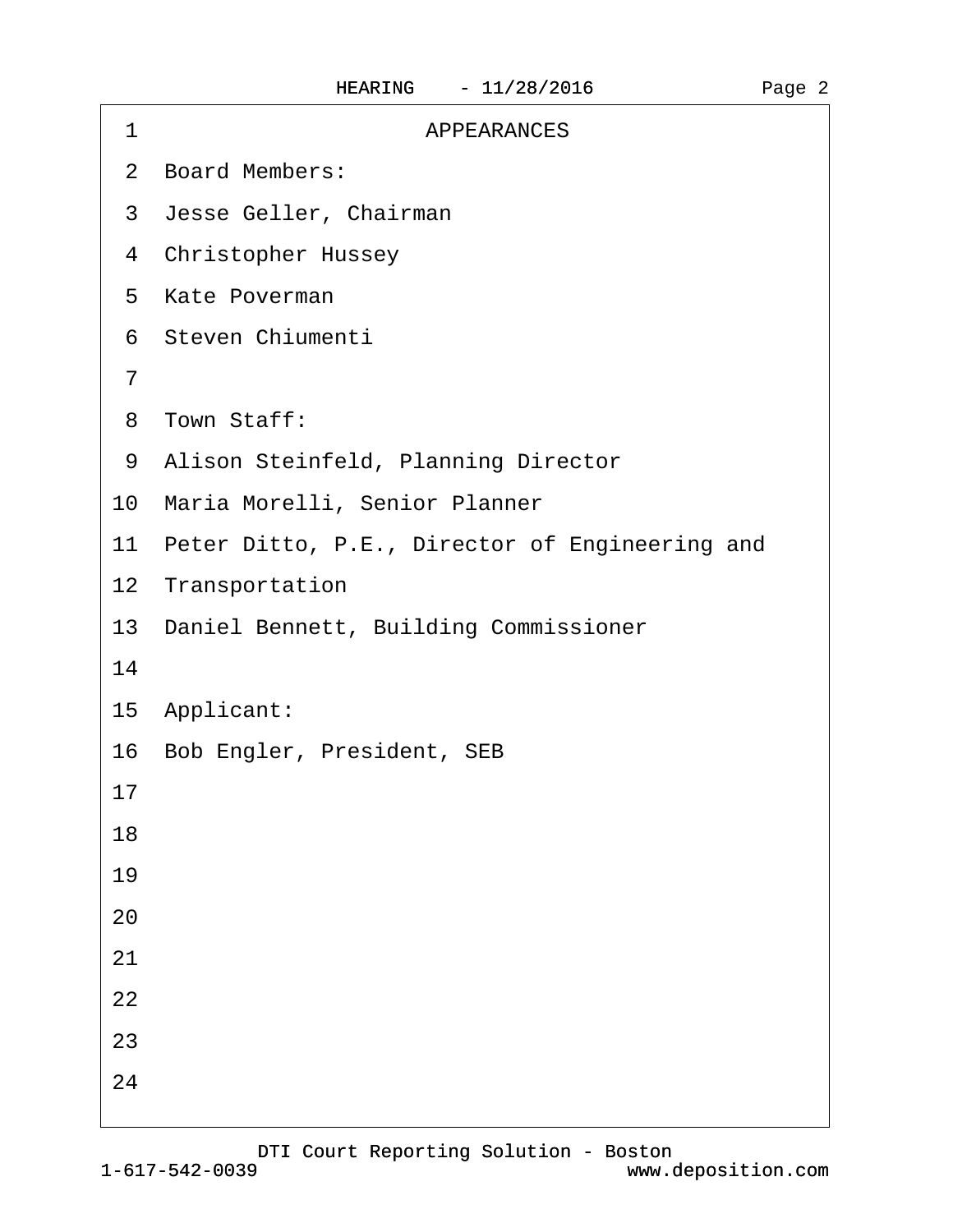# APPEARANCES

Board Members:

Jesse Geller, Chairman

Christopher Hussey

Kate Poverman

Steven Chiumenti

Town Staff:

Alison Steinfeld, Planning Director

Maria Morelli, Senior Planner

Peter Ditto, P.E., Director of Engineering and Transportation

Daniel Bennett, Building Commissioner

Applicant:

Bob Engler, President, SEB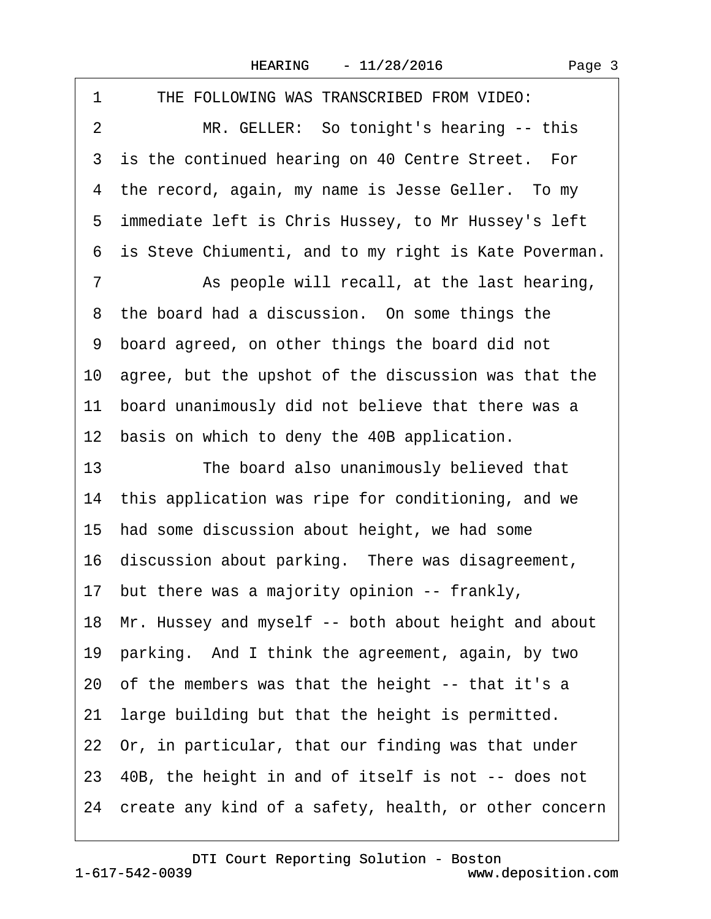1 THE FOLLOWING WAS TRANSCRIBED FROM VIDEO:

2 MR. GELLER: So tonight's hearing -- this

3 is the continued hearing on 40 Centre Street. For

4 the record, again, my name is Jesse Geller. To my

5 immediate left is Chris Hussey, to Mr Hussey's left

6 is Steve Chiumenti, and to my right is Kate Poverman.

7 As people will recall, at the last hearing,

8 the board had a discussion. On some things the

9 board agreed, on other things the board did not

10 agree, but the upshot of the discussion was that the

11 board unanimously did not believe that there was a

12 basis on which to deny the 40B application.

13 The board also unanimously believed that

14 this application was ripe for conditioning, and we

15 had some discussion about height, we had some

16 discussion about parking. There was disagreement,

17 but there was a majority opinion -- frankly,

18 Mr. Hussey and myself -- both about height and about

19 parking. And I think the agreement, again, by two

20 of the members was that the height -- that it's a

21 large building but that the height is permitted.

22 Or, in particular, that our finding was that under

23 40B, the height in and of itself is not -- does not

24 create any kind of a safety, health, or other concern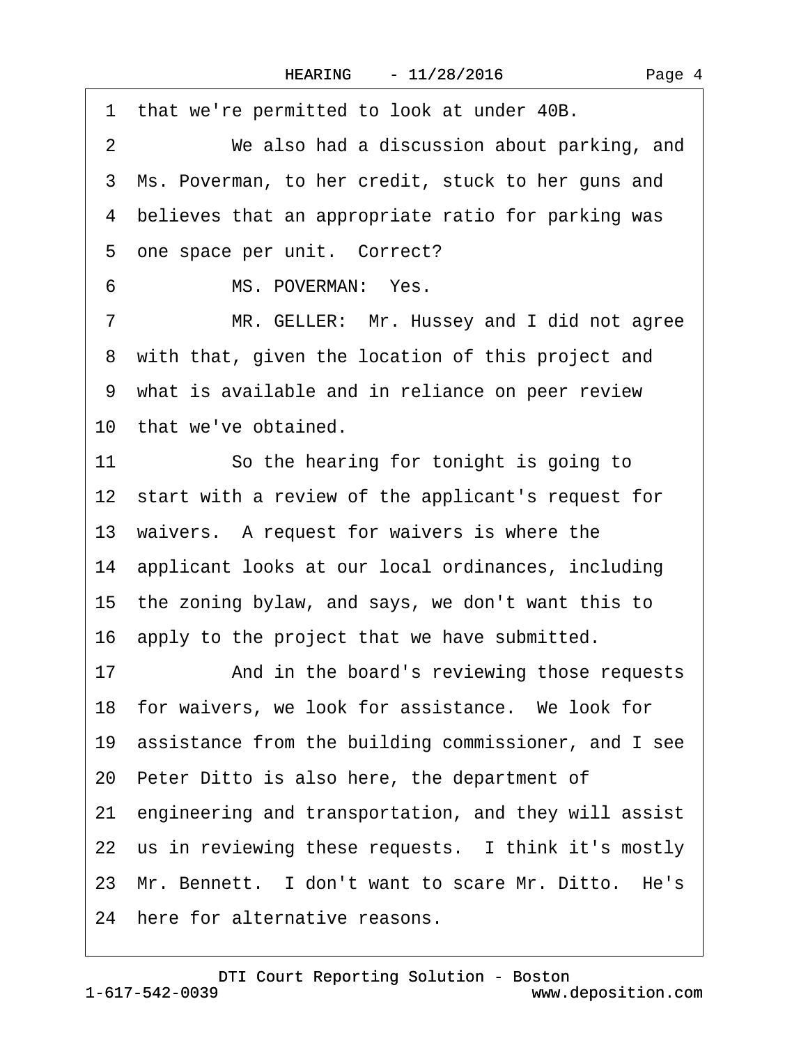1 that we're permitted to look at under 40B.

2 We also had a discussion about parking, and

3 Ms. Poverman, to her credit, stuck to her guns and

4 believes that an appropriate ratio for parking was

5 one space per unit. Correct?

6 MS. POVERMAN: Yes.

7 MR. GELLER: Mr. Hussey and I did not agree

8 with that, given the location of this project and

9 what is available and in reliance on peer review

10 that we've obtained.

11 So the hearing for tonight is going to

12 start with a review of the applicant's request for

13 waivers. A request for waivers is where the

14 applicant looks at our local ordinances, including

15 the zoning bylaw, and says, we don't want this to

16 apply to the project that we have submitted.

17 And in the board's reviewing those requests

18 for waivers, we look for assistance. We look for

19 assistance from the building commissioner, and I see

20 Peter Ditto is also here, the department of

21 engineering and transportation, and they will assist

22 us in reviewing these requests. I think it's mostly

23 Mr. Bennett. I don't want to scare Mr. Ditto. He's

24 here for alternative reasons.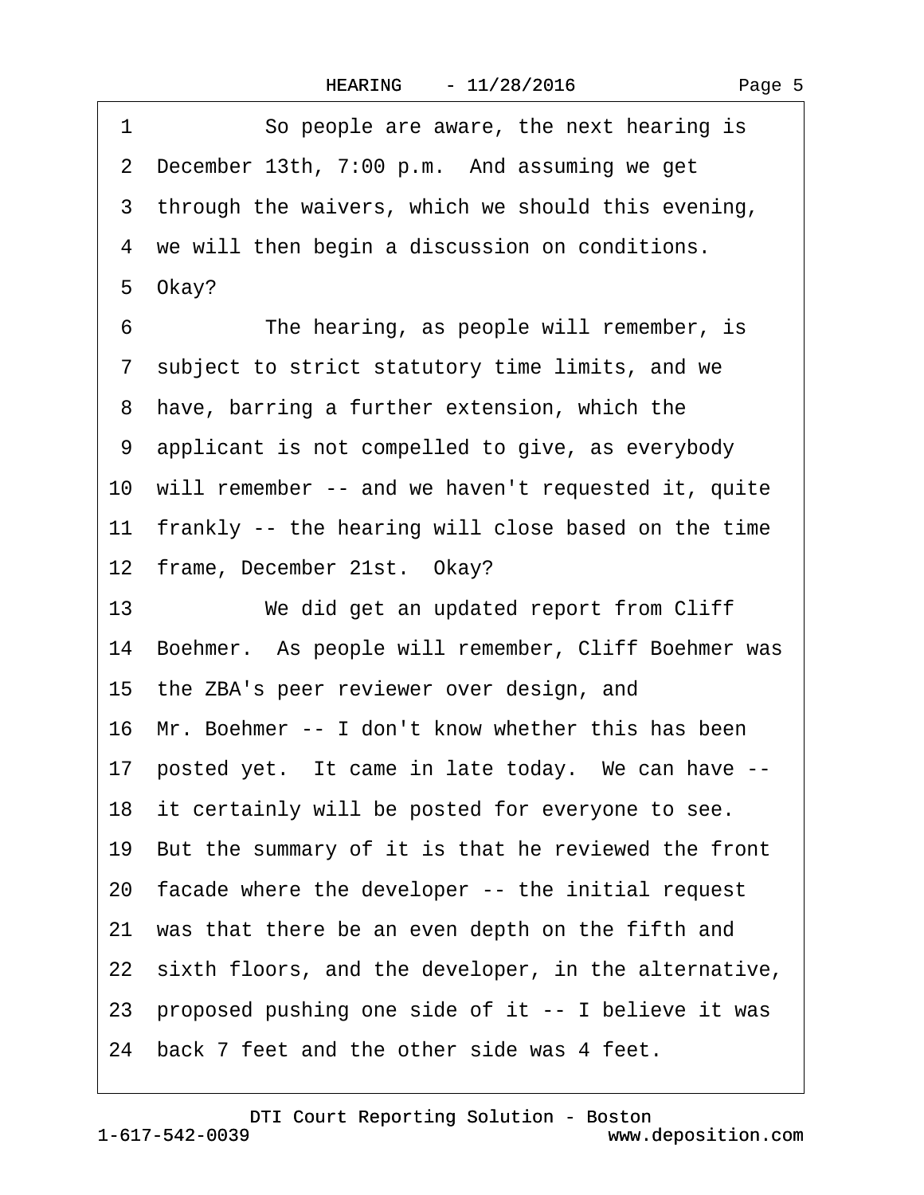1 So people are aware, the next hearing is
2 December 13th, 7:00 p.m. And assuming we get
3 through the waivers, which we should this evening,
4 we will then begin a discussion on conditions.
5 Okay?
6 The hearing, as people will remember, is
7 subject to strict statutory time limits, and we
8 have, barring a further extension, which the
9 applicant is not compelled to give, as everybody
10 will remember -- and we haven't requested it, quite
11 frankly -- the hearing will close based on the time
12 frame, December 21st. Okay?
13 We did get an updated report from Cliff
14 Boehmer. As people will remember, Cliff Boehmer was
15 the ZBA's peer reviewer over design, and
16 Mr. Boehmer -- I don't know whether this has been
17 posted yet. It came in late today. We can have --
18 it certainly will be posted for everyone to see.
19 But the summary of it is that he reviewed the front
20 facade where the developer -- the initial request
21 was that there be an even depth on the fifth and
22 sixth floors, and the developer, in the alternative,
23 proposed pushing one side of it -- I believe it was
24 back 7 feet and the other side was 4 feet.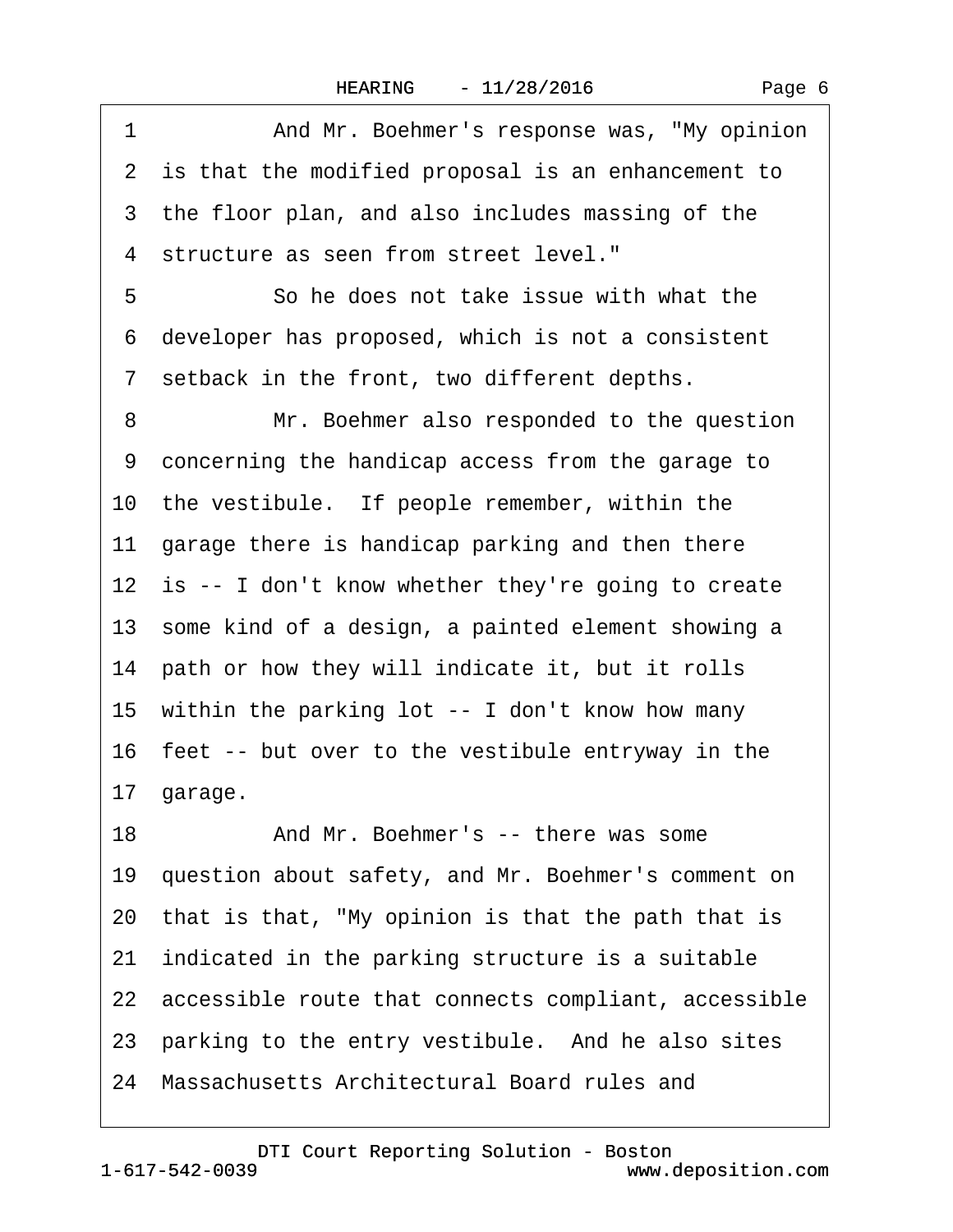1 And Mr. Boehmer's response was, "My opinion
2 is that the modified proposal is an enhancement to
3 the floor plan, and also includes massing of the
4 structure as seen from street level."
5 So he does not take issue with what the
6 developer has proposed, which is not a consistent
7 setback in the front, two different depths.
8 Mr. Boehmer also responded to the question
9 concerning the handicap access from the garage to
10 the vestibule. If people remember, within the
11 garage there is handicap parking and then there
12 is -- I don't know whether they're going to create
13 some kind of a design, a painted element showing a
14 path or how they will indicate it, but it rolls
15 within the parking lot -- I don't know how many
16 feet -- but over to the vestibule entryway in the
17 garage.
18 And Mr. Boehmer's -- there was some
19 question about safety, and Mr. Boehmer's comment on
20 that is that, "My opinion is that the path that is
21 indicated in the parking structure is a suitable
22 accessible route that connects compliant, accessible
23 parking to the entry vestibule. And he also sites
24 Massachusetts Architectural Board rules and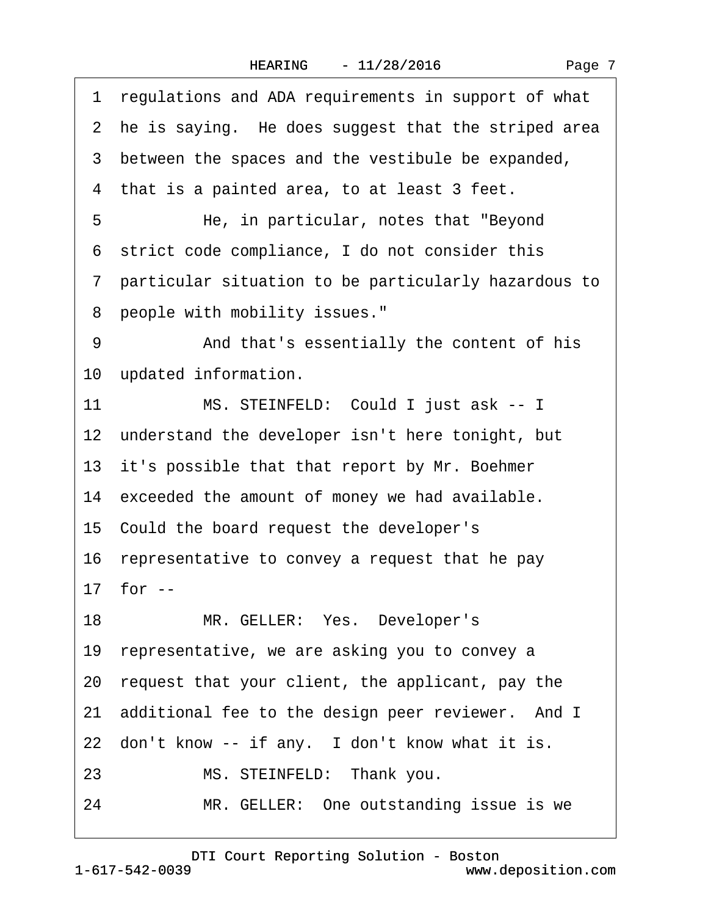1 regulations and ADA requirements in support of what
2 he is saying. He does suggest that the striped area
3 between the spaces and the vestibule be expanded,
4 that is a painted area, to at least 3 feet.
5 He, in particular, notes that "Beyond
6 strict code compliance, I do not consider this
7 particular situation to be particularly hazardous to
8 people with mobility issues."
9 And that's essentially the content of his
10 updated information.
11 MS. STEINFELD: Could I just ask -- I
12 understand the developer isn't here tonight, but
13 it's possible that that report by Mr. Boehmer
14 exceeded the amount of money we had available.
15 Could the board request the developer's
16 representative to convey a request that he pay
17 for --
18 MR. GELLER: Yes. Developer's
19 representative, we are asking you to convey a
20 request that your client, the applicant, pay the
21 additional fee to the design peer reviewer. And I
22 don't know -- if any. I don't know what it is.
23 MS. STEINFELD: Thank you.
24 MR. GELLER: One outstanding issue is we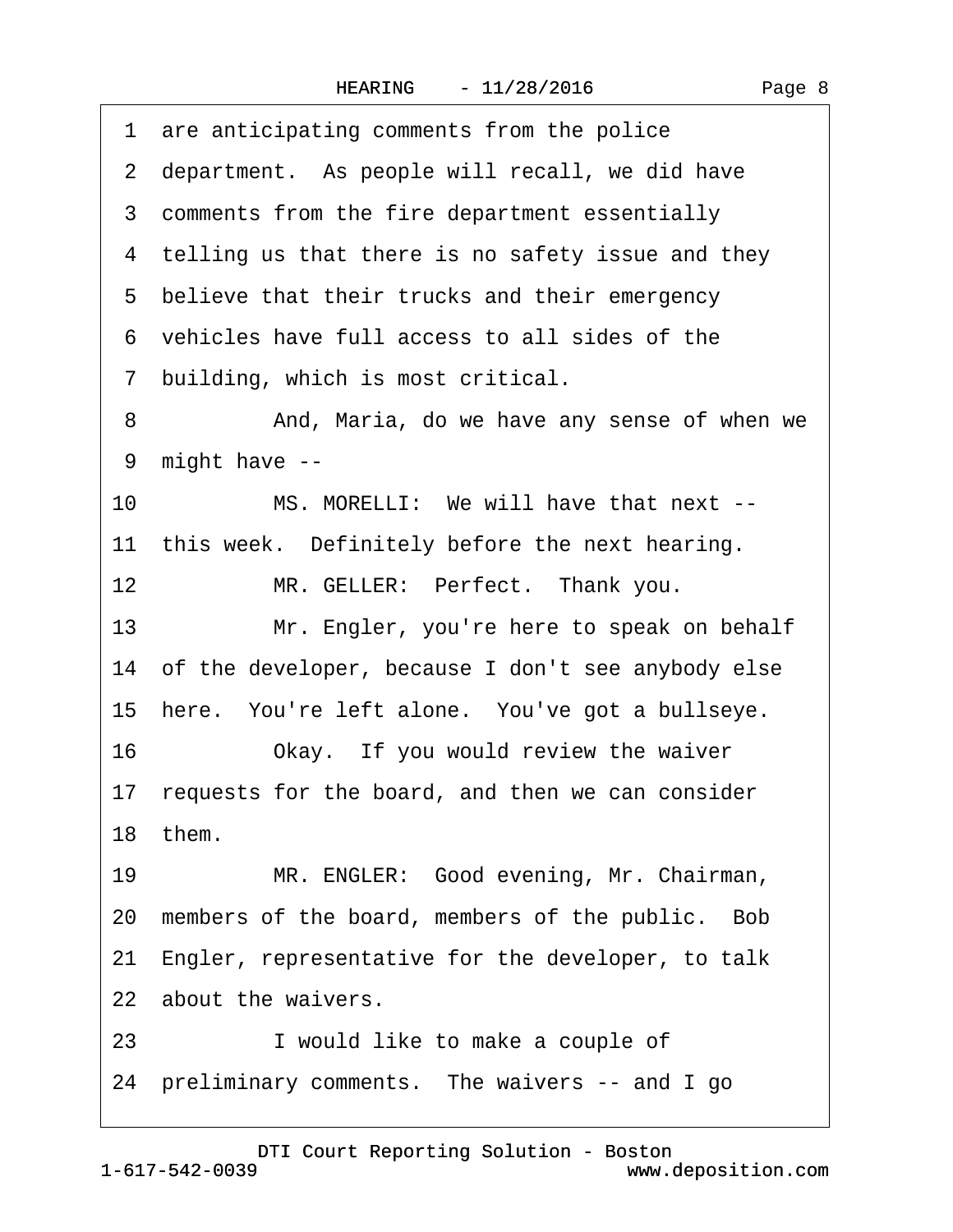1 are anticipating comments from the police
2 department. As people will recall, we did have
3 comments from the fire department essentially
4 telling us that there is no safety issue and they
5 believe that their trucks and their emergency
6 vehicles have full access to all sides of the
7 building, which is most critical.
8 And, Maria, do we have any sense of when we
9 might have --
10 MS. MORELLI: We will have that next --
11 this week. Definitely before the next hearing.
12 MR. GELLER: Perfect. Thank you.
13 Mr. Engler, you're here to speak on behalf
14 of the developer, because I don't see anybody else
15 here. You're left alone. You've got a bullseye.
16 Okay. If you would review the waiver
17 requests for the board, and then we can consider
18 them.
19 MR. ENGLER: Good evening, Mr. Chairman,
20 members of the board, members of the public. Bob
21 Engler, representative for the developer, to talk
22 about the waivers.
23 I would like to make a couple of
24 preliminary comments. The waivers -- and I go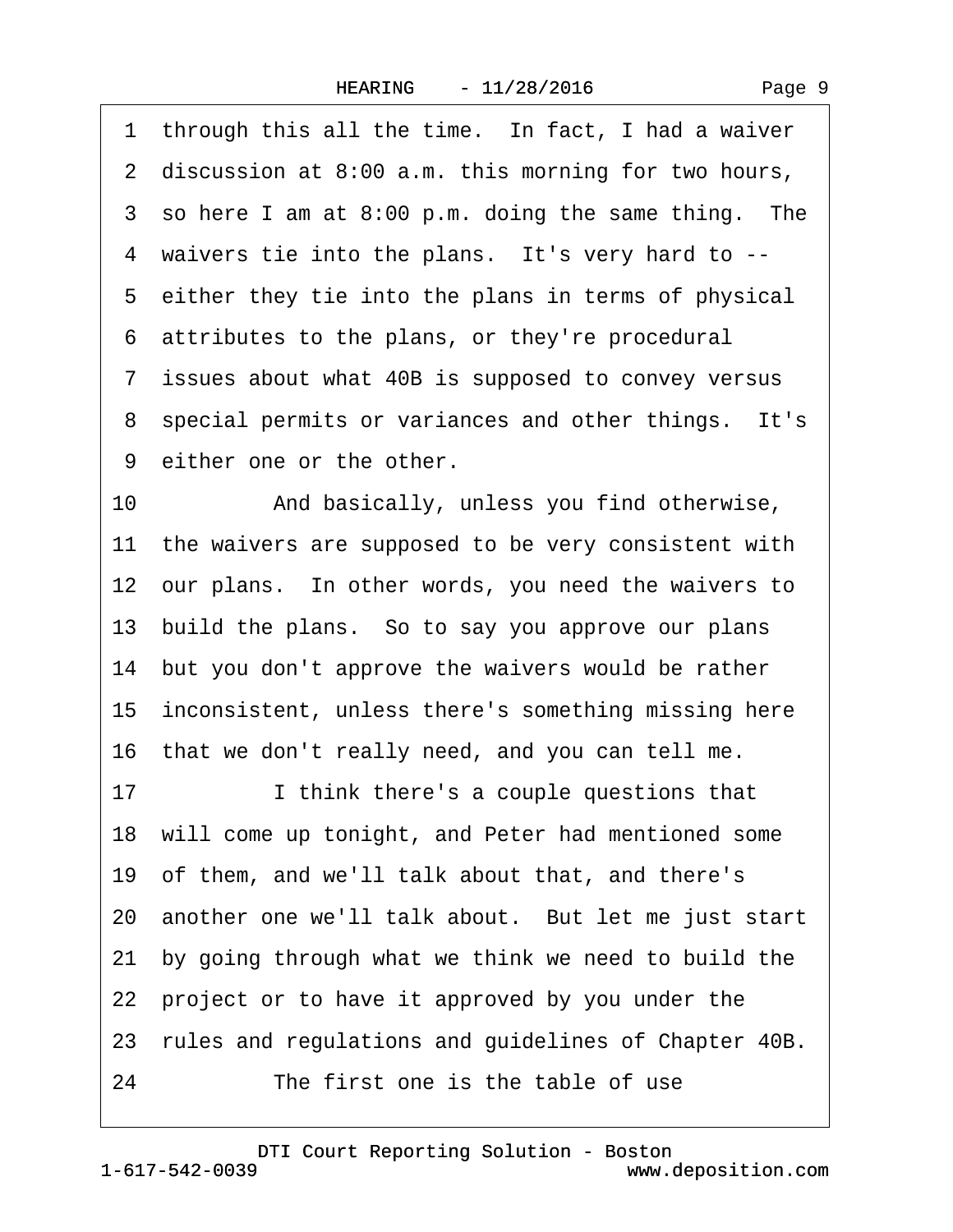1 through this all the time. In fact, I had a waiver
2 discussion at 8:00 a.m. this morning for two hours,
3 so here I am at 8:00 p.m. doing the same thing. The
4 waivers tie into the plans. It's very hard to --
5 either they tie into the plans in terms of physical
6 attributes to the plans, or they're procedural
7 issues about what 40B is supposed to convey versus
8 special permits or variances and other things. It's
9 either one or the other.
10 And basically, unless you find otherwise,
11 the waivers are supposed to be very consistent with
12 our plans. In other words, you need the waivers to
13 build the plans. So to say you approve our plans
14 but you don't approve the waivers would be rather
15 inconsistent, unless there's something missing here
16 that we don't really need, and you can tell me.
17 I think there's a couple questions that
18 will come up tonight, and Peter had mentioned some
19 of them, and we'll talk about that, and there's
20 another one we'll talk about. But let me just start
21 by going through what we think we need to build the
22 project or to have it approved by you under the
23 rules and regulations and guidelines of Chapter 40B.
24 The first one is the table of use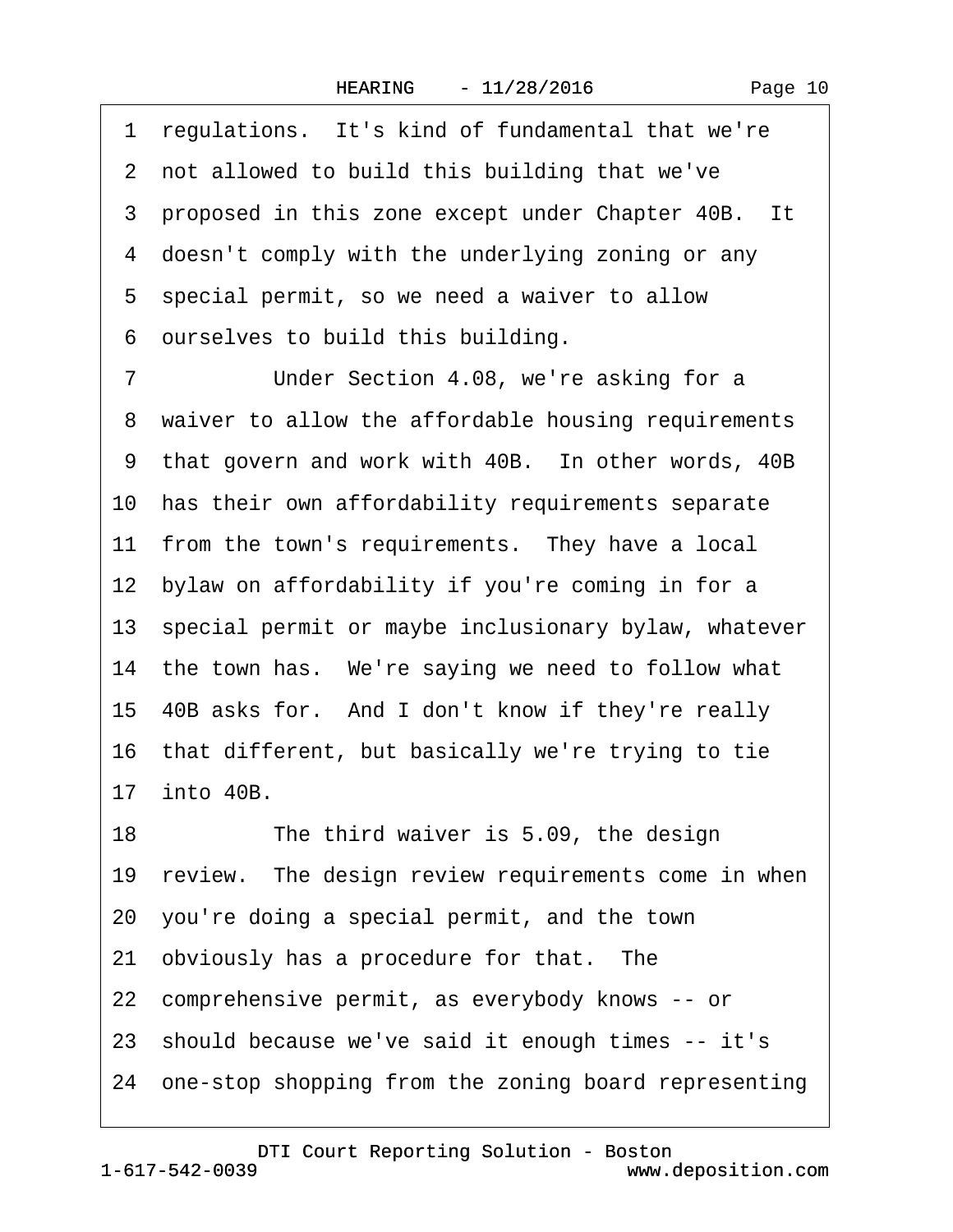1 regulations. It's kind of fundamental that we're
2 not allowed to build this building that we've
3 proposed in this zone except under Chapter 40B. It
4 doesn't comply with the underlying zoning or any
5 special permit, so we need a waiver to allow
6 ourselves to build this building.

7 Under Section 4.08, we're asking for a
8 waiver to allow the affordable housing requirements
9 that govern and work with 40B. In other words, 40B
10 has their own affordability requirements separate
11 from the town's requirements. They have a local
12 bylaw on affordability if you're coming in for a
13 special permit or maybe inclusionary bylaw, whatever
14 the town has. We're saying we need to follow what
15 40B asks for. And I don't know if they're really
16 that different, but basically we're trying to tie
17 into 40B.

18 The third waiver is 5.09, the design
19 review. The design review requirements come in when
20 you're doing a special permit, and the town
21 obviously has a procedure for that. The
22 comprehensive permit, as everybody knows -- or
23 should because we've said it enough times -- it's
24 one-stop shopping from the zoning board representing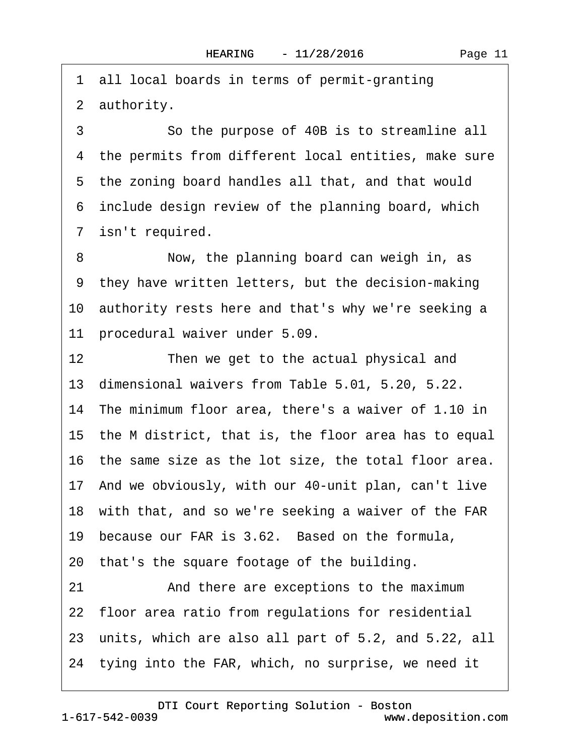1 all local boards in terms of permit-granting

2 authority.

3 So the purpose of 40B is to streamline all

4 the permits from different local entities, make sure

5 the zoning board handles all that, and that would

6 include design review of the planning board, which

7 isn't required.

8 Now, the planning board can weigh in, as

9 they have written letters, but the decision-making

10 authority rests here and that's why we're seeking a

11 procedural waiver under 5.09.

12 Then we get to the actual physical and

13 dimensional waivers from Table 5.01, 5.20, 5.22.

14 The minimum floor area, there's a waiver of 1.10 in

15 the M district, that is, the floor area has to equal

16 the same size as the lot size, the total floor area.

17 And we obviously, with our 40-unit plan, can't live

18 with that, and so we're seeking a waiver of the FAR

19 because our FAR is 3.62. Based on the formula,

20 that's the square footage of the building.

21 And there are exceptions to the maximum

22 floor area ratio from regulations for residential

23 units, which are also all part of 5.2, and 5.22, all

24 tying into the FAR, which, no surprise, we need it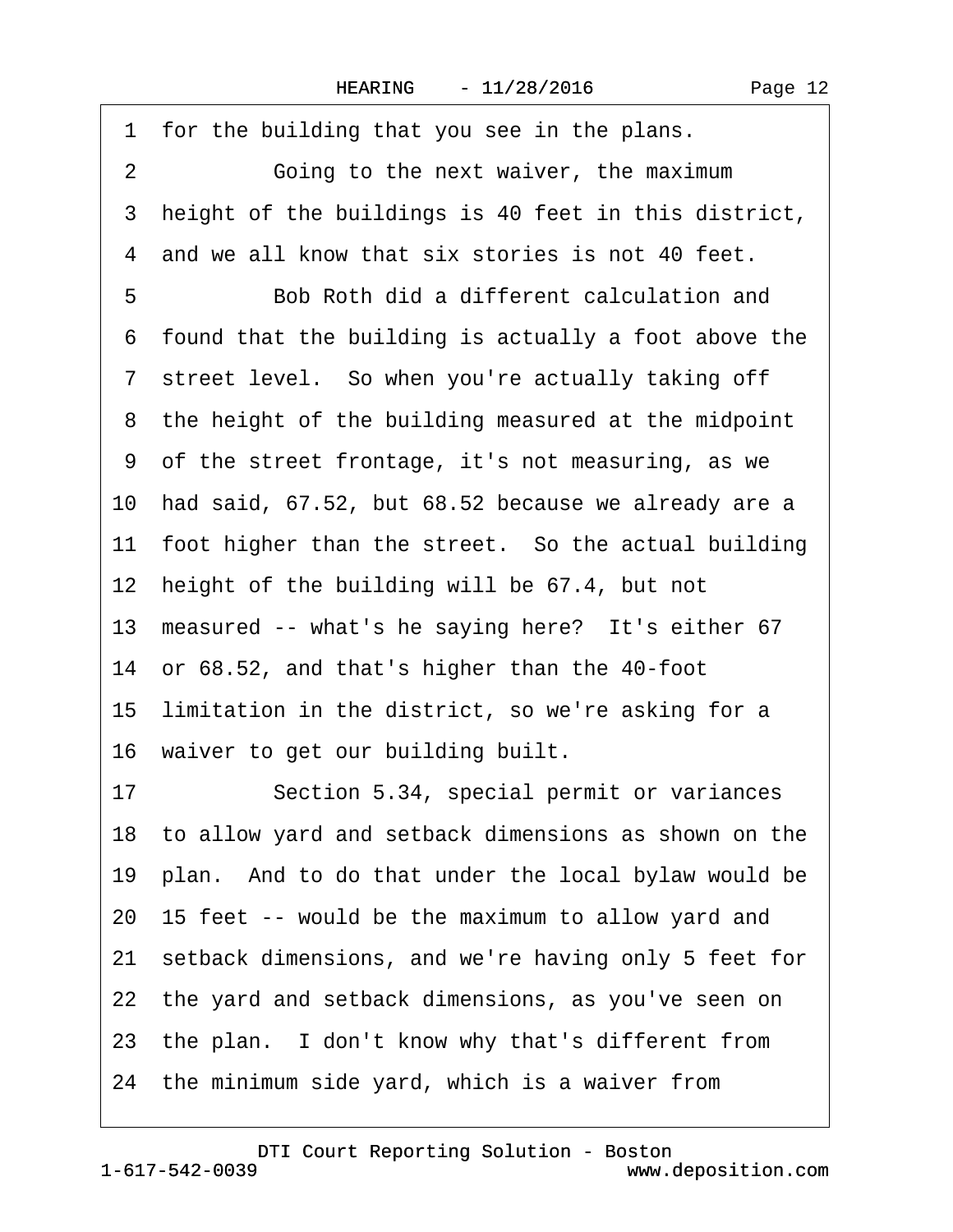1 for the building that you see in the plans.

2 Going to the next waiver, the maximum

3 height of the buildings is 40 feet in this district,

4 and we all know that six stories is not 40 feet.

5 Bob Roth did a different calculation and

6 found that the building is actually a foot above the

7 street level. So when you're actually taking off

8 the height of the building measured at the midpoint

9 of the street frontage, it's not measuring, as we

10 had said, 67.52, but 68.52 because we already are a

11 foot higher than the street. So the actual building

12 height of the building will be 67.4, but not

13 measured -- what's he saying here? It's either 67

14 or 68.52, and that's higher than the 40-foot

15 limitation in the district, so we're asking for a

16 waiver to get our building built.

17 Section 5.34, special permit or variances

18 to allow yard and setback dimensions as shown on the

19 plan. And to do that under the local bylaw would be

20 15 feet -- would be the maximum to allow yard and

21 setback dimensions, and we're having only 5 feet for

22 the yard and setback dimensions, as you've seen on

23 the plan. I don't know why that's different from

24 the minimum side yard, which is a waiver from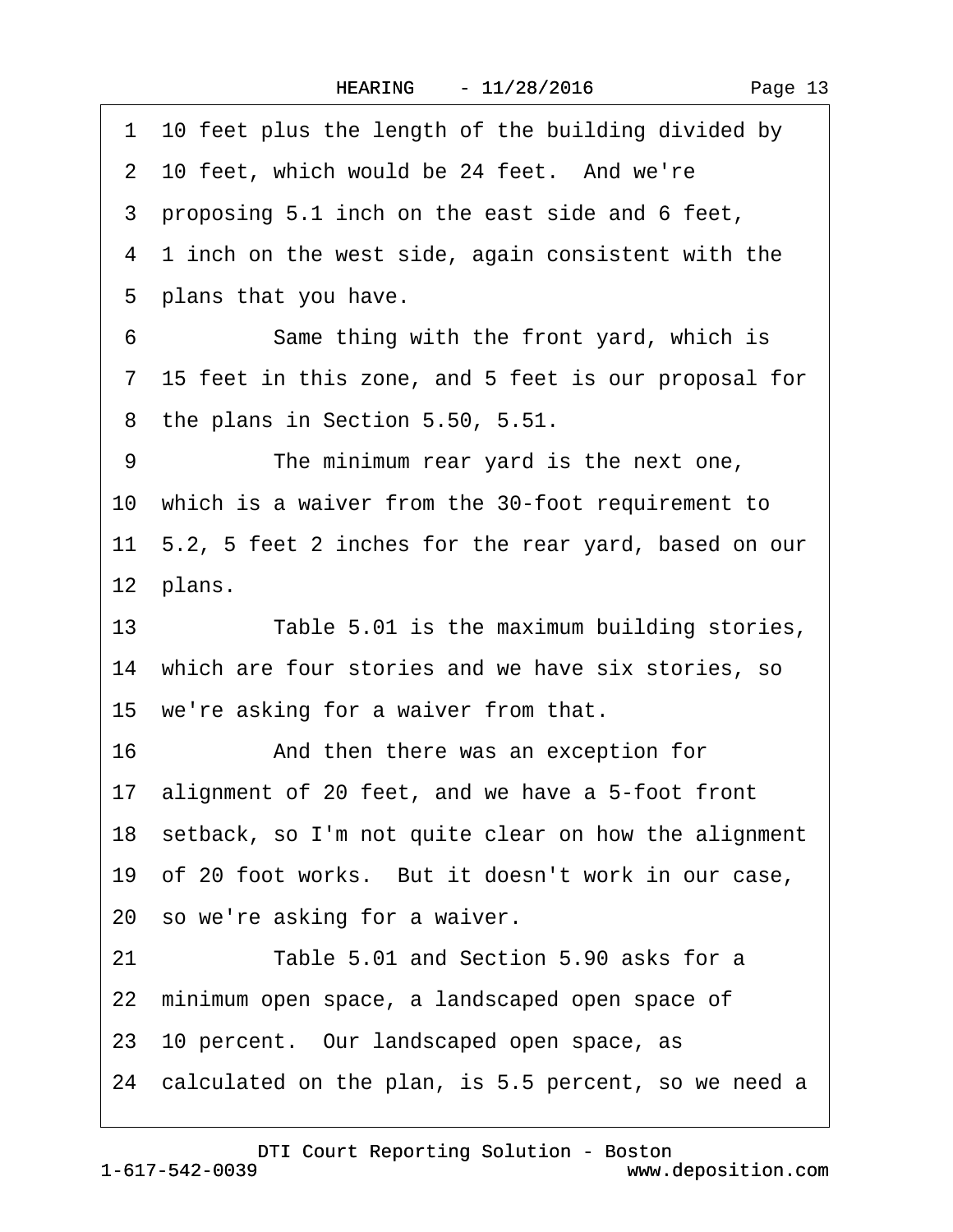1 10 feet plus the length of the building divided by
2 10 feet, which would be 24 feet. And we're
3 proposing 5.1 inch on the east side and 6 feet,
4 1 inch on the west side, again consistent with the
5 plans that you have.
6 Same thing with the front yard, which is
7 15 feet in this zone, and 5 feet is our proposal for
8 the plans in Section 5.50, 5.51.
9 The minimum rear yard is the next one,
10 which is a waiver from the 30-foot requirement to
11 5.2, 5 feet 2 inches for the rear yard, based on our
12 plans.
13 Table 5.01 is the maximum building stories,
14 which are four stories and we have six stories, so
15 we're asking for a waiver from that.
16 And then there was an exception for
17 alignment of 20 feet, and we have a 5-foot front
18 setback, so I'm not quite clear on how the alignment
19 of 20 foot works. But it doesn't work in our case,
20 so we're asking for a waiver.
21 Table 5.01 and Section 5.90 asks for a
22 minimum open space, a landscaped open space of
23 10 percent. Our landscaped open space, as
24 calculated on the plan, is 5.5 percent, so we need a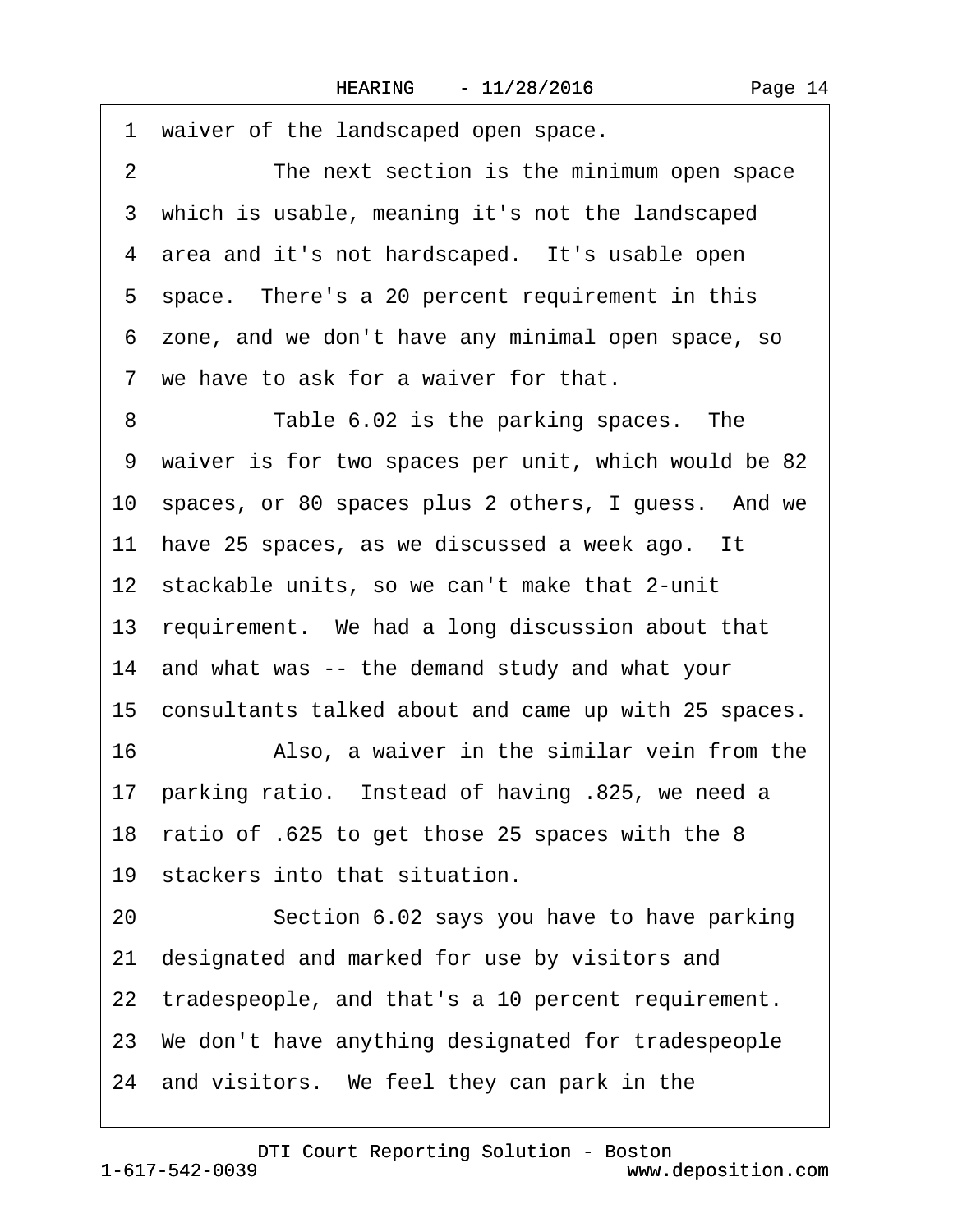1 waiver of the landscaped open space.

2 The next section is the minimum open space

3 which is usable, meaning it's not the landscaped

4 area and it's not hardscaped. It's usable open

5 space. There's a 20 percent requirement in this

6 zone, and we don't have any minimal open space, so

7 we have to ask for a waiver for that.

8 Table 6.02 is the parking spaces. The

9 waiver is for two spaces per unit, which would be 82

10 spaces, or 80 spaces plus 2 others, I guess. And we

11 have 25 spaces, as we discussed a week ago. It

12 stackable units, so we can't make that 2-unit

13 requirement. We had a long discussion about that

14 and what was -- the demand study and what your

15 consultants talked about and came up with 25 spaces.

16 Also, a waiver in the similar vein from the

17 parking ratio. Instead of having .825, we need a

18 ratio of .625 to get those 25 spaces with the 8

19 stackers into that situation.

20 Section 6.02 says you have to have parking

21 designated and marked for use by visitors and

22 tradespeople, and that's a 10 percent requirement.

23 We don't have anything designated for tradespeople

24 and visitors. We feel they can park in the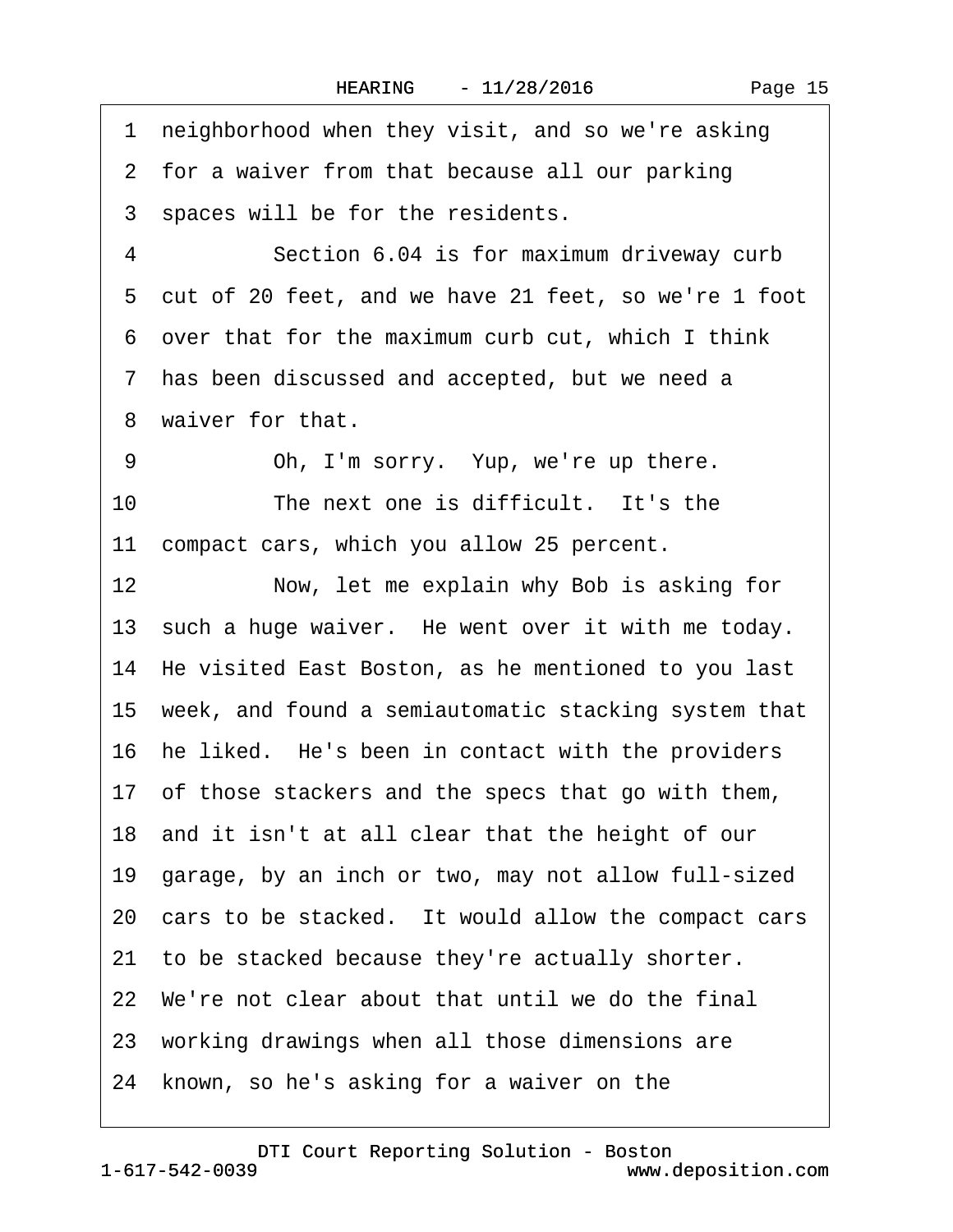1 neighborhood when they visit, and so we're asking
2 for a waiver from that because all our parking
3 spaces will be for the residents.
4 Section 6.04 is for maximum driveway curb
5 cut of 20 feet, and we have 21 feet, so we're 1 foot
6 over that for the maximum curb cut, which I think
7 has been discussed and accepted, but we need a
8 waiver for that.
9 Oh, I'm sorry. Yup, we're up there.
10 The next one is difficult. It's the
11 compact cars, which you allow 25 percent.
12 Now, let me explain why Bob is asking for
13 such a huge waiver. He went over it with me today.
14 He visited East Boston, as he mentioned to you last
15 week, and found a semiautomatic stacking system that
16 he liked. He's been in contact with the providers
17 of those stackers and the specs that go with them,
18 and it isn't at all clear that the height of our
19 garage, by an inch or two, may not allow full-sized
20 cars to be stacked. It would allow the compact cars
21 to be stacked because they're actually shorter.
22 We're not clear about that until we do the final
23 working drawings when all those dimensions are
24 known, so he's asking for a waiver on the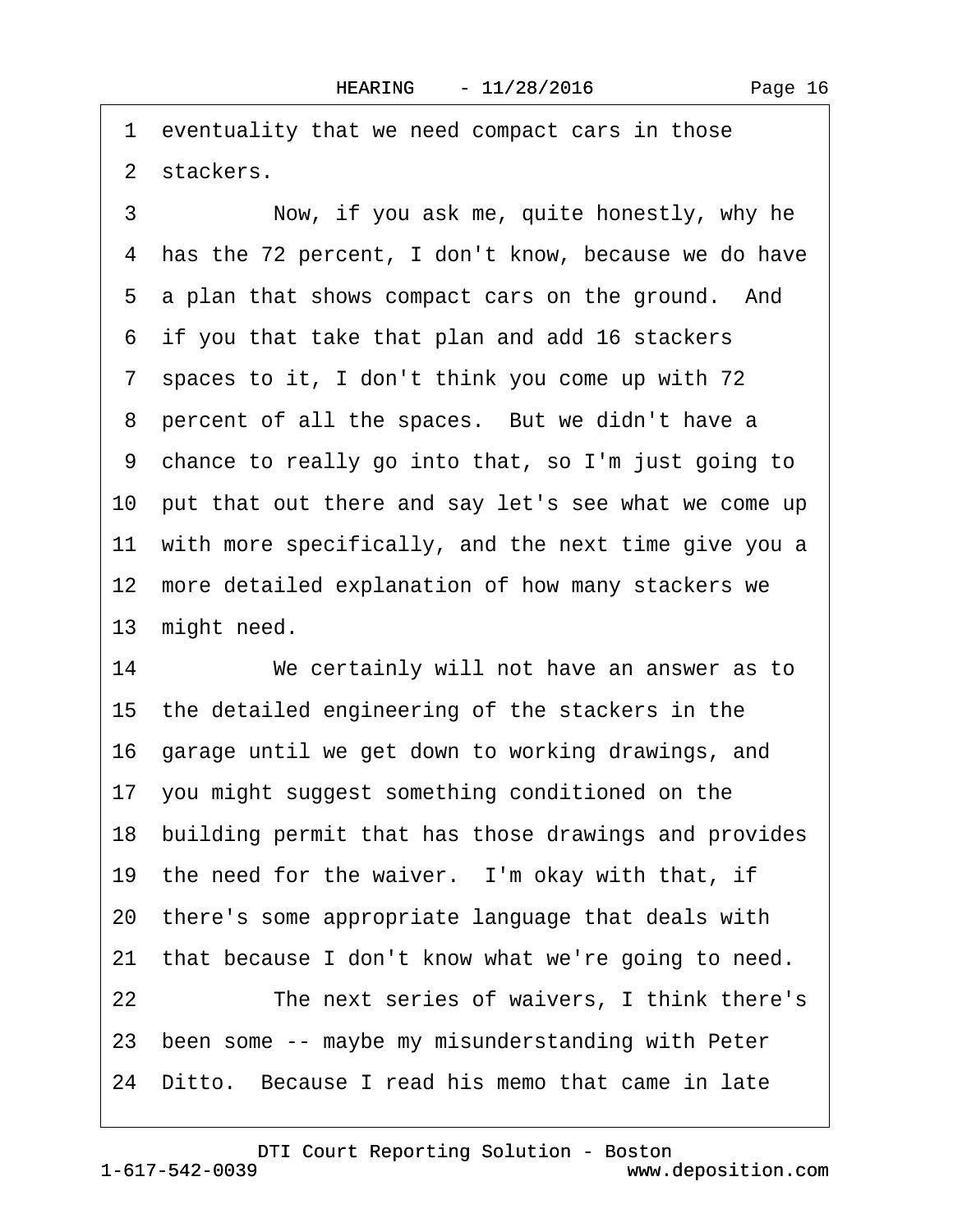1 eventuality that we need compact cars in those
2 stackers.
3 Now, if you ask me, quite honestly, why he
4 has the 72 percent, I don't know, because we do have
5 a plan that shows compact cars on the ground. And
6 if you that take that plan and add 16 stackers
7 spaces to it, I don't think you come up with 72
8 percent of all the spaces. But we didn't have a
9 chance to really go into that, so I'm just going to
10 put that out there and say let's see what we come up
11 with more specifically, and the next time give you a
12 more detailed explanation of how many stackers we
13 might need.
14 We certainly will not have an answer as to
15 the detailed engineering of the stackers in the
16 garage until we get down to working drawings, and
17 you might suggest something conditioned on the
18 building permit that has those drawings and provides
19 the need for the waiver. I'm okay with that, if
20 there's some appropriate language that deals with
21 that because I don't know what we're going to need.
22 The next series of waivers, I think there's
23 been some -- maybe my misunderstanding with Peter
24 Ditto. Because I read his memo that came in late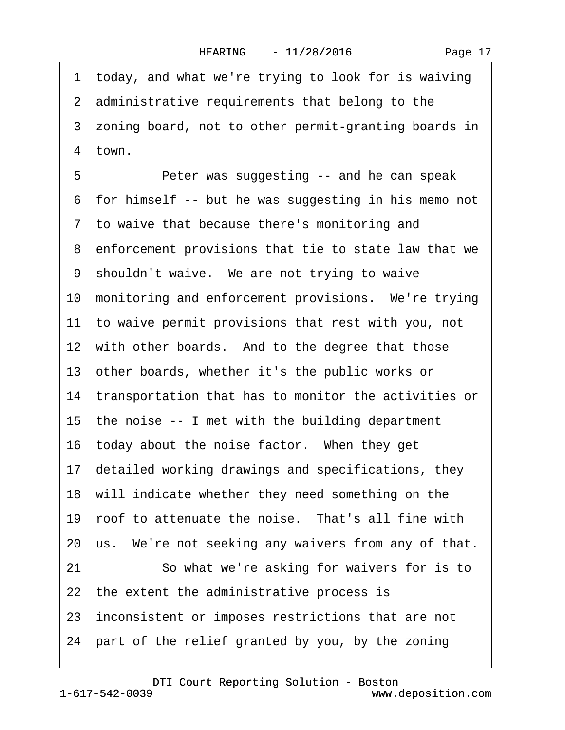1 today, and what we're trying to look for is waiving
2 administrative requirements that belong to the
3 zoning board, not to other permit-granting boards in
4 town.

5 Peter was suggesting -- and he can speak
6 for himself -- but he was suggesting in his memo not
7 to waive that because there's monitoring and
8 enforcement provisions that tie to state law that we
9 shouldn't waive. We are not trying to waive
10 monitoring and enforcement provisions. We're trying
11 to waive permit provisions that rest with you, not
12 with other boards. And to the degree that those
13 other boards, whether it's the public works or
14 transportation that has to monitor the activities or
15 the noise -- I met with the building department
16 today about the noise factor. When they get
17 detailed working drawings and specifications, they
18 will indicate whether they need something on the
19 roof to attenuate the noise. That's all fine with
20 us. We're not seeking any waivers from any of that.

21 So what we're asking for waivers for is to
22 the extent the administrative process is
23 inconsistent or imposes restrictions that are not
24 part of the relief granted by you, by the zoning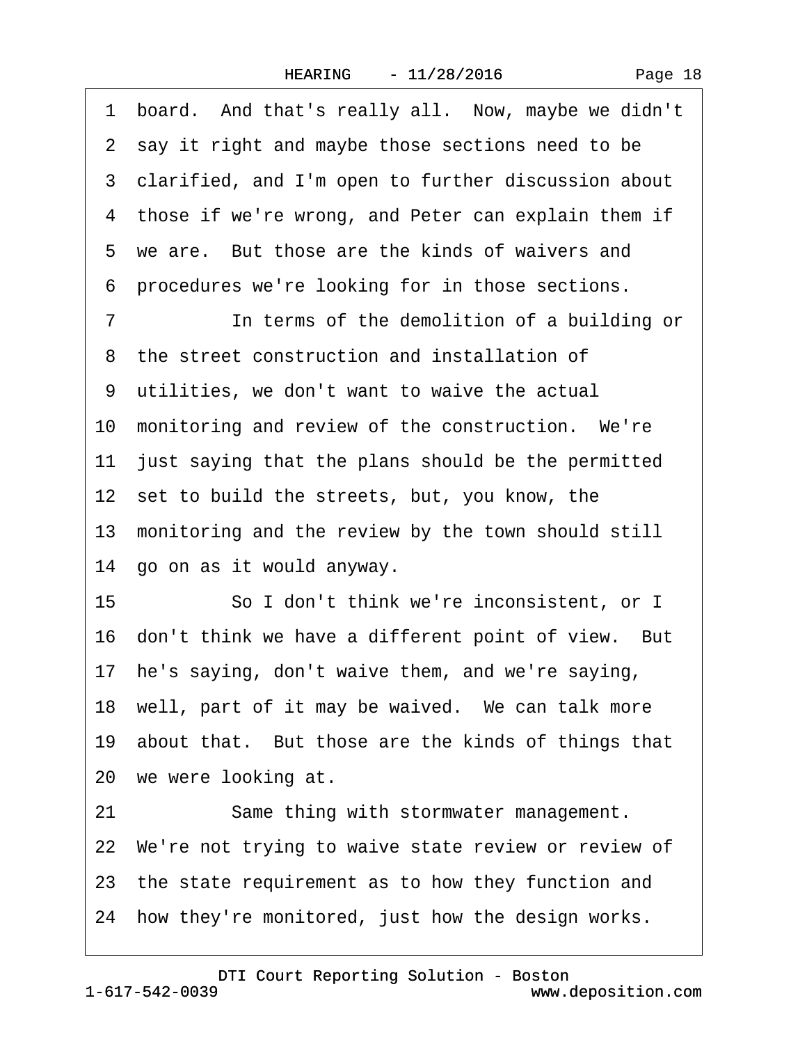board. And that's really all. Now, maybe we didn't say it right and maybe those sections need to be clarified, and I'm open to further discussion about those if we're wrong, and Peter can explain them if we are. But those are the kinds of waivers and procedures we're looking for in those sections.

In terms of the demolition of a building or the street construction and installation of utilities, we don't want to waive the actual monitoring and review of the construction. We're just saying that the plans should be the permitted set to build the streets, but, you know, the monitoring and the review by the town should still go on as it would anyway.

So I don't think we're inconsistent, or I don't think we have a different point of view. But he's saying, don't waive them, and we're saying, well, part of it may be waived. We can talk more about that. But those are the kinds of things that we were looking at.

Same thing with stormwater management. We're not trying to waive state review or review of the state requirement as to how they function and how they're monitored, just how the design works.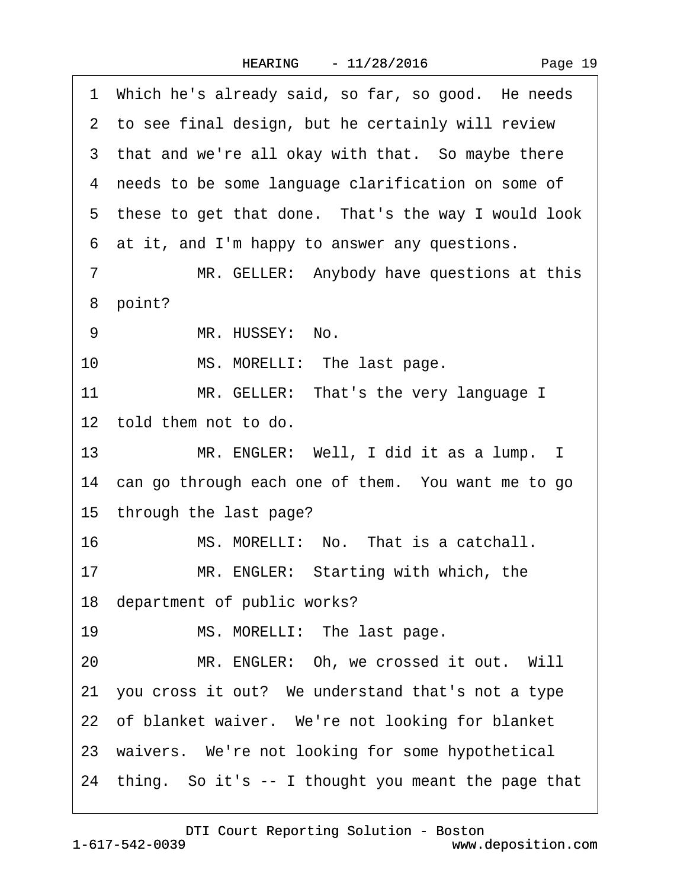1 Which he's already said, so far, so good. He needs
2 to see final design, but he certainly will review
3 that and we're all okay with that. So maybe there
4 needs to be some language clarification on some of
5 these to get that done. That's the way I would look
6 at it, and I'm happy to answer any questions.
7 MR. GELLER: Anybody have questions at this
8 point?
9 MR. HUSSEY: No.
10 MS. MORELLI: The last page.
11 MR. GELLER: That's the very language I
12 told them not to do.
13 MR. ENGLER: Well, I did it as a lump. I
14 can go through each one of them. You want me to go
15 through the last page?
16 MS. MORELLI: No. That is a catchall.
17 MR. ENGLER: Starting with which, the
18 department of public works?
19 MS. MORELLI: The last page.
20 MR. ENGLER: Oh, we crossed it out. Will
21 you cross it out? We understand that's not a type
22 of blanket waiver. We're not looking for blanket
23 waivers. We're not looking for some hypothetical
24 thing. So it's -- I thought you meant the page that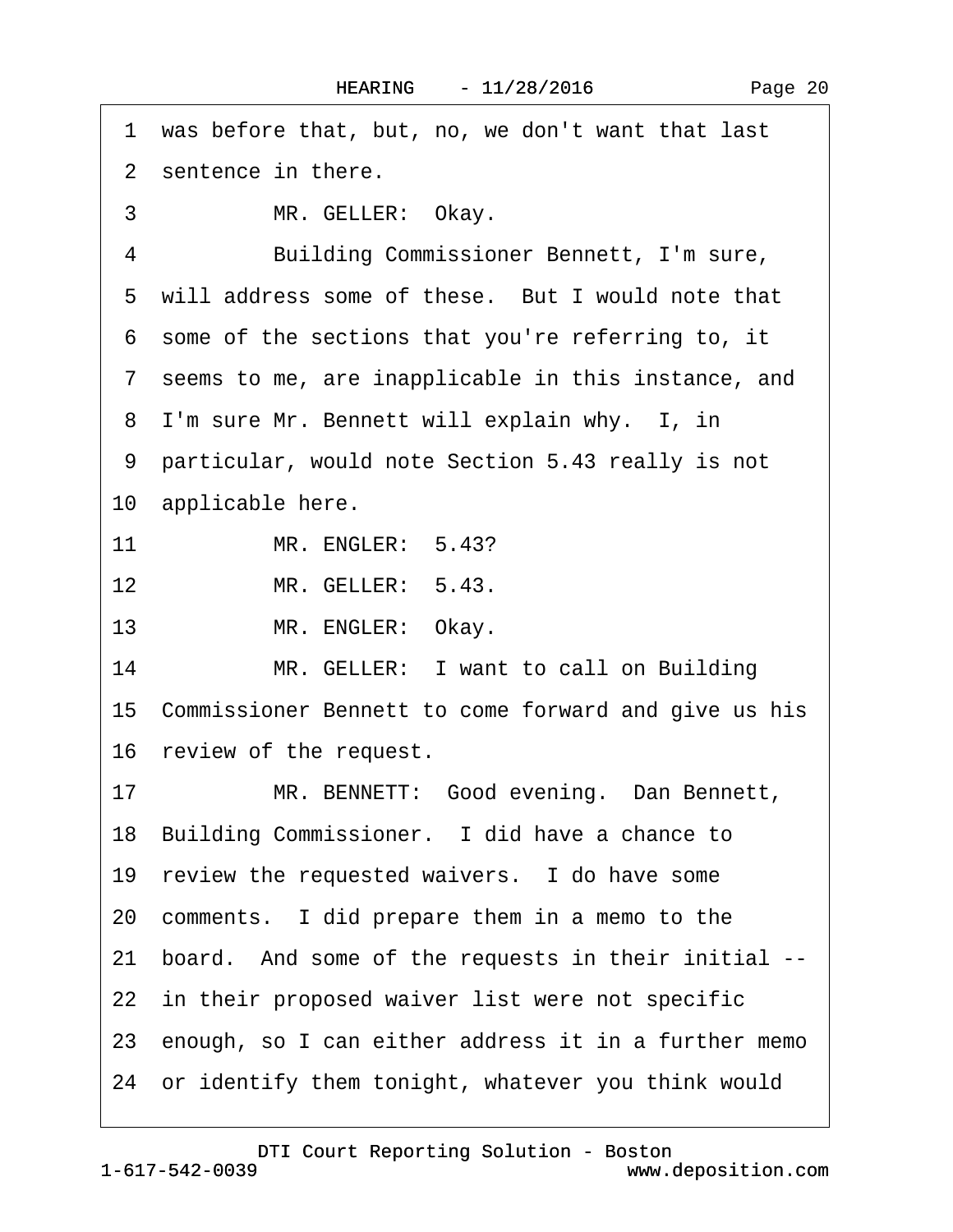1 was before that, but, no, we don't want that last

2 sentence in there.

3 MR. GELLER: Okay.

4 Building Commissioner Bennett, I'm sure,

5 will address some of these. But I would note that

6 some of the sections that you're referring to, it

7 seems to me, are inapplicable in this instance, and

8 I'm sure Mr. Bennett will explain why. I, in

9 particular, would note Section 5.43 really is not

10 applicable here.

11 MR. ENGLER: 5.43?

12 MR. GELLER: 5.43.

13 MR. ENGLER: Okay.

14 MR. GELLER: I want to call on Building

15 Commissioner Bennett to come forward and give us his

16 review of the request.

17 MR. BENNETT: Good evening. Dan Bennett,

18 Building Commissioner. I did have a chance to

19 review the requested waivers. I do have some

20 comments. I did prepare them in a memo to the

21 board. And some of the requests in their initial --

22 in their proposed waiver list were not specific

23 enough, so I can either address it in a further memo

24 or identify them tonight, whatever you think would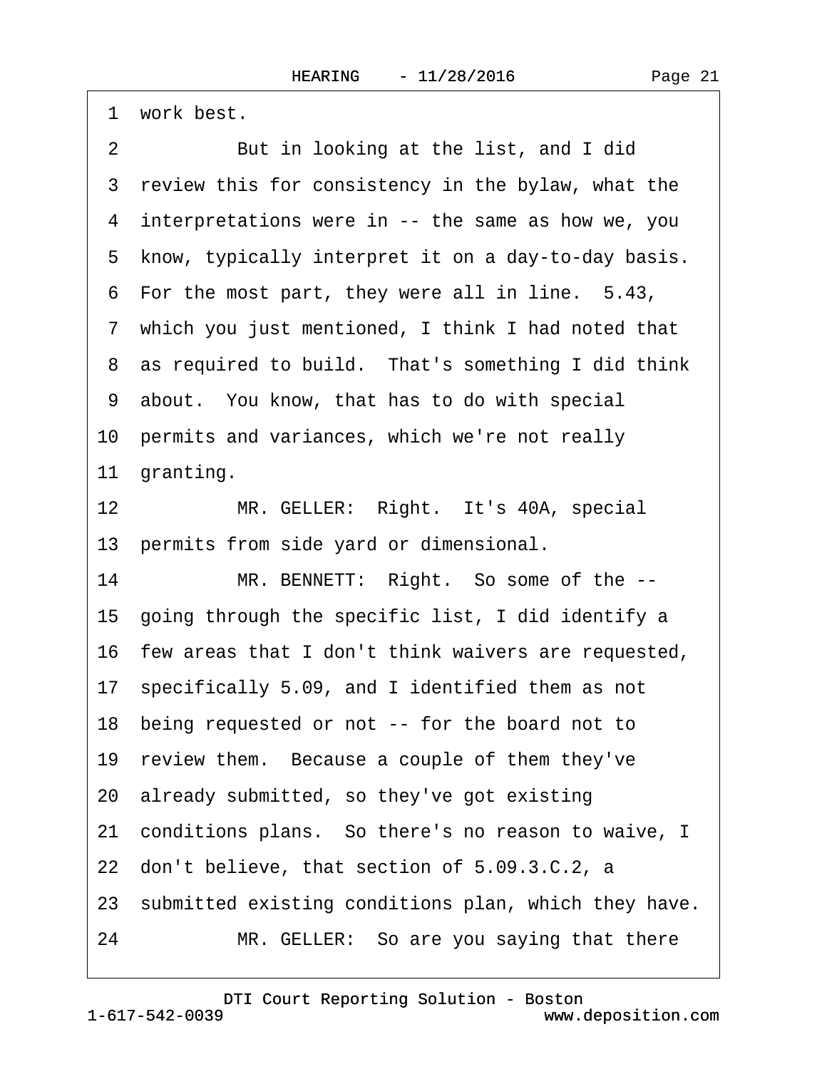1 work best.

2 But in looking at the list, and I did

3 review this for consistency in the bylaw, what the

4 interpretations were in -- the same as how we, you

5 know, typically interpret it on a day-to-day basis.

6 For the most part, they were all in line. 5.43,

7 which you just mentioned, I think I had noted that

8 as required to build. That's something I did think

9 about. You know, that has to do with special

10 permits and variances, which we're not really

11 granting.

12 MR. GELLER: Right. It's 40A, special

13 permits from side yard or dimensional.

14 MR. BENNETT: Right. So some of the --

15 going through the specific list, I did identify a

16 few areas that I don't think waivers are requested,

17 specifically 5.09, and I identified them as not

18 being requested or not -- for the board not to

19 review them. Because a couple of them they've

20 already submitted, so they've got existing

21 conditions plans. So there's no reason to waive, I

22 don't believe, that section of 5.09.3.C.2, a

23 submitted existing conditions plan, which they have.

24 MR. GELLER: So are you saying that there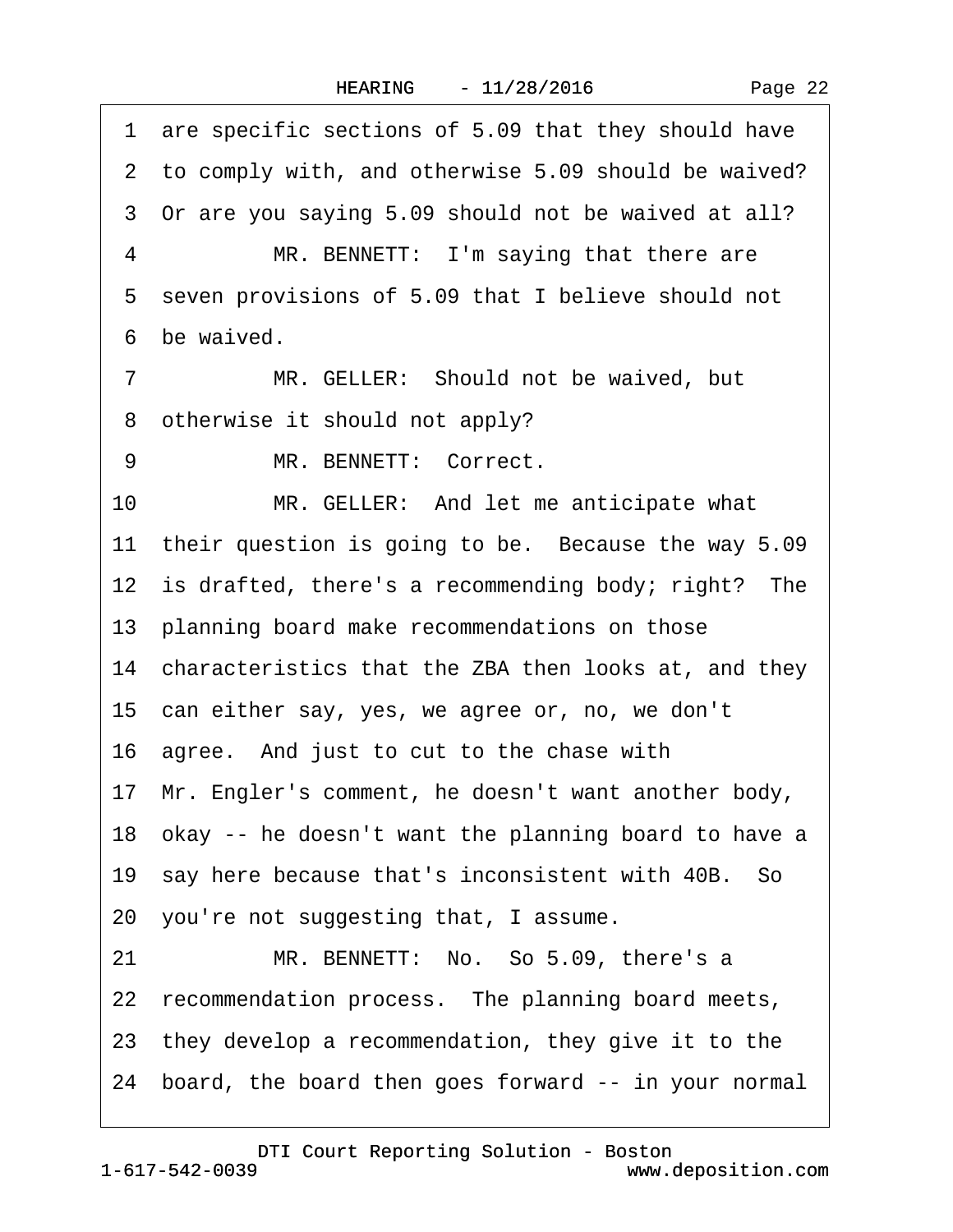1 are specific sections of 5.09 that they should have
2 to comply with, and otherwise 5.09 should be waived?
3 Or are you saying 5.09 should not be waived at all?
4 MR. BENNETT: I'm saying that there are
5 seven provisions of 5.09 that I believe should not
6 be waived.
7 MR. GELLER: Should not be waived, but
8 otherwise it should not apply?
9 MR. BENNETT: Correct.
10 MR. GELLER: And let me anticipate what
11 their question is going to be. Because the way 5.09
12 is drafted, there's a recommending body; right? The
13 planning board make recommendations on those
14 characteristics that the ZBA then looks at, and they
15 can either say, yes, we agree or, no, we don't
16 agree. And just to cut to the chase with
17 Mr. Engler's comment, he doesn't want another body,
18 okay -- he doesn't want the planning board to have a
19 say here because that's inconsistent with 40B. So
20 you're not suggesting that, I assume.
21 MR. BENNETT: No. So 5.09, there's a
22 recommendation process. The planning board meets,
23 they develop a recommendation, they give it to the
24 board, the board then goes forward -- in your normal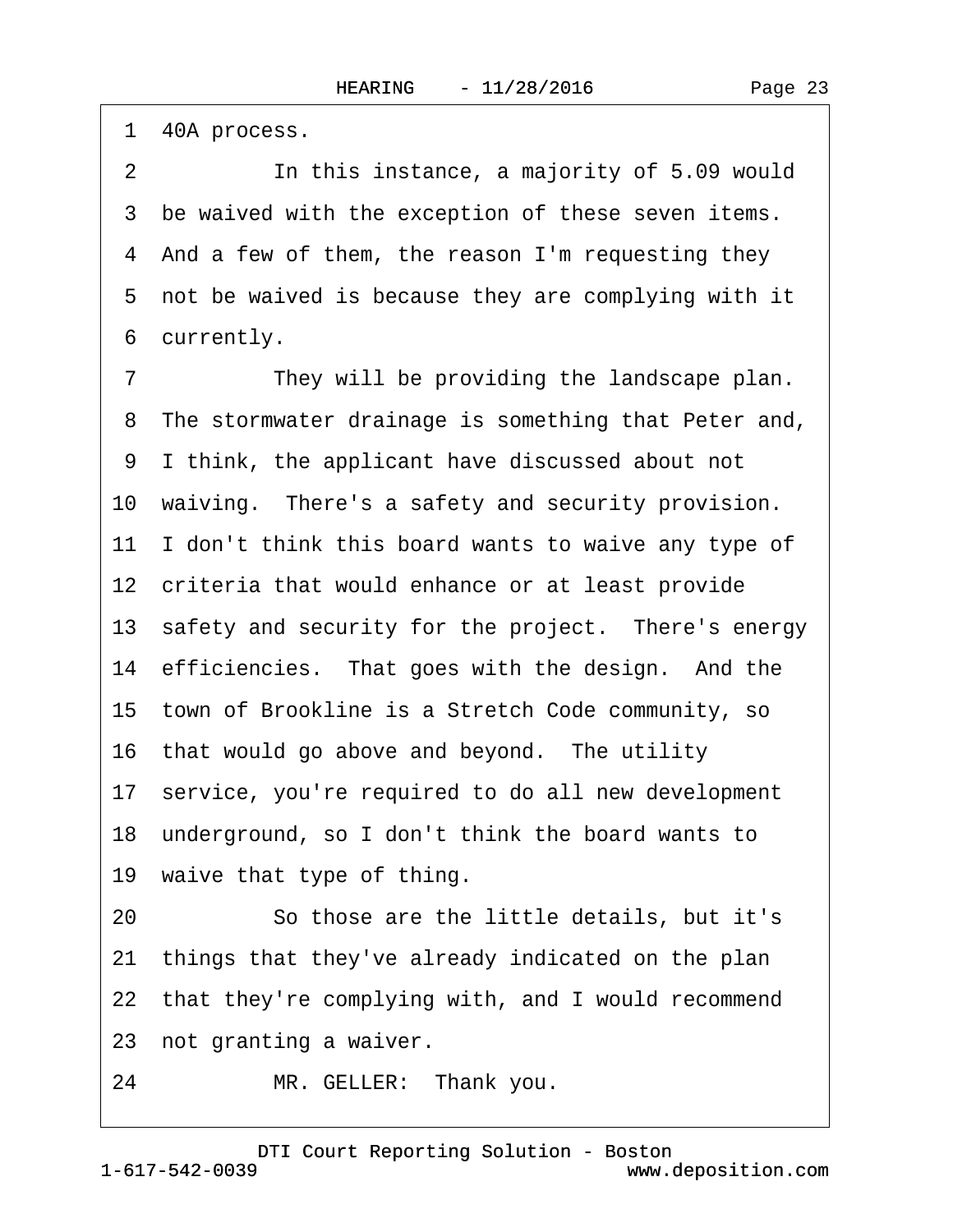1 40A process.

2 In this instance, a majority of 5.09 would

3 be waived with the exception of these seven items.

4 And a few of them, the reason I'm requesting they

5 not be waived is because they are complying with it

6 currently.

7 They will be providing the landscape plan.

8 The stormwater drainage is something that Peter and,

9 I think, the applicant have discussed about not

10 waiving. There's a safety and security provision.

11 I don't think this board wants to waive any type of

12 criteria that would enhance or at least provide

13 safety and security for the project. There's energy

14 efficiencies. That goes with the design. And the

15 town of Brookline is a Stretch Code community, so

16 that would go above and beyond. The utility

17 service, you're required to do all new development

18 underground, so I don't think the board wants to

19 waive that type of thing.

20 So those are the little details, but it's

21 things that they've already indicated on the plan

22 that they're complying with, and I would recommend

23 not granting a waiver.

24 MR. GELLER: Thank you.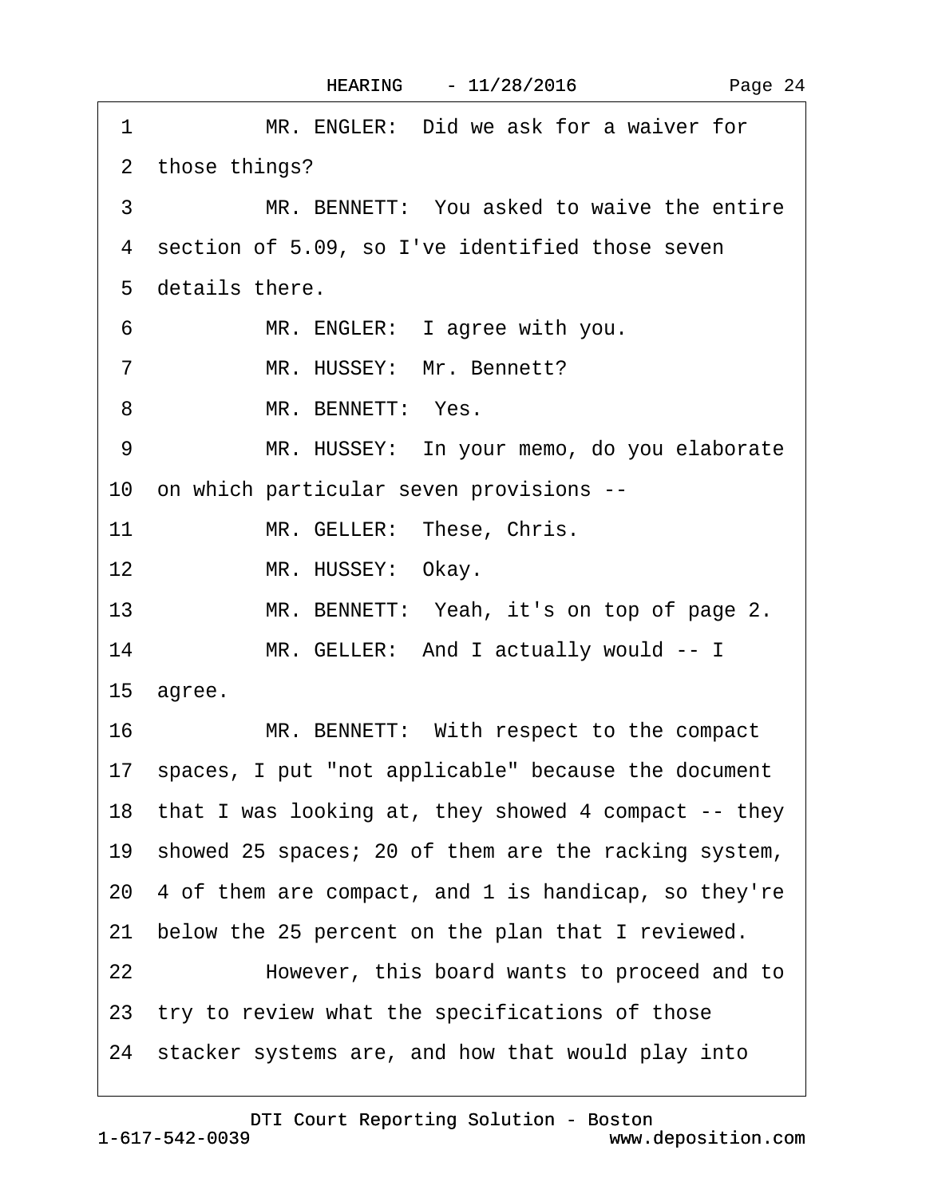1 MR. ENGLER: Did we ask for a waiver for
2 those things?
3 MR. BENNETT: You asked to waive the entire
4 section of 5.09, so I've identified those seven
5 details there.
6 MR. ENGLER: I agree with you.
7 MR. HUSSEY: Mr. Bennett?
8 MR. BENNETT: Yes.
9 MR. HUSSEY: In your memo, do you elaborate
10 on which particular seven provisions --
11 MR. GELLER: These, Chris.
12 MR. HUSSEY: Okay.
13 MR. BENNETT: Yeah, it's on top of page 2.
14 MR. GELLER: And I actually would -- I
15 agree.
16 MR. BENNETT: With respect to the compact
17 spaces, I put "not applicable" because the document
18 that I was looking at, they showed 4 compact -- they
19 showed 25 spaces; 20 of them are the racking system,
20 4 of them are compact, and 1 is handicap, so they're
21 below the 25 percent on the plan that I reviewed.
22 However, this board wants to proceed and to
23 try to review what the specifications of those
24 stacker systems are, and how that would play into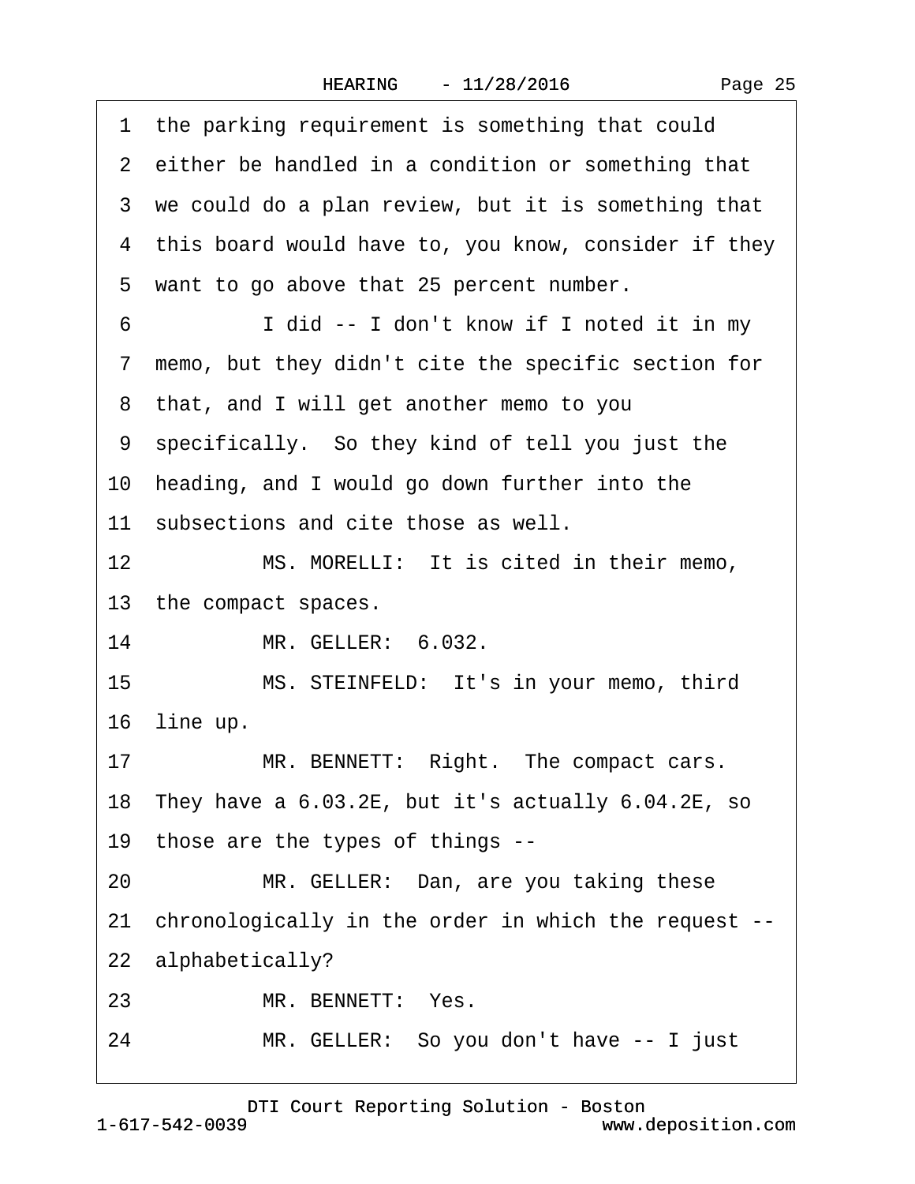1 the parking requirement is something that could
2 either be handled in a condition or something that
3 we could do a plan review, but it is something that
4 this board would have to, you know, consider if they
5 want to go above that 25 percent number.
6 I did -- I don't know if I noted it in my
7 memo, but they didn't cite the specific section for
8 that, and I will get another memo to you
9 specifically. So they kind of tell you just the
10 heading, and I would go down further into the
11 subsections and cite those as well.
12 MS. MORELLI: It is cited in their memo,
13 the compact spaces.
14 MR. GELLER: 6.032.
15 MS. STEINFELD: It's in your memo, third
16 line up.
17 MR. BENNETT: Right. The compact cars.
18 They have a 6.03.2E, but it's actually 6.04.2E, so
19 those are the types of things --
20 MR. GELLER: Dan, are you taking these
21 chronologically in the order in which the request --
22 alphabetically?
23 MR. BENNETT: Yes.
24 MR. GELLER: So you don't have -- I just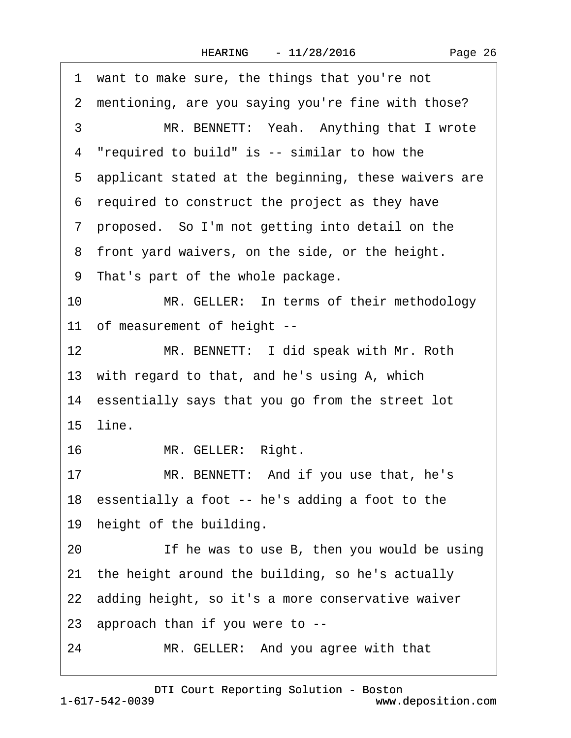1 want to make sure, the things that you're not
2 mentioning, are you saying you're fine with those?
3 MR. BENNETT: Yeah. Anything that I wrote
4 "required to build" is -- similar to how the
5 applicant stated at the beginning, these waivers are
6 required to construct the project as they have
7 proposed. So I'm not getting into detail on the
8 front yard waivers, on the side, or the height.
9 That's part of the whole package.
10 MR. GELLER: In terms of their methodology
11 of measurement of height --
12 MR. BENNETT: I did speak with Mr. Roth
13 with regard to that, and he's using A, which
14 essentially says that you go from the street lot
15 line.
16 MR. GELLER: Right.
17 MR. BENNETT: And if you use that, he's
18 essentially a foot -- he's adding a foot to the
19 height of the building.
20 If he was to use B, then you would be using
21 the height around the building, so he's actually
22 adding height, so it's a more conservative waiver
23 approach than if you were to --
24 MR. GELLER: And you agree with that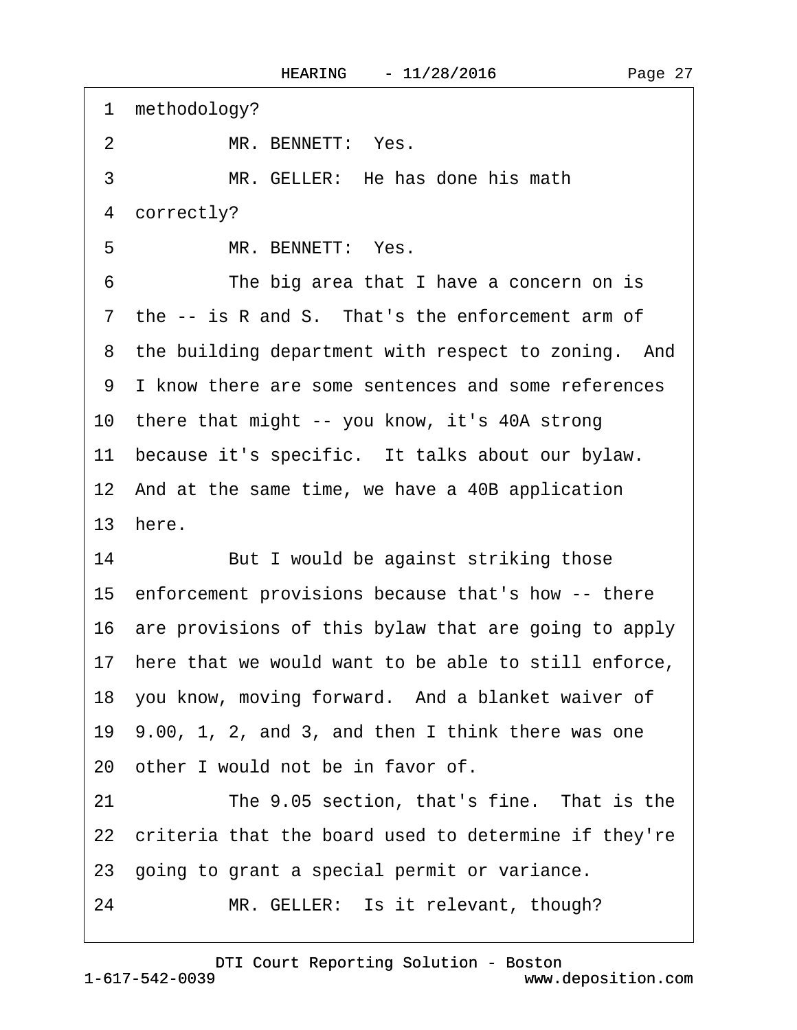1 methodology?

2 MR. BENNETT: Yes.

3 MR. GELLER: He has done his math

4 correctly?

5 MR. BENNETT: Yes.

6 The big area that I have a concern on is

7 the -- is R and S. That's the enforcement arm of

8 the building department with respect to zoning. And

9 I know there are some sentences and some references

10 there that might -- you know, it's 40A strong

11 because it's specific. It talks about our bylaw.

12 And at the same time, we have a 40B application

13 here.

14 But I would be against striking those

15 enforcement provisions because that's how -- there

16 are provisions of this bylaw that are going to apply

17 here that we would want to be able to still enforce,

18 you know, moving forward. And a blanket waiver of

19 9.00, 1, 2, and 3, and then I think there was one

20 other I would not be in favor of.

21 The 9.05 section, that's fine. That is the

22 criteria that the board used to determine if they're

23 going to grant a special permit or variance.

24 MR. GELLER: Is it relevant, though?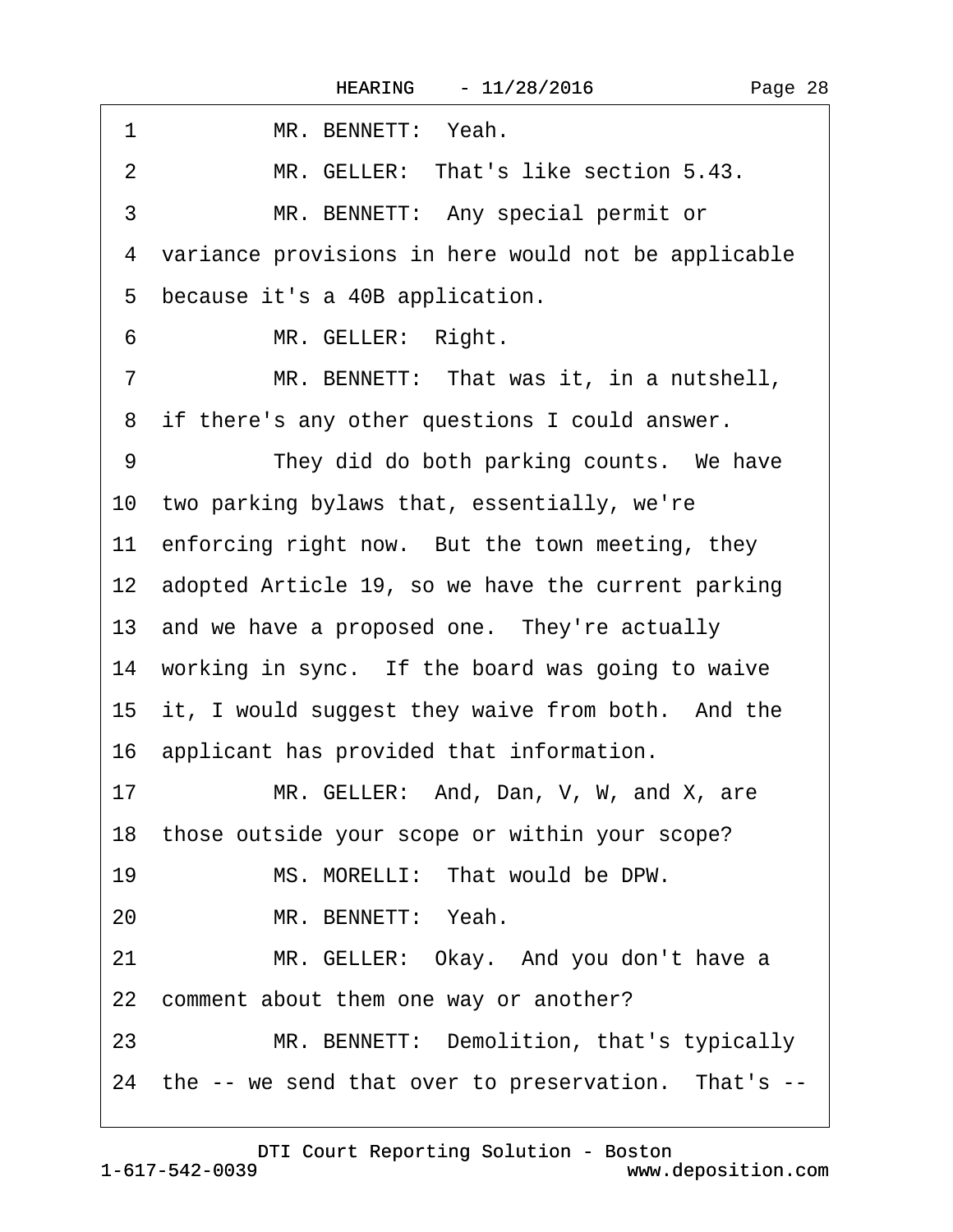1 MR. BENNETT: Yeah.

2 MR. GELLER: That's like section 5.43.

3 MR. BENNETT: Any special permit or

4 variance provisions in here would not be applicable

5 because it's a 40B application.

6 MR. GELLER: Right.

7 MR. BENNETT: That was it, in a nutshell,

8 if there's any other questions I could answer.

9 They did do both parking counts. We have

10 two parking bylaws that, essentially, we're

11 enforcing right now. But the town meeting, they

12 adopted Article 19, so we have the current parking

13 and we have a proposed one. They're actually

14 working in sync. If the board was going to waive

15 it, I would suggest they waive from both. And the

16 applicant has provided that information.

17 MR. GELLER: And, Dan, V, W, and X, are

18 those outside your scope or within your scope?

19 MS. MORELLI: That would be DPW.

20 MR. BENNETT: Yeah.

21 MR. GELLER: Okay. And you don't have a

22 comment about them one way or another?

23 MR. BENNETT: Demolition, that's typically

24 the -- we send that over to preservation. That's --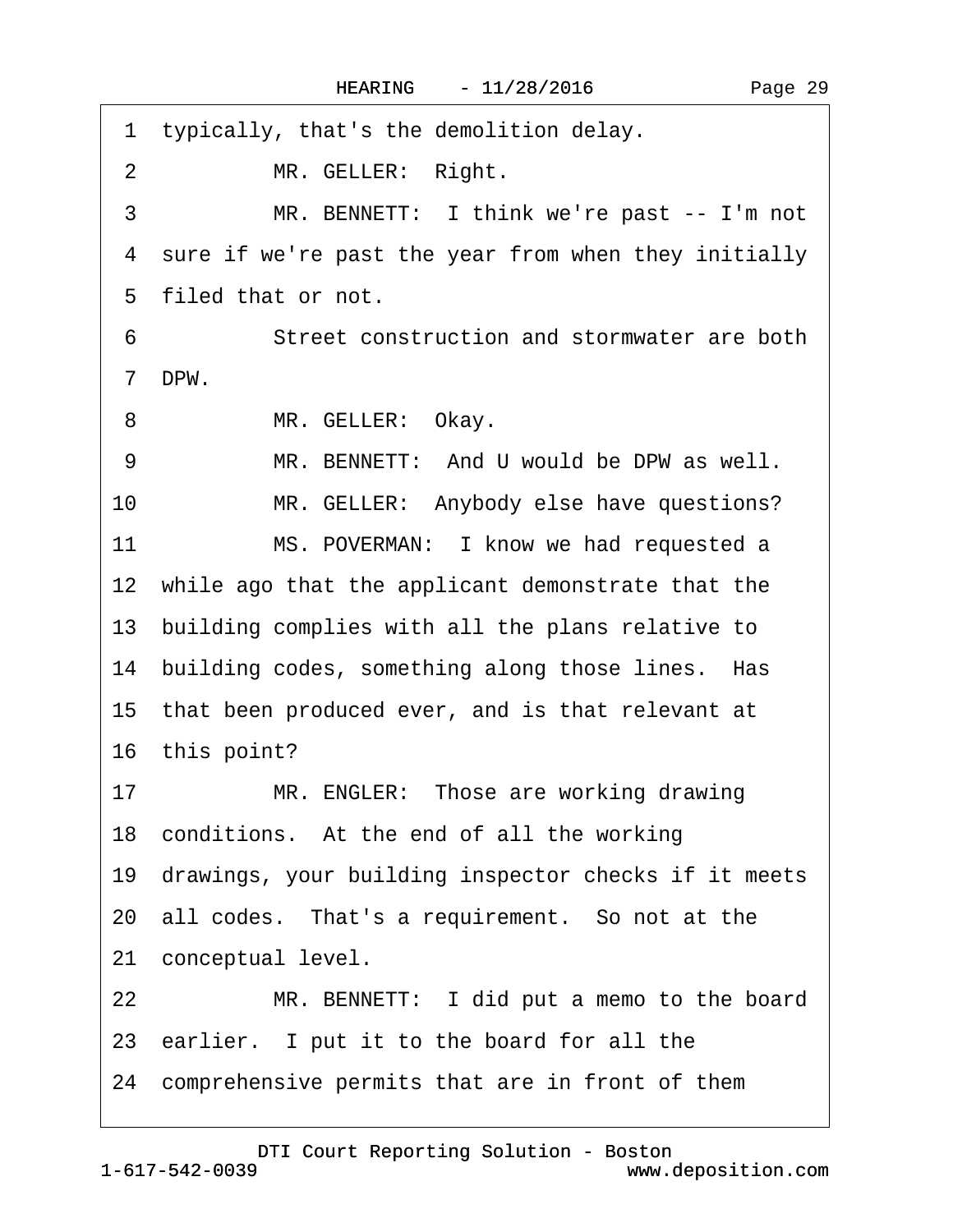1 typically, that's the demolition delay.

2 MR. GELLER: Right.

3 MR. BENNETT: I think we're past -- I'm not

4 sure if we're past the year from when they initially

5 filed that or not.

6 Street construction and stormwater are both

7 DPW.

8 MR. GELLER: Okay.

9 MR. BENNETT: And U would be DPW as well.

10 MR. GELLER: Anybody else have questions?

11 MS. POVERMAN: I know we had requested a

12 while ago that the applicant demonstrate that the

13 building complies with all the plans relative to

14 building codes, something along those lines. Has

15 that been produced ever, and is that relevant at

16 this point?

17 MR. ENGLER: Those are working drawing

18 conditions. At the end of all the working

19 drawings, your building inspector checks if it meets

20 all codes. That's a requirement. So not at the

21 conceptual level.

22 MR. BENNETT: I did put a memo to the board

23 earlier. I put it to the board for all the

24 comprehensive permits that are in front of them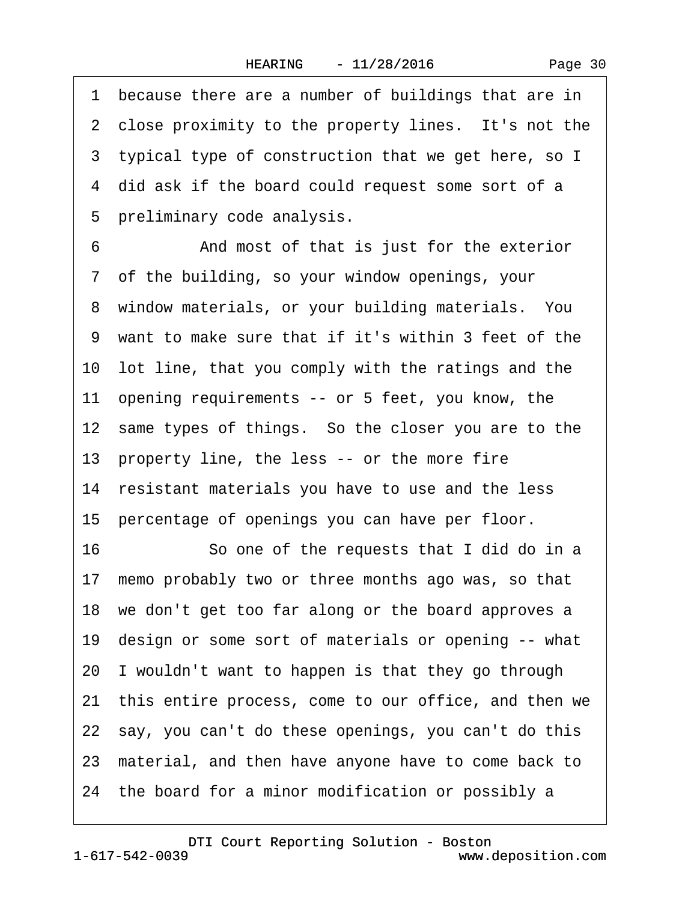1 because there are a number of buildings that are in
2 close proximity to the property lines. It's not the
3 typical type of construction that we get here, so I
4 did ask if the board could request some sort of a
5 preliminary code analysis.
6 And most of that is just for the exterior
7 of the building, so your window openings, your
8 window materials, or your building materials. You
9 want to make sure that if it's within 3 feet of the
10 lot line, that you comply with the ratings and the
11 opening requirements -- or 5 feet, you know, the
12 same types of things. So the closer you are to the
13 property line, the less -- or the more fire
14 resistant materials you have to use and the less
15 percentage of openings you can have per floor.
16 So one of the requests that I did do in a
17 memo probably two or three months ago was, so that
18 we don't get too far along or the board approves a
19 design or some sort of materials or opening -- what
20 I wouldn't want to happen is that they go through
21 this entire process, come to our office, and then we
22 say, you can't do these openings, you can't do this
23 material, and then have anyone have to come back to
24 the board for a minor modification or possibly a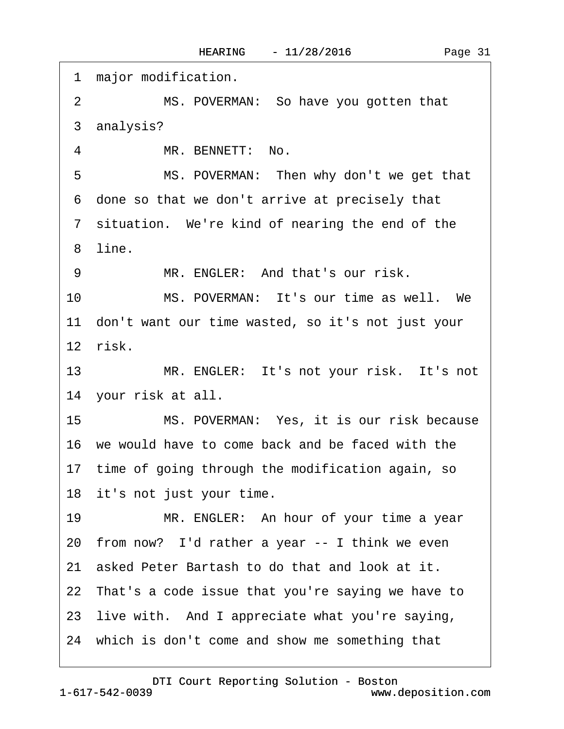1 major modification.

2 MS. POVERMAN: So have you gotten that

3 analysis?

4 MR. BENNETT: No.

5 MS. POVERMAN: Then why don't we get that

6 done so that we don't arrive at precisely that

7 situation. We're kind of nearing the end of the

8 line.

9 MR. ENGLER: And that's our risk.

10 MS. POVERMAN: It's our time as well. We

11 don't want our time wasted, so it's not just your

12 risk.

13 MR. ENGLER: It's not your risk. It's not

14 your risk at all.

15 MS. POVERMAN: Yes, it is our risk because

16 we would have to come back and be faced with the

17 time of going through the modification again, so

18 it's not just your time.

19 MR. ENGLER: An hour of your time a year

20 from now? I'd rather a year -- I think we even

21 asked Peter Bartash to do that and look at it.

22 That's a code issue that you're saying we have to

23 live with. And I appreciate what you're saying,

24 which is don't come and show me something that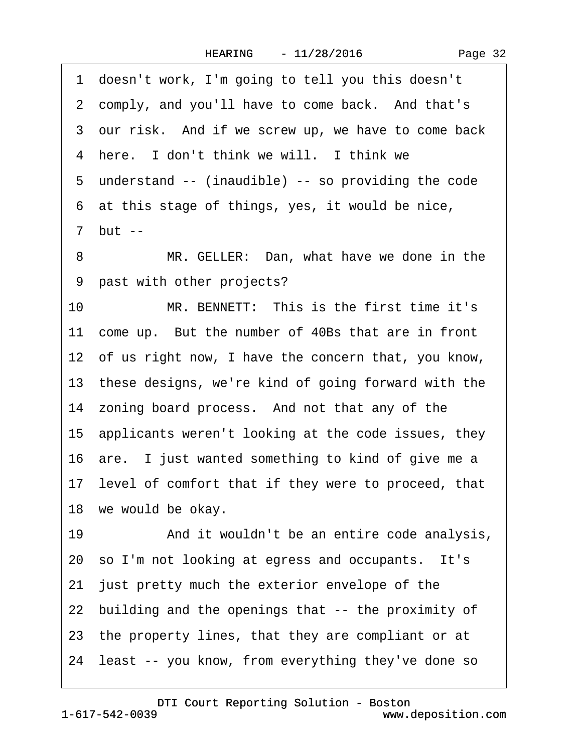1 doesn't work, I'm going to tell you this doesn't
2 comply, and you'll have to come back. And that's
3 our risk. And if we screw up, we have to come back
4 here. I don't think we will. I think we
5 understand -- (inaudible) -- so providing the code
6 at this stage of things, yes, it would be nice,
7 but --
8 MR. GELLER: Dan, what have we done in the
9 past with other projects?
10 MR. BENNETT: This is the first time it's
11 come up. But the number of 40Bs that are in front
12 of us right now, I have the concern that, you know,
13 these designs, we're kind of going forward with the
14 zoning board process. And not that any of the
15 applicants weren't looking at the code issues, they
16 are. I just wanted something to kind of give me a
17 level of comfort that if they were to proceed, that
18 we would be okay.
19 And it wouldn't be an entire code analysis,
20 so I'm not looking at egress and occupants. It's
21 just pretty much the exterior envelope of the
22 building and the openings that -- the proximity of
23 the property lines, that they are compliant or at
24 least -- you know, from everything they've done so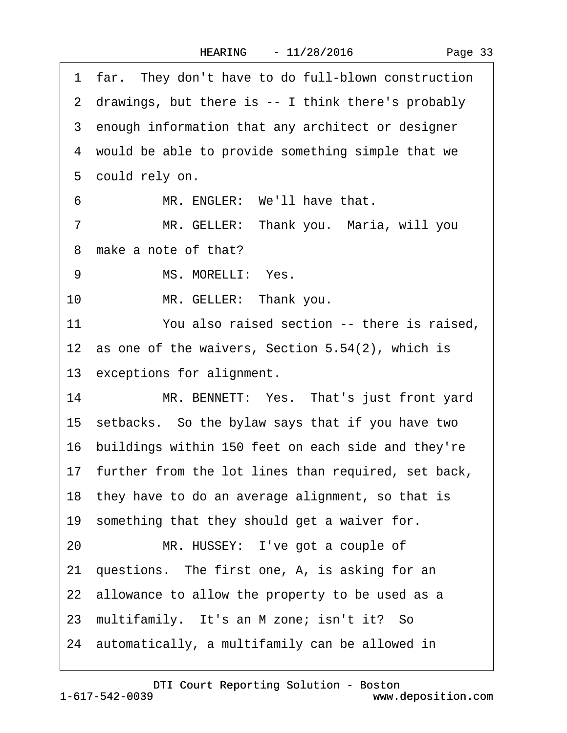1 far. They don't have to do full-blown construction
2 drawings, but there is -- I think there's probably
3 enough information that any architect or designer
4 would be able to provide something simple that we
5 could rely on.
6 MR. ENGLER: We'll have that.
7 MR. GELLER: Thank you. Maria, will you
8 make a note of that?
9 MS. MORELLI: Yes.
10 MR. GELLER: Thank you.
11 You also raised section -- there is raised,
12 as one of the waivers, Section 5.54(2), which is
13 exceptions for alignment.
14 MR. BENNETT: Yes. That's just front yard
15 setbacks. So the bylaw says that if you have two
16 buildings within 150 feet on each side and they're
17 further from the lot lines than required, set back,
18 they have to do an average alignment, so that is
19 something that they should get a waiver for.
20 MR. HUSSEY: I've got a couple of
21 questions. The first one, A, is asking for an
22 allowance to allow the property to be used as a
23 multifamily. It's an M zone; isn't it? So
24 automatically, a multifamily can be allowed in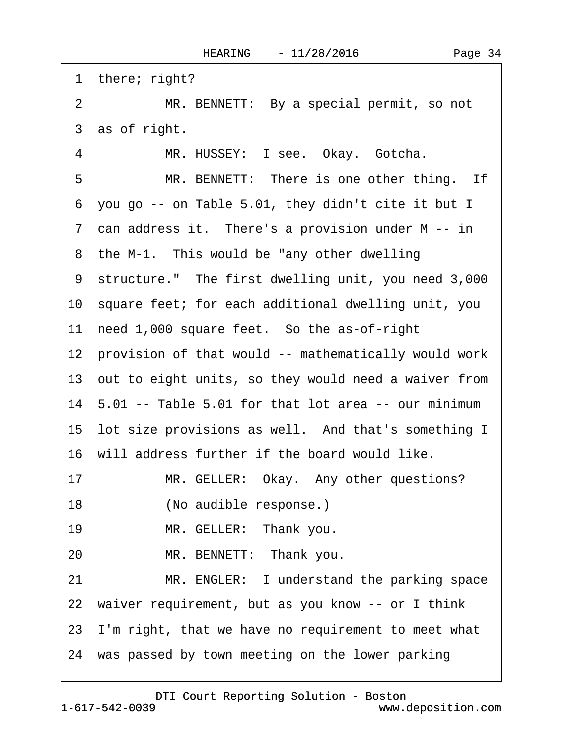1 there; right?

2 MR. BENNETT: By a special permit, so not

3 as of right.

4 MR. HUSSEY: I see. Okay. Gotcha.

5 MR. BENNETT: There is one other thing. If

6 you go -- on Table 5.01, they didn't cite it but I

7 can address it. There's a provision under M -- in

8 the M-1. This would be "any other dwelling

9 structure." The first dwelling unit, you need 3,000

10 square feet; for each additional dwelling unit, you

11 need 1,000 square feet. So the as-of-right

12 provision of that would -- mathematically would work

13 out to eight units, so they would need a waiver from

14 5.01 -- Table 5.01 for that lot area -- our minimum

15 lot size provisions as well. And that's something I

16 will address further if the board would like.

17 MR. GELLER: Okay. Any other questions?

18 (No audible response.)

19 MR. GELLER: Thank you.

20 MR. BENNETT: Thank you.

21 MR. ENGLER: I understand the parking space

22 waiver requirement, but as you know -- or I think

23 I'm right, that we have no requirement to meet what

24 was passed by town meeting on the lower parking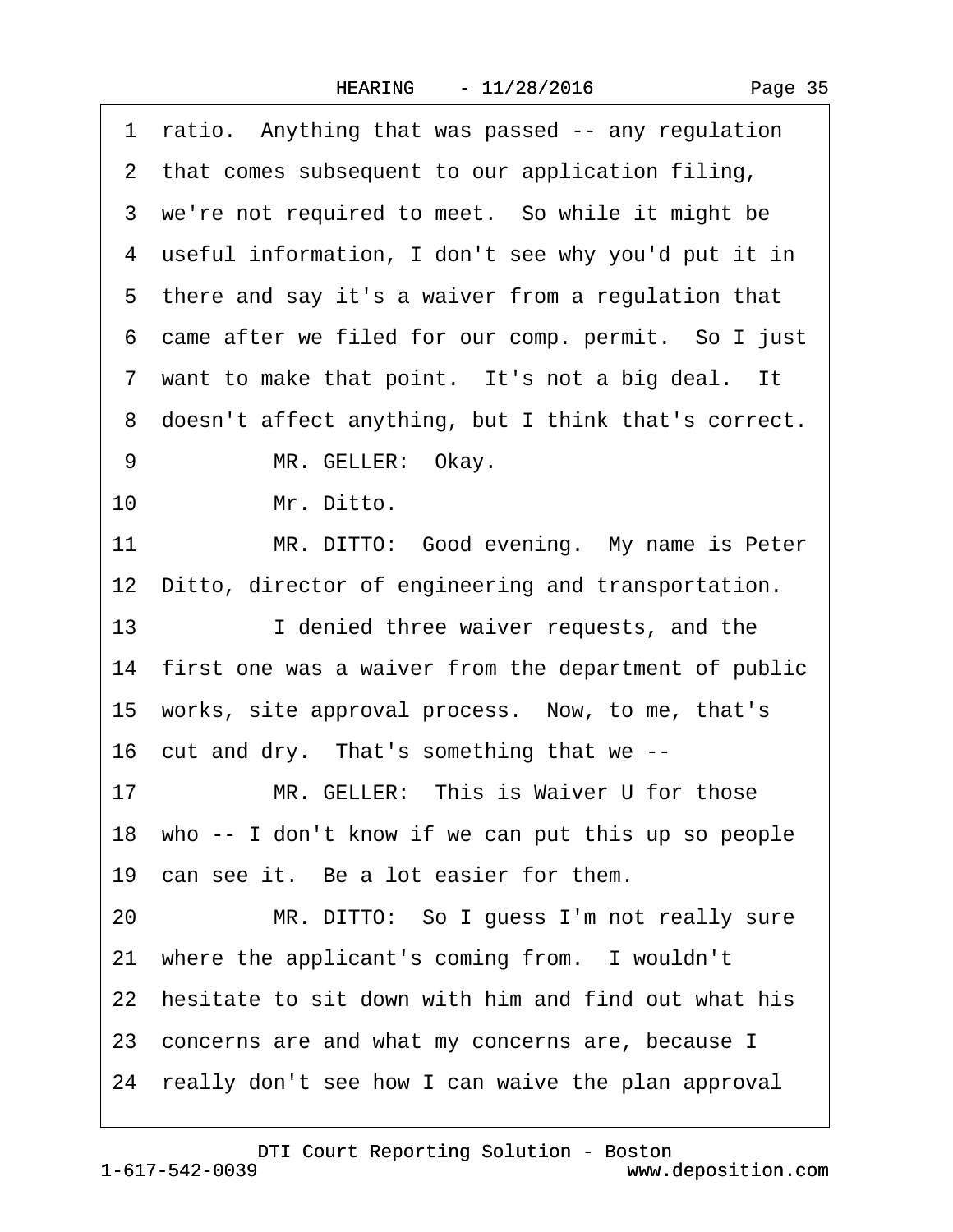1 ratio. Anything that was passed -- any regulation
2 that comes subsequent to our application filing,
3 we're not required to meet. So while it might be
4 useful information, I don't see why you'd put it in
5 there and say it's a waiver from a regulation that
6 came after we filed for our comp. permit. So I just
7 want to make that point. It's not a big deal. It
8 doesn't affect anything, but I think that's correct.
9 MR. GELLER: Okay.
10 Mr. Ditto.
11 MR. DITTO: Good evening. My name is Peter
12 Ditto, director of engineering and transportation.
13 I denied three waiver requests, and the
14 first one was a waiver from the department of public
15 works, site approval process. Now, to me, that's
16 cut and dry. That's something that we --
17 MR. GELLER: This is Waiver U for those
18 who -- I don't know if we can put this up so people
19 can see it. Be a lot easier for them.
20 MR. DITTO: So I guess I'm not really sure
21 where the applicant's coming from. I wouldn't
22 hesitate to sit down with him and find out what his
23 concerns are and what my concerns are, because I
24 really don't see how I can waive the plan approval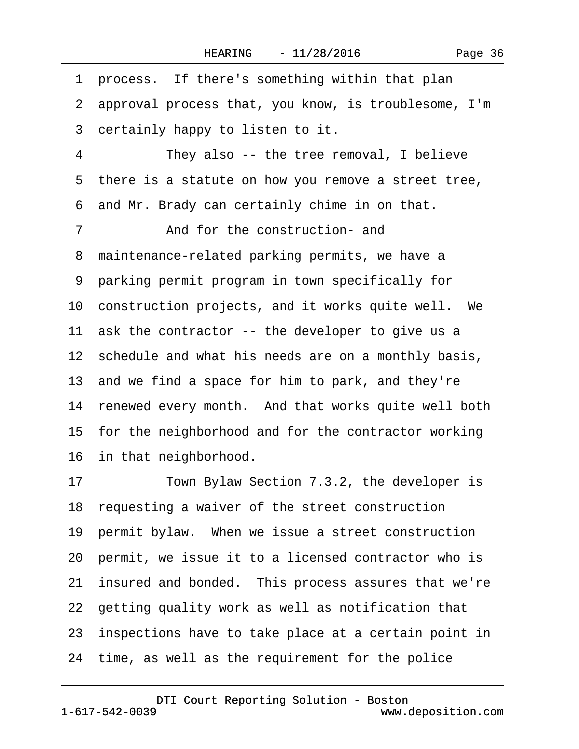1 process. If there's something within that plan
2 approval process that, you know, is troublesome, I'm
3 certainly happy to listen to it.
4 They also -- the tree removal, I believe
5 there is a statute on how you remove a street tree,
6 and Mr. Brady can certainly chime in on that.
7 And for the construction- and
8 maintenance-related parking permits, we have a
9 parking permit program in town specifically for
10 construction projects, and it works quite well. We
11 ask the contractor -- the developer to give us a
12 schedule and what his needs are on a monthly basis,
13 and we find a space for him to park, and they're
14 renewed every month. And that works quite well both
15 for the neighborhood and for the contractor working
16 in that neighborhood.
17 Town Bylaw Section 7.3.2, the developer is
18 requesting a waiver of the street construction
19 permit bylaw. When we issue a street construction
20 permit, we issue it to a licensed contractor who is
21 insured and bonded. This process assures that we're
22 getting quality work as well as notification that
23 inspections have to take place at a certain point in
24 time, as well as the requirement for the police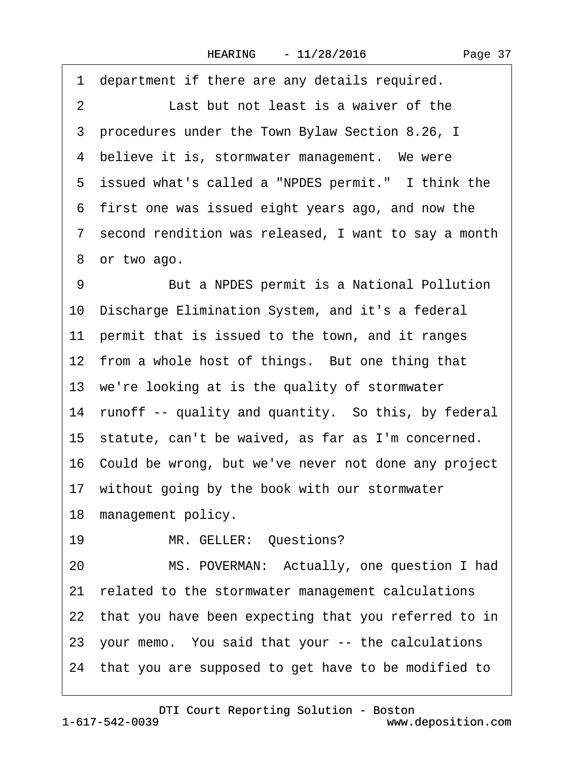1 department if there are any details required.

2 Last but not least is a waiver of the

3 procedures under the Town Bylaw Section 8.26, I

4 believe it is, stormwater management. We were

5 issued what's called a "NPDES permit." I think the

6 first one was issued eight years ago, and now the

7 second rendition was released, I want to say a month

8 or two ago.

9 But a NPDES permit is a National Pollution

10 Discharge Elimination System, and it's a federal

11 permit that is issued to the town, and it ranges

12 from a whole host of things. But one thing that

13 we're looking at is the quality of stormwater

14 runoff -- quality and quantity. So this, by federal

15 statute, can't be waived, as far as I'm concerned.

16 Could be wrong, but we've never not done any project

17 without going by the book with our stormwater

18 management policy.

19 MR. GELLER: Questions?

20 MS. POVERMAN: Actually, one question I had

21 related to the stormwater management calculations

22 that you have been expecting that you referred to in

23 your memo. You said that your -- the calculations

24 that you are supposed to get have to be modified to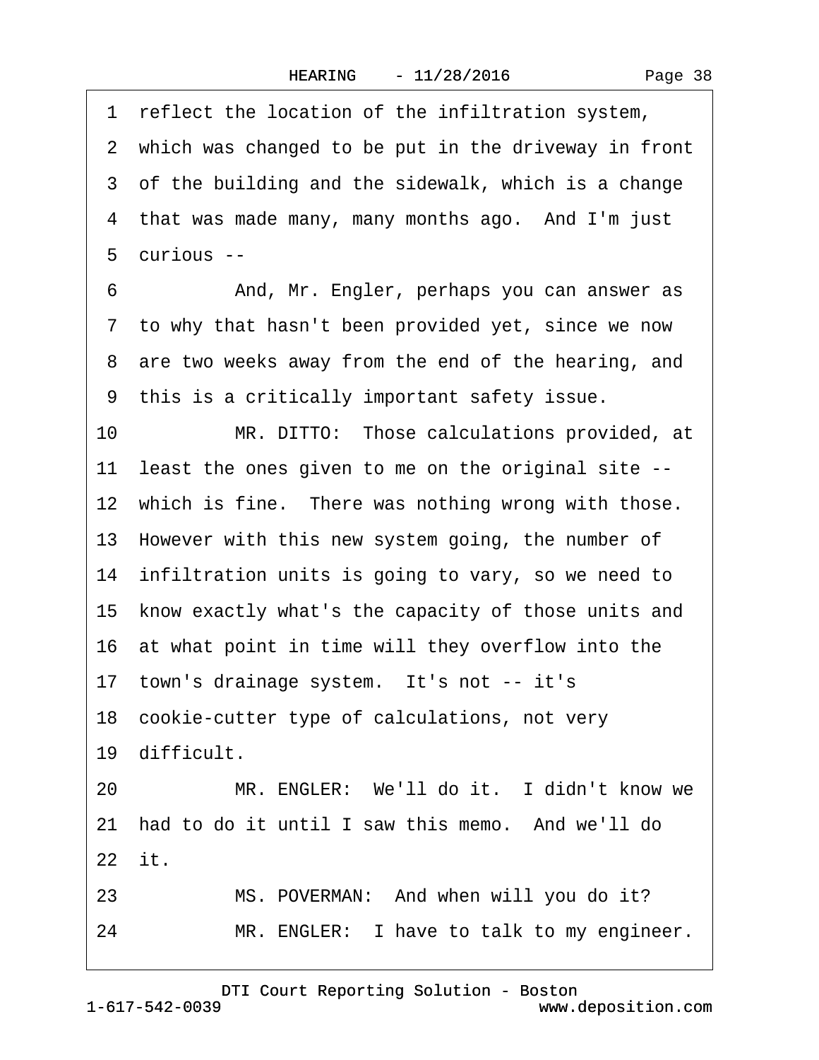1 reflect the location of the infiltration system,
2 which was changed to be put in the driveway in front
3 of the building and the sidewalk, which is a change
4 that was made many, many months ago. And I'm just
5 curious --
6 And, Mr. Engler, perhaps you can answer as
7 to why that hasn't been provided yet, since we now
8 are two weeks away from the end of the hearing, and
9 this is a critically important safety issue.
10 MR. DITTO: Those calculations provided, at
11 least the ones given to me on the original site --
12 which is fine. There was nothing wrong with those.
13 However with this new system going, the number of
14 infiltration units is going to vary, so we need to
15 know exactly what's the capacity of those units and
16 at what point in time will they overflow into the
17 town's drainage system. It's not -- it's
18 cookie-cutter type of calculations, not very
19 difficult.
20 MR. ENGLER: We'll do it. I didn't know we
21 had to do it until I saw this memo. And we'll do
22 it.
23 MS. POVERMAN: And when will you do it?
24 MR. ENGLER: I have to talk to my engineer.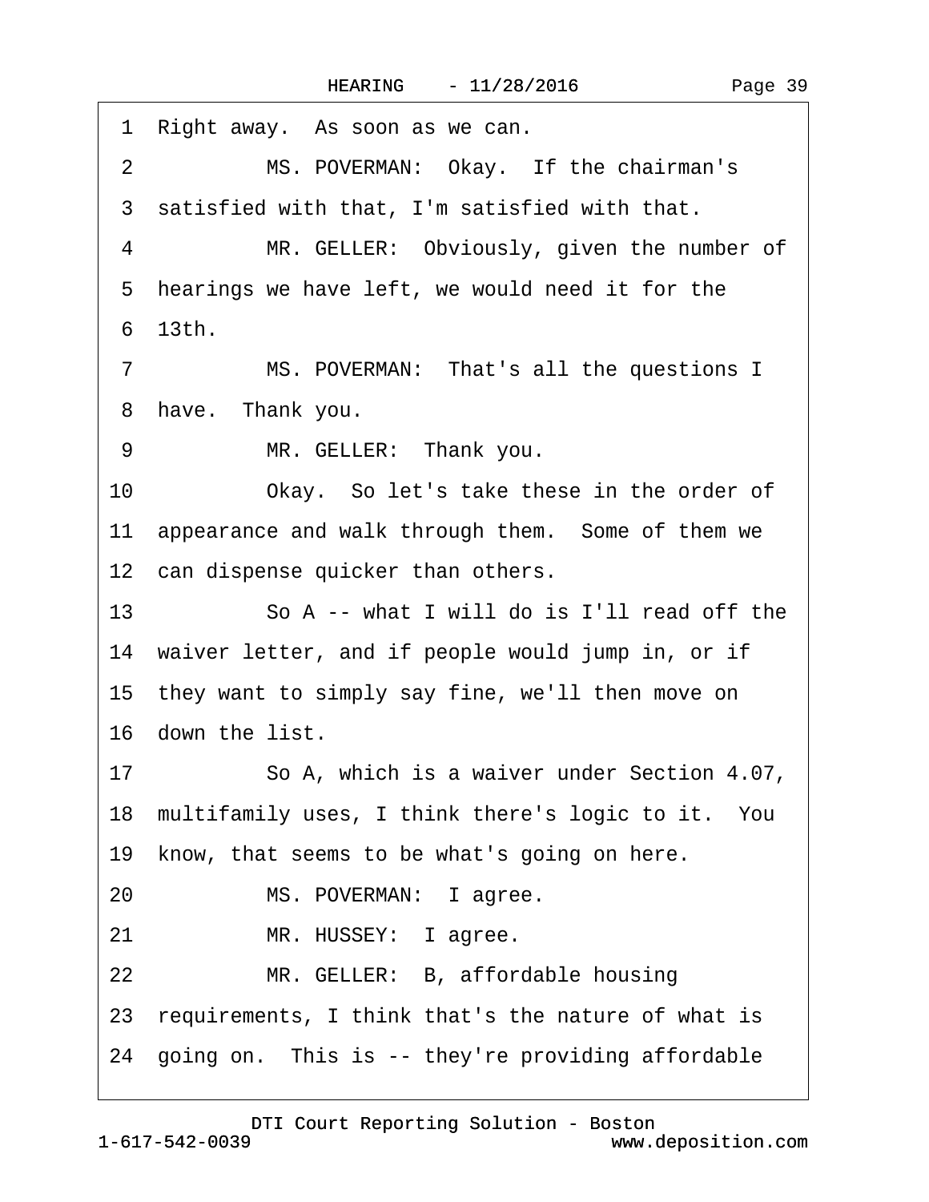1 Right away. As soon as we can.

2 MS. POVERMAN: Okay. If the chairman's

3 satisfied with that, I'm satisfied with that.

4 MR. GELLER: Obviously, given the number of

5 hearings we have left, we would need it for the

6 13th.

7 MS. POVERMAN: That's all the questions I

8 have. Thank you.

9 MR. GELLER: Thank you.

10 Okay. So let's take these in the order of

11 appearance and walk through them. Some of them we

12 can dispense quicker than others.

13 So A -- what I will do is I'll read off the

14 waiver letter, and if people would jump in, or if

15 they want to simply say fine, we'll then move on

16 down the list.

17 So A, which is a waiver under Section 4.07,

18 multifamily uses, I think there's logic to it. You

19 know, that seems to be what's going on here.

20 MS. POVERMAN: I agree.

21 MR. HUSSEY: I agree.

22 MR. GELLER: B, affordable housing

23 requirements, I think that's the nature of what is

24 going on. This is -- they're providing affordable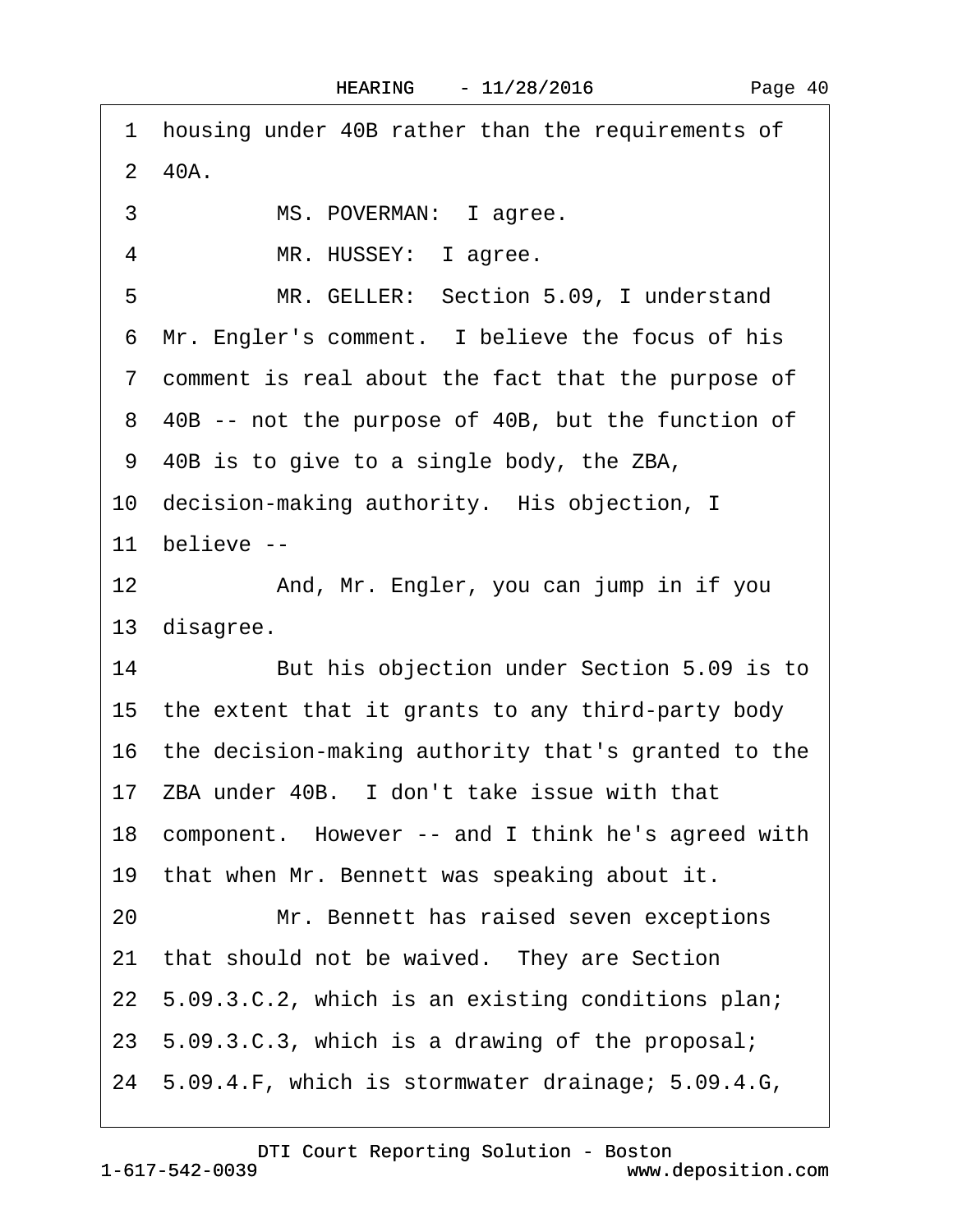1 housing under 40B rather than the requirements of
2 40A.
3 MS. POVERMAN: I agree.
4 MR. HUSSEY: I agree.
5 MR. GELLER: Section 5.09, I understand
6 Mr. Engler's comment. I believe the focus of his
7 comment is real about the fact that the purpose of
8 40B -- not the purpose of 40B, but the function of
9 40B is to give to a single body, the ZBA,
10 decision-making authority. His objection, I
11 believe --
12 And, Mr. Engler, you can jump in if you
13 disagree.
14 But his objection under Section 5.09 is to
15 the extent that it grants to any third-party body
16 the decision-making authority that's granted to the
17 ZBA under 40B. I don't take issue with that
18 component. However -- and I think he's agreed with
19 that when Mr. Bennett was speaking about it.
20 Mr. Bennett has raised seven exceptions
21 that should not be waived. They are Section
22 5.09.3.C.2, which is an existing conditions plan;
23 5.09.3.C.3, which is a drawing of the proposal;
24 5.09.4.F, which is stormwater drainage; 5.09.4.G,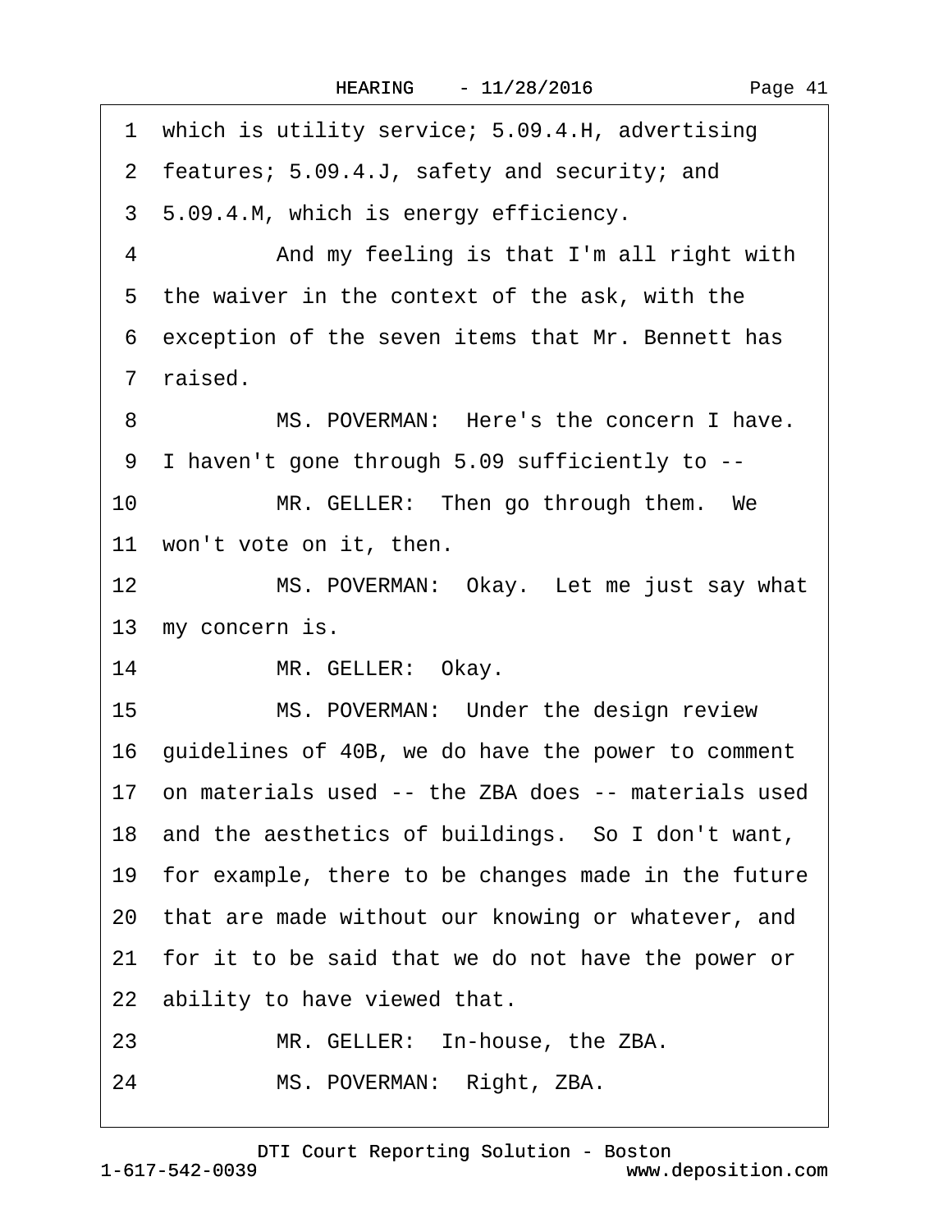1 which is utility service; 5.09.4.H, advertising
2 features; 5.09.4.J, safety and security; and
3 5.09.4.M, which is energy efficiency.
4 And my feeling is that I'm all right with
5 the waiver in the context of the ask, with the
6 exception of the seven items that Mr. Bennett has
7 raised.
8 MS. POVERMAN: Here's the concern I have.
9 I haven't gone through 5.09 sufficiently to --
10 MR. GELLER: Then go through them. We
11 won't vote on it, then.
12 MS. POVERMAN: Okay. Let me just say what
13 my concern is.
14 MR. GELLER: Okay.
15 MS. POVERMAN: Under the design review
16 guidelines of 40B, we do have the power to comment
17 on materials used -- the ZBA does -- materials used
18 and the aesthetics of buildings. So I don't want,
19 for example, there to be changes made in the future
20 that are made without our knowing or whatever, and
21 for it to be said that we do not have the power or
22 ability to have viewed that.
23 MR. GELLER: In-house, the ZBA.
24 MS. POVERMAN: Right, ZBA.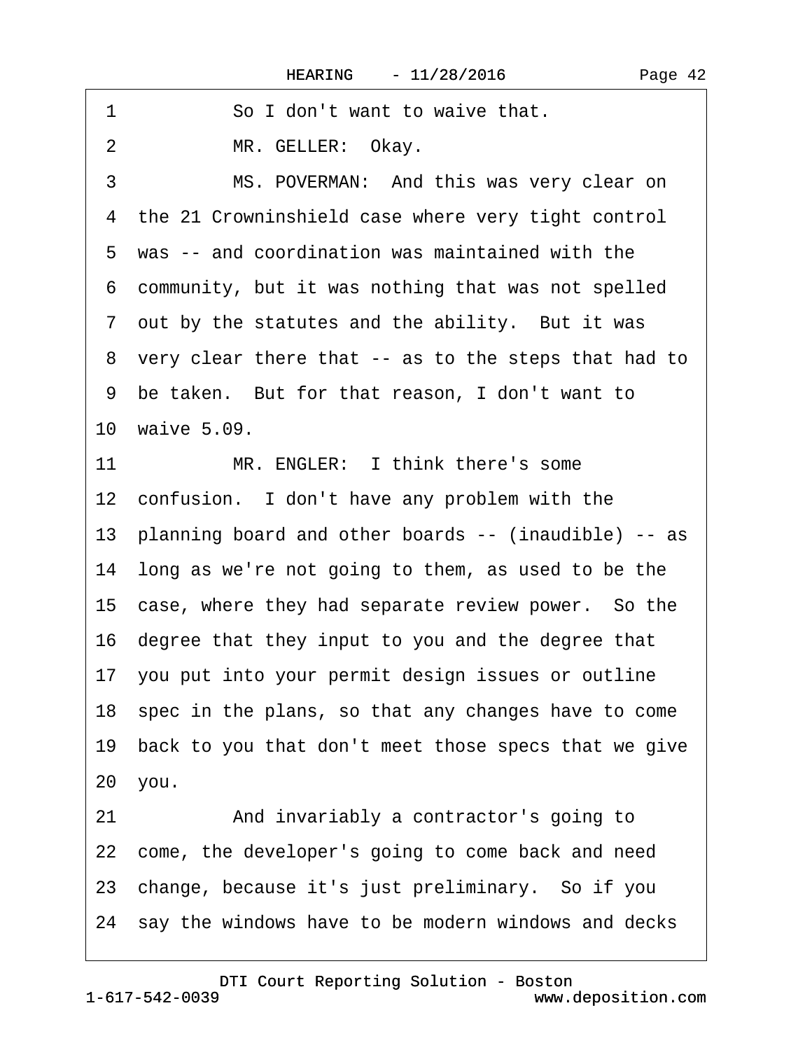1 So I don't want to waive that.

2 MR. GELLER: Okay.

3 MS. POVERMAN: And this was very clear on
4 the 21 Crowninshield case where very tight control
5 was -- and coordination was maintained with the
6 community, but it was nothing that was not spelled
7 out by the statutes and the ability. But it was
8 very clear there that -- as to the steps that had to
9 be taken. But for that reason, I don't want to
10 waive 5.09.

11 MR. ENGLER: I think there's some
12 confusion. I don't have any problem with the
13 planning board and other boards -- (inaudible) -- as
14 long as we're not going to them, as used to be the
15 case, where they had separate review power. So the
16 degree that they input to you and the degree that
17 you put into your permit design issues or outline
18 spec in the plans, so that any changes have to come
19 back to you that don't meet those specs that we give
20 you.

21 And invariably a contractor's going to
22 come, the developer's going to come back and need
23 change, because it's just preliminary. So if you
24 say the windows have to be modern windows and decks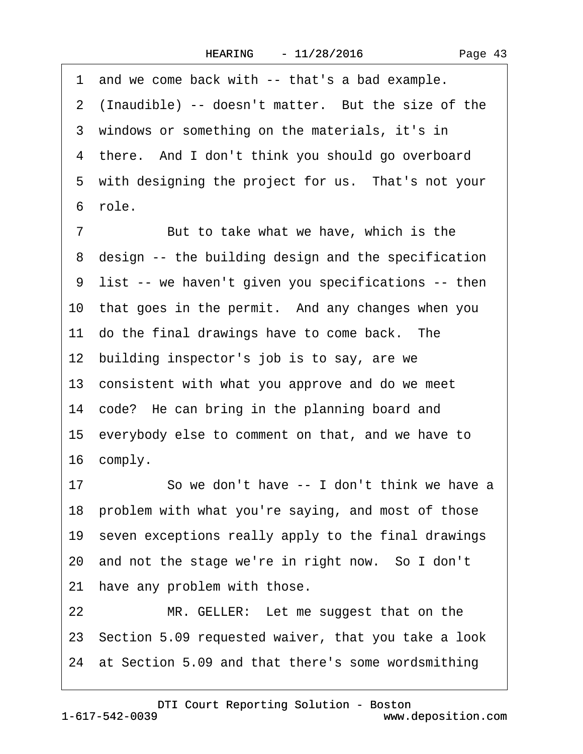1 and we come back with -- that's a bad example.
2 (Inaudible) -- doesn't matter. But the size of the
3 windows or something on the materials, it's in
4 there. And I don't think you should go overboard
5 with designing the project for us. That's not your
6 role.
7 But to take what we have, which is the
8 design -- the building design and the specification
9 list -- we haven't given you specifications -- then
10 that goes in the permit. And any changes when you
11 do the final drawings have to come back. The
12 building inspector's job is to say, are we
13 consistent with what you approve and do we meet
14 code? He can bring in the planning board and
15 everybody else to comment on that, and we have to
16 comply.
17 So we don't have -- I don't think we have a
18 problem with what you're saying, and most of those
19 seven exceptions really apply to the final drawings
20 and not the stage we're in right now. So I don't
21 have any problem with those.
22 MR. GELLER: Let me suggest that on the
23 Section 5.09 requested waiver, that you take a look
24 at Section 5.09 and that there's some wordsmithing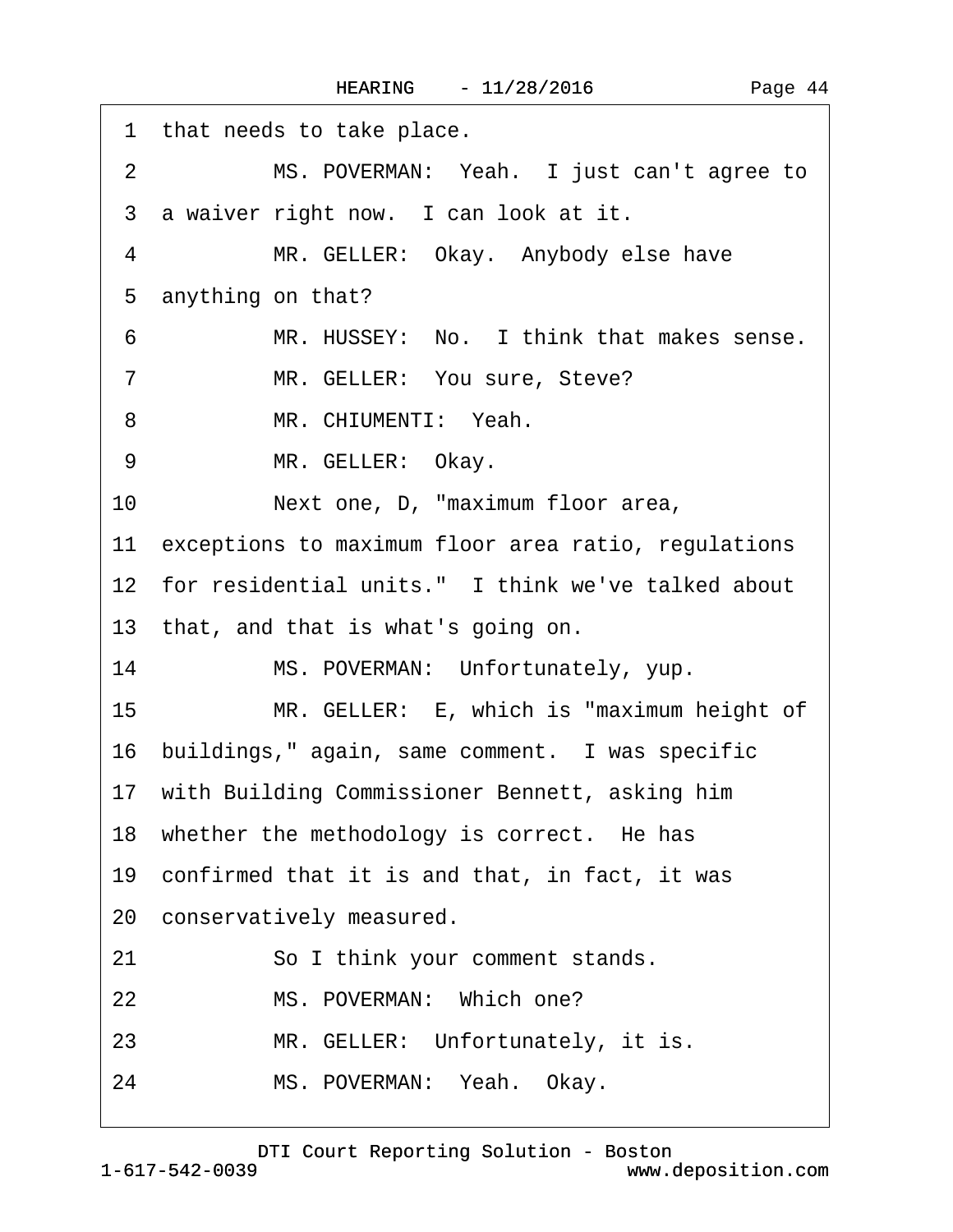1 that needs to take place.

2 MS. POVERMAN: Yeah. I just can't agree to

3 a waiver right now. I can look at it.

4 MR. GELLER: Okay. Anybody else have

5 anything on that?

6 MR. HUSSEY: No. I think that makes sense.

7 MR. GELLER: You sure, Steve?

8 MR. CHIUMENTI: Yeah.

9 MR. GELLER: Okay.

10 Next one, D, "maximum floor area,

11 exceptions to maximum floor area ratio, regulations

12 for residential units." I think we've talked about

13 that, and that is what's going on.

14 MS. POVERMAN: Unfortunately, yup.

15 MR. GELLER: E, which is "maximum height of

16 buildings," again, same comment. I was specific

17 with Building Commissioner Bennett, asking him

18 whether the methodology is correct. He has

19 confirmed that it is and that, in fact, it was

20 conservatively measured.

21 So I think your comment stands.

22 MS. POVERMAN: Which one?

23 MR. GELLER: Unfortunately, it is.

24 MS. POVERMAN: Yeah. Okay.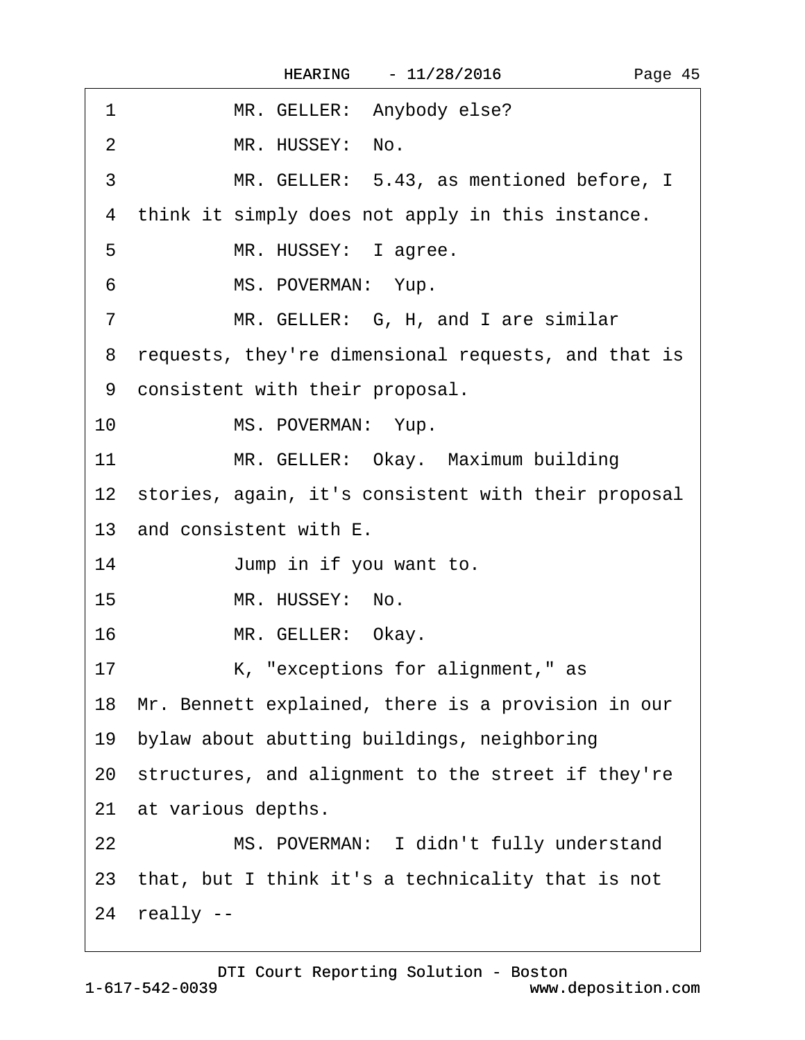1 MR. GELLER: Anybody else?

2 MR. HUSSEY: No.

3 MR. GELLER: 5.43, as mentioned before, I

4 think it simply does not apply in this instance.

5 MR. HUSSEY: I agree.

6 MS. POVERMAN: Yup.

7 MR. GELLER: G, H, and I are similar

8 requests, they're dimensional requests, and that is

9 consistent with their proposal.

10 MS. POVERMAN: Yup.

11 MR. GELLER: Okay. Maximum building

12 stories, again, it's consistent with their proposal

13 and consistent with E.

14 Jump in if you want to.

15 MR. HUSSEY: No.

16 MR. GELLER: Okay.

17 K, "exceptions for alignment," as

18 Mr. Bennett explained, there is a provision in our

19 bylaw about abutting buildings, neighboring

20 structures, and alignment to the street if they're

21 at various depths.

22 MS. POVERMAN: I didn't fully understand

23 that, but I think it's a technicality that is not

24 really --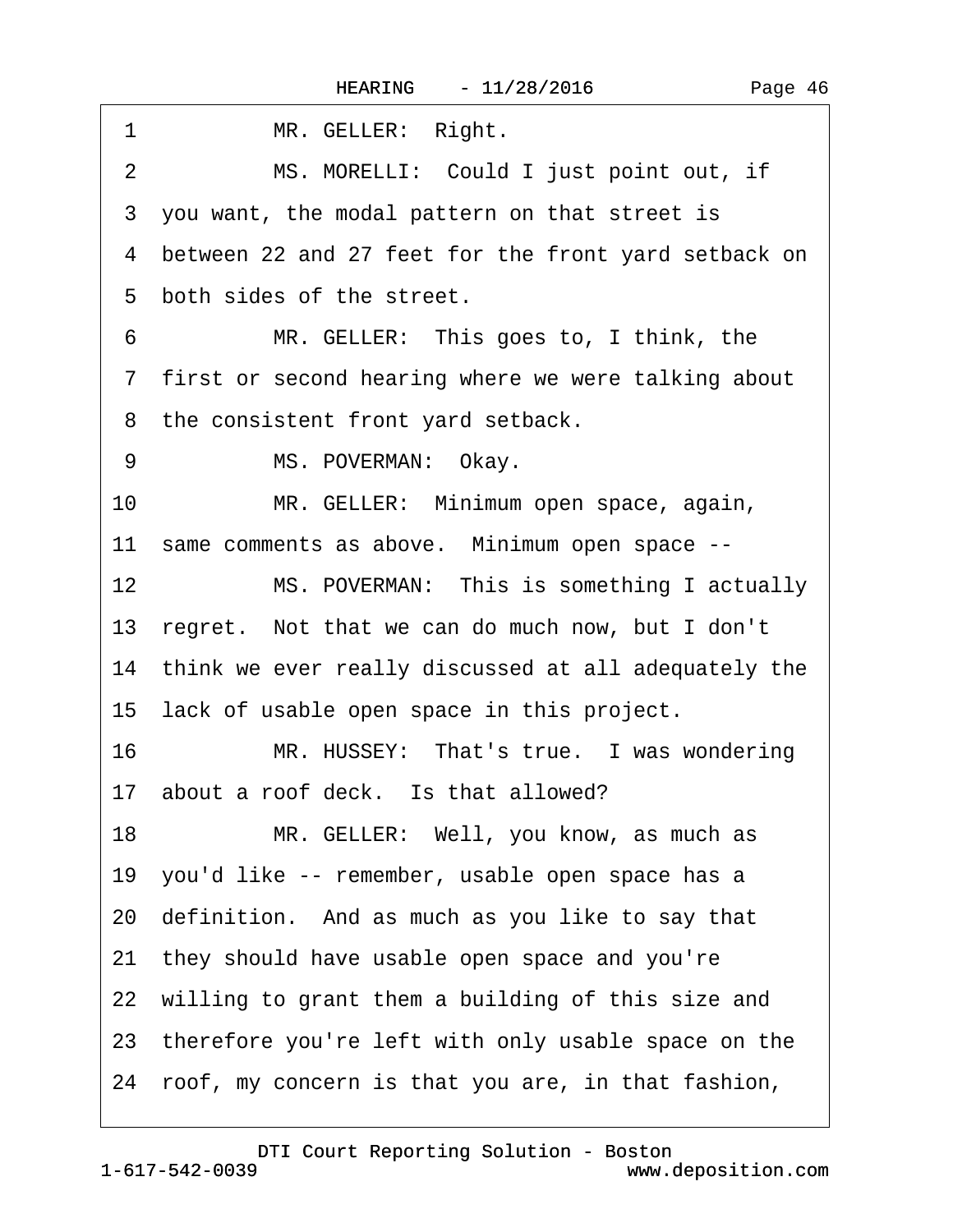1 MR. GELLER: Right.

2 MS. MORELLI: Could I just point out, if

3 you want, the modal pattern on that street is

4 between 22 and 27 feet for the front yard setback on

5 both sides of the street.

6 MR. GELLER: This goes to, I think, the

7 first or second hearing where we were talking about

8 the consistent front yard setback.

9 MS. POVERMAN: Okay.

10 MR. GELLER: Minimum open space, again,

11 same comments as above. Minimum open space --

12 MS. POVERMAN: This is something I actually

13 regret. Not that we can do much now, but I don't

14 think we ever really discussed at all adequately the

15 lack of usable open space in this project.

16 MR. HUSSEY: That's true. I was wondering

17 about a roof deck. Is that allowed?

18 MR. GELLER: Well, you know, as much as

19 you'd like -- remember, usable open space has a

20 definition. And as much as you like to say that

21 they should have usable open space and you're

22 willing to grant them a building of this size and

23 therefore you're left with only usable space on the

24 roof, my concern is that you are, in that fashion,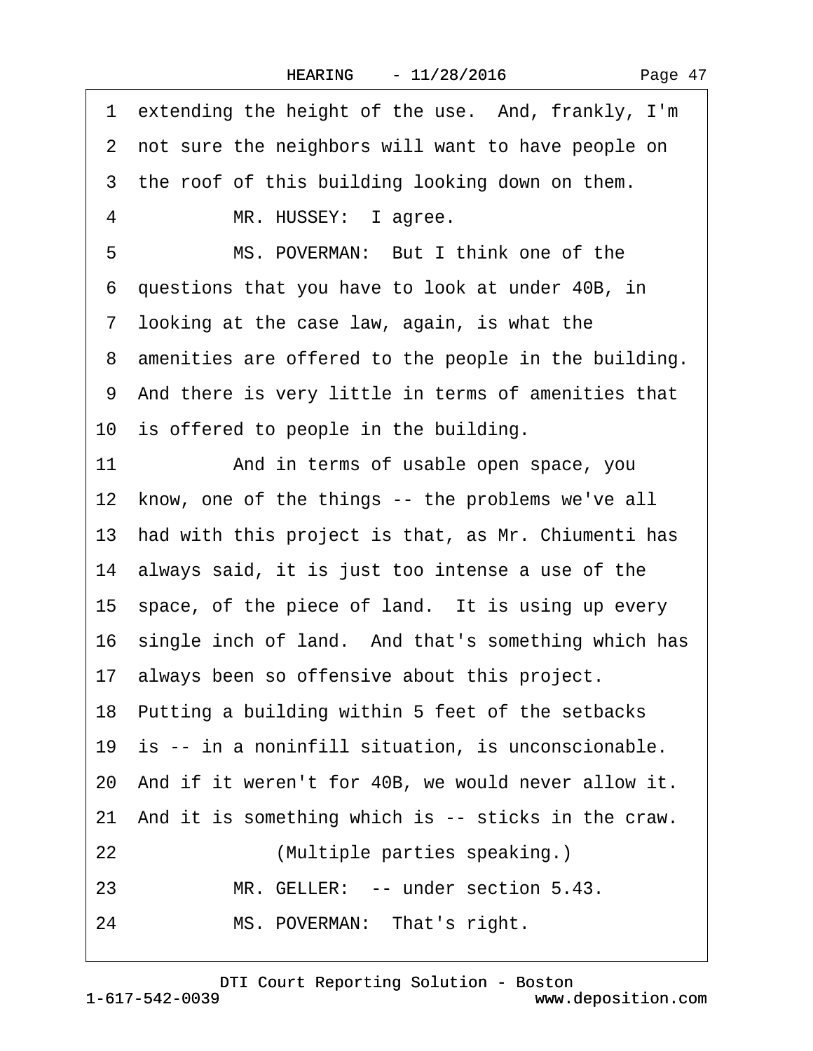1 extending the height of the use. And, frankly, I'm
2 not sure the neighbors will want to have people on
3 the roof of this building looking down on them.
4 MR. HUSSEY: I agree.
5 MS. POVERMAN: But I think one of the
6 questions that you have to look at under 40B, in
7 looking at the case law, again, is what the
8 amenities are offered to the people in the building.
9 And there is very little in terms of amenities that
10 is offered to people in the building.
11 And in terms of usable open space, you
12 know, one of the things -- the problems we've all
13 had with this project is that, as Mr. Chiumenti has
14 always said, it is just too intense a use of the
15 space, of the piece of land. It is using up every
16 single inch of land. And that's something which has
17 always been so offensive about this project.
18 Putting a building within 5 feet of the setbacks
19 is -- in a noninfill situation, is unconscionable.
20 And if it weren't for 40B, we would never allow it.
21 And it is something which is -- sticks in the craw.
22 (Multiple parties speaking.)
23 MR. GELLER: -- under section 5.43.
24 MS. POVERMAN: That's right.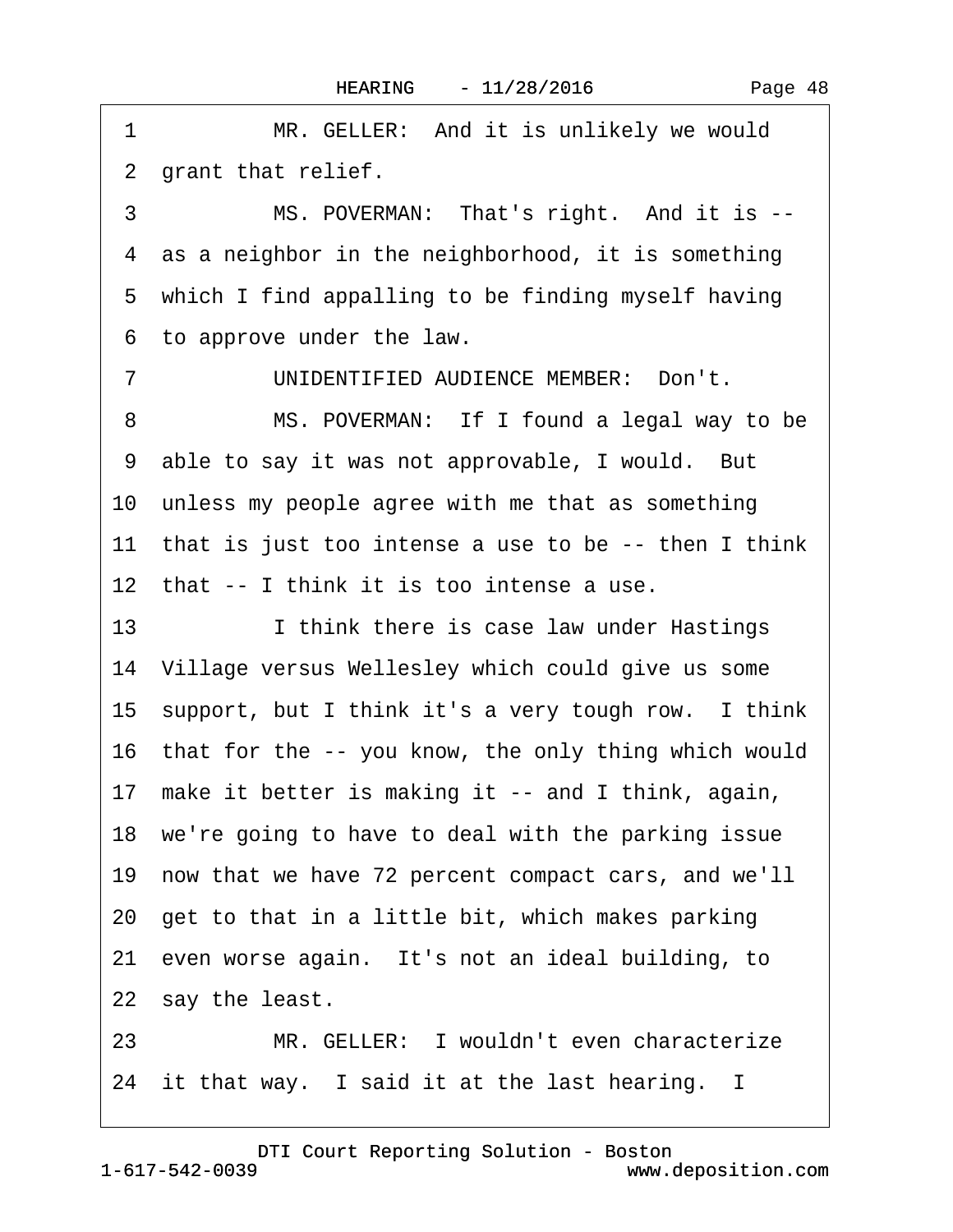1 MR. GELLER: And it is unlikely we would
2 grant that relief.
3 MS. POVERMAN: That's right. And it is --
4 as a neighbor in the neighborhood, it is something
5 which I find appalling to be finding myself having
6 to approve under the law.
7 UNIDENTIFIED AUDIENCE MEMBER: Don't.
8 MS. POVERMAN: If I found a legal way to be
9 able to say it was not approvable, I would. But
10 unless my people agree with me that as something
11 that is just too intense a use to be -- then I think
12 that -- I think it is too intense a use.
13 I think there is case law under Hastings
14 Village versus Wellesley which could give us some
15 support, but I think it's a very tough row. I think
16 that for the -- you know, the only thing which would
17 make it better is making it -- and I think, again,
18 we're going to have to deal with the parking issue
19 now that we have 72 percent compact cars, and we'll
20 get to that in a little bit, which makes parking
21 even worse again. It's not an ideal building, to
22 say the least.
23 MR. GELLER: I wouldn't even characterize
24 it that way. I said it at the last hearing. I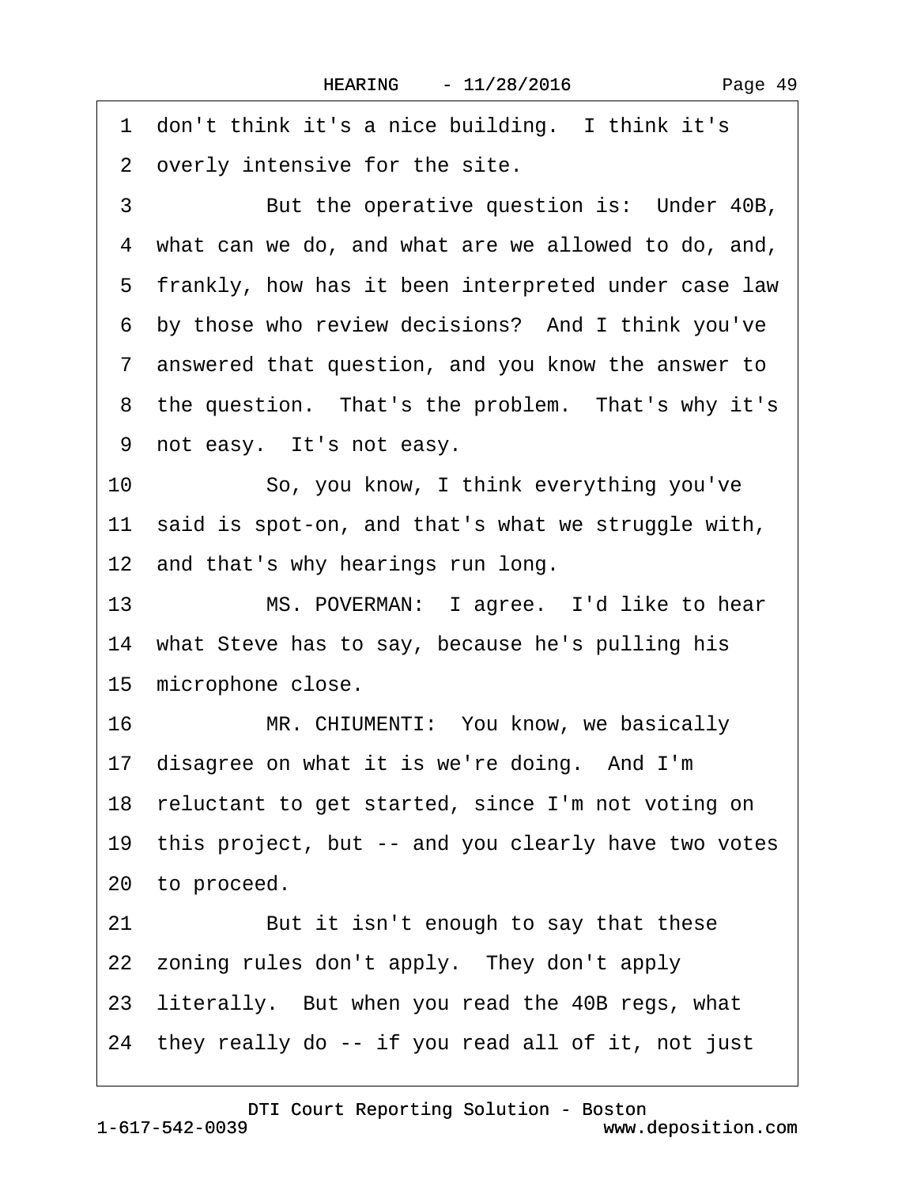1 don't think it's a nice building. I think it's
2 overly intensive for the site.
3 But the operative question is: Under 40B,
4 what can we do, and what are we allowed to do, and,
5 frankly, how has it been interpreted under case law
6 by those who review decisions? And I think you've
7 answered that question, and you know the answer to
8 the question. That's the problem. That's why it's
9 not easy. It's not easy.
10 So, you know, I think everything you've
11 said is spot-on, and that's what we struggle with,
12 and that's why hearings run long.
13 MS. POVERMAN: I agree. I'd like to hear
14 what Steve has to say, because he's pulling his
15 microphone close.
16 MR. CHIUMENTI: You know, we basically
17 disagree on what it is we're doing. And I'm
18 reluctant to get started, since I'm not voting on
19 this project, but -- and you clearly have two votes
20 to proceed.
21 But it isn't enough to say that these
22 zoning rules don't apply. They don't apply
23 literally. But when you read the 40B regs, what
24 they really do -- if you read all of it, not just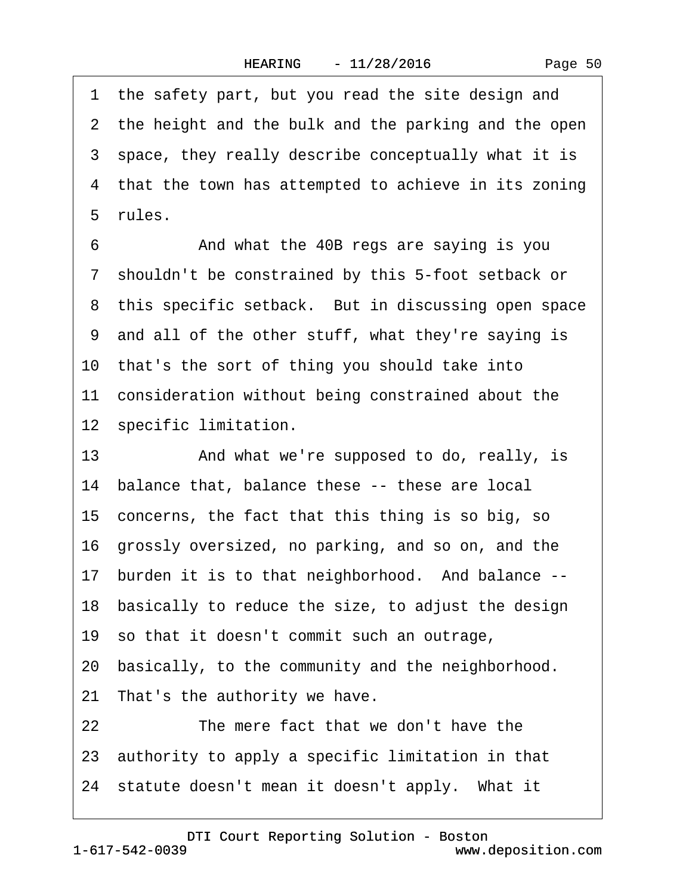1 the safety part, but you read the site design and
2 the height and the bulk and the parking and the open
3 space, they really describe conceptually what it is
4 that the town has attempted to achieve in its zoning
5 rules.
6 And what the 40B regs are saying is you
7 shouldn't be constrained by this 5-foot setback or
8 this specific setback. But in discussing open space
9 and all of the other stuff, what they're saying is
10 that's the sort of thing you should take into
11 consideration without being constrained about the
12 specific limitation.
13 And what we're supposed to do, really, is
14 balance that, balance these -- these are local
15 concerns, the fact that this thing is so big, so
16 grossly oversized, no parking, and so on, and the
17 burden it is to that neighborhood. And balance --
18 basically to reduce the size, to adjust the design
19 so that it doesn't commit such an outrage,
20 basically, to the community and the neighborhood.
21 That's the authority we have.
22 The mere fact that we don't have the
23 authority to apply a specific limitation in that
24 statute doesn't mean it doesn't apply. What it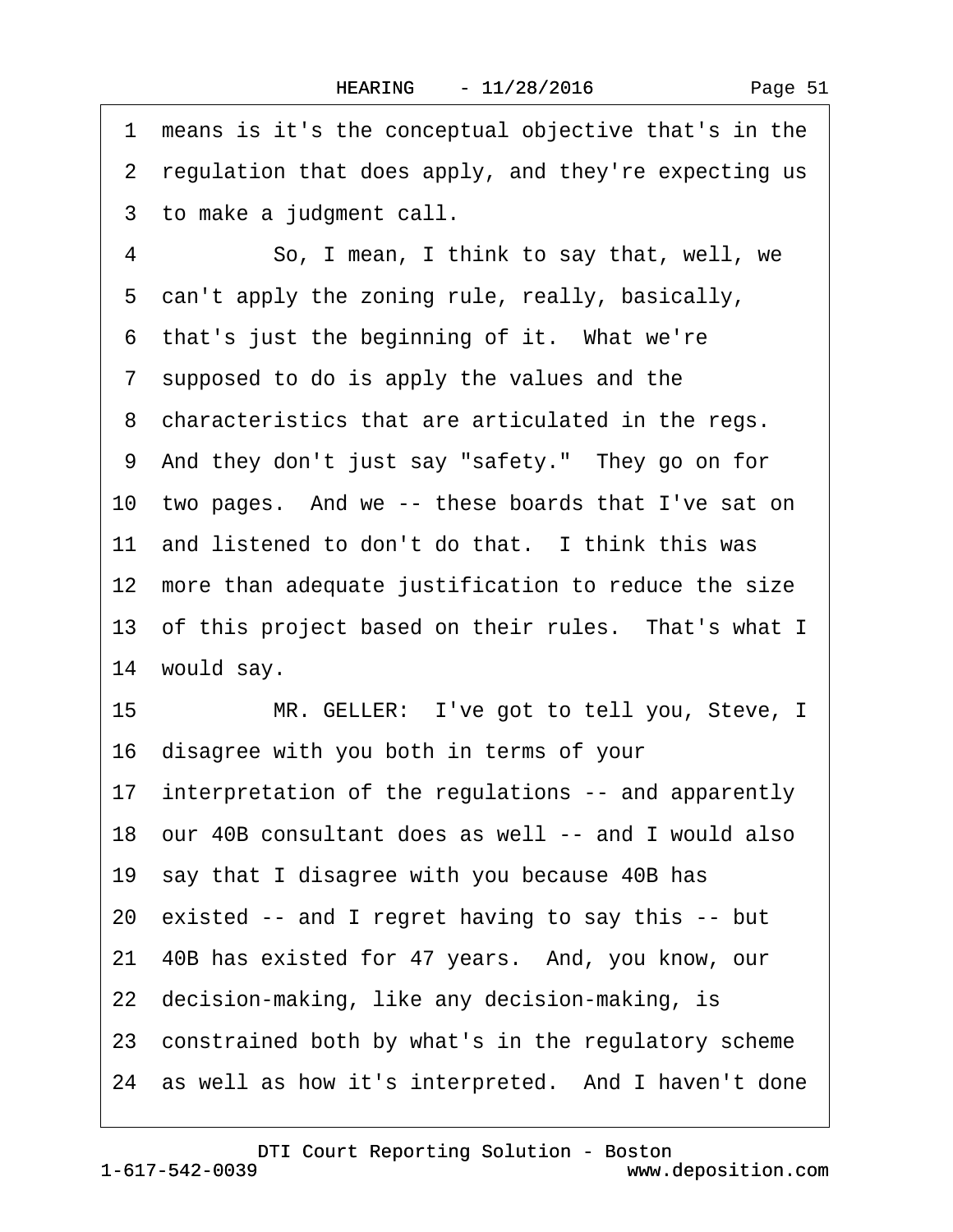1 means is it's the conceptual objective that's in the
2 regulation that does apply, and they're expecting us
3 to make a judgment call.

4 So, I mean, I think to say that, well, we
5 can't apply the zoning rule, really, basically,
6 that's just the beginning of it. What we're
7 supposed to do is apply the values and the
8 characteristics that are articulated in the regs.
9 And they don't just say "safety." They go on for
10 two pages. And we -- these boards that I've sat on
11 and listened to don't do that. I think this was
12 more than adequate justification to reduce the size
13 of this project based on their rules. That's what I
14 would say.

15 MR. GELLER: I've got to tell you, Steve, I
16 disagree with you both in terms of your
17 interpretation of the regulations -- and apparently
18 our 40B consultant does as well -- and I would also
19 say that I disagree with you because 40B has
20 existed -- and I regret having to say this -- but
21 40B has existed for 47 years. And, you know, our
22 decision-making, like any decision-making, is
23 constrained both by what's in the regulatory scheme
24 as well as how it's interpreted. And I haven't done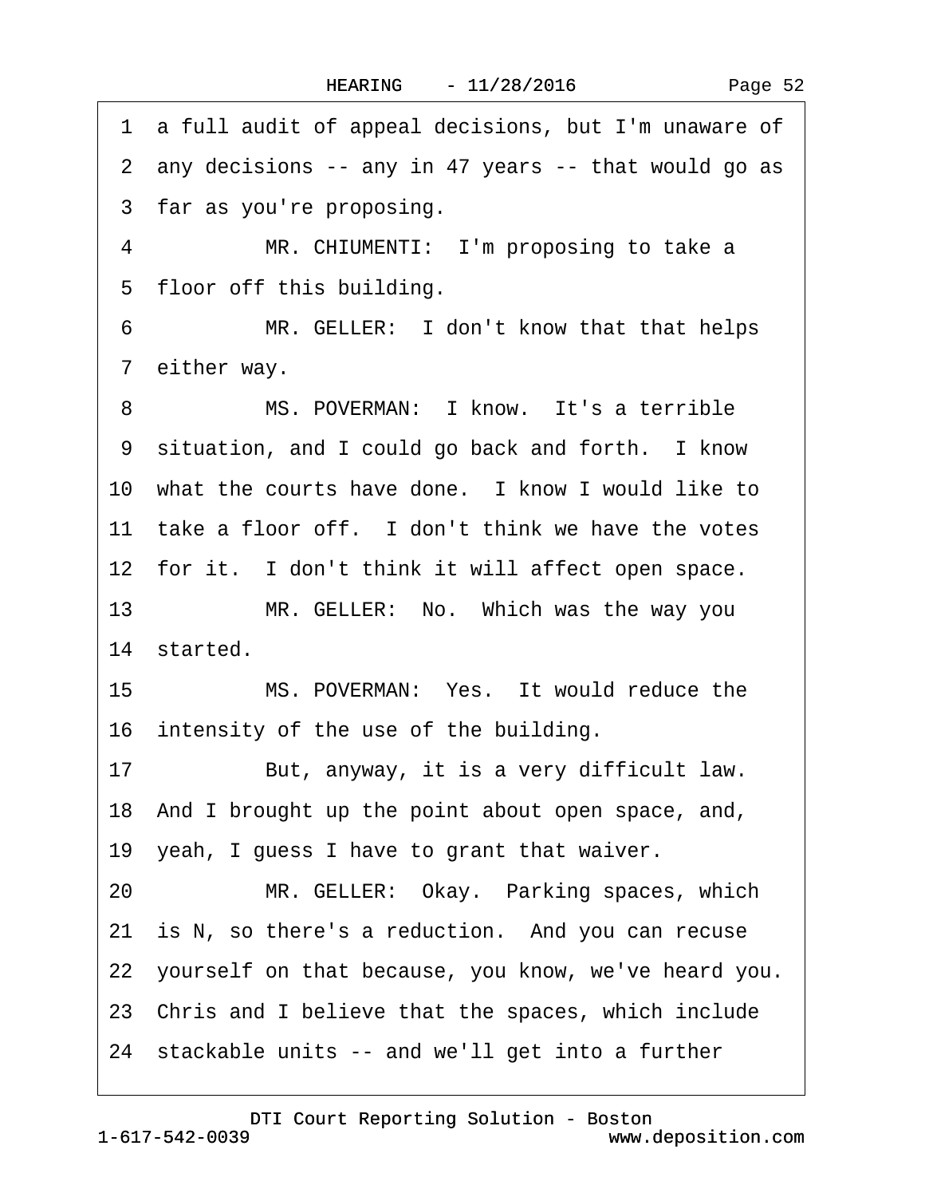1 a full audit of appeal decisions, but I'm unaware of
2 any decisions -- any in 47 years -- that would go as
3 far as you're proposing.
4 MR. CHIUMENTI: I'm proposing to take a
5 floor off this building.
6 MR. GELLER: I don't know that that helps
7 either way.
8 MS. POVERMAN: I know. It's a terrible
9 situation, and I could go back and forth. I know
10 what the courts have done. I know I would like to
11 take a floor off. I don't think we have the votes
12 for it. I don't think it will affect open space.
13 MR. GELLER: No. Which was the way you
14 started.
15 MS. POVERMAN: Yes. It would reduce the
16 intensity of the use of the building.
17 But, anyway, it is a very difficult law.
18 And I brought up the point about open space, and,
19 yeah, I guess I have to grant that waiver.
20 MR. GELLER: Okay. Parking spaces, which
21 is N, so there's a reduction. And you can recuse
22 yourself on that because, you know, we've heard you.
23 Chris and I believe that the spaces, which include
24 stackable units -- and we'll get into a further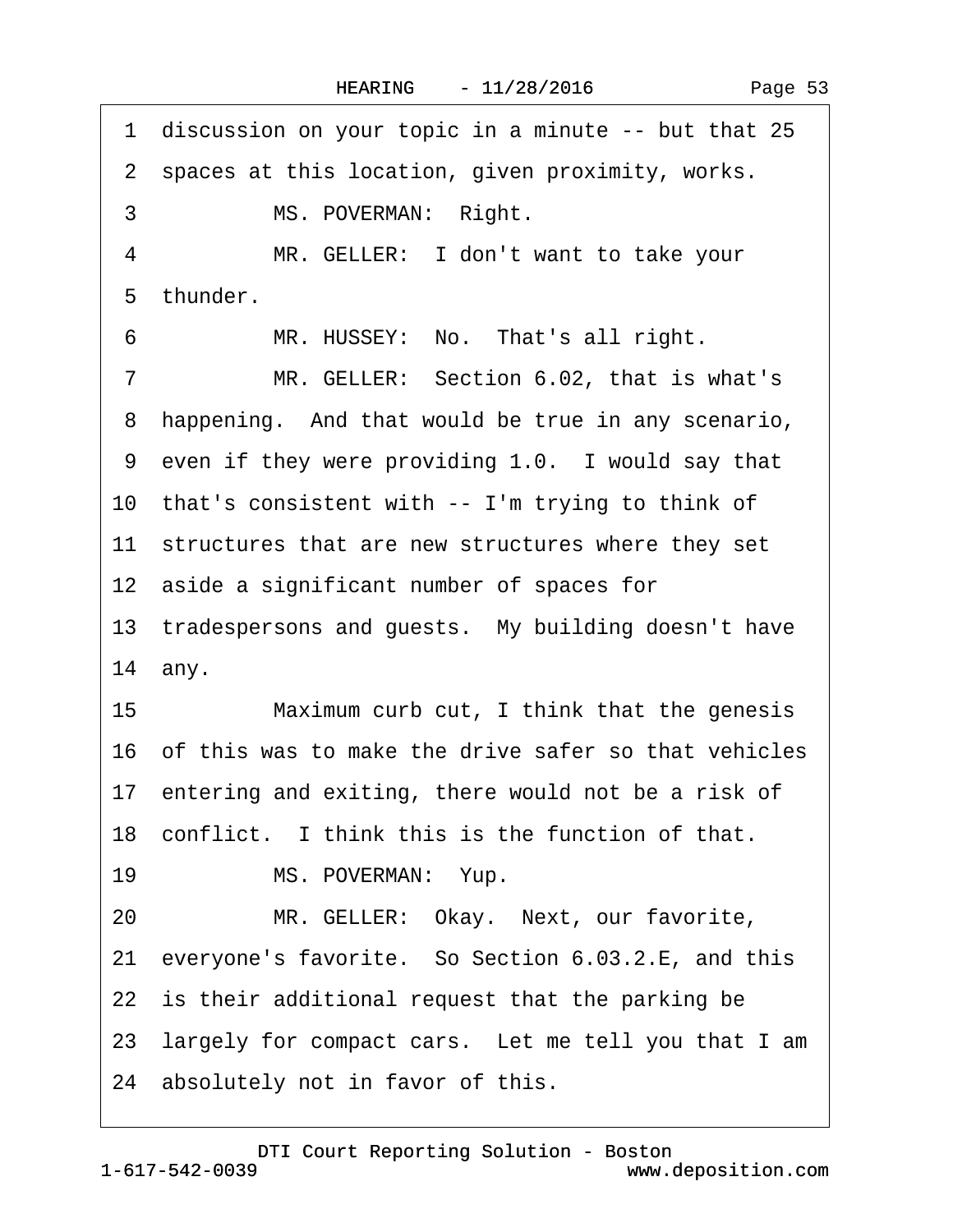1 discussion on your topic in a minute -- but that 25
2 spaces at this location, given proximity, works.
3 MS. POVERMAN: Right.
4 MR. GELLER: I don't want to take your
5 thunder.
6 MR. HUSSEY: No. That's all right.
7 MR. GELLER: Section 6.02, that is what's
8 happening. And that would be true in any scenario,
9 even if they were providing 1.0. I would say that
10 that's consistent with -- I'm trying to think of
11 structures that are new structures where they set
12 aside a significant number of spaces for
13 tradespersons and guests. My building doesn't have
14 any.
15 Maximum curb cut, I think that the genesis
16 of this was to make the drive safer so that vehicles
17 entering and exiting, there would not be a risk of
18 conflict. I think this is the function of that.
19 MS. POVERMAN: Yup.
20 MR. GELLER: Okay. Next, our favorite,
21 everyone's favorite. So Section 6.03.2.E, and this
22 is their additional request that the parking be
23 largely for compact cars. Let me tell you that I am
24 absolutely not in favor of this.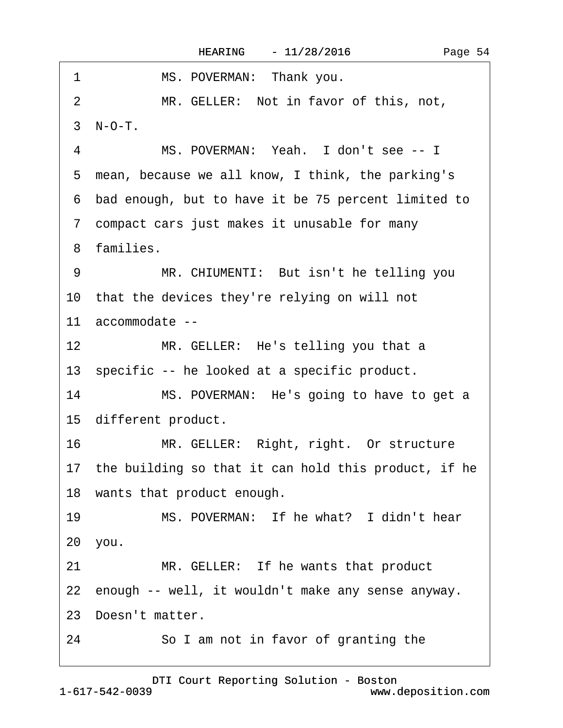1 MS. POVERMAN: Thank you.
2 MR. GELLER: Not in favor of this, not,
3 N-O-T.
4 MS. POVERMAN: Yeah. I don't see -- I
5 mean, because we all know, I think, the parking's
6 bad enough, but to have it be 75 percent limited to
7 compact cars just makes it unusable for many
8 families.
9 MR. CHIUMENTI: But isn't he telling you
10 that the devices they're relying on will not
11 accommodate --
12 MR. GELLER: He's telling you that a
13 specific -- he looked at a specific product.
14 MS. POVERMAN: He's going to have to get a
15 different product.
16 MR. GELLER: Right, right. Or structure
17 the building so that it can hold this product, if he
18 wants that product enough.
19 MS. POVERMAN: If he what? I didn't hear
20 you.
21 MR. GELLER: If he wants that product
22 enough -- well, it wouldn't make any sense anyway.
23 Doesn't matter.
24 So I am not in favor of granting the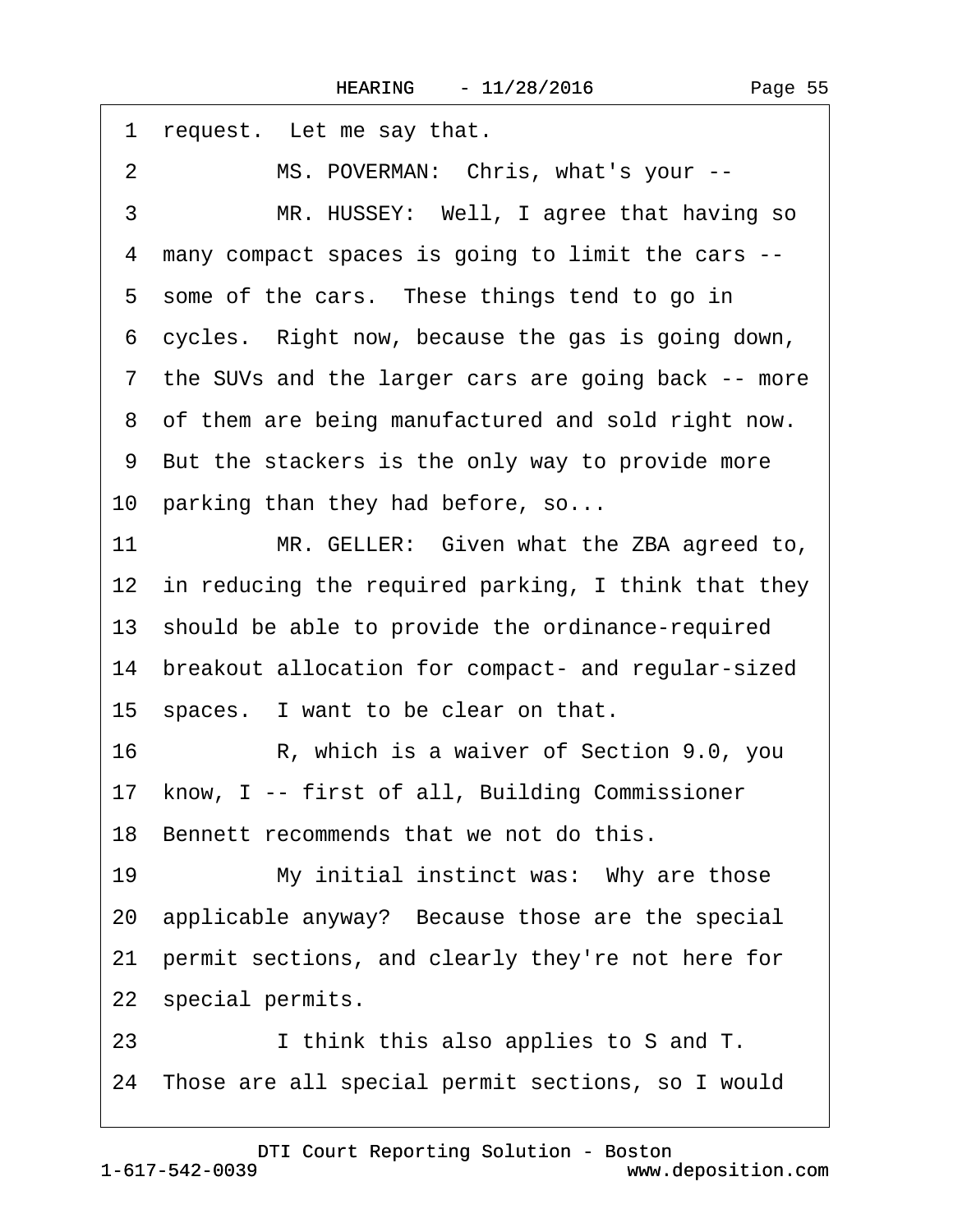1 request. Let me say that.

2 MS. POVERMAN: Chris, what's your --

3 MR. HUSSEY: Well, I agree that having so

4 many compact spaces is going to limit the cars --

5 some of the cars. These things tend to go in

6 cycles. Right now, because the gas is going down,

7 the SUVs and the larger cars are going back -- more

8 of them are being manufactured and sold right now.

9 But the stackers is the only way to provide more

10 parking than they had before, so...

11 MR. GELLER: Given what the ZBA agreed to,

12 in reducing the required parking, I think that they

13 should be able to provide the ordinance-required

14 breakout allocation for compact- and regular-sized

15 spaces. I want to be clear on that.

16 R, which is a waiver of Section 9.0, you

17 know, I -- first of all, Building Commissioner

18 Bennett recommends that we not do this.

19 My initial instinct was: Why are those

20 applicable anyway? Because those are the special

21 permit sections, and clearly they're not here for

22 special permits.

23 I think this also applies to S and T.

24 Those are all special permit sections, so I would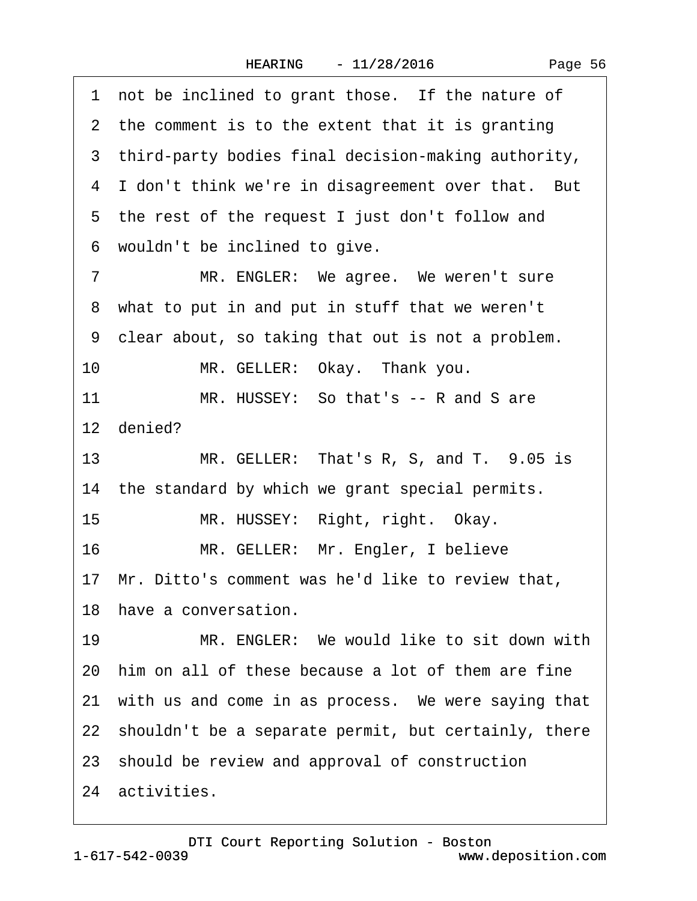1 not be inclined to grant those. If the nature of
2 the comment is to the extent that it is granting
3 third-party bodies final decision-making authority,
4 I don't think we're in disagreement over that. But
5 the rest of the request I just don't follow and
6 wouldn't be inclined to give.
7 MR. ENGLER: We agree. We weren't sure
8 what to put in and put in stuff that we weren't
9 clear about, so taking that out is not a problem.
10 MR. GELLER: Okay. Thank you.
11 MR. HUSSEY: So that's -- R and S are
12 denied?
13 MR. GELLER: That's R, S, and T. 9.05 is
14 the standard by which we grant special permits.
15 MR. HUSSEY: Right, right. Okay.
16 MR. GELLER: Mr. Engler, I believe
17 Mr. Ditto's comment was he'd like to review that,
18 have a conversation.
19 MR. ENGLER: We would like to sit down with
20 him on all of these because a lot of them are fine
21 with us and come in as process. We were saying that
22 shouldn't be a separate permit, but certainly, there
23 should be review and approval of construction
24 activities.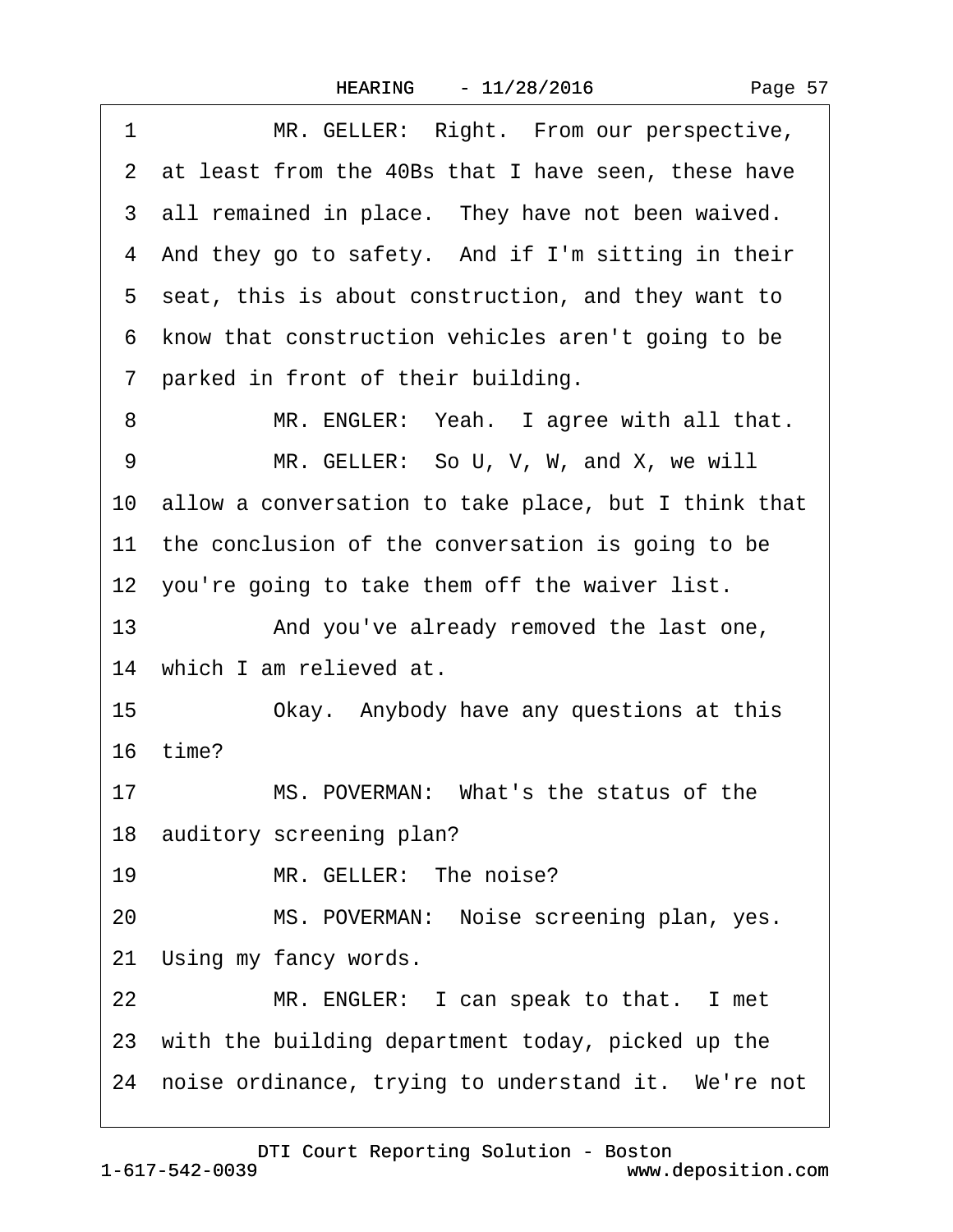1 MR. GELLER: Right. From our perspective,
2 at least from the 40Bs that I have seen, these have
3 all remained in place. They have not been waived.
4 And they go to safety. And if I'm sitting in their
5 seat, this is about construction, and they want to
6 know that construction vehicles aren't going to be
7 parked in front of their building.
8 MR. ENGLER: Yeah. I agree with all that.
9 MR. GELLER: So U, V, W, and X, we will
10 allow a conversation to take place, but I think that
11 the conclusion of the conversation is going to be
12 you're going to take them off the waiver list.
13 And you've already removed the last one,
14 which I am relieved at.
15 Okay. Anybody have any questions at this
16 time?
17 MS. POVERMAN: What's the status of the
18 auditory screening plan?
19 MR. GELLER: The noise?
20 MS. POVERMAN: Noise screening plan, yes.
21 Using my fancy words.
22 MR. ENGLER: I can speak to that. I met
23 with the building department today, picked up the
24 noise ordinance, trying to understand it. We're not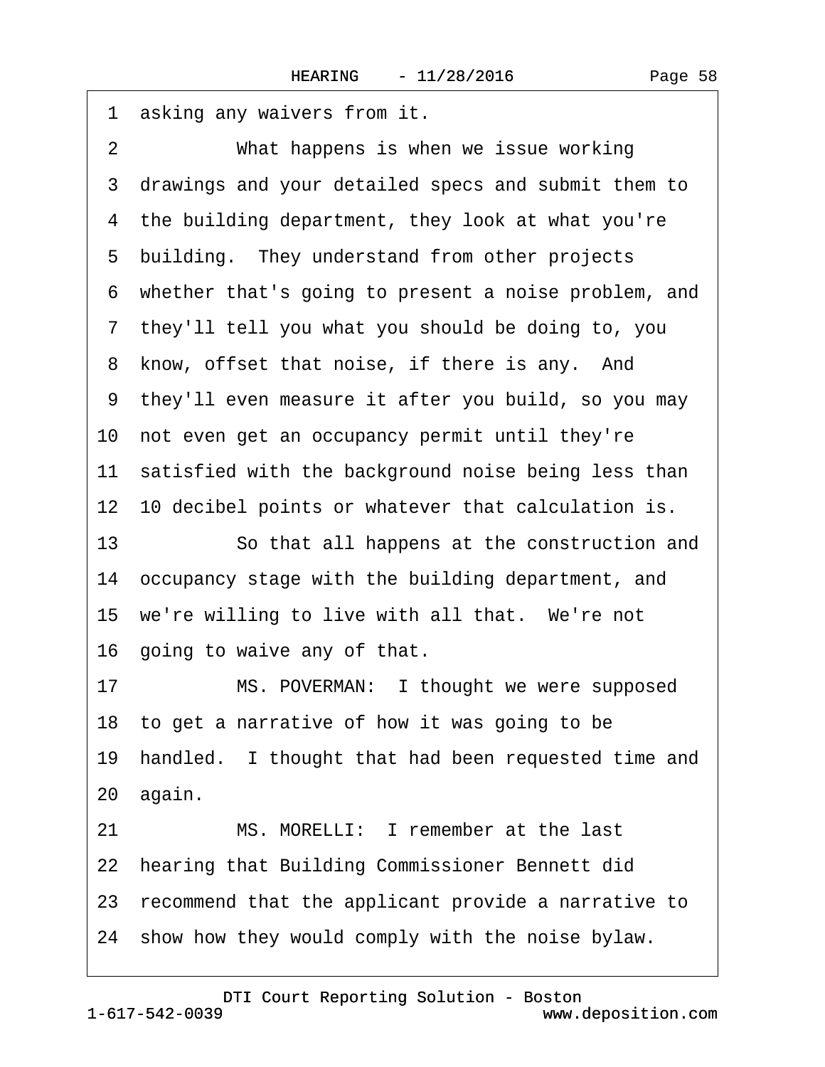1 asking any waivers from it.

2 What happens is when we issue working

3 drawings and your detailed specs and submit them to

4 the building department, they look at what you're

5 building. They understand from other projects

6 whether that's going to present a noise problem, and

7 they'll tell you what you should be doing to, you

8 know, offset that noise, if there is any. And

9 they'll even measure it after you build, so you may

10 not even get an occupancy permit until they're

11 satisfied with the background noise being less than

12 10 decibel points or whatever that calculation is.

13 So that all happens at the construction and

14 occupancy stage with the building department, and

15 we're willing to live with all that. We're not

16 going to waive any of that.

17 MS. POVERMAN: I thought we were supposed

18 to get a narrative of how it was going to be

19 handled. I thought that had been requested time and

20 again.

21 MS. MORELLI: I remember at the last

22 hearing that Building Commissioner Bennett did

23 recommend that the applicant provide a narrative to

24 show how they would comply with the noise bylaw.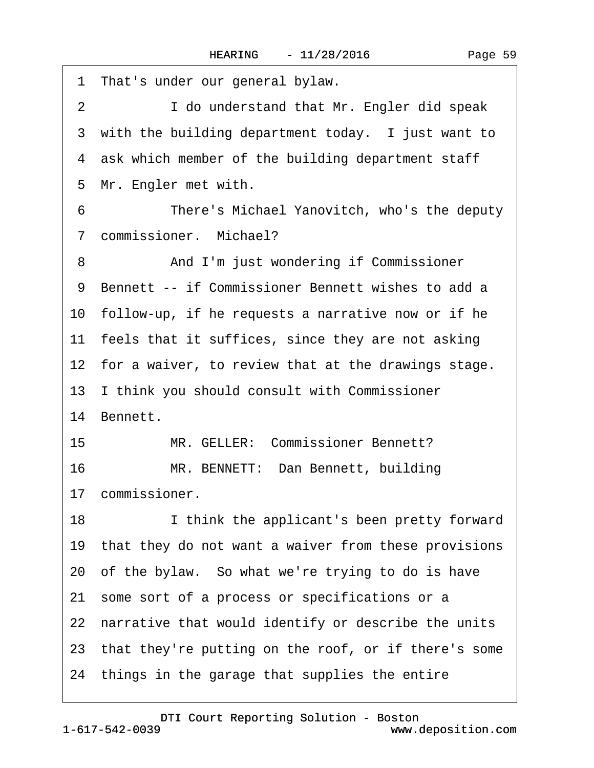1 That's under our general bylaw.

2 I do understand that Mr. Engler did speak

3 with the building department today. I just want to

4 ask which member of the building department staff

5 Mr. Engler met with.

6 There's Michael Yanovitch, who's the deputy

7 commissioner. Michael?

8 And I'm just wondering if Commissioner

9 Bennett -- if Commissioner Bennett wishes to add a

10 follow-up, if he requests a narrative now or if he

11 feels that it suffices, since they are not asking

12 for a waiver, to review that at the drawings stage.

13 I think you should consult with Commissioner

14 Bennett.

15 MR. GELLER: Commissioner Bennett?

16 MR. BENNETT: Dan Bennett, building

17 commissioner.

18 I think the applicant's been pretty forward

19 that they do not want a waiver from these provisions

20 of the bylaw. So what we're trying to do is have

21 some sort of a process or specifications or a

22 narrative that would identify or describe the units

23 that they're putting on the roof, or if there's some

24 things in the garage that supplies the entire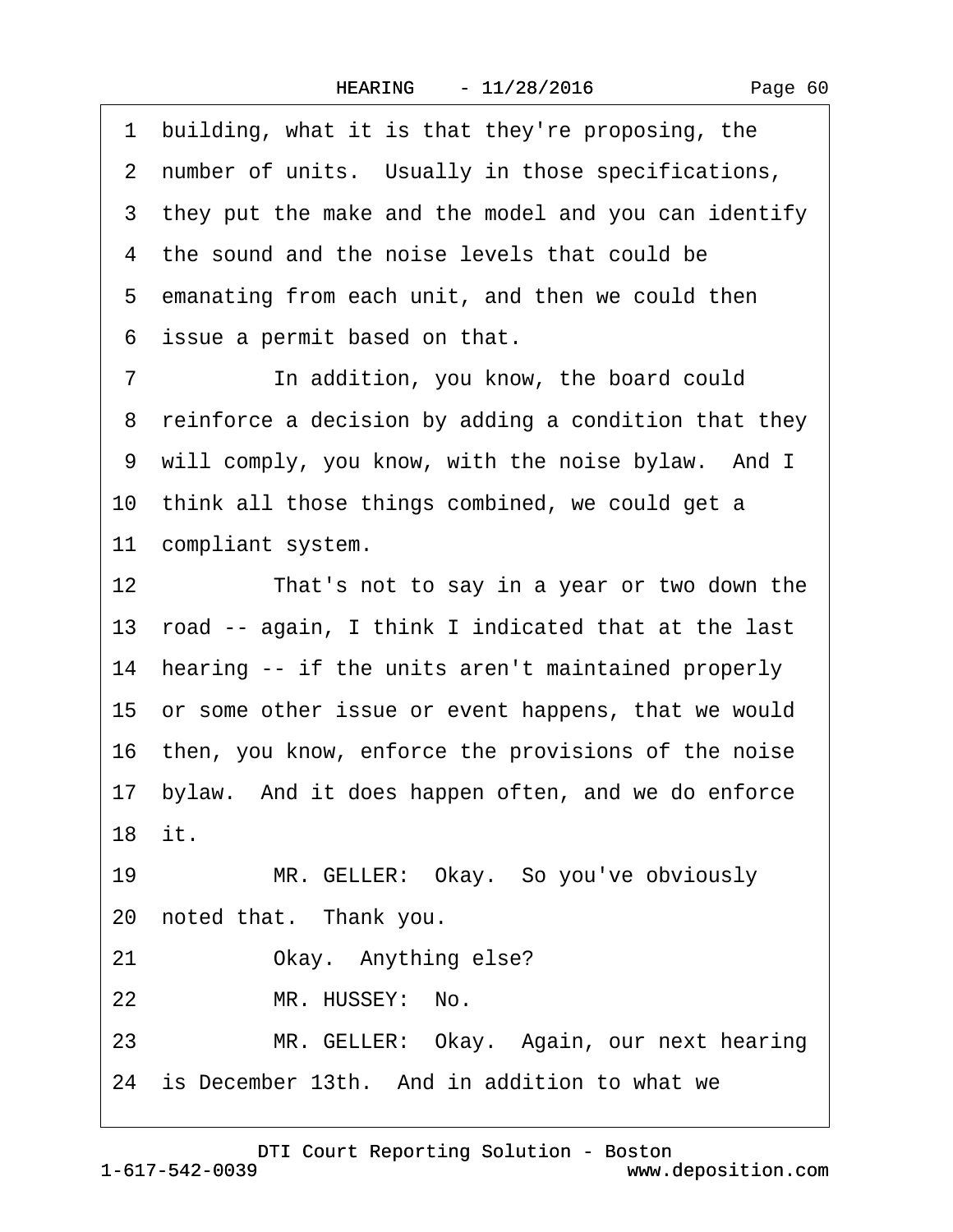1 building, what it is that they're proposing, the
2 number of units. Usually in those specifications,
3 they put the make and the model and you can identify
4 the sound and the noise levels that could be
5 emanating from each unit, and then we could then
6 issue a permit based on that.
7 In addition, you know, the board could
8 reinforce a decision by adding a condition that they
9 will comply, you know, with the noise bylaw. And I
10 think all those things combined, we could get a
11 compliant system.
12 That's not to say in a year or two down the
13 road -- again, I think I indicated that at the last
14 hearing -- if the units aren't maintained properly
15 or some other issue or event happens, that we would
16 then, you know, enforce the provisions of the noise
17 bylaw. And it does happen often, and we do enforce
18 it.
19 MR. GELLER: Okay. So you've obviously
20 noted that. Thank you.
21 Okay. Anything else?
22 MR. HUSSEY: No.
23 MR. GELLER: Okay. Again, our next hearing
24 is December 13th. And in addition to what we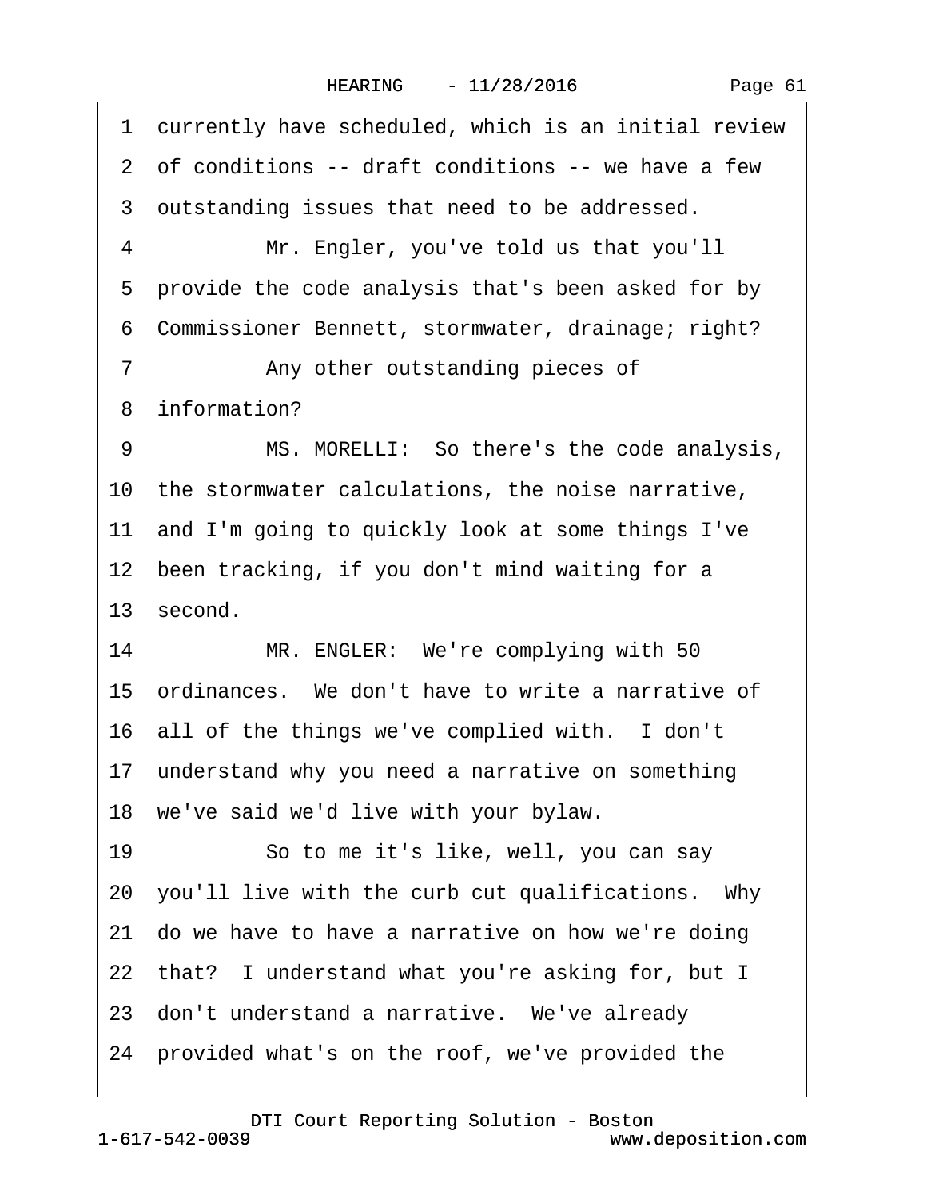1 currently have scheduled, which is an initial review
2 of conditions -- draft conditions -- we have a few
3 outstanding issues that need to be addressed.
4 Mr. Engler, you've told us that you'll
5 provide the code analysis that's been asked for by
6 Commissioner Bennett, stormwater, drainage; right?
7 Any other outstanding pieces of
8 information?
9 MS. MORELLI: So there's the code analysis,
10 the stormwater calculations, the noise narrative,
11 and I'm going to quickly look at some things I've
12 been tracking, if you don't mind waiting for a
13 second.
14 MR. ENGLER: We're complying with 50
15 ordinances. We don't have to write a narrative of
16 all of the things we've complied with. I don't
17 understand why you need a narrative on something
18 we've said we'd live with your bylaw.
19 So to me it's like, well, you can say
20 you'll live with the curb cut qualifications. Why
21 do we have to have a narrative on how we're doing
22 that? I understand what you're asking for, but I
23 don't understand a narrative. We've already
24 provided what's on the roof, we've provided the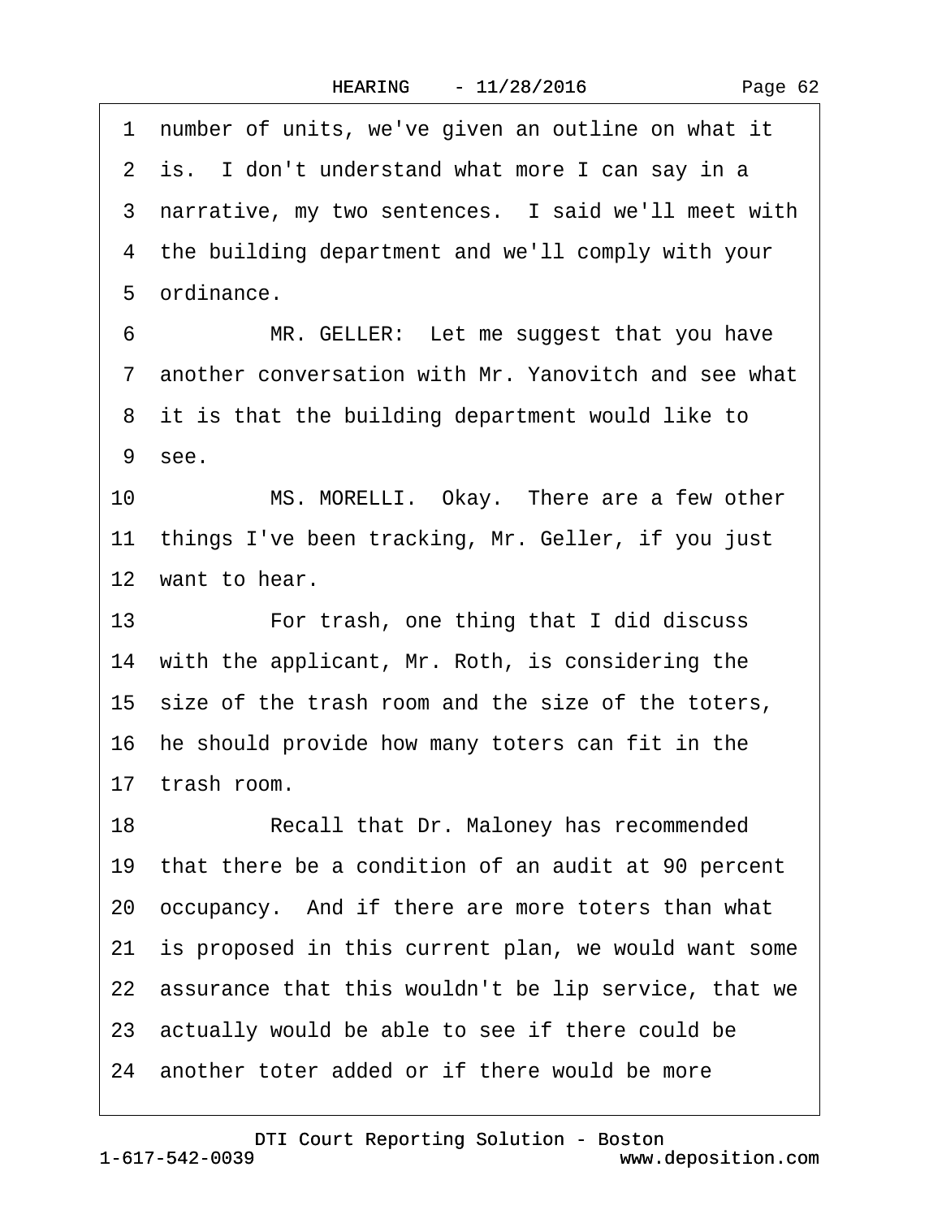1 number of units, we've given an outline on what it
2 is. I don't understand what more I can say in a
3 narrative, my two sentences. I said we'll meet with
4 the building department and we'll comply with your
5 ordinance.
6 MR. GELLER: Let me suggest that you have
7 another conversation with Mr. Yanovitch and see what
8 it is that the building department would like to
9 see.
10 MS. MORELLI. Okay. There are a few other
11 things I've been tracking, Mr. Geller, if you just
12 want to hear.
13 For trash, one thing that I did discuss
14 with the applicant, Mr. Roth, is considering the
15 size of the trash room and the size of the toters,
16 he should provide how many toters can fit in the
17 trash room.
18 Recall that Dr. Maloney has recommended
19 that there be a condition of an audit at 90 percent
20 occupancy. And if there are more toters than what
21 is proposed in this current plan, we would want some
22 assurance that this wouldn't be lip service, that we
23 actually would be able to see if there could be
24 another toter added or if there would be more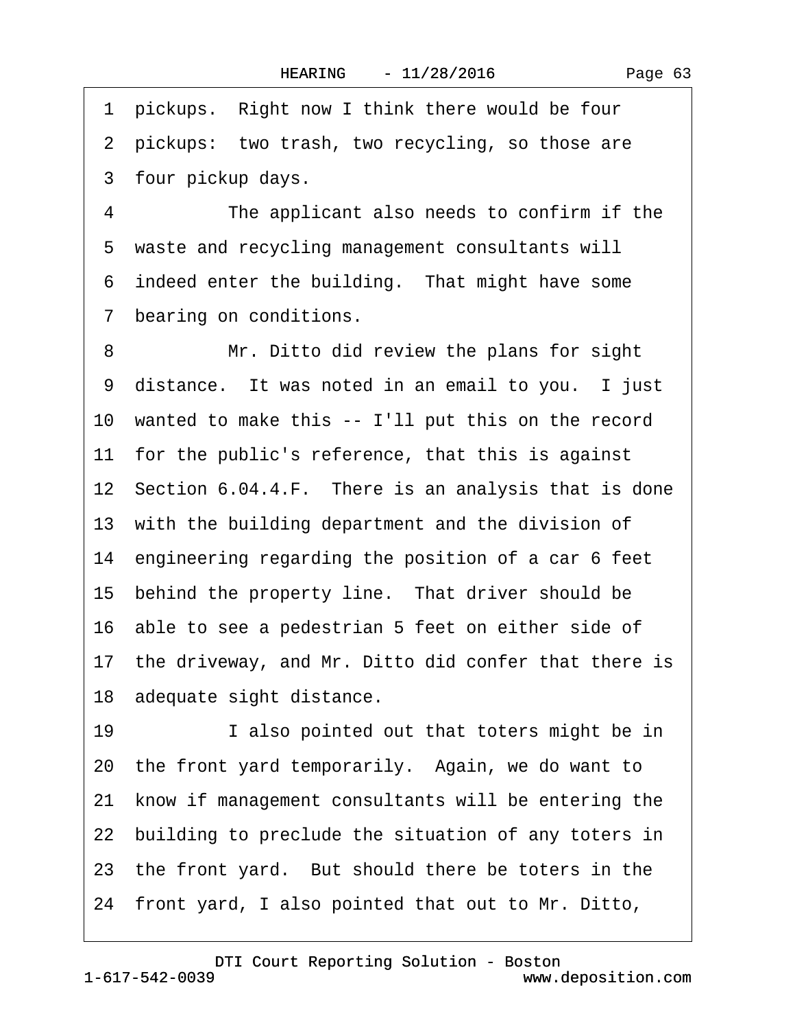1 pickups. Right now I think there would be four
2 pickups: two trash, two recycling, so those are
3 four pickup days.
4 The applicant also needs to confirm if the
5 waste and recycling management consultants will
6 indeed enter the building. That might have some
7 bearing on conditions.
8 Mr. Ditto did review the plans for sight
9 distance. It was noted in an email to you. I just
10 wanted to make this -- I'll put this on the record
11 for the public's reference, that this is against
12 Section 6.04.4.F. There is an analysis that is done
13 with the building department and the division of
14 engineering regarding the position of a car 6 feet
15 behind the property line. That driver should be
16 able to see a pedestrian 5 feet on either side of
17 the driveway, and Mr. Ditto did confer that there is
18 adequate sight distance.
19 I also pointed out that toters might be in
20 the front yard temporarily. Again, we do want to
21 know if management consultants will be entering the
22 building to preclude the situation of any toters in
23 the front yard. But should there be toters in the
24 front yard, I also pointed that out to Mr. Ditto,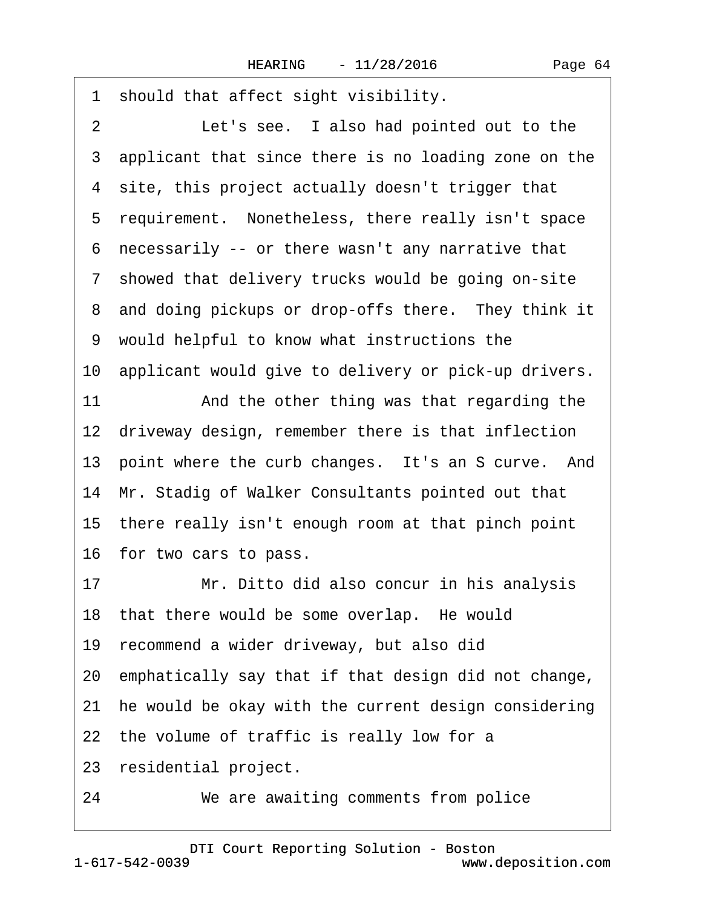1 should that affect sight visibility.

2 Let's see. I also had pointed out to the

3 applicant that since there is no loading zone on the

4 site, this project actually doesn't trigger that

5 requirement. Nonetheless, there really isn't space

6 necessarily -- or there wasn't any narrative that

7 showed that delivery trucks would be going on-site

8 and doing pickups or drop-offs there. They think it

9 would helpful to know what instructions the

10 applicant would give to delivery or pick-up drivers.

11 And the other thing was that regarding the

12 driveway design, remember there is that inflection

13 point where the curb changes. It's an S curve. And

14 Mr. Stadig of Walker Consultants pointed out that

15 there really isn't enough room at that pinch point

16 for two cars to pass.

17 Mr. Ditto did also concur in his analysis

18 that there would be some overlap. He would

19 recommend a wider driveway, but also did

20 emphatically say that if that design did not change,

21 he would be okay with the current design considering

22 the volume of traffic is really low for a

23 residential project.

24 We are awaiting comments from police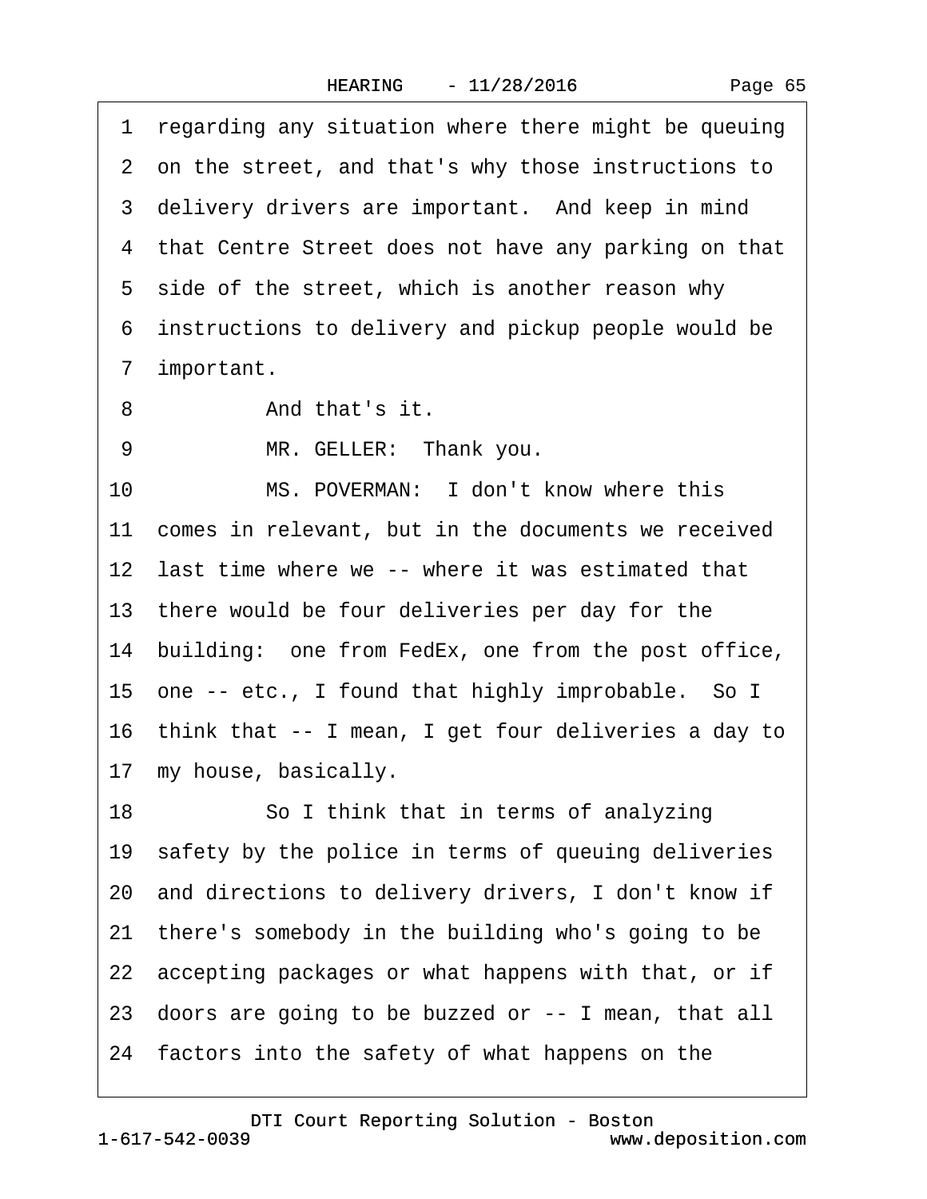1 regarding any situation where there might be queuing
2 on the street, and that's why those instructions to
3 delivery drivers are important. And keep in mind
4 that Centre Street does not have any parking on that
5 side of the street, which is another reason why
6 instructions to delivery and pickup people would be
7 important.
8 And that's it.
9 MR. GELLER: Thank you.
10 MS. POVERMAN: I don't know where this
11 comes in relevant, but in the documents we received
12 last time where we -- where it was estimated that
13 there would be four deliveries per day for the
14 building: one from FedEx, one from the post office,
15 one -- etc., I found that highly improbable. So I
16 think that -- I mean, I get four deliveries a day to
17 my house, basically.
18 So I think that in terms of analyzing
19 safety by the police in terms of queuing deliveries
20 and directions to delivery drivers, I don't know if
21 there's somebody in the building who's going to be
22 accepting packages or what happens with that, or if
23 doors are going to be buzzed or -- I mean, that all
24 factors into the safety of what happens on the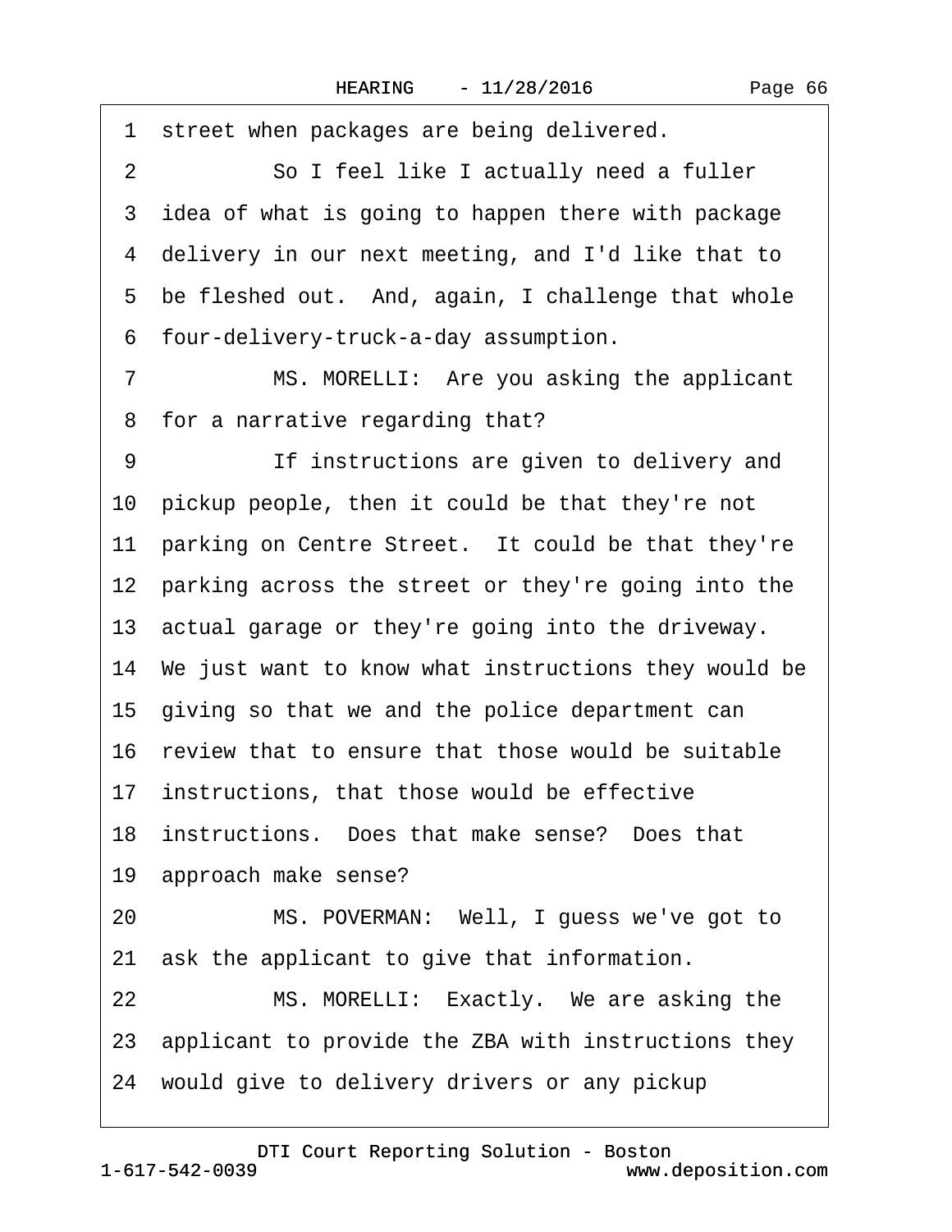1 street when packages are being delivered.

2 So I feel like I actually need a fuller

3 idea of what is going to happen there with package

4 delivery in our next meeting, and I'd like that to

5 be fleshed out. And, again, I challenge that whole

6 four-delivery-truck-a-day assumption.

7 MS. MORELLI: Are you asking the applicant

8 for a narrative regarding that?

9 If instructions are given to delivery and

10 pickup people, then it could be that they're not

11 parking on Centre Street. It could be that they're

12 parking across the street or they're going into the

13 actual garage or they're going into the driveway.

14 We just want to know what instructions they would be

15 giving so that we and the police department can

16 review that to ensure that those would be suitable

17 instructions, that those would be effective

18 instructions. Does that make sense? Does that

19 approach make sense?

20 MS. POVERMAN: Well, I guess we've got to

21 ask the applicant to give that information.

22 MS. MORELLI: Exactly. We are asking the

23 applicant to provide the ZBA with instructions they

24 would give to delivery drivers or any pickup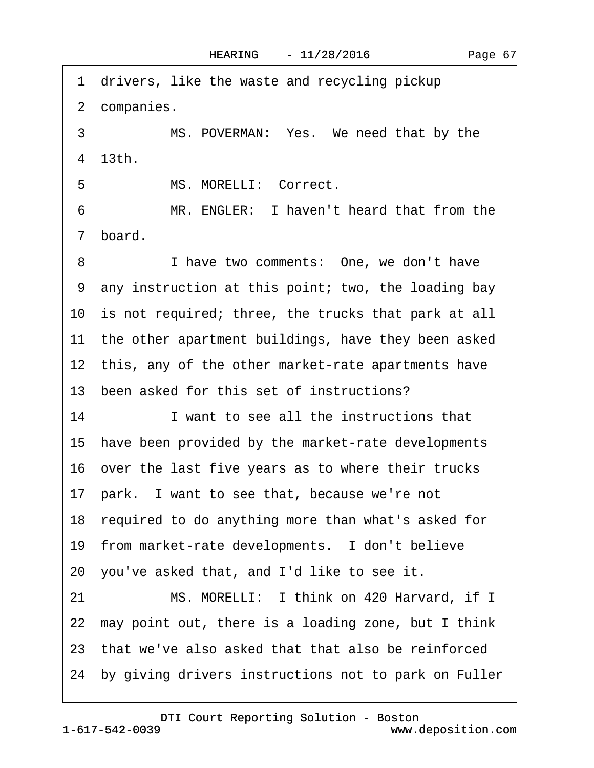1 drivers, like the waste and recycling pickup

2 companies.

3 MS. POVERMAN: Yes. We need that by the

4 13th.

5 MS. MORELLI: Correct.

6 MR. ENGLER: I haven't heard that from the

7 board.

8 I have two comments: One, we don't have

9 any instruction at this point; two, the loading bay

10 is not required; three, the trucks that park at all

11 the other apartment buildings, have they been asked

12 this, any of the other market-rate apartments have

13 been asked for this set of instructions?

14 I want to see all the instructions that

15 have been provided by the market-rate developments

16 over the last five years as to where their trucks

17 park. I want to see that, because we're not

18 required to do anything more than what's asked for

19 from market-rate developments. I don't believe

20 you've asked that, and I'd like to see it.

21 MS. MORELLI: I think on 420 Harvard, if I

22 may point out, there is a loading zone, but I think

23 that we've also asked that that also be reinforced

24 by giving drivers instructions not to park on Fuller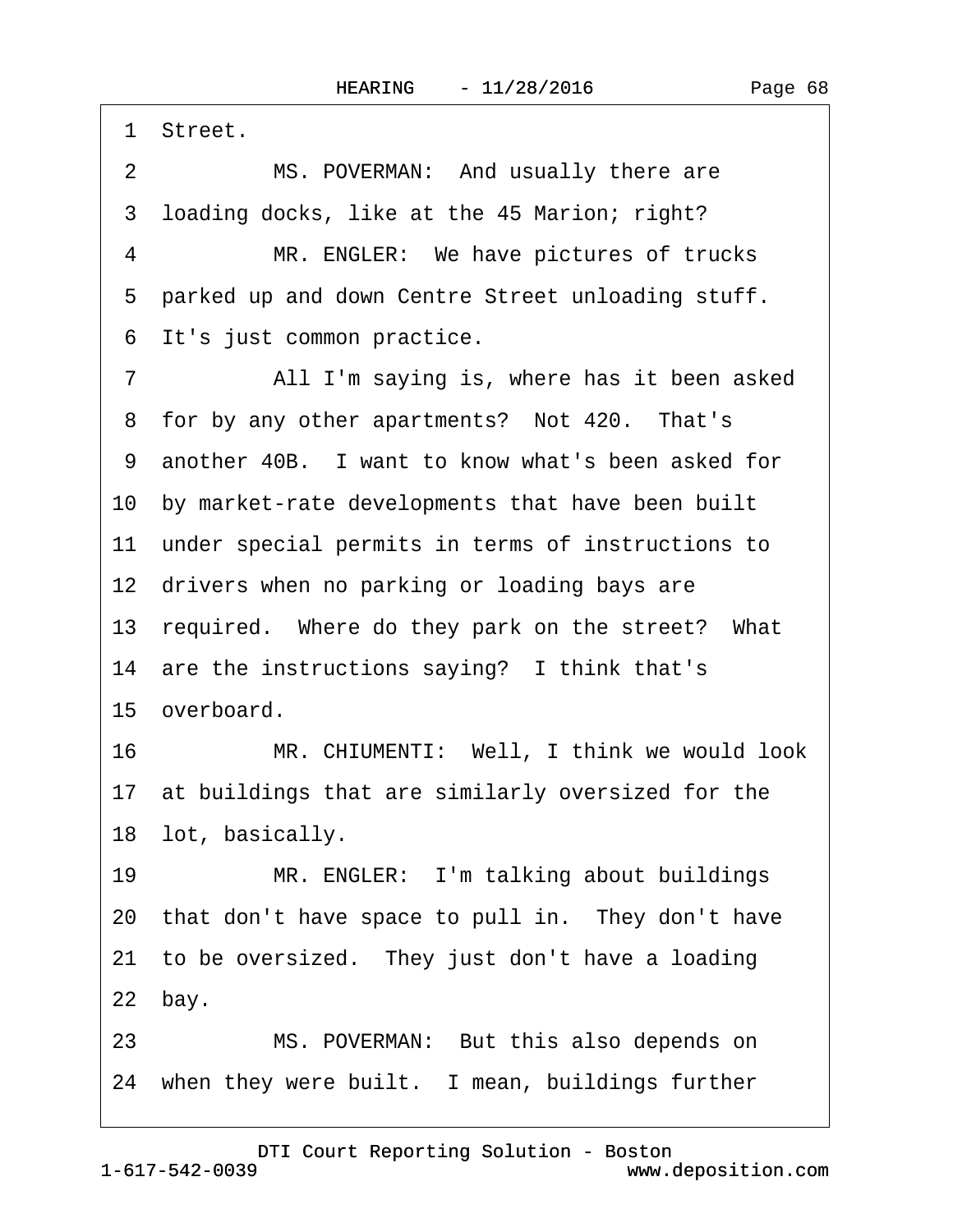1 Street.

2 MS. POVERMAN: And usually there are

3 loading docks, like at the 45 Marion; right?

4 MR. ENGLER: We have pictures of trucks

5 parked up and down Centre Street unloading stuff.

6 It's just common practice.

7 All I'm saying is, where has it been asked

8 for by any other apartments? Not 420. That's

9 another 40B. I want to know what's been asked for

10 by market-rate developments that have been built

11 under special permits in terms of instructions to

12 drivers when no parking or loading bays are

13 required. Where do they park on the street? What

14 are the instructions saying? I think that's

15 overboard.

16 MR. CHIUMENTI: Well, I think we would look

17 at buildings that are similarly oversized for the

18 lot, basically.

19 MR. ENGLER: I'm talking about buildings

20 that don't have space to pull in. They don't have

21 to be oversized. They just don't have a loading

22 bay.

23 MS. POVERMAN: But this also depends on

24 when they were built. I mean, buildings further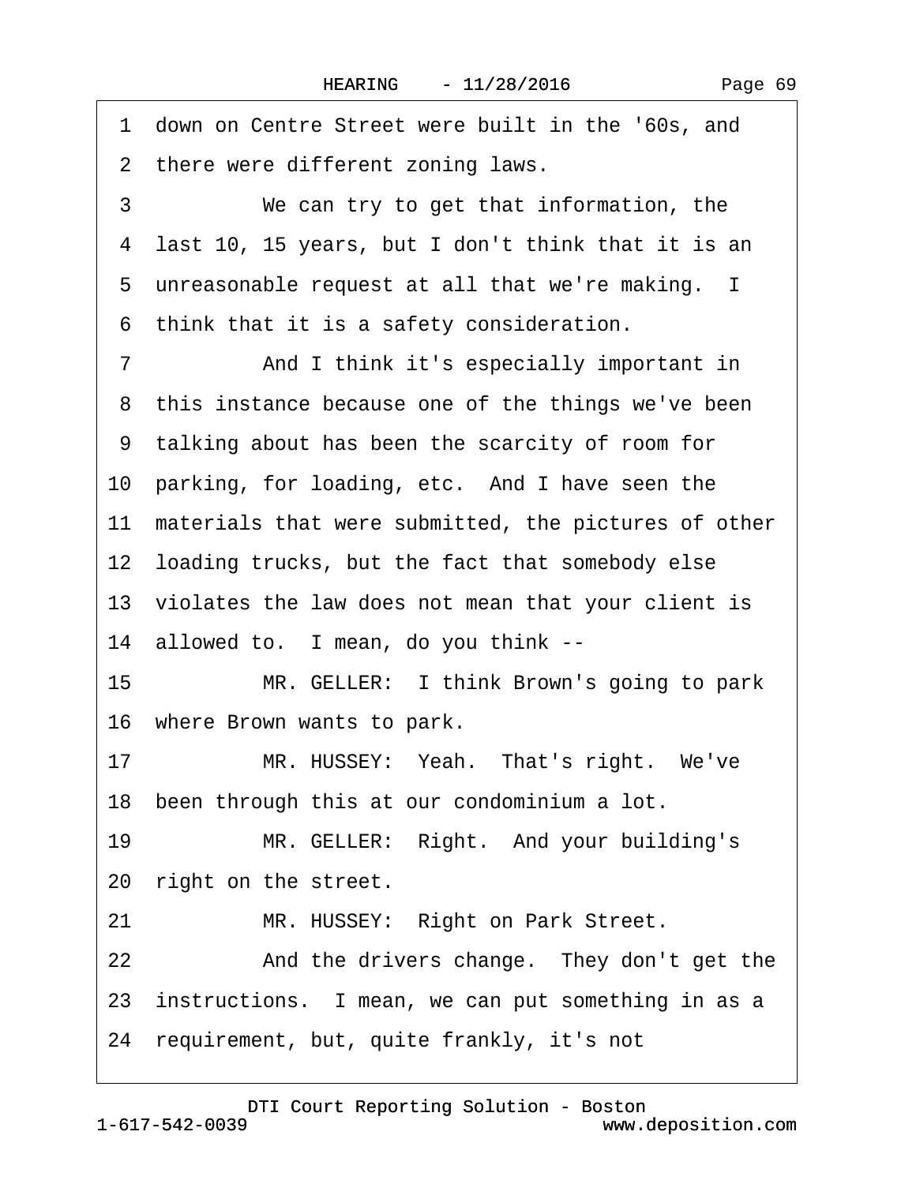1 down on Centre Street were built in the '60s, and
2 there were different zoning laws.
3 We can try to get that information, the
4 last 10, 15 years, but I don't think that it is an
5 unreasonable request at all that we're making. I
6 think that it is a safety consideration.
7 And I think it's especially important in
8 this instance because one of the things we've been
9 talking about has been the scarcity of room for
10 parking, for loading, etc. And I have seen the
11 materials that were submitted, the pictures of other
12 loading trucks, but the fact that somebody else
13 violates the law does not mean that your client is
14 allowed to. I mean, do you think --
15 MR. GELLER: I think Brown's going to park
16 where Brown wants to park.
17 MR. HUSSEY: Yeah. That's right. We've
18 been through this at our condominium a lot.
19 MR. GELLER: Right. And your building's
20 right on the street.
21 MR. HUSSEY: Right on Park Street.
22 And the drivers change. They don't get the
23 instructions. I mean, we can put something in as a
24 requirement, but, quite frankly, it's not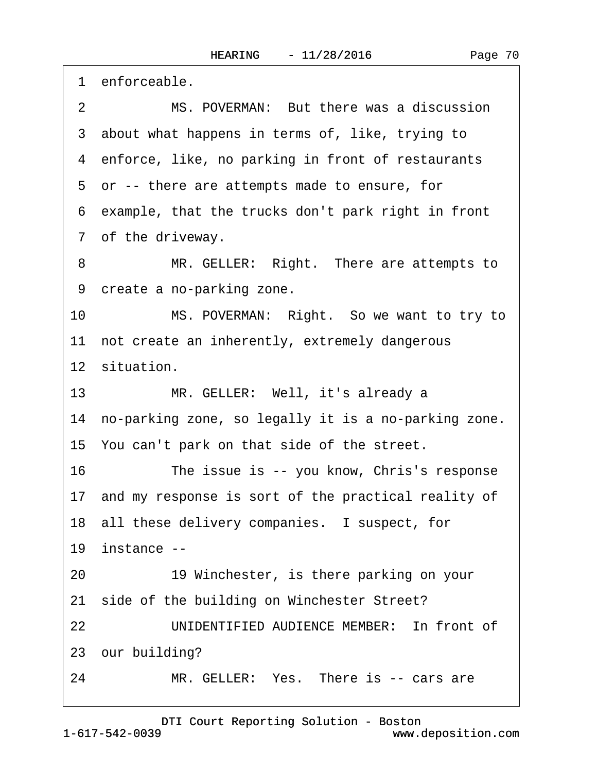1 enforceable.

2 MS. POVERMAN: But there was a discussion

3 about what happens in terms of, like, trying to

4 enforce, like, no parking in front of restaurants

5 or -- there are attempts made to ensure, for

6 example, that the trucks don't park right in front

7 of the driveway.

8 MR. GELLER: Right. There are attempts to

9 create a no-parking zone.

10 MS. POVERMAN: Right. So we want to try to

11 not create an inherently, extremely dangerous

12 situation.

13 MR. GELLER: Well, it's already a

14 no-parking zone, so legally it is a no-parking zone.

15 You can't park on that side of the street.

16 The issue is -- you know, Chris's response

17 and my response is sort of the practical reality of

18 all these delivery companies. I suspect, for

19 instance --

20 19 Winchester, is there parking on your

21 side of the building on Winchester Street?

22 UNIDENTIFIED AUDIENCE MEMBER: In front of

23 our building?

24 MR. GELLER: Yes. There is -- cars are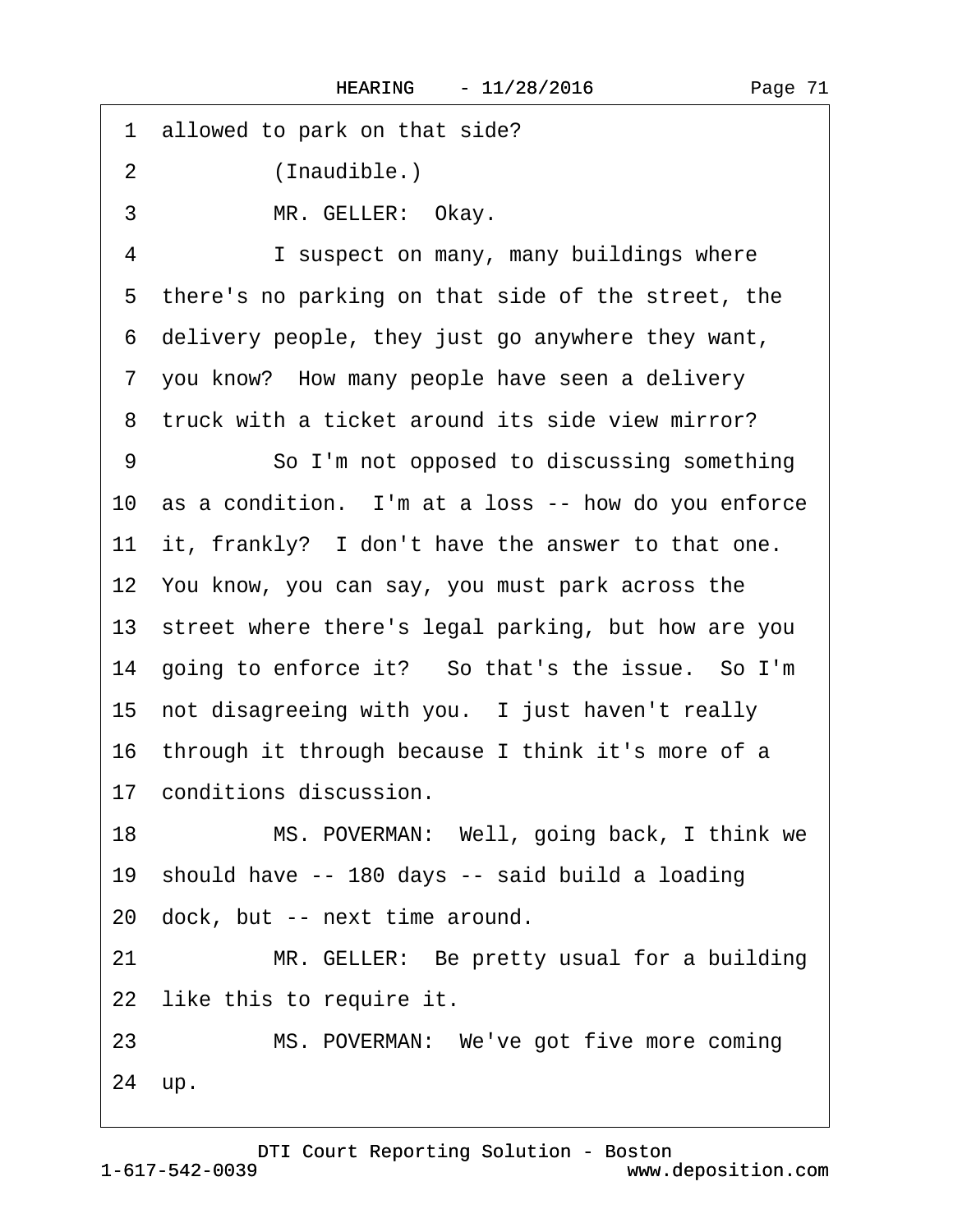1 allowed to park on that side?

2 (Inaudible.)

3 MR. GELLER: Okay.

4 I suspect on many, many buildings where

5 there's no parking on that side of the street, the

6 delivery people, they just go anywhere they want,

7 you know? How many people have seen a delivery

8 truck with a ticket around its side view mirror?

9 So I'm not opposed to discussing something

10 as a condition. I'm at a loss -- how do you enforce

11 it, frankly? I don't have the answer to that one.

12 You know, you can say, you must park across the

13 street where there's legal parking, but how are you

14 going to enforce it? So that's the issue. So I'm

15 not disagreeing with you. I just haven't really

16 through it through because I think it's more of a

17 conditions discussion.

18 MS. POVERMAN: Well, going back, I think we

19 should have -- 180 days -- said build a loading

20 dock, but -- next time around.

21 MR. GELLER: Be pretty usual for a building

22 like this to require it.

23 MS. POVERMAN: We've got five more coming

24 up.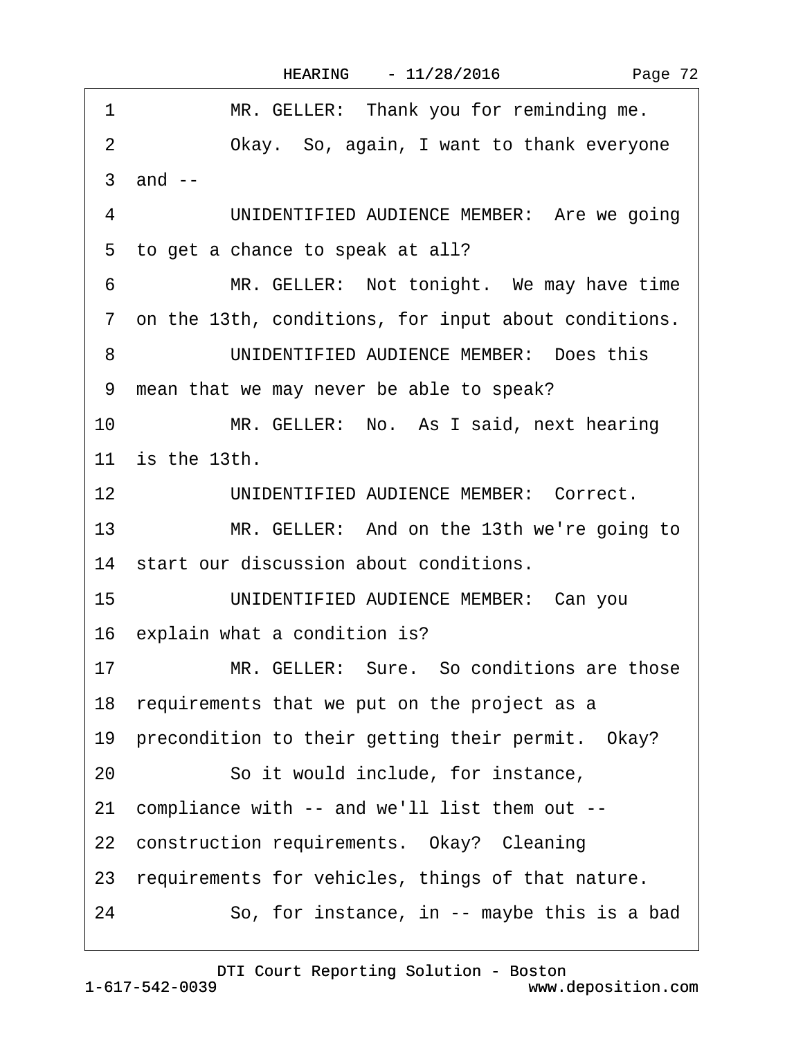1 MR. GELLER: Thank you for reminding me.

2 Okay. So, again, I want to thank everyone

3 and --

4 UNIDENTIFIED AUDIENCE MEMBER: Are we going

5 to get a chance to speak at all?

6 MR. GELLER: Not tonight. We may have time

7 on the 13th, conditions, for input about conditions.

8 UNIDENTIFIED AUDIENCE MEMBER: Does this

9 mean that we may never be able to speak?

10 MR. GELLER: No. As I said, next hearing

11 is the 13th.

12 UNIDENTIFIED AUDIENCE MEMBER: Correct.

13 MR. GELLER: And on the 13th we're going to

14 start our discussion about conditions.

15 UNIDENTIFIED AUDIENCE MEMBER: Can you

16 explain what a condition is?

17 MR. GELLER: Sure. So conditions are those

18 requirements that we put on the project as a

19 precondition to their getting their permit. Okay?

20 So it would include, for instance,

21 compliance with -- and we'll list them out --

22 construction requirements. Okay? Cleaning

23 requirements for vehicles, things of that nature.

24 So, for instance, in -- maybe this is a bad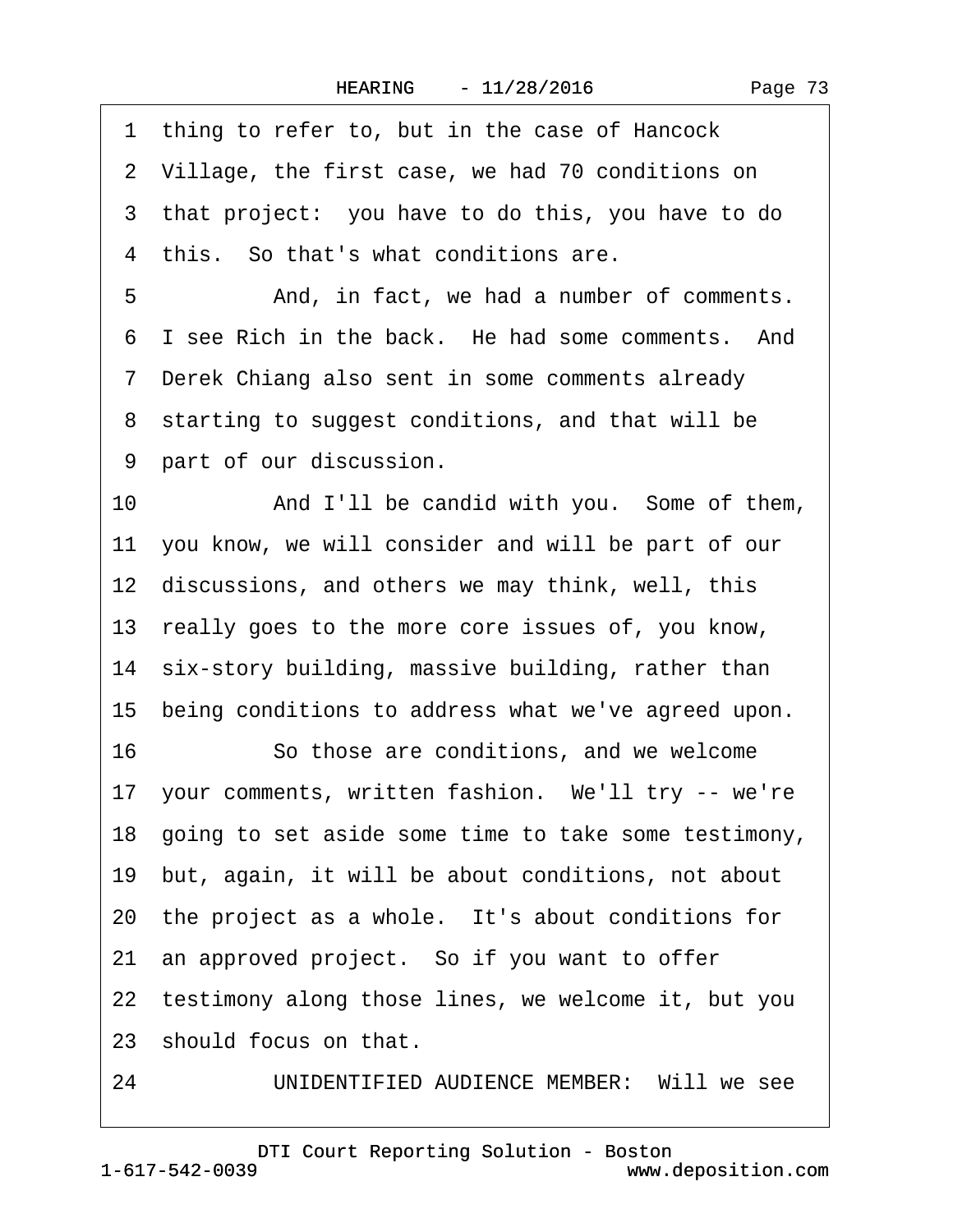1 thing to refer to, but in the case of Hancock
2 Village, the first case, we had 70 conditions on
3 that project: you have to do this, you have to do
4 this. So that's what conditions are.
5 And, in fact, we had a number of comments.
6 I see Rich in the back. He had some comments. And
7 Derek Chiang also sent in some comments already
8 starting to suggest conditions, and that will be
9 part of our discussion.
10 And I'll be candid with you. Some of them,
11 you know, we will consider and will be part of our
12 discussions, and others we may think, well, this
13 really goes to the more core issues of, you know,
14 six-story building, massive building, rather than
15 being conditions to address what we've agreed upon.
16 So those are conditions, and we welcome
17 your comments, written fashion. We'll try -- we're
18 going to set aside some time to take some testimony,
19 but, again, it will be about conditions, not about
20 the project as a whole. It's about conditions for
21 an approved project. So if you want to offer
22 testimony along those lines, we welcome it, but you
23 should focus on that.
24 UNIDENTIFIED AUDIENCE MEMBER: Will we see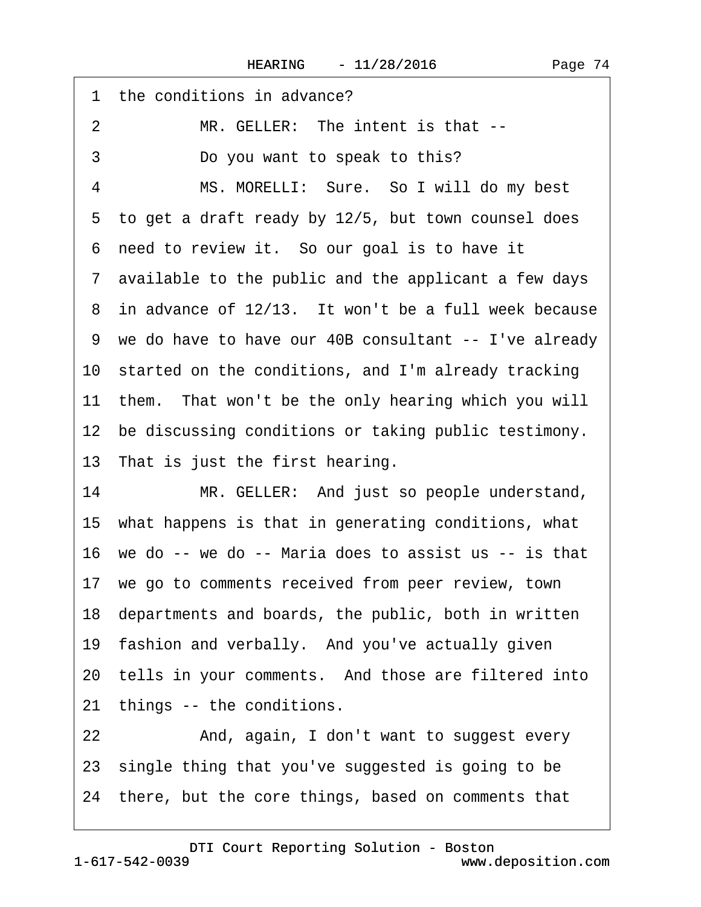1 the conditions in advance?

2 MR. GELLER: The intent is that --

3 Do you want to speak to this?

4 MS. MORELLI: Sure. So I will do my best

5 to get a draft ready by 12/5, but town counsel does

6 need to review it. So our goal is to have it

7 available to the public and the applicant a few days

8 in advance of 12/13. It won't be a full week because

9 we do have to have our 40B consultant -- I've already

10 started on the conditions, and I'm already tracking

11 them. That won't be the only hearing which you will

12 be discussing conditions or taking public testimony.

13 That is just the first hearing.

14 MR. GELLER: And just so people understand,

15 what happens is that in generating conditions, what

16 we do -- we do -- Maria does to assist us -- is that

17 we go to comments received from peer review, town

18 departments and boards, the public, both in written

19 fashion and verbally. And you've actually given

20 tells in your comments. And those are filtered into

21 things -- the conditions.

22 And, again, I don't want to suggest every

23 single thing that you've suggested is going to be

24 there, but the core things, based on comments that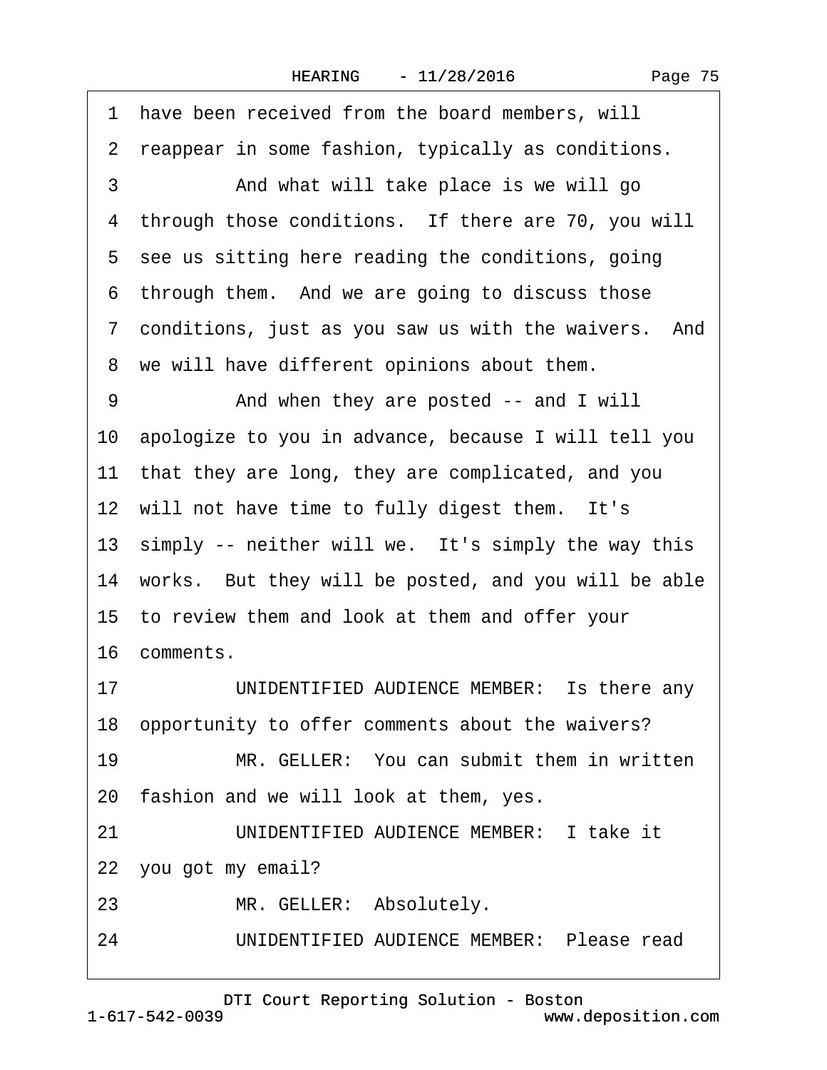1 have been received from the board members, will
2 reappear in some fashion, typically as conditions.
3 And what will take place is we will go
4 through those conditions. If there are 70, you will
5 see us sitting here reading the conditions, going
6 through them. And we are going to discuss those
7 conditions, just as you saw us with the waivers. And
8 we will have different opinions about them.
9 And when they are posted -- and I will
10 apologize to you in advance, because I will tell you
11 that they are long, they are complicated, and you
12 will not have time to fully digest them. It's
13 simply -- neither will we. It's simply the way this
14 works. But they will be posted, and you will be able
15 to review them and look at them and offer your
16 comments.
17 UNIDENTIFIED AUDIENCE MEMBER: Is there any
18 opportunity to offer comments about the waivers?
19 MR. GELLER: You can submit them in written
20 fashion and we will look at them, yes.
21 UNIDENTIFIED AUDIENCE MEMBER: I take it
22 you got my email?
23 MR. GELLER: Absolutely.
24 UNIDENTIFIED AUDIENCE MEMBER: Please read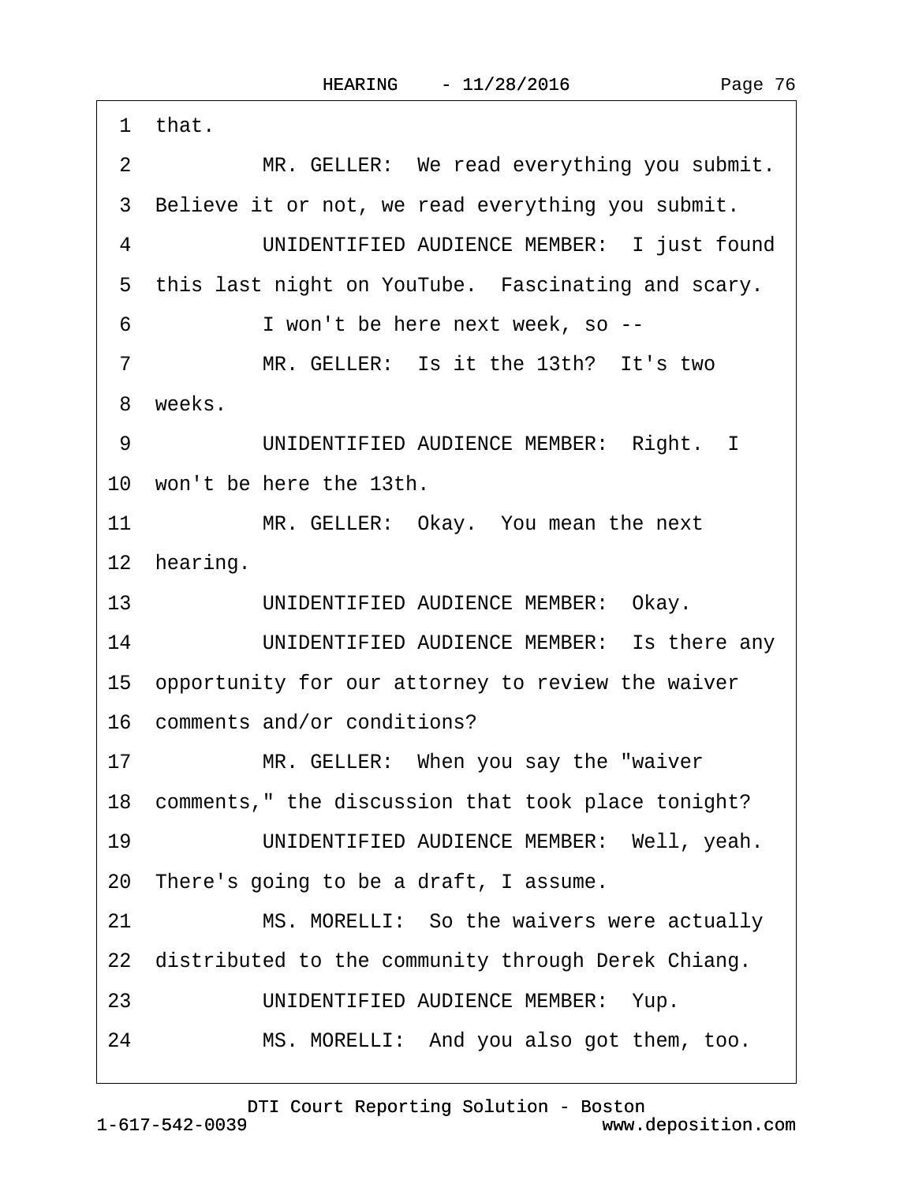1 that.

2 MR. GELLER: We read everything you submit.

3 Believe it or not, we read everything you submit.

4 UNIDENTIFIED AUDIENCE MEMBER: I just found

5 this last night on YouTube. Fascinating and scary.

6 I won't be here next week, so --

7 MR. GELLER: Is it the 13th? It's two

8 weeks.

9 UNIDENTIFIED AUDIENCE MEMBER: Right. I

10 won't be here the 13th.

11 MR. GELLER: Okay. You mean the next

12 hearing.

13 UNIDENTIFIED AUDIENCE MEMBER: Okay.

14 UNIDENTIFIED AUDIENCE MEMBER: Is there any

15 opportunity for our attorney to review the waiver

16 comments and/or conditions?

17 MR. GELLER: When you say the "waiver

18 comments," the discussion that took place tonight?

19 UNIDENTIFIED AUDIENCE MEMBER: Well, yeah.

20 There's going to be a draft, I assume.

21 MS. MORELLI: So the waivers were actually

22 distributed to the community through Derek Chiang.

23 UNIDENTIFIED AUDIENCE MEMBER: Yup.

24 MS. MORELLI: And you also got them, too.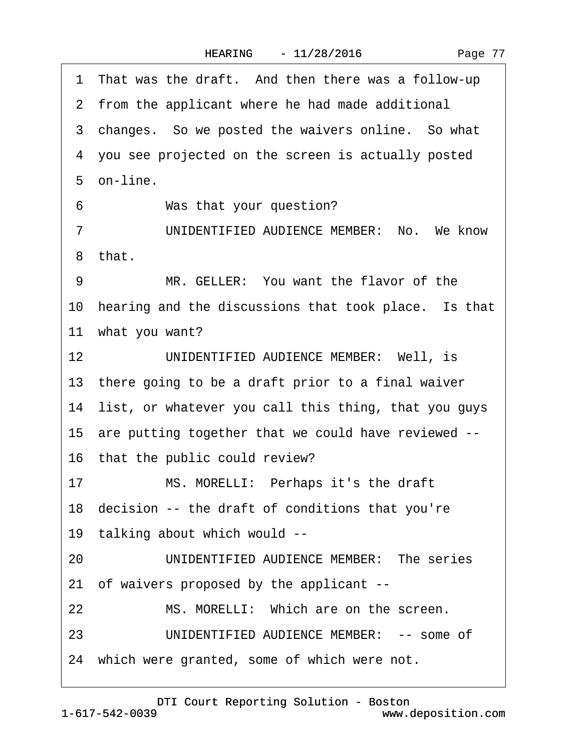1 That was the draft. And then there was a follow-up
2 from the applicant where he had made additional
3 changes. So we posted the waivers online. So what
4 you see projected on the screen is actually posted
5 on-line.

6 Was that your question?

7 UNIDENTIFIED AUDIENCE MEMBER: No. We know
8 that.

9 MR. GELLER: You want the flavor of the
10 hearing and the discussions that took place. Is that
11 what you want?

12 UNIDENTIFIED AUDIENCE MEMBER: Well, is
13 there going to be a draft prior to a final waiver
14 list, or whatever you call this thing, that you guys
15 are putting together that we could have reviewed --
16 that the public could review?

17 MS. MORELLI: Perhaps it's the draft
18 decision -- the draft of conditions that you're
19 talking about which would --

20 UNIDENTIFIED AUDIENCE MEMBER: The series
21 of waivers proposed by the applicant --

22 MS. MORELLI: Which are on the screen.

23 UNIDENTIFIED AUDIENCE MEMBER: -- some of
24 which were granted, some of which were not.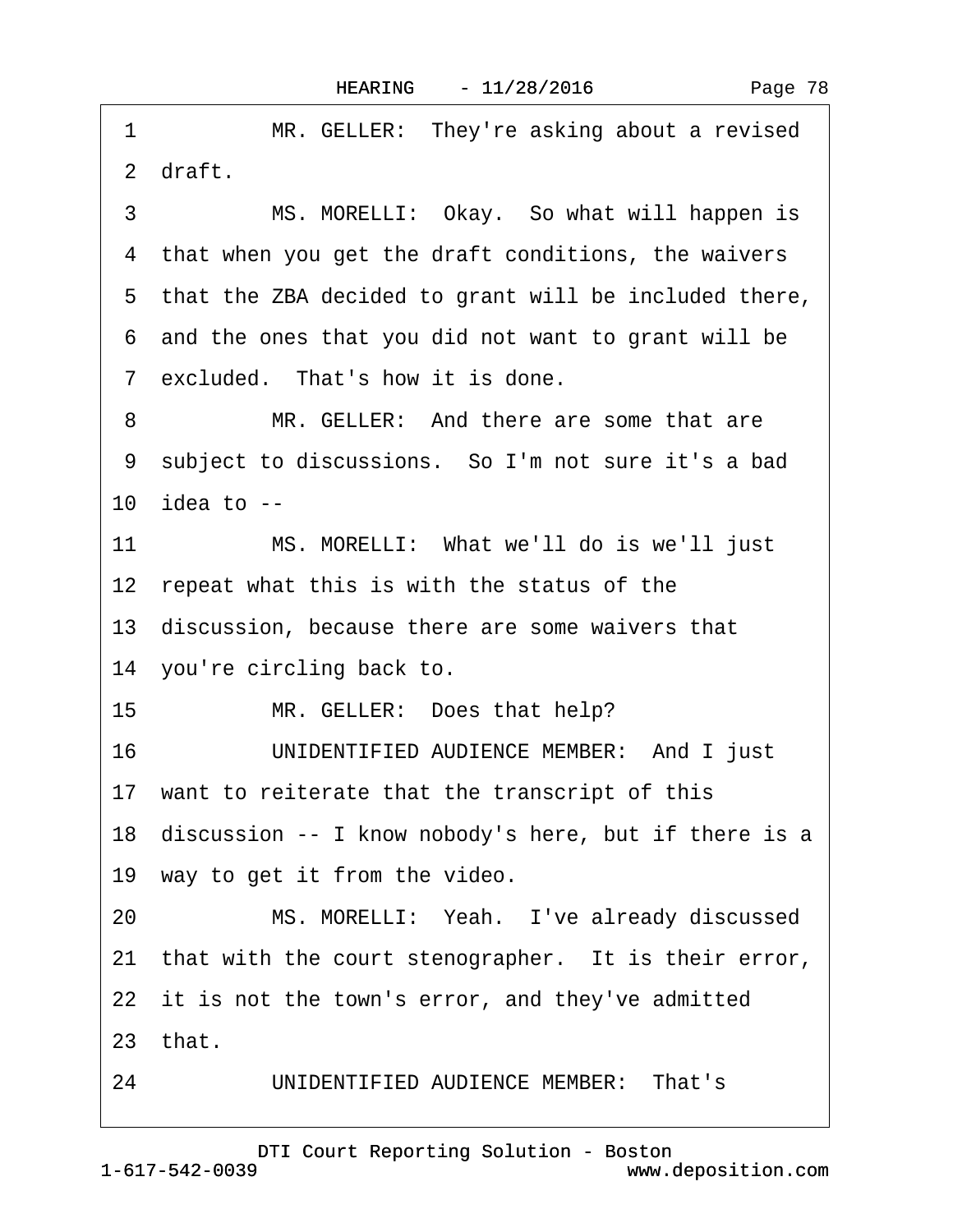1 MR. GELLER: They're asking about a revised

2 draft.

3 MS. MORELLI: Okay. So what will happen is

4 that when you get the draft conditions, the waivers

5 that the ZBA decided to grant will be included there,

6 and the ones that you did not want to grant will be

7 excluded. That's how it is done.

8 MR. GELLER: And there are some that are

9 subject to discussions. So I'm not sure it's a bad

10 idea to --

11 MS. MORELLI: What we'll do is we'll just

12 repeat what this is with the status of the

13 discussion, because there are some waivers that

14 you're circling back to.

15 MR. GELLER: Does that help?

16 UNIDENTIFIED AUDIENCE MEMBER: And I just

17 want to reiterate that the transcript of this

18 discussion -- I know nobody's here, but if there is a

19 way to get it from the video.

20 MS. MORELLI: Yeah. I've already discussed

21 that with the court stenographer. It is their error,

22 it is not the town's error, and they've admitted

23 that.

24 UNIDENTIFIED AUDIENCE MEMBER: That's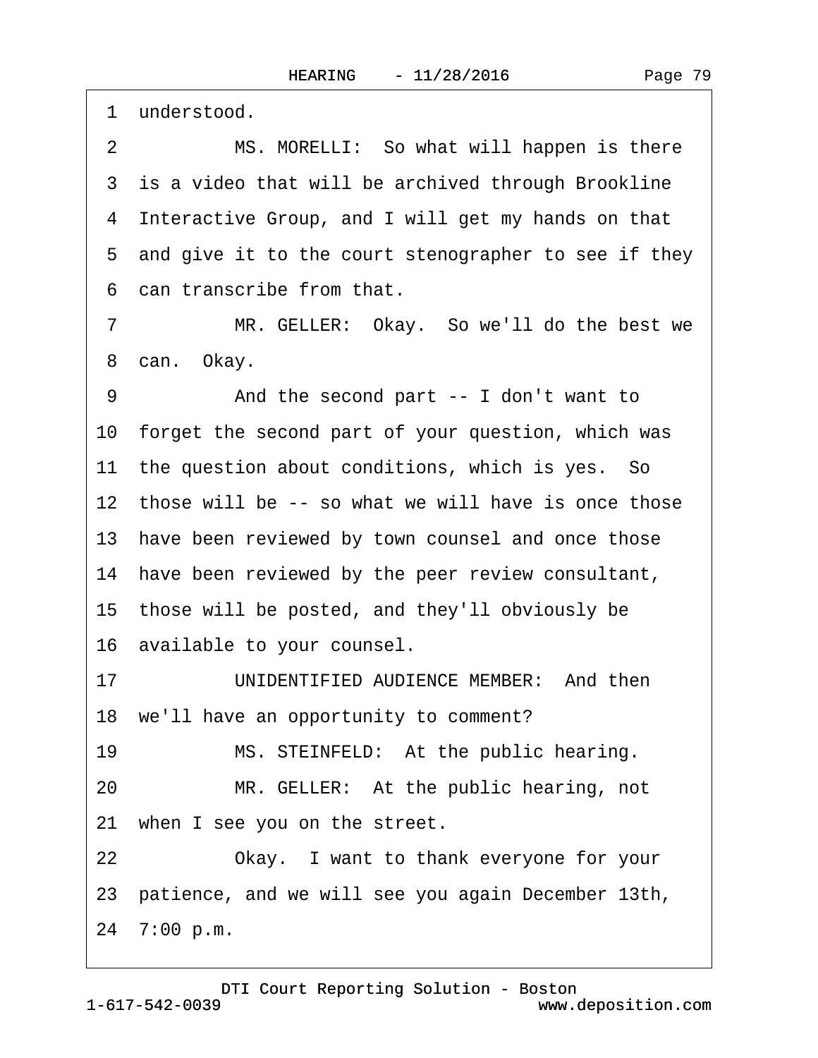1 understood.

2 MS. MORELLI: So what will happen is there

3 is a video that will be archived through Brookline

4 Interactive Group, and I will get my hands on that

5 and give it to the court stenographer to see if they

6 can transcribe from that.

7 MR. GELLER: Okay. So we'll do the best we

8 can. Okay.

9 And the second part -- I don't want to

10 forget the second part of your question, which was

11 the question about conditions, which is yes. So

12 those will be -- so what we will have is once those

13 have been reviewed by town counsel and once those

14 have been reviewed by the peer review consultant,

15 those will be posted, and they'll obviously be

16 available to your counsel.

17 UNIDENTIFIED AUDIENCE MEMBER: And then

18 we'll have an opportunity to comment?

19 MS. STEINFELD: At the public hearing.

20 MR. GELLER: At the public hearing, not

21 when I see you on the street.

22 Okay. I want to thank everyone for your

23 patience, and we will see you again December 13th,

24 7:00 p.m.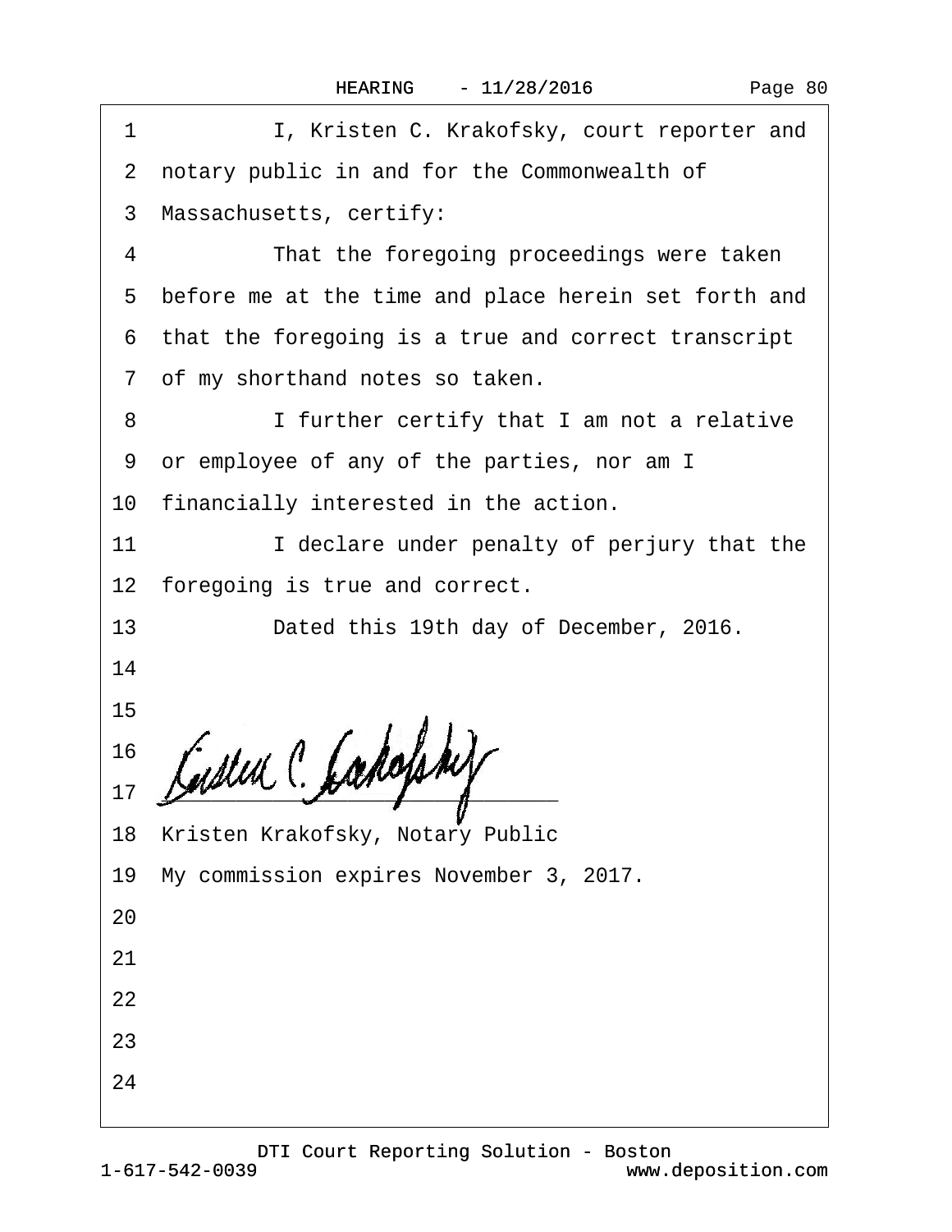I, Kristen C. Krakofsky, court reporter and notary public in and for the Commonwealth of Massachusetts, certify:

That the foregoing proceedings were taken before me at the time and place herein set forth and that the foregoing is a true and correct transcript of my shorthand notes so taken.

I further certify that I am not a relative or employee of any of the parties, nor am I financially interested in the action.

I declare under penalty of perjury that the foregoing is true and correct.

Dated this 19th day of December, 2016.

Kristen Krakofsky, Notary Public

My commission expires November 3, 2017.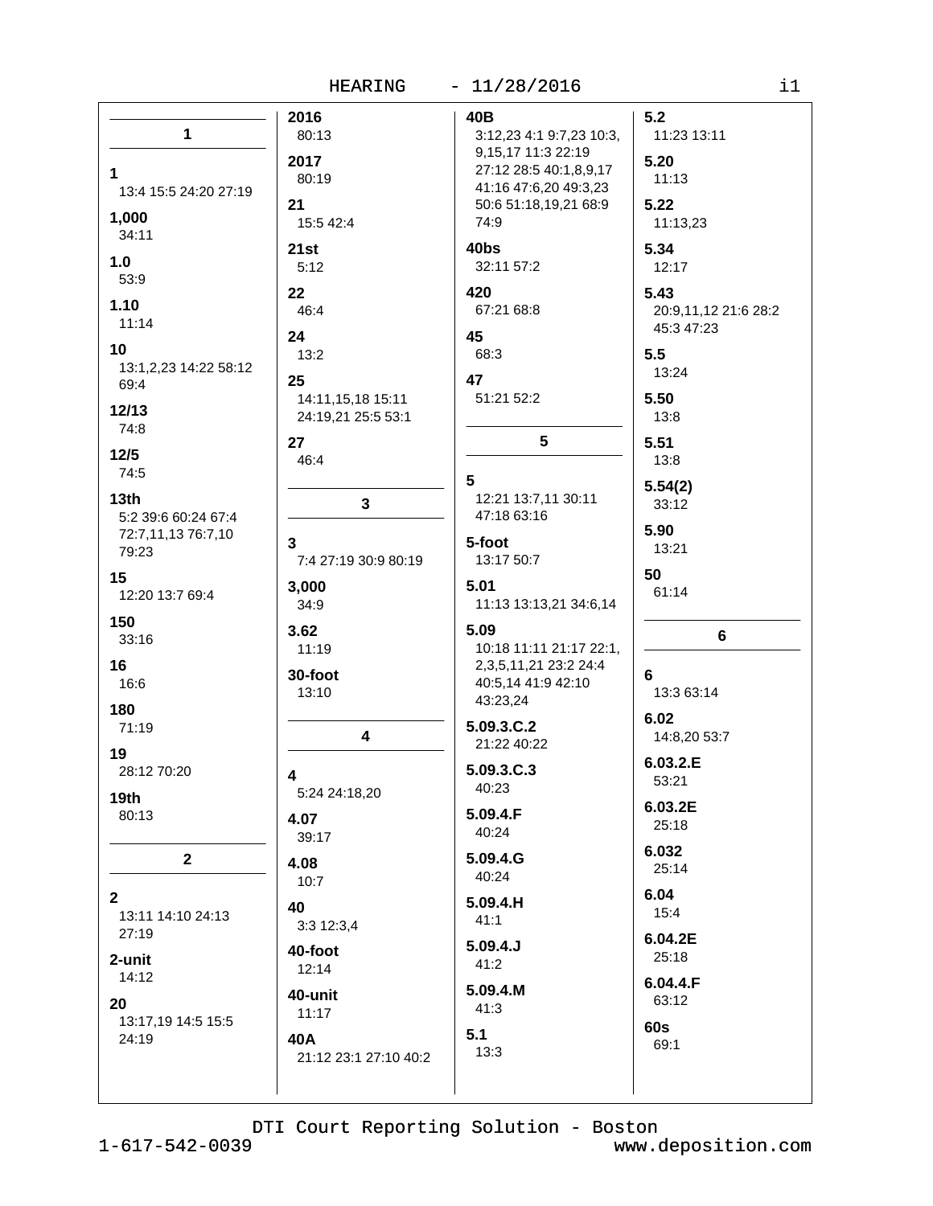## 1

**1**
13:4 15:5 24:20 27:19

**1,000**
34:11

**1.0**
53:9

**1.10**
11:14

**10**
13:1,2,23 14:22 58:12 69:4

**12/13**
74:8

**12/5**
74:5

**13th**
5:2 39:6 60:24 67:4 72:7,11,13 76:7,10 79:23

**15**
12:20 13:7 69:4

**150**
33:16

**16**
16:6

**180**
71:19

**19**
28:12 70:20

**19th**
80:13

## 2

**2**
13:11 14:10 24:13 27:19

**2-unit**
14:12

**20**
13:17,19 14:5 15:5 24:19

**2016**
80:13

**2017**
80:19

**21**
15:5 42:4

**21st**
5:12

**22**
46:4

**24**
13:2

**25**
14:11,15,18 15:11 24:19,21 25:5 53:1

**27**
46:4

## 3

**3**
7:4 27:19 30:9 80:19

**3,000**
34:9

**3.62**
11:19

**30-foot**
13:10

## 4

**4**
5:24 24:18,20

**4.07**
39:17

**4.08**
10:7

**40**
3:3 12:3,4

**40-foot**
12:14

**40-unit**
11:17

**40A**
21:12 23:1 27:10 40:2

**40B**
3:12,23 4:1 9:7,23 10:3, 9,15,17 11:3 22:19 27:12 28:5 40:1,8,9,17 41:16 47:6,20 49:3,23 50:6 51:18,19,21 68:9 74:9

**40bs**
32:11 57:2

**420**
67:21 68:8

**45**
68:3

**47**
51:21 52:2

## 5

**5**
12:21 13:7,11 30:11 47:18 63:16

**5-foot**
13:17 50:7

**5.01**
11:13 13:13,21 34:6,14

**5.09**
10:18 11:11 21:17 22:1, 2,3,5,11,21 23:2 24:4 40:5,14 41:9 42:10 43:23,24

**5.09.3.C.2**
21:22 40:22

**5.09.3.C.3**
40:23

**5.09.4.F**
40:24

**5.09.4.G**
40:24

**5.09.4.H**
41:1

**5.09.4.J**
41:2

**5.09.4.M**
41:3

**5.1**
13:3

**5.2**
11:23 13:11

**5.20**
11:13

**5.22**
11:13,23

**5.34**
12:17

**5.43**
20:9,11,12 21:6 28:2 45:3 47:23

**5.5**
13:24

**5.50**
13:8

**5.51**
13:8

**5.54(2)**
33:12

**5.90**
13:21

**50**
61:14

## 6

**6**
13:3 63:14

**6.02**
14:8,20 53:7

**6.03.2.E**
53:21

**6.03.2E**
25:18

**6.032**
25:14

**6.04**
15:4

**6.04.2E**
25:18

**6.04.4.F**
63:12

**60s**
69:1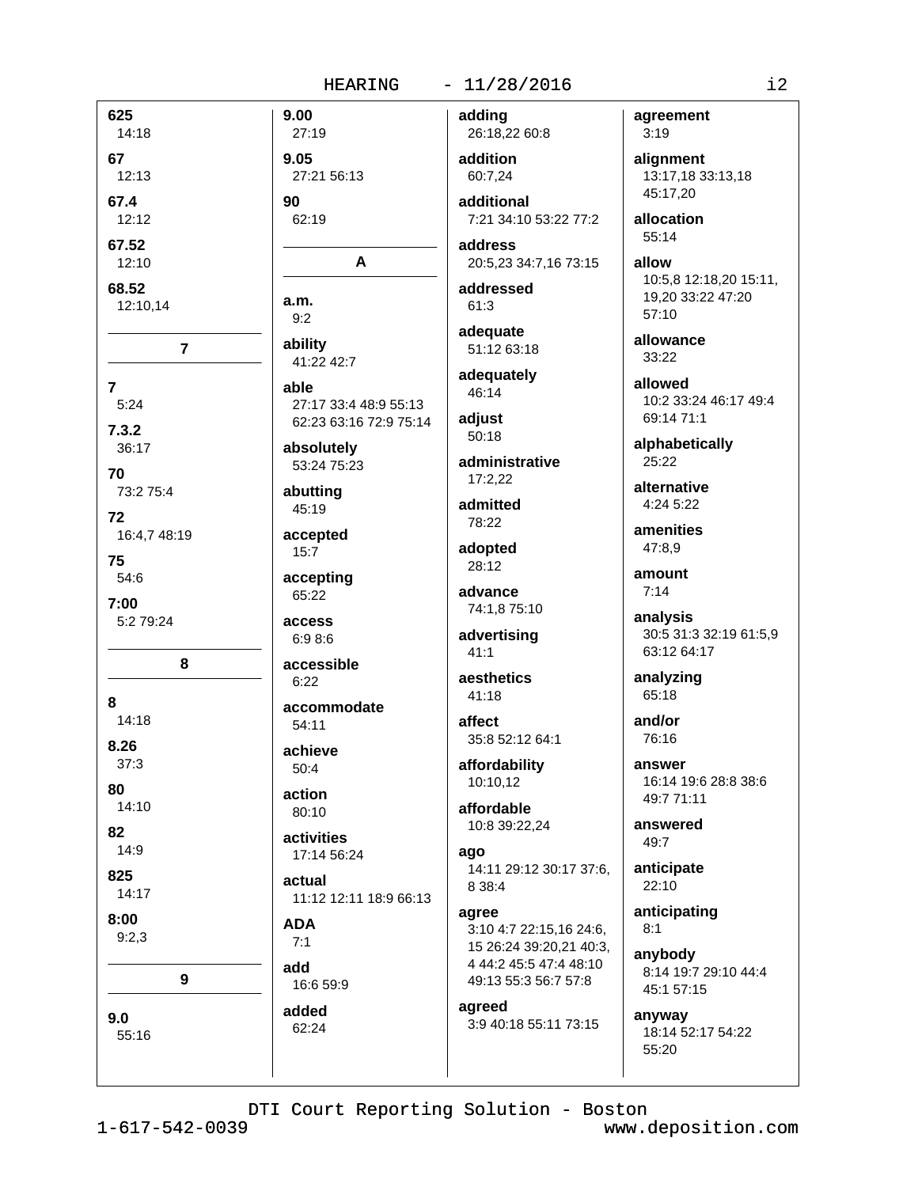**625**
14:18

**67**
12:13

**67.4**
12:12

**67.52**
12:10

**68.52**
12:10,14

## 7

**7**
5:24

**7.3.2**
36:17

**70**
73:2 75:4

**72**
16:4,7 48:19

**75**
54:6

**7:00**
5:2 79:24

## 8

**8**
14:18

**8.26**
37:3

**80**
14:10

**82**
14:9

**825**
14:17

**8:00**
9:2,3

## 9

**9.0**
55:16

**9.00**
27:19

**9.05**
27:21 56:13

**90**
62:19

## A

**a.m.**
9:2

**ability**
41:22 42:7

**able**
27:17 33:4 48:9 55:13 62:23 63:16 72:9 75:14

**absolutely**
53:24 75:23

**abutting**
45:19

**accepted**
15:7

**accepting**
65:22

**access**
6:9 8:6

**accessible**
6:22

**accommodate**
54:11

**achieve**
50:4

**action**
80:10

**activities**
17:14 56:24

**actual**
11:12 12:11 18:9 66:13

**ADA**
7:1

**add**
16:6 59:9

**added**
62:24

**adding**
26:18,22 60:8

**addition**
60:7,24

**additional**
7:21 34:10 53:22 77:2

**address**
20:5,23 34:7,16 73:15

**addressed**
61:3

**adequate**
51:12 63:18

**adequately**
46:14

**adjust**
50:18

**administrative**
17:2,22

**admitted**
78:22

**adopted**
28:12

**advance**
74:1,8 75:10

**advertising**
41:1

**aesthetics**
41:18

**affect**
35:8 52:12 64:1

**affordability**
10:10,12

**affordable**
10:8 39:22,24

**ago**
14:11 29:12 30:17 37:6, 8 38:4

**agree**
3:10 4:7 22:15,16 24:6, 15 26:24 39:20,21 40:3, 4 44:2 45:5 47:4 48:10 49:13 55:3 56:7 57:8

**agreed**
3:9 40:18 55:11 73:15

**agreement**
3:19

**alignment**
13:17,18 33:13,18 45:17,20

**allocation**
55:14

**allow**
10:5,8 12:18,20 15:11, 19,20 33:22 47:20 57:10

**allowance**
33:22

**allowed**
10:2 33:24 46:17 49:4 69:14 71:1

**alphabetically**
25:22

**alternative**
4:24 5:22

**amenities**
47:8,9

**amount**
7:14

**analysis**
30:5 31:3 32:19 61:5,9 63:12 64:17

**analyzing**
65:18

**and/or**
76:16

**answer**
16:14 19:6 28:8 38:6 49:7 71:11

**answered**
49:7

**anticipate**
22:10

**anticipating**
8:1

**anybody**
8:14 19:7 29:10 44:4 45:1 57:15

**anyway**
18:14 52:17 54:22 55:20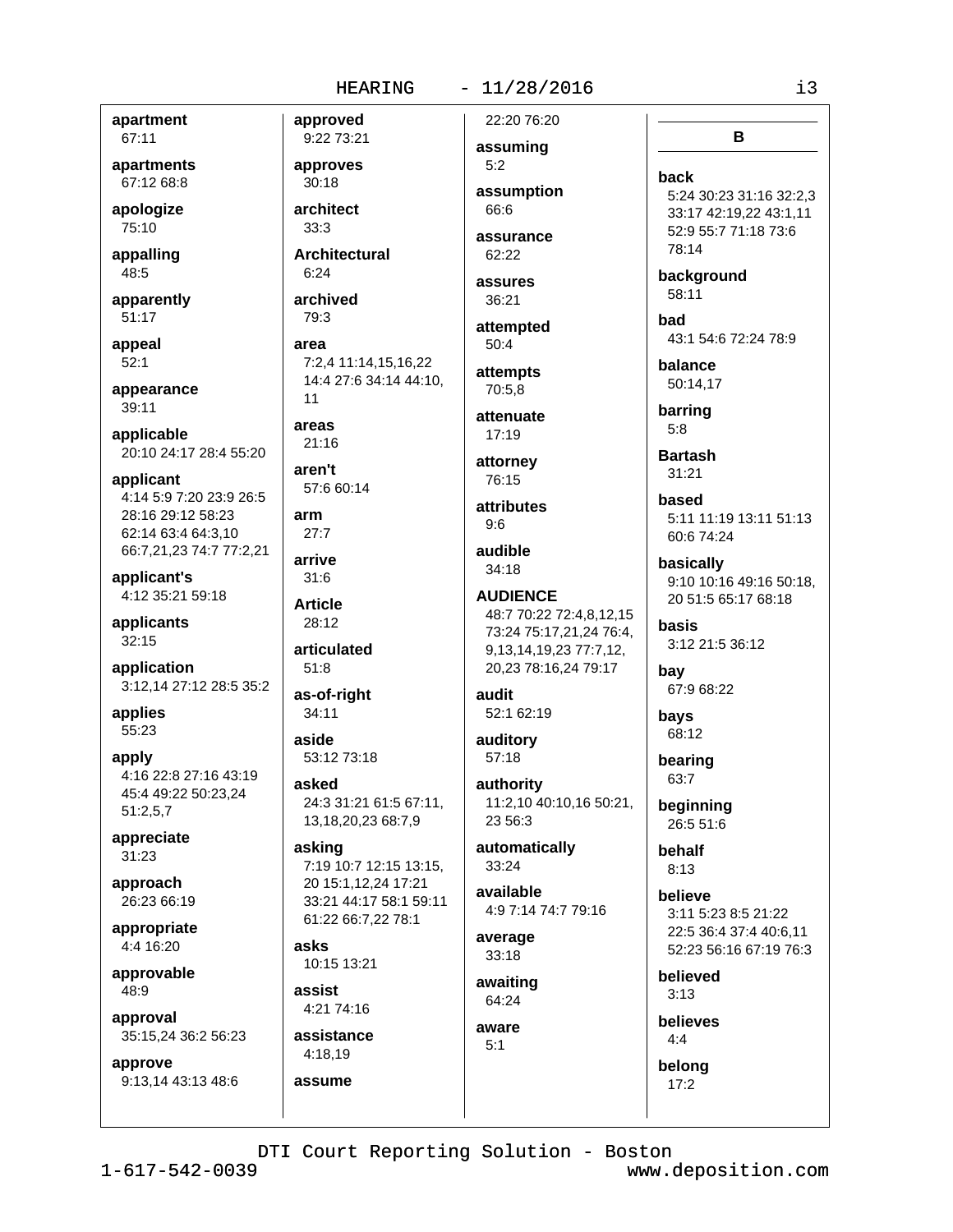**apartment**
67:11

**apartments**
67:12 68:8

**apologize**
75:10

**appalling**
48:5

**apparently**
51:17

**appeal**
52:1

**appearance**
39:11

**applicable**
20:10 24:17 28:4 55:20

**applicant**
4:14 5:9 7:20 23:9 26:5 28:16 29:12 58:23 62:14 63:4 64:3,10 66:7,21,23 74:7 77:2,21

**applicant's**
4:12 35:21 59:18

**applicants**
32:15

**application**
3:12,14 27:12 28:5 35:2

**applies**
55:23

**apply**
4:16 22:8 27:16 43:19 45:4 49:22 50:23,24 51:2,5,7

**appreciate**
31:23

**approach**
26:23 66:19

**appropriate**
4:4 16:20

**approvable**
48:9

**approval**
35:15,24 36:2 56:23

**approve**
9:13,14 43:13 48:6

**approved**
9:22 73:21

**approves**
30:18

**architect**
33:3

**Architectural**
6:24

**archived**
79:3

**area**
7:2,4 11:14,15,16,22 14:4 27:6 34:14 44:10, 11

**areas**
21:16

**aren't**
57:6 60:14

**arm**
27:7

**arrive**
31:6

**Article**
28:12

**articulated**
51:8

**as-of-right**
34:11

**aside**
53:12 73:18

**asked**
24:3 31:21 61:5 67:11, 13,18,20,23 68:7,9

**asking**
7:19 10:7 12:15 13:15, 20 15:1,12,24 17:21 33:21 44:17 58:1 59:11 61:22 66:7,22 78:1

**asks**
10:15 13:21

**assist**
4:21 74:16

**assistance**
4:18,19

**assume**
22:20 76:20

**assuming**
5:2

**assumption**
66:6

**assurance**
62:22

**assures**
36:21

**attempted**
50:4

**attempts**
70:5,8

**attenuate**
17:19

**attorney**
76:15

**attributes**
9:6

**audible**
34:18

**AUDIENCE**
48:7 70:22 72:4,8,12,15 73:24 75:17,21,24 76:4, 9,13,14,19,23 77:7,12, 20,23 78:16,24 79:17

**audit**
52:1 62:19

**auditory**
57:18

**authority**
11:2,10 40:10,16 50:21, 23 56:3

**automatically**
33:24

**available**
4:9 7:14 74:7 79:16

**average**
33:18

**awaiting**
64:24

**aware**
5:1

## B

**back**
5:24 30:23 31:16 32:2,3 33:17 42:19,22 43:1,11 52:9 55:7 71:18 73:6 78:14

**background**
58:11

**bad**
43:1 54:6 72:24 78:9

**balance**
50:14,17

**barring**
5:8

**Bartash**
31:21

**based**
5:11 11:19 13:11 51:13 60:6 74:24

**basically**
9:10 10:16 49:16 50:18, 20 51:5 65:17 68:18

**basis**
3:12 21:5 36:12

**bay**
67:9 68:22

**bays**
68:12

**bearing**
63:7

**beginning**
26:5 51:6

**behalf**
8:13

**believe**
3:11 5:23 8:5 21:22 22:5 36:4 37:4 40:6,11 52:23 56:16 67:19 76:3

**believed**
3:13

**believes**
4:4

**belong**
17:2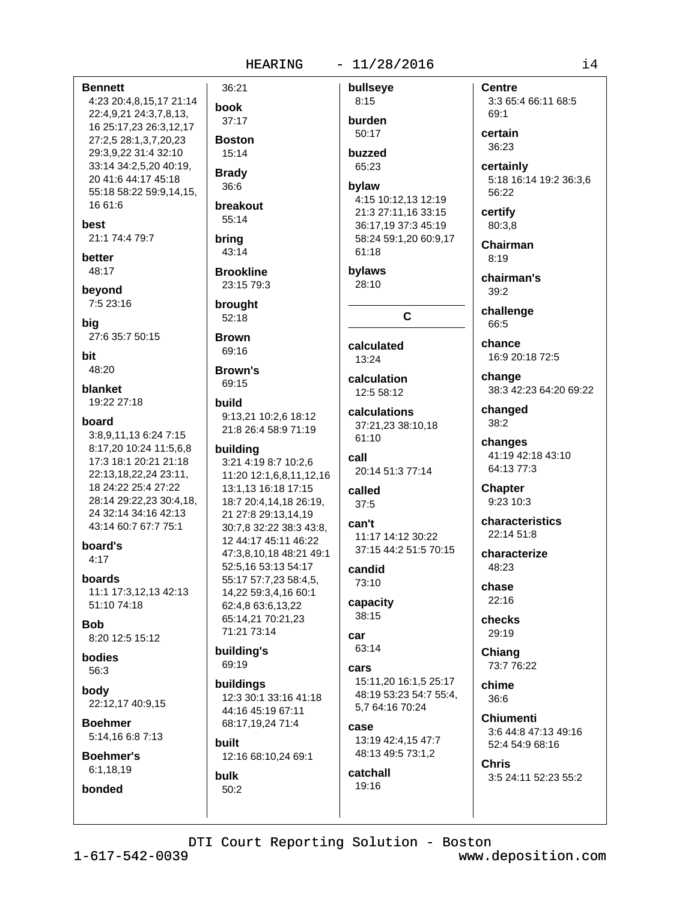**Bennett**
4:23 20:4,8,15,17 21:14 22:4,9,21 24:3,7,8,13, 16 25:17,23 26:3,12,17 27:2,5 28:1,3,7,20,23 29:3,9,22 31:4 32:10 33:14 34:2,5,20 40:19, 20 41:6 44:17 45:18 55:18 58:22 59:9,14,15, 16 61:6

**best**
21:1 74:4 79:7

**better**
48:17

**beyond**
7:5 23:16

**big**
27:6 35:7 50:15

**bit**
48:20

**blanket**
19:22 27:18

**board**
3:8,9,11,13 6:24 7:15 8:17,20 10:24 11:5,6,8 17:3 18:1 20:21 21:18 22:13,18,22,24 23:11, 18 24:22 25:4 27:22 28:14 29:22,23 30:4,18, 24 32:14 34:16 42:13 43:14 60:7 67:7 75:1

**board's**
4:17

**boards**
11:1 17:3,12,13 42:13 51:10 74:18

**Bob**
8:20 12:5 15:12

**bodies**
56:3

**body**
22:12,17 40:9,15

**Boehmer**
5:14,16 6:8 7:13

**Boehmer's**
6:1,18,19

**bonded**
36:21

**book**
37:17

**Boston**
15:14

**Brady**
36:6

**breakout**
55:14

**bring**
43:14

**Brookline**
23:15 79:3

**brought**
52:18

**Brown**
69:16

**Brown's**
69:15

**build**
9:13,21 10:2,6 18:12 21:8 26:4 58:9 71:19

**building**
3:21 4:19 8:7 10:2,6 11:20 12:1,6,8,11,12,16 13:1,13 16:18 17:15 18:7 20:4,14,18 26:19, 21 27:8 29:13,14,19 30:7,8 32:22 38:3 43:8, 12 44:17 45:11 46:22 47:3,8,10,18 48:21 49:1 52:5,16 53:13 54:17 55:17 57:7,23 58:4,5, 14,22 59:3,4,16 60:1 62:4,8 63:6,13,22 65:14,21 70:21,23 71:21 73:14

**building's**
69:19

**buildings**
12:3 30:1 33:16 41:18 44:16 45:19 67:11 68:17,19,24 71:4

**built**
12:16 68:10,24 69:1

**bulk**
50:2

**bullseye**
8:15

**burden**
50:17

**buzzed**
65:23

**bylaw**
4:15 10:12,13 12:19 21:3 27:11,16 33:15 36:17,19 37:3 45:19 58:24 59:1,20 60:9,17 61:18

**bylaws**
28:10

## C

**calculated**
13:24

**calculation**
12:5 58:12

**calculations**
37:21,23 38:10,18 61:10

**call**
20:14 51:3 77:14

**called**
37:5

**can't**
11:17 14:12 30:22 37:15 44:2 51:5 70:15

**candid**
73:10

**capacity**
38:15

**car**
63:14

**cars**
15:11,20 16:1,5 25:17 48:19 53:23 54:7 55:4, 5,7 64:16 70:24

**case**
13:19 42:4,15 47:7 48:13 49:5 73:1,2

**catchall**
19:16

**Centre**
3:3 65:4 66:11 68:5 69:1

**certain**
36:23

**certainly**
5:18 16:14 19:2 36:3,6 56:22

**certify**
80:3,8

**Chairman**
8:19

**chairman's**
39:2

**challenge**
66:5

**chance**
16:9 20:18 72:5

**change**
38:3 42:23 64:20 69:22

**changed**
38:2

**changes**
41:19 42:18 43:10 64:13 77:3

**Chapter**
9:23 10:3

**characteristics**
22:14 51:8

**characterize**
48:23

**chase**
22:16

**checks**
29:19

**Chiang**
73:7 76:22

**chime**
36:6

**Chiumenti**
3:6 44:8 47:13 49:16 52:4 54:9 68:16

**Chris**
3:5 24:11 52:23 55:2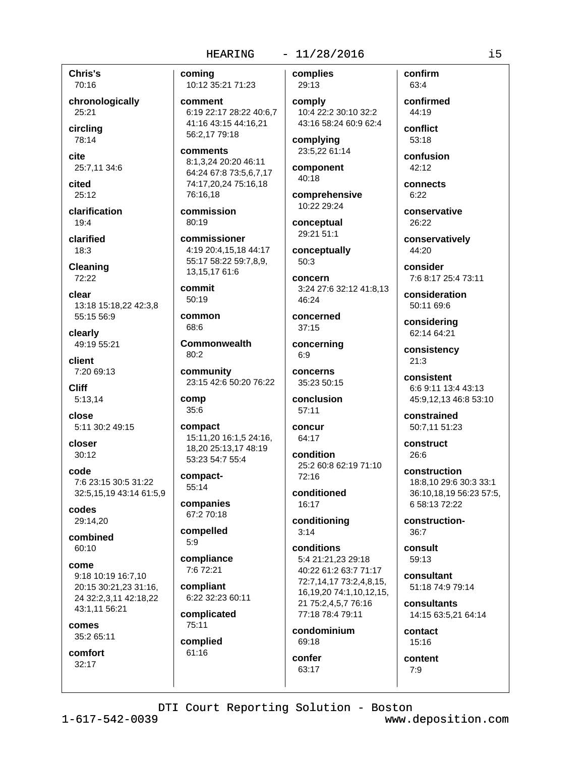**Chris's**
70:16

**chronologically**
25:21

**circling**
78:14

**cite**
25:7,11 34:6

**cited**
25:12

**clarification**
19:4

**clarified**
18:3

**Cleaning**
72:22

**clear**
13:18 15:18,22 42:3,8 55:15 56:9

**clearly**
49:19 55:21

**client**
7:20 69:13

**Cliff**
5:13,14

**close**
5:11 30:2 49:15

**closer**
30:12

**code**
7:6 23:15 30:5 31:22 32:5,15,19 43:14 61:5,9

**codes**
29:14,20

**combined**
60:10

**come**
9:18 10:19 16:7,10 20:15 30:21,23 31:16, 24 32:2,3,11 42:18,22 43:1,11 56:21

**comes**
35:2 65:11

**comfort**
32:17

**coming**
10:12 35:21 71:23

**comment**
6:19 22:17 28:22 40:6,7 41:16 43:15 44:16,21 56:2,17 79:18

**comments**
8:1,3,24 20:20 46:11 64:24 67:8 73:5,6,7,17 74:17,20,24 75:16,18 76:16,18

**commission**
80:19

**commissioner**
4:19 20:4,15,18 44:17 55:17 58:22 59:7,8,9, 13,15,17 61:6

**commit**
50:19

**common**
68:6

**Commonwealth**
80:2

**community**
23:15 42:6 50:20 76:22

**comp**
35:6

**compact**
15:11,20 16:1,5 24:16, 18,20 25:13,17 48:19 53:23 54:7 55:4

**compact-**
55:14

**companies**
67:2 70:18

**compelled**
5:9

**compliance**
7:6 72:21

**compliant**
6:22 32:23 60:11

**complicated**
75:11

**complied**
61:16

**complies**
29:13

**comply**
10:4 22:2 30:10 32:2 43:16 58:24 60:9 62:4

**complying**
23:5,22 61:14

**component**
40:18

**comprehensive**
10:22 29:24

**conceptual**
29:21 51:1

**conceptually**
50:3

**concern**
3:24 27:6 32:12 41:8,13 46:24

**concerned**
37:15

**concerning**
6:9

**concerns**
35:23 50:15

**conclusion**
57:11

**concur**
64:17

**condition**
25:2 60:8 62:19 71:10 72:16

**conditioned**
16:17

**conditioning**
3:14

**conditions**
5:4 21:21,23 29:18 40:22 61:2 63:7 71:17 72:7,14,17 73:2,4,8,15, 16,19,20 74:1,10,12,15, 21 75:2,4,5,7 76:16 77:18 78:4 79:11

**condominium**
69:18

**confer**
63:17

**confirm**
63:4

**confirmed**
44:19

**conflict**
53:18

**confusion**
42:12

**connects**
6:22

**conservative**
26:22

**conservatively**
44:20

**consider**
7:6 8:17 25:4 73:11

**consideration**
50:11 69:6

**considering**
62:14 64:21

**consistency**
21:3

**consistent**
6:6 9:11 13:4 43:13 45:9,12,13 46:8 53:10

**constrained**
50:7,11 51:23

**construct**
26:6

**construction**
18:8,10 29:6 30:3 33:1 36:10,18,19 56:23 57:5, 6 58:13 72:22

**construction-**
36:7

**consult**
59:13

**consultant**
51:18 74:9 79:14

**consultants**
14:15 63:5,21 64:14

**contact**
15:16

**content**
7:9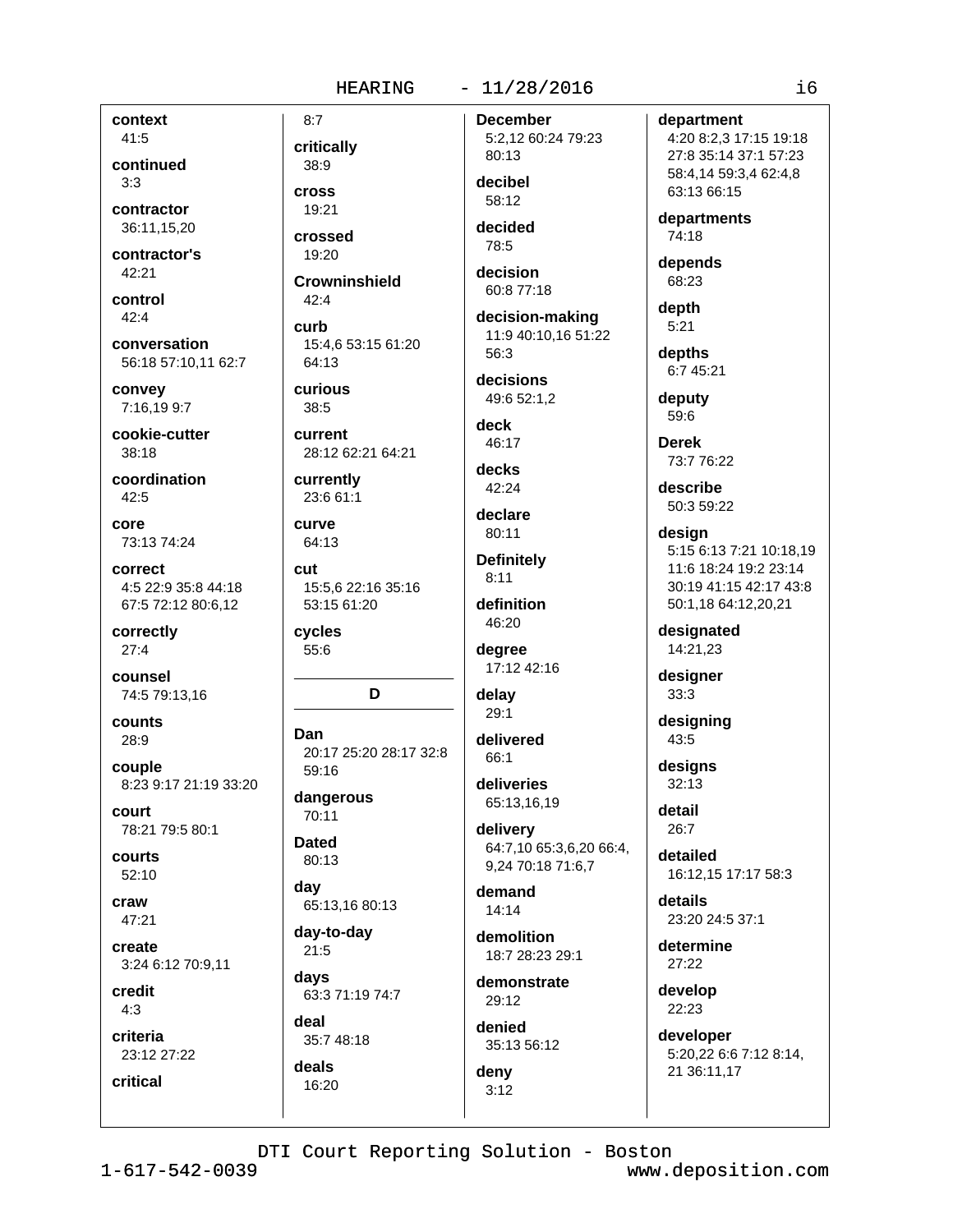**context**
41:5

**continued**
3:3

**contractor**
36:11,15,20

**contractor's**
42:21

**control**
42:4

**conversation**
56:18 57:10,11 62:7

**convey**
7:16,19 9:7

**cookie-cutter**
38:18

**coordination**
42:5

**core**
73:13 74:24

**correct**
4:5 22:9 35:8 44:18 67:5 72:12 80:6,12

**correctly**
27:4

**counsel**
74:5 79:13,16

**counts**
28:9

**couple**
8:23 9:17 21:19 33:20

**court**
78:21 79:5 80:1

**courts**
52:10

**craw**
47:21

**create**
3:24 6:12 70:9,11

**credit**
4:3

**criteria**
23:12 27:22

**critical**
8:7

**critically**
38:9

**cross**
19:21

**crossed**
19:20

**Crowninshield**
42:4

**curb**
15:4,6 53:15 61:20 64:13

**curious**
38:5

**current**
28:12 62:21 64:21

**currently**
23:6 61:1

**curve**
64:13

**cut**
15:5,6 22:16 35:16 53:15 61:20

**cycles**
55:6

## D

**Dan**
20:17 25:20 28:17 32:8 59:16

**dangerous**
70:11

**Dated**
80:13

**day**
65:13,16 80:13

**day-to-day**
21:5

**days**
63:3 71:19 74:7

**deal**
35:7 48:18

**deals**
16:20

**December**
5:2,12 60:24 79:23 80:13

**decibel**
58:12

**decided**
78:5

**decision**
60:8 77:18

**decision-making**
11:9 40:10,16 51:22 56:3

**decisions**
49:6 52:1,2

**deck**
46:17

**decks**
42:24

**declare**
80:11

**Definitely**
8:11

**definition**
46:20

**degree**
17:12 42:16

**delay**
29:1

**delivered**
66:1

**deliveries**
65:13,16,19

**delivery**
64:7,10 65:3,6,20 66:4, 9,24 70:18 71:6,7

**demand**
14:14

**demolition**
18:7 28:23 29:1

**demonstrate**
29:12

**denied**
35:13 56:12

**deny**
3:12

**department**
4:20 8:2,3 17:15 19:18 27:8 35:14 37:1 57:23 58:4,14 59:3,4 62:4,8 63:13 66:15

**departments**
74:18

**depends**
68:23

**depth**
5:21

**depths**
6:7 45:21

**deputy**
59:6

**Derek**
73:7 76:22

**describe**
50:3 59:22

**design**
5:15 6:13 7:21 10:18,19 11:6 18:24 19:2 23:14 30:19 41:15 42:17 43:8 50:1,18 64:12,20,21

**designated**
14:21,23

**designer**
33:3

**designing**
43:5

**designs**
32:13

**detail**
26:7

**detailed**
16:12,15 17:17 58:3

**details**
23:20 24:5 37:1

**determine**
27:22

**develop**
22:23

**developer**
5:20,22 6:6 7:12 8:14, 21 36:11,17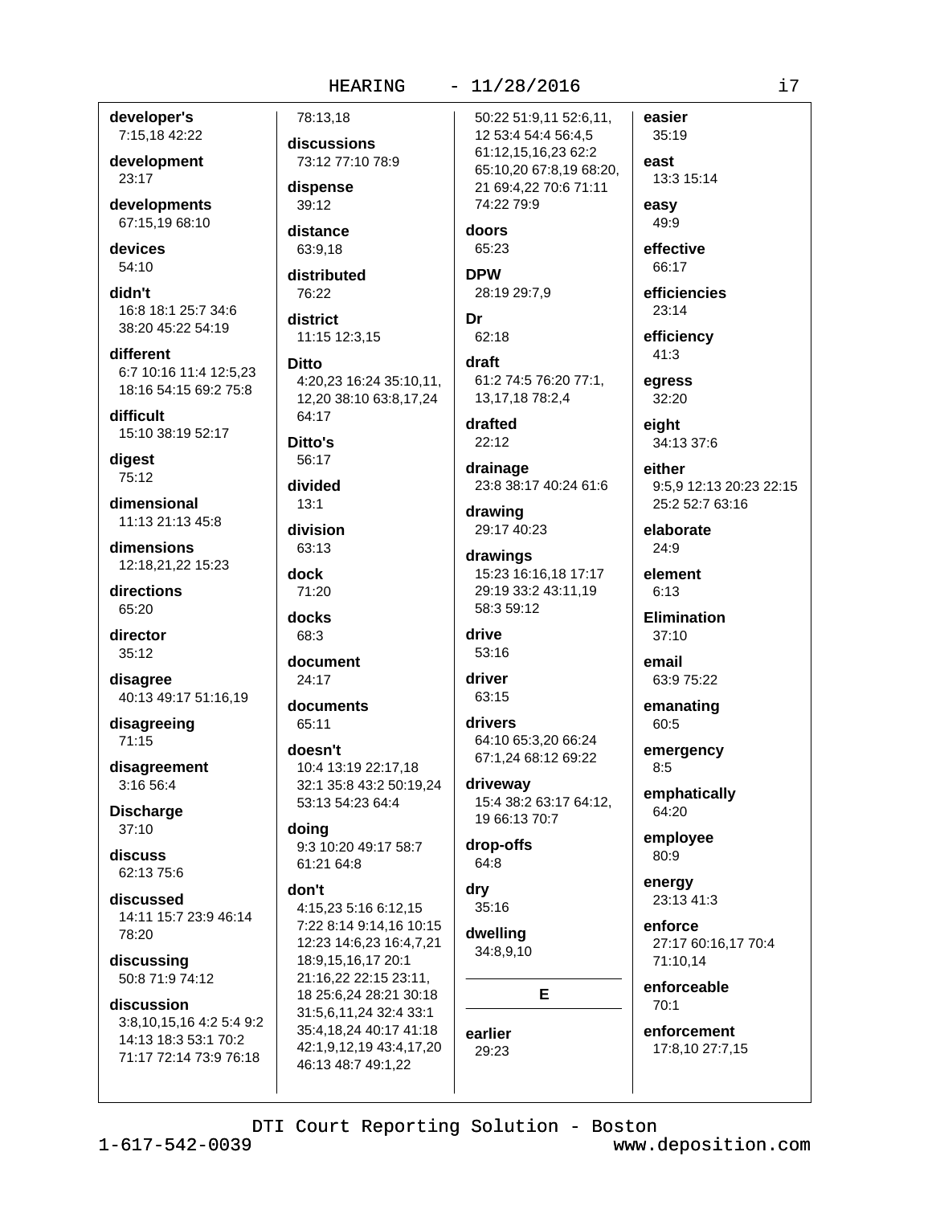**developer's**
7:15,18 42:22

**development**
23:17

**developments**
67:15,19 68:10

**devices**
54:10

**didn't**
16:8 18:1 25:7 34:6 38:20 45:22 54:19

**different**
6:7 10:16 11:4 12:5,23 18:16 54:15 69:2 75:8

**difficult**
15:10 38:19 52:17

**digest**
75:12

**dimensional**
11:13 21:13 45:8

**dimensions**
12:18,21,22 15:23

**directions**
65:20

**director**
35:12

**disagree**
40:13 49:17 51:16,19

**disagreeing**
71:15

**disagreement**
3:16 56:4

**Discharge**
37:10

**discuss**
62:13 75:6

**discussed**
14:11 15:7 23:9 46:14 78:20

**discussing**
50:8 71:9 74:12

**discussion**
3:8,10,15,16 4:2 5:4 9:2 14:13 18:3 53:1 70:2 71:17 72:14 73:9 76:18 78:13,18

**discussions**
73:12 77:10 78:9

**dispense**
39:12

**distance**
63:9,18

**distributed**
76:22

**district**
11:15 12:3,15

**Ditto**
4:20,23 16:24 35:10,11, 12,20 38:10 63:8,17,24 64:17

**Ditto's**
56:17

**divided**
13:1

**division**
63:13

**dock**
71:20

**docks**
68:3

**document**
24:17

**documents**
65:11

**doesn't**
10:4 13:19 22:17,18 32:1 35:8 43:2 50:19,24 53:13 54:23 64:4

**doing**
9:3 10:20 49:17 58:7 61:21 64:8

**don't**
4:15,23 5:16 6:12,15 7:22 8:14 9:14,16 10:15 12:23 14:6,23 16:4,7,21 18:9,15,16,17 20:1 21:16,22 22:15 23:11, 18 25:6,24 28:21 30:18 31:5,6,11,24 32:4 33:1 35:4,18,24 40:17 41:18 42:1,9,12,19 43:4,17,20 46:13 48:7 49:1,22 50:22 51:9,11 52:6,11, 12 53:4 54:4 56:4,5 61:12,15,16,23 62:2 65:10,20 67:8,19 68:20, 21 69:4,22 70:6 71:11 74:22 79:9

**doors**
65:23

**DPW**
28:19 29:7,9

**Dr**
62:18

**draft**
61:2 74:5 76:20 77:1, 13,17,18 78:2,4

**drafted**
22:12

**drainage**
23:8 38:17 40:24 61:6

**drawing**
29:17 40:23

**drawings**
15:23 16:16,18 17:17 29:19 33:2 43:11,19 58:3 59:12

**drive**
53:16

**driver**
63:15

**drivers**
64:10 65:3,20 66:24 67:1,24 68:12 69:22

**driveway**
15:4 38:2 63:17 64:12, 19 66:13 70:7

**drop-offs**
64:8

**dry**
35:16

**dwelling**
34:8,9,10

## E

**earlier**
29:23

**easier**
35:19

**east**
13:3 15:14

**easy**
49:9

**effective**
66:17

**efficiencies**
23:14

**efficiency**
41:3

**egress**
32:20

**eight**
34:13 37:6

**either**
9:5,9 12:13 20:23 22:15 25:2 52:7 63:16

**elaborate**
24:9

**element**
6:13

**Elimination**
37:10

**email**
63:9 75:22

**emanating**
60:5

**emergency**
8:5

**emphatically**
64:20

**employee**
80:9

**energy**
23:13 41:3

**enforce**
27:17 60:16,17 70:4 71:10,14

**enforceable**
70:1

**enforcement**
17:8,10 27:7,15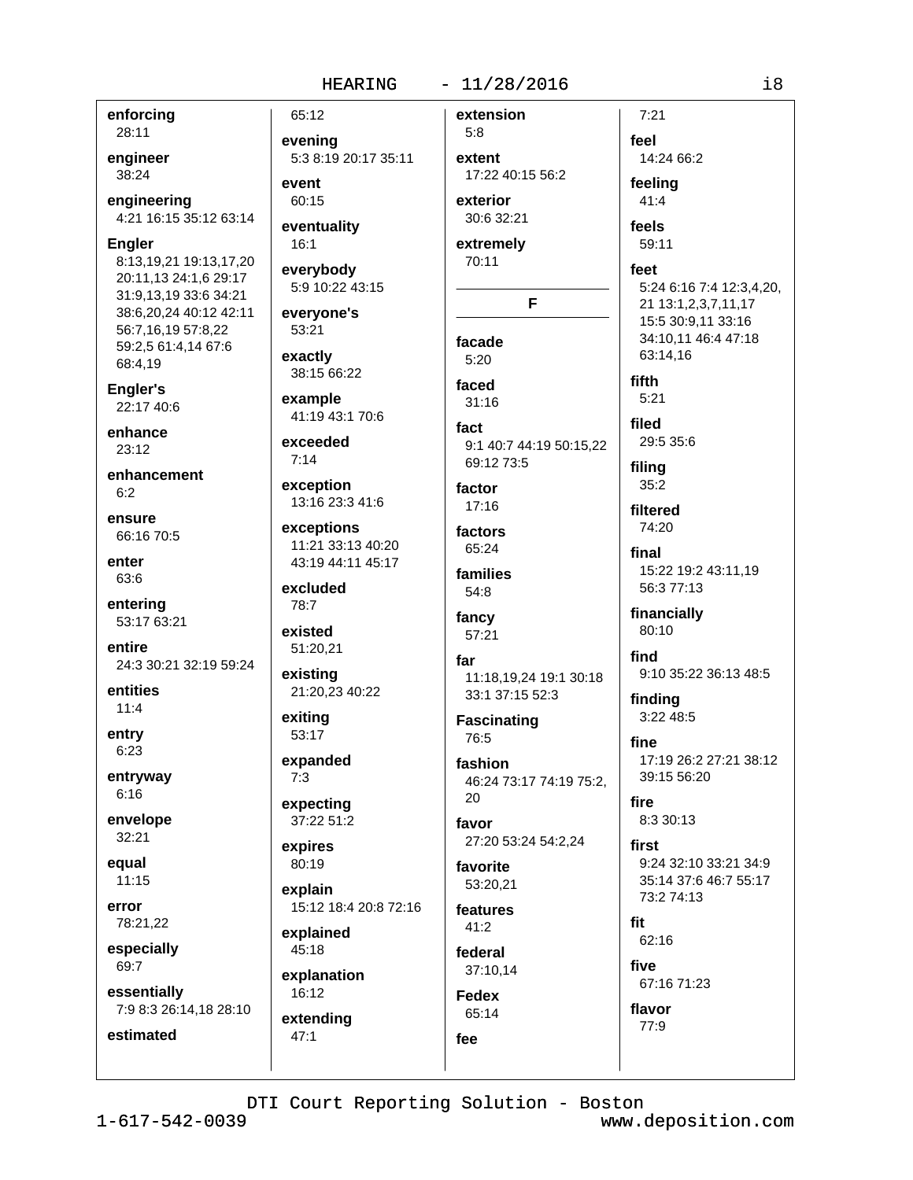**enforcing**
28:11

**engineer**
38:24

**engineering**
4:21 16:15 35:12 63:14

**Engler**
8:13,19,21 19:13,17,20 20:11,13 24:1,6 29:17 31:9,13,19 33:6 34:21 38:6,20,24 40:12 42:11 56:7,16,19 57:8,22 59:2,5 61:4,14 67:6 68:4,19

**Engler's**
22:17 40:6

**enhance**
23:12

**enhancement**
6:2

**ensure**
66:16 70:5

**enter**
63:6

**entering**
53:17 63:21

**entire**
24:3 30:21 32:19 59:24

**entities**
11:4

**entry**
6:23

**entryway**
6:16

**envelope**
32:21

**equal**
11:15

**error**
78:21,22

**especially**
69:7

**essentially**
7:9 8:3 26:14,18 28:10

**estimated**
65:12

**evening**
5:3 8:19 20:17 35:11

**event**
60:15

**eventuality**
16:1

**everybody**
5:9 10:22 43:15

**everyone's**
53:21

**exactly**
38:15 66:22

**example**
41:19 43:1 70:6

**exceeded**
7:14

**exception**
13:16 23:3 41:6

**exceptions**
11:21 33:13 40:20 43:19 44:11 45:17

**excluded**
78:7

**existed**
51:20,21

**existing**
21:20,23 40:22

**exiting**
53:17

**expanded**
7:3

**expecting**
37:22 51:2

**expires**
80:19

**explain**
15:12 18:4 20:8 72:16

**explained**
45:18

**explanation**
16:12

**extending**
47:1

**extension**
5:8

**extent**
17:22 40:15 56:2

**exterior**
30:6 32:21

**extremely**
70:11

## F

**facade**
5:20

**faced**
31:16

**fact**
9:1 40:7 44:19 50:15,22 69:12 73:5

**factor**
17:16

**factors**
65:24

**families**
54:8

**fancy**
57:21

**far**
11:18,19,24 19:1 30:18 33:1 37:15 52:3

**Fascinating**
76:5

**fashion**
46:24 73:17 74:19 75:2,20

**favor**
27:20 53:24 54:2,24

**favorite**
53:20,21

**features**
41:2

**federal**
37:10,14

**Fedex**
65:14

**fee**
7:21

**feel**
14:24 66:2

**feeling**
41:4

**feels**
59:11

**feet**
5:24 6:16 7:4 12:3,4,20,21 13:1,2,3,7,11,17 15:5 30:9,11 33:16 34:10,11 46:4 47:18 63:14,16

**fifth**
5:21

**filed**
29:5 35:6

**filing**
35:2

**filtered**
74:20

**final**
15:22 19:2 43:11,19 56:3 77:13

**financially**
80:10

**find**
9:10 35:22 36:13 48:5

**finding**
3:22 48:5

**fine**
17:19 26:2 27:21 38:12 39:15 56:20

**fire**
8:3 30:13

**first**
9:24 32:10 33:21 34:9 35:14 37:6 46:7 55:17 73:2 74:13

**fit**
62:16

**five**
67:16 71:23

**flavor**
77:9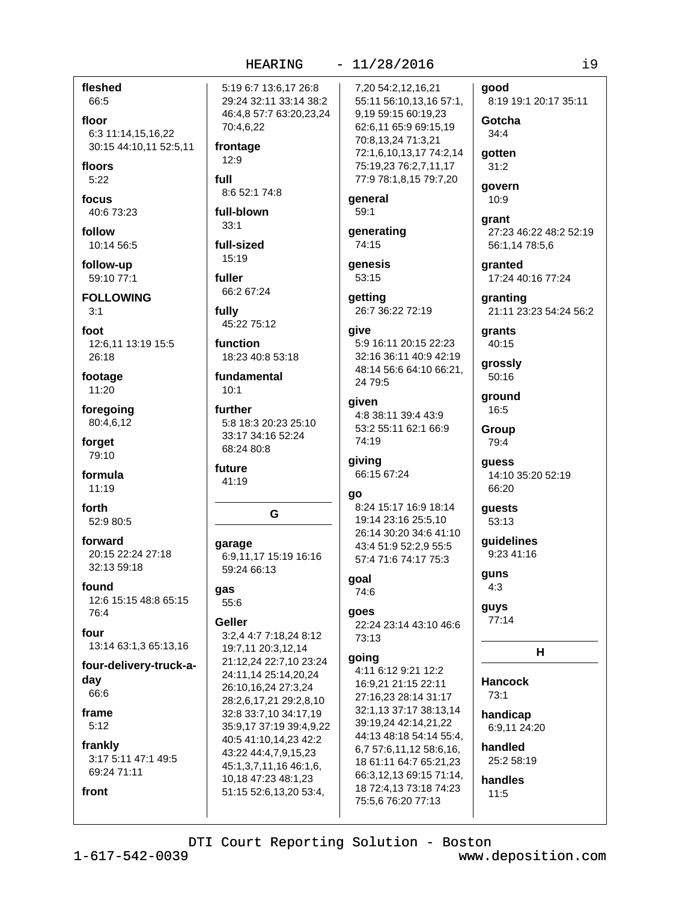**fleshed**
66:5

**floor**
6:3 11:14,15,16,22 30:15 44:10,11 52:5,11

**floors**
5:22

**focus**
40:6 73:23

**follow**
10:14 56:5

**follow-up**
59:10 77:1

**FOLLOWING**
3:1

**foot**
12:6,11 13:19 15:5 26:18

**footage**
11:20

**foregoing**
80:4,6,12

**forget**
79:10

**formula**
11:19

**forth**
52:9 80:5

**forward**
20:15 22:24 27:18 32:13 59:18

**found**
12:6 15:15 48:8 65:15 76:4

**four**
13:14 63:1,3 65:13,16

**four-delivery-truck-a-day**
66:6

**frame**
5:12

**frankly**
3:17 5:11 47:1 49:5 69:24 71:11

**front**
5:19 6:7 13:6,17 26:8 29:24 32:11 33:14 38:2 46:4,8 57:7 63:20,23,24 70:4,6,22

**frontage**
12:9

**full**
8:6 52:1 74:8

**full-blown**
33:1

**full-sized**
15:19

**fuller**
66:2 67:24

**fully**
45:22 75:12

**function**
18:23 40:8 53:18

**fundamental**
10:1

**further**
5:8 18:3 20:23 25:10 33:17 34:16 52:24 68:24 80:8

**future**
41:19

## G

**garage**
6:9,11,17 15:19 16:16 59:24 66:13

**gas**
55:6

**Geller**
3:2,4 4:7 7:18,24 8:12 19:7,11 20:3,12,14 21:12,24 22:7,10 23:24 24:11,14 25:14,20,24 26:10,16,24 27:3,24 28:2,6,17,21 29:2,8,10 32:8 33:7,10 34:17,19 35:9,17 37:19 39:4,9,22 40:5 41:10,14,23 42:2 43:22 44:4,7,9,15,23 45:1,3,7,11,16 46:1,6, 10,18 47:23 48:1,23 51:15 52:6,13,20 53:4, 7,20 54:2,12,16,21 55:11 56:10,13,16 57:1, 9,19 59:15 60:19,23 62:6,11 65:9 69:15,19 70:8,13,24 71:3,21 72:1,6,10,13,17 74:2,14 75:19,23 76:2,7,11,17 77:9 78:1,8,15 79:7,20

**general**
59:1

**generating**
74:15

**genesis**
53:15

**getting**
26:7 36:22 72:19

**give**
5:9 16:11 20:15 22:23 32:16 36:11 40:9 42:19 48:14 56:6 64:10 66:21, 24 79:5

**given**
4:8 38:11 39:4 43:9 53:2 55:11 62:1 66:9 74:19

**giving**
66:15 67:24

**go**
8:24 15:17 16:9 18:14 19:14 23:16 25:5,10 26:14 30:20 34:6 41:10 43:4 51:9 52:2,9 55:5 57:4 71:6 74:17 75:3

**goal**
74:6

**goes**
22:24 23:14 43:10 46:6 73:13

**going**
4:11 6:12 9:21 12:2 16:9,21 21:15 22:11 27:16,23 28:14 31:17 32:1,13 37:17 38:13,14 39:19,24 42:14,21,22 44:13 48:18 54:14 55:4, 6,7 57:6,11,12 58:6,16, 18 61:11 64:7 65:21,23 66:3,12,13 69:15 71:14, 18 72:4,13 73:18 74:23 75:5,6 76:20 77:13

**good**
8:19 19:1 20:17 35:11

**Gotcha**
34:4

**gotten**
31:2

**govern**
10:9

**grant**
27:23 46:22 48:2 52:19 56:1,14 78:5,6

**granted**
17:24 40:16 77:24

**granting**
21:11 23:23 54:24 56:2

**grants**
40:15

**grossly**
50:16

**ground**
16:5

**Group**
79:4

**guess**
14:10 35:20 52:19 66:20

**guests**
53:13

**guidelines**
9:23 41:16

**guns**
4:3

**guys**
77:14

## H

**Hancock**
73:1

**handicap**
6:9,11 24:20

**handled**
25:2 58:19

**handles**
11:5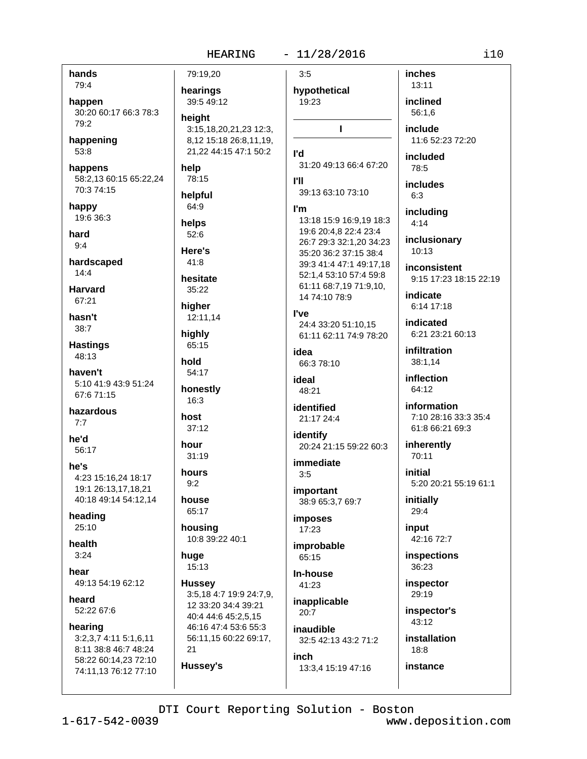**hands**
79:4

**happen**
30:20 60:17 66:3 78:3 79:2

**happening**
53:8

**happens**
58:2,13 60:15 65:22,24 70:3 74:15

**happy**
19:6 36:3

**hard**
9:4

**hardscaped**
14:4

**Harvard**
67:21

**hasn't**
38:7

**Hastings**
48:13

**haven't**
5:10 41:9 43:9 51:24 67:6 71:15

**hazardous**
7:7

**he'd**
56:17

**he's**
4:23 15:16,24 18:17 19:1 26:13,17,18,21 40:18 49:14 54:12,14

**heading**
25:10

**health**
3:24

**hear**
49:13 54:19 62:12

**heard**
52:22 67:6

**hearing**
3:2,3,7 4:11 5:1,6,11 8:11 38:8 46:7 48:24 58:22 60:14,23 72:10 74:11,13 76:12 77:10 79:19,20

**hearings**
39:5 49:12

**height**
3:15,18,20,21,23 12:3, 8,12 15:18 26:8,11,19, 21,22 44:15 47:1 50:2

**help**
78:15

**helpful**
64:9

**helps**
52:6

**Here's**
41:8

**hesitate**
35:22

**higher**
12:11,14

**highly**
65:15

**hold**
54:17

**honestly**
16:3

**host**
37:12

**hour**
31:19

**hours**
9:2

**house**
65:17

**housing**
10:8 39:22 40:1

**huge**
15:13

**Hussey**
3:5,18 4:7 19:9 24:7,9, 12 33:20 34:4 39:21 40:4 44:6 45:2,5,15 46:16 47:4 53:6 55:3 56:11,15 60:22 69:17, 21

**Hussey's**
3:5

**hypothetical**
19:23

## I

**I'd**
31:20 49:13 66:4 67:20

**I'll**
39:13 63:10 73:10

**I'm**
13:18 15:9 16:9,19 18:3 19:6 20:4,8 22:4 23:4 26:7 29:3 32:1,20 34:23 35:20 36:2 37:15 38:4 39:3 41:4 47:1 49:17,18 52:1,4 53:10 57:4 59:8 61:11 68:7,19 71:9,10, 14 74:10 78:9

**I've**
24:4 33:20 51:10,15 61:11 62:11 74:9 78:20

**idea**
66:3 78:10

**ideal**
48:21

**identified**
21:17 24:4

**identify**
20:24 21:15 59:22 60:3

**immediate**
3:5

**important**
38:9 65:3,7 69:7

**imposes**
17:23

**improbable**
65:15

**In-house**
41:23

**inapplicable**
20:7

**inaudible**
32:5 42:13 43:2 71:2

**inch**
13:3,4 15:19 47:16

**inches**
13:11

**inclined**
56:1,6

**include**
11:6 52:23 72:20

**included**
78:5

**includes**
6:3

**including**
4:14

**inclusionary**
10:13

**inconsistent**
9:15 17:23 18:15 22:19

**indicate**
6:14 17:18

**indicated**
6:21 23:21 60:13

**infiltration**
38:1,14

**inflection**
64:12

**information**
7:10 28:16 33:3 35:4 61:8 66:21 69:3

**inherently**
70:11

**initial**
5:20 20:21 55:19 61:1

**initially**
29:4

**input**
42:16 72:7

**inspections**
36:23

**inspector**
29:19

**inspector's**
43:12

**installation**
18:8

**instance**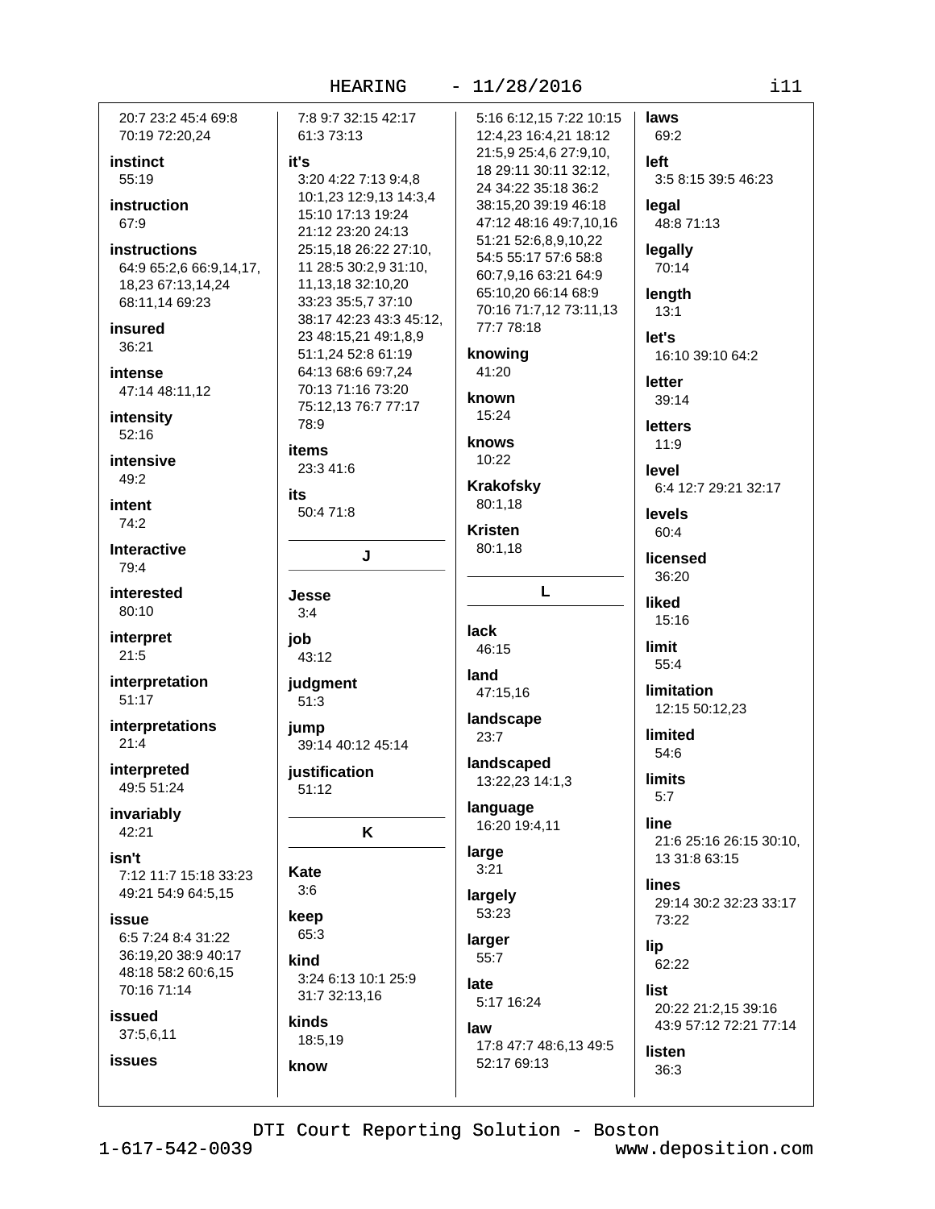20:7 23:2 45:4 69:8 70:19 72:20,24

**instinct**
55:19

**instruction**
67:9

**instructions**
64:9 65:2,6 66:9,14,17, 18,23 67:13,14,24 68:11,14 69:23

**insured**
36:21

**intense**
47:14 48:11,12

**intensity**
52:16

**intensive**
49:2

**intent**
74:2

**Interactive**
79:4

**interested**
80:10

**interpret**
21:5

**interpretation**
51:17

**interpretations**
21:4

**interpreted**
49:5 51:24

**invariably**
42:21

**isn't**
7:12 11:7 15:18 33:23 49:21 54:9 64:5,15

**issue**
6:5 7:24 8:4 31:22 36:19,20 38:9 40:17 48:18 58:2 60:6,15 70:16 71:14

**issued**
37:5,6,11

**issues**
7:8 9:7 32:15 42:17 61:3 73:13

**it's**
3:20 4:22 7:13 9:4,8 10:1,23 12:9,13 14:3,4 15:10 17:13 19:24 21:12 23:20 24:13 25:15,18 26:22 27:10, 11 28:5 30:2,9 31:10, 11,13,18 32:10,20 33:23 35:5,7 37:10 38:17 42:23 43:3 45:12, 23 48:15,21 49:1,8,9 51:1,24 52:8 61:19 64:13 68:6 69:7,24 70:13 71:16 73:20 75:12,13 76:7 77:17 78:9

**items**
23:3 41:6

**its**
50:4 71:8

## J

**Jesse**
3:4

**job**
43:12

**judgment**
51:3

**jump**
39:14 40:12 45:14

**justification**
51:12

## K

**Kate**
3:6

**keep**
65:3

**kind**
3:24 6:13 10:1 25:9 31:7 32:13,16

**kinds**
18:5,19

**know**
5:16 6:12,15 7:22 10:15 12:4,23 16:4,21 18:12 21:5,9 25:4,6 27:9,10, 18 29:11 30:11 32:12, 24 34:22 35:18 36:2 38:15,20 39:19 46:18 47:12 48:16 49:7,10,16 51:21 52:6,8,9,10,22 54:5 55:17 57:6 58:8 60:7,9,16 63:21 64:9 65:10,20 66:14 68:9 70:16 71:7,12 73:11,13 77:7 78:18

**knowing**
41:20

**known**
15:24

**knows**
10:22

**Krakofsky**
80:1,18

**Kristen**
80:1,18

## L

**lack**
46:15

**land**
47:15,16

**landscape**
23:7

**landscaped**
13:22,23 14:1,3

**language**
16:20 19:4,11

**large**
3:21

**largely**
53:23

**larger**
55:7

**late**
5:17 16:24

**law**
17:8 47:7 48:6,13 49:5 52:17 69:13

**laws**
69:2

**left**
3:5 8:15 39:5 46:23

**legal**
48:8 71:13

**legally**
70:14

**length**
13:1

**let's**
16:10 39:10 64:2

**letter**
39:14

**letters**
11:9

**level**
6:4 12:7 29:21 32:17

**levels**
60:4

**licensed**
36:20

**liked**
15:16

**limit**
55:4

**limitation**
12:15 50:12,23

**limited**
54:6

**limits**
5:7

**line**
21:6 25:16 26:15 30:10, 13 31:8 63:15

**lines**
29:14 30:2 32:23 33:17 73:22

**lip**
62:22

**list**
20:22 21:2,15 39:16 43:9 57:12 72:21 77:14

**listen**
36:3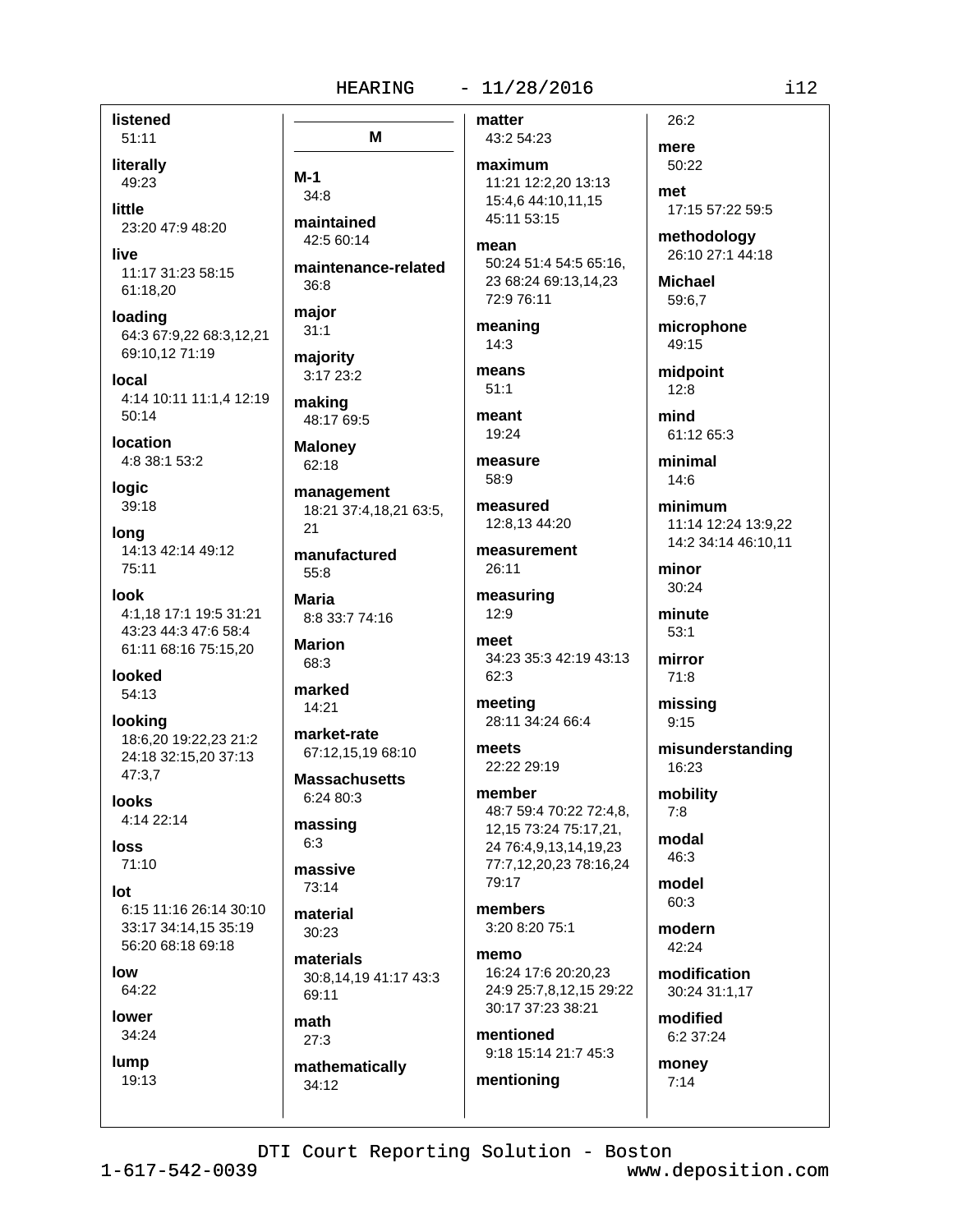**listened**
51:11

**literally**
49:23

**little**
23:20 47:9 48:20

**live**
11:17 31:23 58:15 61:18,20

**loading**
64:3 67:9,22 68:3,12,21 69:10,12 71:19

**local**
4:14 10:11 11:1,4 12:19 50:14

**location**
4:8 38:1 53:2

**logic**
39:18

**long**
14:13 42:14 49:12 75:11

**look**
4:1,18 17:1 19:5 31:21 43:23 44:3 47:6 58:4 61:11 68:16 75:15,20

**looked**
54:13

**looking**
18:6,20 19:22,23 21:2 24:18 32:15,20 37:13 47:3,7

**looks**
4:14 22:14

**loss**
71:10

**lot**
6:15 11:16 26:14 30:10 33:17 34:14,15 35:19 56:20 68:18 69:18

**low**
64:22

**lower**
34:24

**lump**
19:13

## M

**M-1**
34:8

**maintained**
42:5 60:14

**maintenance-related**
36:8

**major**
31:1

**majority**
3:17 23:2

**making**
48:17 69:5

**Maloney**
62:18

**management**
18:21 37:4,18,21 63:5, 21

**manufactured**
55:8

**Maria**
8:8 33:7 74:16

**Marion**
68:3

**marked**
14:21

**market-rate**
67:12,15,19 68:10

**Massachusetts**
6:24 80:3

**massing**
6:3

**massive**
73:14

**material**
30:23

**materials**
30:8,14,19 41:17 43:3 69:11

**math**
27:3

**mathematically**
34:12

**matter**
43:2 54:23

**maximum**
11:21 12:2,20 13:13 15:4,6 44:10,11,15 45:11 53:15

**mean**
50:24 51:4 54:5 65:16, 23 68:24 69:13,14,23 72:9 76:11

**meaning**
14:3

**means**
51:1

**meant**
19:24

**measure**
58:9

**measured**
12:8,13 44:20

**measurement**
26:11

**measuring**
12:9

**meet**
34:23 35:3 42:19 43:13 62:3

**meeting**
28:11 34:24 66:4

**meets**
22:22 29:19

**member**
48:7 59:4 70:22 72:4,8, 12,15 73:24 75:17,21, 24 76:4,9,13,14,19,23 77:7,12,20,23 78:16,24 79:17

**members**
3:20 8:20 75:1

**memo**
16:24 17:6 20:20,23 24:9 25:7,8,12,15 29:22 30:17 37:23 38:21

**mentioned**
9:18 15:14 21:7 45:3

**mentioning**
26:2

**mere**
50:22

**met**
17:15 57:22 59:5

**methodology**
26:10 27:1 44:18

**Michael**
59:6,7

**microphone**
49:15

**midpoint**
12:8

**mind**
61:12 65:3

**minimal**
14:6

**minimum**
11:14 12:24 13:9,22 14:2 34:14 46:10,11

**minor**
30:24

**minute**
53:1

**mirror**
71:8

**missing**
9:15

**misunderstanding**
16:23

**mobility**
7:8

**modal**
46:3

**model**
60:3

**modern**
42:24

**modification**
30:24 31:1,17

**modified**
6:2 37:24

**money**
7:14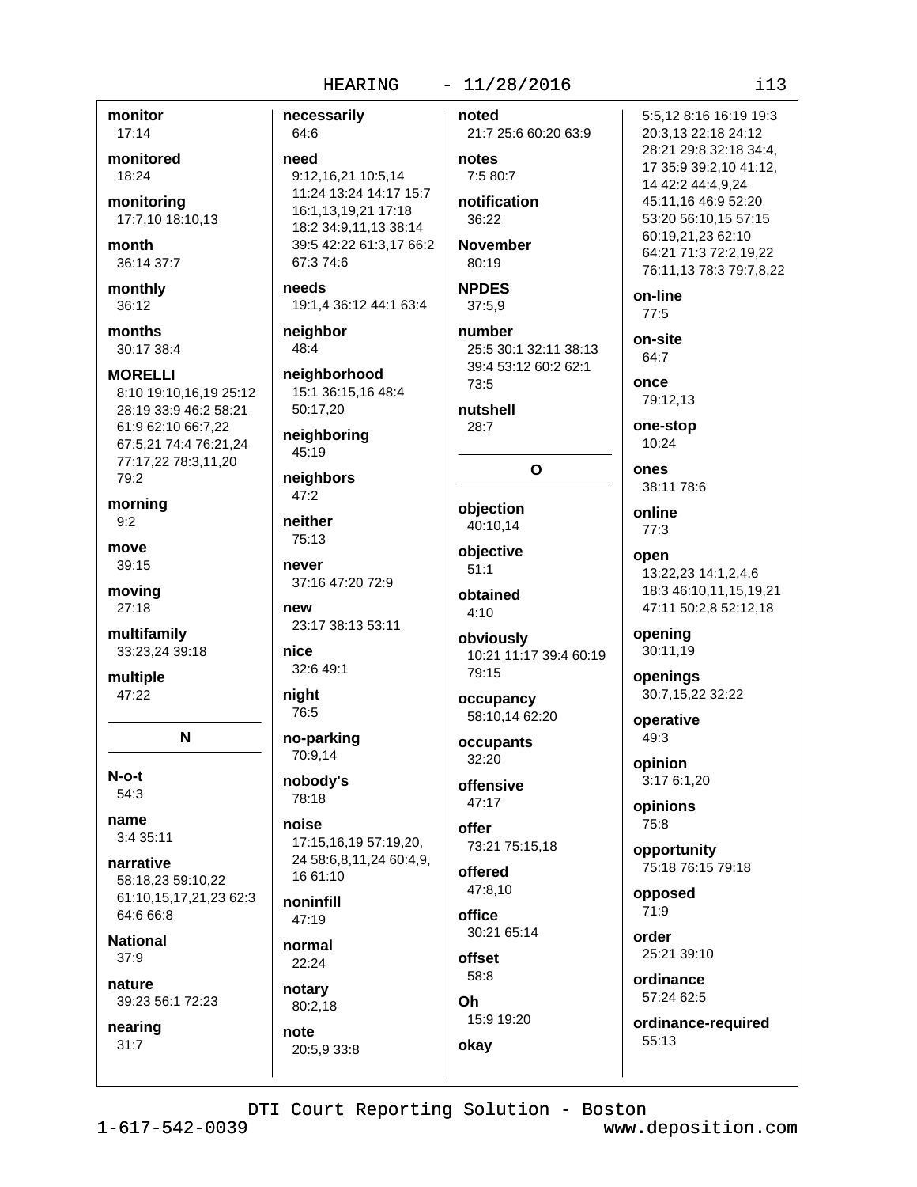**monitor**
17:14

**monitored**
18:24

**monitoring**
17:7,10 18:10,13

**month**
36:14 37:7

**monthly**
36:12

**months**
30:17 38:4

**MORELLI**
8:10 19:10,16,19 25:12 28:19 33:9 46:2 58:21 61:9 62:10 66:7,22 67:5,21 74:4 76:21,24 77:17,22 78:3,11,20 79:2

**morning**
9:2

**move**
39:15

**moving**
27:18

**multifamily**
33:23,24 39:18

**multiple**
47:22

## N

**N-o-t**
54:3

**name**
3:4 35:11

**narrative**
58:18,23 59:10,22 61:10,15,17,21,23 62:3 64:6 66:8

**National**
37:9

**nature**
39:23 56:1 72:23

**nearing**
31:7

**necessarily**
64:6

**need**
9:12,16,21 10:5,14 11:24 13:24 14:17 15:7 16:1,13,19,21 17:18 18:2 34:9,11,13 38:14 39:5 42:22 61:3,17 66:2 67:3 74:6

**needs**
19:1,4 36:12 44:1 63:4

**neighbor**
48:4

**neighborhood**
15:1 36:15,16 48:4 50:17,20

**neighboring**
45:19

**neighbors**
47:2

**neither**
75:13

**never**
37:16 47:20 72:9

**new**
23:17 38:13 53:11

**nice**
32:6 49:1

**night**
76:5

**no-parking**
70:9,14

**nobody's**
78:18

**noise**
17:15,16,19 57:19,20, 24 58:6,8,11,24 60:4,9, 16 61:10

**noninfill**
47:19

**normal**
22:24

**notary**
80:2,18

**note**
20:5,9 33:8

**noted**
21:7 25:6 60:20 63:9

**notes**
7:5 80:7

**notification**
36:22

**November**
80:19

**NPDES**
37:5,9

**number**
25:5 30:1 32:11 38:13 39:4 53:12 60:2 62:1 73:5

**nutshell**
28:7

## O

**objection**
40:10,14

**objective**
51:1

**obtained**
4:10

**obviously**
10:21 11:17 39:4 60:19 79:15

**occupancy**
58:10,14 62:20

**occupants**
32:20

**offensive**
47:17

**offer**
73:21 75:15,18

**offered**
47:8,10

**office**
30:21 65:14

**offset**
58:8

**Oh**
15:9 19:20

**okay**
5:5,12 8:16 16:19 19:3 20:3,13 22:18 24:12 28:21 29:8 32:18 34:4, 17 35:9 39:2,10 41:12, 14 42:2 44:4,9,24 45:11,16 46:9 52:20 53:20 56:10,15 57:15 60:19,21,23 62:10 64:21 71:3 72:2,19,22 76:11,13 78:3 79:7,8,22

**on-line**
77:5

**on-site**
64:7

**once**
79:12,13

**one-stop**
10:24

**ones**
38:11 78:6

**online**
77:3

**open**
13:22,23 14:1,2,4,6 18:3 46:10,11,15,19,21 47:11 50:2,8 52:12,18

**opening**
30:11,19

**openings**
30:7,15,22 32:22

**operative**
49:3

**opinion**
3:17 6:1,20

**opinions**
75:8

**opportunity**
75:18 76:15 79:18

**opposed**
71:9

**order**
25:21 39:10

**ordinance**
57:24 62:5

**ordinance-required**
55:13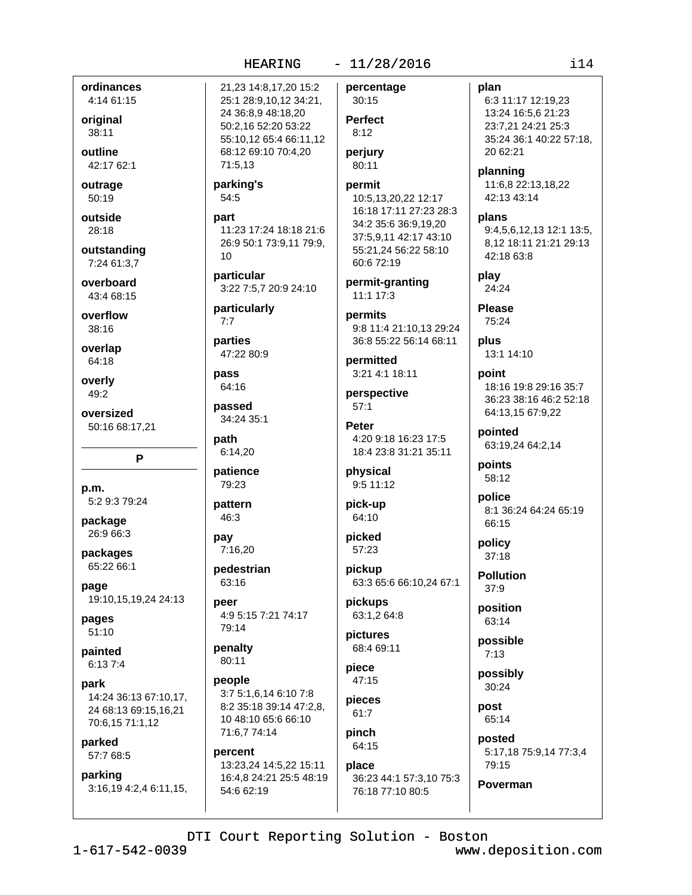**ordinances**
4:14 61:15

**original**
38:11

**outline**
42:17 62:1

**outrage**
50:19

**outside**
28:18

**outstanding**
7:24 61:3,7

**overboard**
43:4 68:15

**overflow**
38:16

**overlap**
64:18

**overly**
49:2

**oversized**
50:16 68:17,21

## P

**p.m.**
5:2 9:3 79:24

**package**
26:9 66:3

**packages**
65:22 66:1

**page**
19:10,15,19,24 24:13

**pages**
51:10

**painted**
6:13 7:4

**park**
14:24 36:13 67:10,17, 24 68:13 69:15,16,21 70:6,15 71:1,12

**parked**
57:7 68:5

**parking**
3:16,19 4:2,4 6:11,15, 21,23 14:8,17,20 15:2 25:1 28:9,10,12 34:21, 24 36:8,9 48:18,20 50:2,16 52:20 53:22 55:10,12 65:4 66:11,12 68:12 69:10 70:4,20 71:5,13

**parking's**
54:5

**part**
11:23 17:24 18:18 21:6 26:9 50:1 73:9,11 79:9, 10

**particular**
3:22 7:5,7 20:9 24:10

**particularly**
7:7

**parties**
47:22 80:9

**pass**
64:16

**passed**
34:24 35:1

**path**
6:14,20

**patience**
79:23

**pattern**
46:3

**pay**
7:16,20

**pedestrian**
63:16

**peer**
4:9 5:15 7:21 74:17 79:14

**penalty**
80:11

**people**
3:7 5:1,6,14 6:10 7:8 8:2 35:18 39:14 47:2,8, 10 48:10 65:6 66:10 71:6,7 74:14

**percent**
13:23,24 14:5,22 15:11 16:4,8 24:21 25:5 48:19 54:6 62:19

**percentage**
30:15

**Perfect**
8:12

**perjury**
80:11

**permit**
10:5,13,20,22 12:17 16:18 17:11 27:23 28:3 34:2 35:6 36:9,19,20 37:5,9,11 42:17 43:10 55:21,24 56:22 58:10 60:6 72:19

**permit-granting**
11:1 17:3

**permits**
9:8 11:4 21:10,13 29:24 36:8 55:22 56:14 68:11

**permitted**
3:21 4:1 18:11

**perspective**
57:1

**Peter**
4:20 9:18 16:23 17:5 18:4 23:8 31:21 35:11

**physical**
9:5 11:12

**pick-up**
64:10

**picked**
57:23

**pickup**
63:3 65:6 66:10,24 67:1

**pickups**
63:1,2 64:8

**pictures**
68:4 69:11

**piece**
47:15

**pieces**
61:7

**pinch**
64:15

**place**
36:23 44:1 57:3,10 75:3 76:18 77:10 80:5

**plan**
6:3 11:17 12:19,23 13:24 16:5,6 21:23 23:7,21 24:21 25:3 35:24 36:1 40:22 57:18, 20 62:21

**planning**
11:6,8 22:13,18,22 42:13 43:14

**plans**
9:4,5,6,12,13 12:1 13:5, 8,12 18:11 21:21 29:13 42:18 63:8

**play**
24:24

**Please**
75:24

**plus**
13:1 14:10

**point**
18:16 19:8 29:16 35:7 36:23 38:16 46:2 52:18 64:13,15 67:9,22

**pointed**
63:19,24 64:2,14

**points**
58:12

**police**
8:1 36:24 64:24 65:19 66:15

**policy**
37:18

**Pollution**
37:9

**position**
63:14

**possible**
7:13

**possibly**
30:24

**post**
65:14

**posted**
5:17,18 75:9,14 77:3,4 79:15

**Poverman**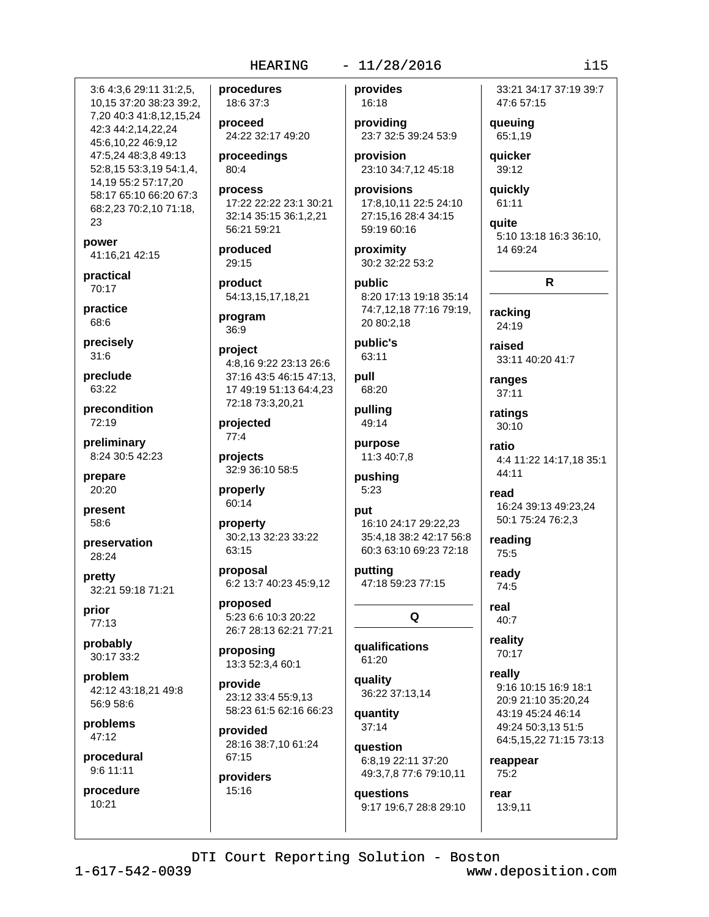3:6 4:3,6 29:11 31:2,5, 10,15 37:20 38:23 39:2, 7,20 40:3 41:8,12,15,24 42:3 44:2,14,22,24 45:6,10,22 46:9,12 47:5,24 48:3,8 49:13 52:8,15 53:3,19 54:1,4, 14,19 55:2 57:17,20 58:17 65:10 66:20 67:3 68:2,23 70:2,10 71:18, 23

**power**
41:16,21 42:15

**practical**
70:17

**practice**
68:6

**precisely**
31:6

**preclude**
63:22

**precondition**
72:19

**preliminary**
8:24 30:5 42:23

**prepare**
20:20

**present**
58:6

**preservation**
28:24

**pretty**
32:21 59:18 71:21

**prior**
77:13

**probably**
30:17 33:2

**problem**
42:12 43:18,21 49:8 56:9 58:6

**problems**
47:12

**procedural**
9:6 11:11

**procedure**
10:21

**procedures**
18:6 37:3

**proceed**
24:22 32:17 49:20

**proceedings**
80:4

**process**
17:22 22:22 23:1 30:21 32:14 35:15 36:1,2,21 56:21 59:21

**produced**
29:15

**product**
54:13,15,17,18,21

**program**
36:9

**project**
4:8,16 9:22 23:13 26:6 37:16 43:5 46:15 47:13, 17 49:19 51:13 64:4,23 72:18 73:3,20,21

**projected**
77:4

**projects**
32:9 36:10 58:5

**properly**
60:14

**property**
30:2,13 32:23 33:22 63:15

**proposal**
6:2 13:7 40:23 45:9,12

**proposed**
5:23 6:6 10:3 20:22 26:7 28:13 62:21 77:21

**proposing**
13:3 52:3,4 60:1

**provide**
23:12 33:4 55:9,13 58:23 61:5 62:16 66:23

**provided**
28:16 38:7,10 61:24 67:15

**providers**
15:16

**provides**
16:18

**providing**
23:7 32:5 39:24 53:9

**provision**
23:10 34:7,12 45:18

**provisions**
17:8,10,11 22:5 24:10 27:15,16 28:4 34:15 59:19 60:16

**proximity**
30:2 32:22 53:2

**public**
8:20 17:13 19:18 35:14 74:7,12,18 77:16 79:19, 20 80:2,18

**public's**
63:11

**pull**
68:20

**pulling**
49:14

**purpose**
11:3 40:7,8

**pushing**
5:23

**put**
16:10 24:17 29:22,23 35:4,18 38:2 42:17 56:8 60:3 63:10 69:23 72:18

**putting**
47:18 59:23 77:15

## Q

**qualifications**
61:20

**quality**
36:22 37:13,14

**quantity**
37:14

**question**
6:8,19 22:11 37:20 49:3,7,8 77:6 79:10,11

**questions**
9:17 19:6,7 28:8 29:10 33:21 34:17 37:19 39:7 47:6 57:15

**queuing**
65:1,19

**quicker**
39:12

**quickly**
61:11

**quite**
5:10 13:18 16:3 36:10, 14 69:24

## R

**racking**
24:19

**raised**
33:11 40:20 41:7

**ranges**
37:11

**ratings**
30:10

**ratio**
4:4 11:22 14:17,18 35:1 44:11

**read**
16:24 39:13 49:23,24 50:1 75:24 76:2,3

**reading**
75:5

**ready**
74:5

**real**
40:7

**reality**
70:17

**really**
9:16 10:15 16:9 18:1 20:9 21:10 35:20,24 43:19 45:24 46:14 49:24 50:3,13 51:5 64:5,15,22 71:15 73:13

**reappear**
75:2

**rear**
13:9,11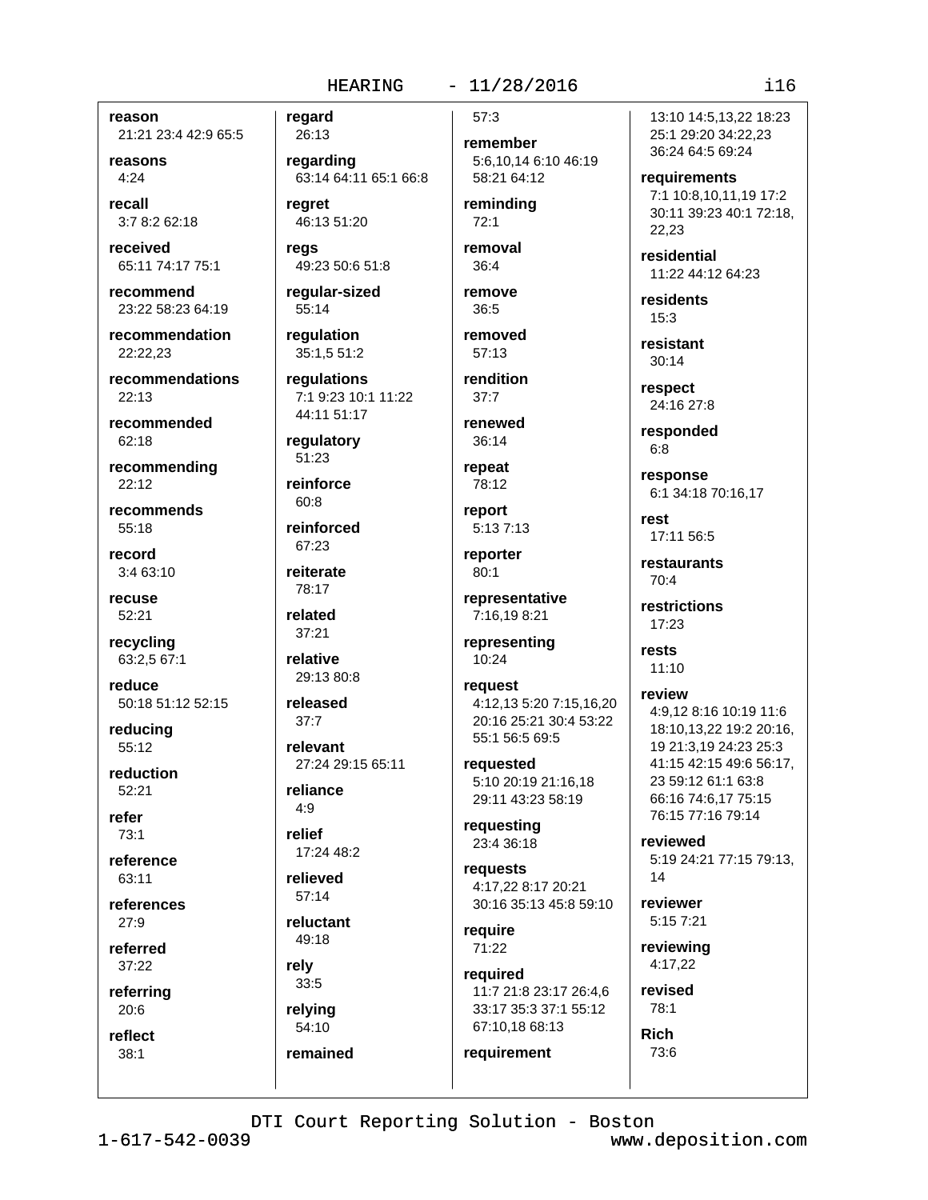**reason**
21:21 23:4 42:9 65:5

**reasons**
4:24

**recall**
3:7 8:2 62:18

**received**
65:11 74:17 75:1

**recommend**
23:22 58:23 64:19

**recommendation**
22:22,23

**recommendations**
22:13

**recommended**
62:18

**recommending**
22:12

**recommends**
55:18

**record**
3:4 63:10

**recuse**
52:21

**recycling**
63:2,5 67:1

**reduce**
50:18 51:12 52:15

**reducing**
55:12

**reduction**
52:21

**refer**
73:1

**reference**
63:11

**references**
27:9

**referred**
37:22

**referring**
20:6

**reflect**
38:1

**regard**
26:13

**regarding**
63:14 64:11 65:1 66:8

**regret**
46:13 51:20

**regs**
49:23 50:6 51:8

**regular-sized**
55:14

**regulation**
35:1,5 51:2

**regulations**
7:1 9:23 10:1 11:22 44:11 51:17

**regulatory**
51:23

**reinforce**
60:8

**reinforced**
67:23

**reiterate**
78:17

**related**
37:21

**relative**
29:13 80:8

**released**
37:7

**relevant**
27:24 29:15 65:11

**reliance**
4:9

**relief**
17:24 48:2

**relieved**
57:14

**reluctant**
49:18

**rely**
33:5

**relying**
54:10

**remained**
57:3

**remember**
5:6,10,14 6:10 46:19 58:21 64:12

**reminding**
72:1

**removal**
36:4

**remove**
36:5

**removed**
57:13

**rendition**
37:7

**renewed**
36:14

**repeat**
78:12

**report**
5:13 7:13

**reporter**
80:1

**representative**
7:16,19 8:21

**representing**
10:24

**request**
4:12,13 5:20 7:15,16,20 20:16 25:21 30:4 53:22 55:1 56:5 69:5

**requested**
5:10 20:19 21:16,18 29:11 43:23 58:19

**requesting**
23:4 36:18

**requests**
4:17,22 8:17 20:21 30:16 35:13 45:8 59:10

**require**
71:22

**required**
11:7 21:8 23:17 26:4,6 33:17 35:3 37:1 55:12 67:10,18 68:13

**requirement**
13:10 14:5,13,22 18:23 25:1 29:20 34:22,23 36:24 64:5 69:24

**requirements**
7:1 10:8,10,11,19 17:2 30:11 39:23 40:1 72:18, 22,23

**residential**
11:22 44:12 64:23

**residents**
15:3

**resistant**
30:14

**respect**
24:16 27:8

**responded**
6:8

**response**
6:1 34:18 70:16,17

**rest**
17:11 56:5

**restaurants**
70:4

**restrictions**
17:23

**rests**
11:10

**review**
4:9,12 8:16 10:19 11:6 18:10,13,22 19:2 20:16, 19 21:3,19 24:23 25:3 41:15 42:15 49:6 56:17, 23 59:12 61:1 63:8 66:16 74:6,17 75:15 76:15 77:16 79:14

**reviewed**
5:19 24:21 77:15 79:13, 14

**reviewer**
5:15 7:21

**reviewing**
4:17,22

**revised**
78:1

**Rich**
73:6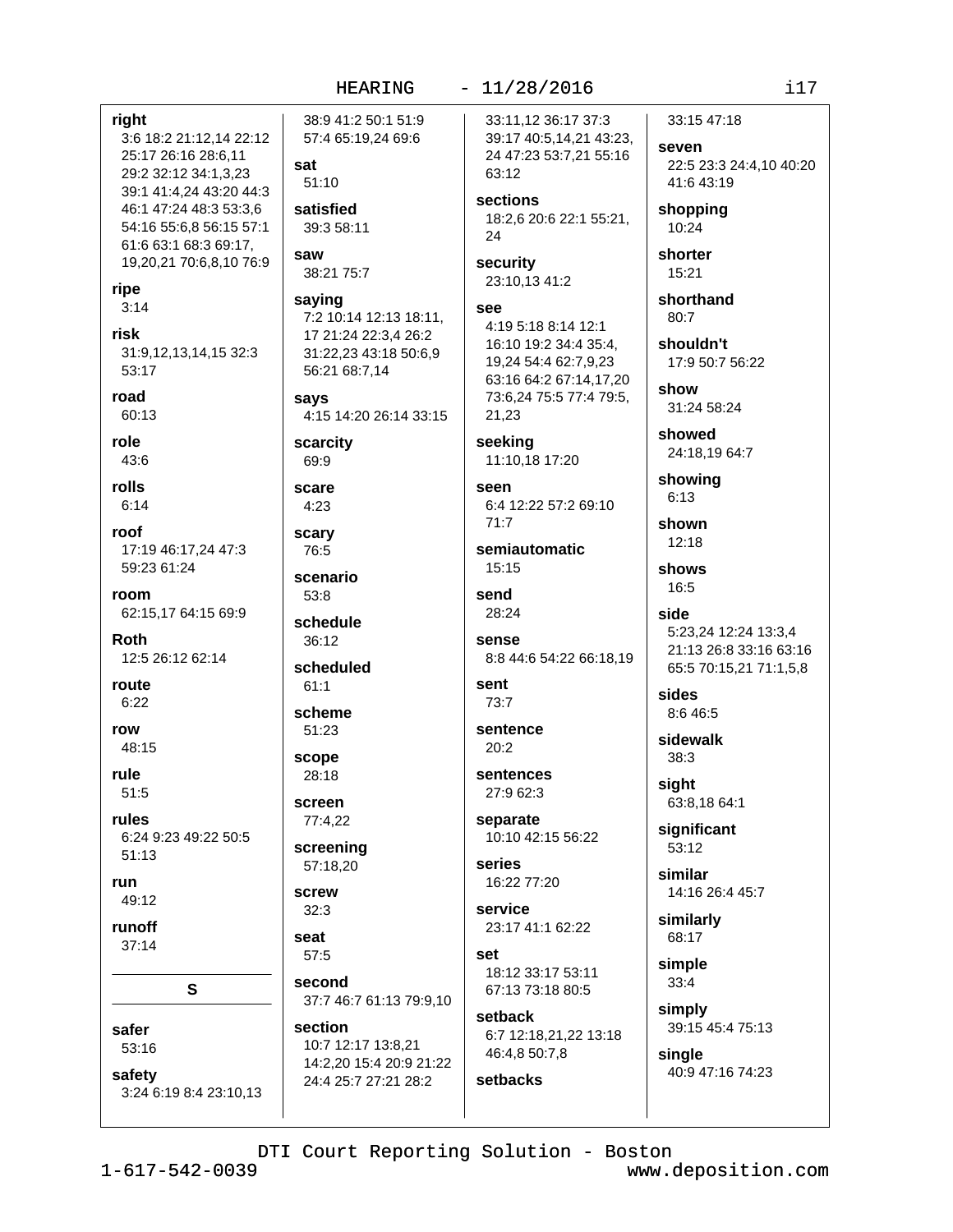**right**
3:6 18:2 21:12,14 22:12 25:17 26:16 28:6,11 29:2 32:12 34:1,3,23 39:1 41:4,24 43:20 44:3 46:1 47:24 48:3 53:3,6 54:16 55:6,8 56:15 57:1 61:6 63:1 68:3 69:17, 19,20,21 70:6,8,10 76:9

**ripe**
3:14

**risk**
31:9,12,13,14,15 32:3 53:17

**road**
60:13

**role**
43:6

**rolls**
6:14

**roof**
17:19 46:17,24 47:3 59:23 61:24

**room**
62:15,17 64:15 69:9

**Roth**
12:5 26:12 62:14

**route**
6:22

**row**
48:15

**rule**
51:5

**rules**
6:24 9:23 49:22 50:5 51:13

**run**
49:12

**runoff**
37:14

## S

**safer**
53:16

**safety**
3:24 6:19 8:4 23:10,13 38:9 41:2 50:1 51:9 57:4 65:19,24 69:6

**sat**
51:10

**satisfied**
39:3 58:11

**saw**
38:21 75:7

**saying**
7:2 10:14 12:13 18:11, 17 21:24 22:3,4 26:2 31:22,23 43:18 50:6,9 56:21 68:7,14

**says**
4:15 14:20 26:14 33:15

**scarcity**
69:9

**scare**
4:23

**scary**
76:5

**scenario**
53:8

**schedule**
36:12

**scheduled**
61:1

**scheme**
51:23

**scope**
28:18

**screen**
77:4,22

**screening**
57:18,20

**screw**
32:3

**seat**
57:5

**second**
37:7 46:7 61:13 79:9,10

**section**
10:7 12:17 13:8,21 14:2,20 15:4 20:9 21:22 24:4 25:7 27:21 28:2 33:11,12 36:17 37:3 39:17 40:5,14,21 43:23, 24 47:23 53:7,21 55:16 63:12

**sections**
18:2,6 20:6 22:1 55:21, 24

**security**
23:10,13 41:2

**see**
4:19 5:18 8:14 12:1 16:10 19:2 34:4 35:4, 19,24 54:4 62:7,9,23 63:16 64:2 67:14,17,20 73:6,24 75:5 77:4 79:5, 21,23

**seeking**
11:10,18 17:20

**seen**
6:4 12:22 57:2 69:10 71:7

**semiautomatic**
15:15

**send**
28:24

**sense**
8:8 44:6 54:22 66:18,19

**sent**
73:7

**sentence**
20:2

**sentences**
27:9 62:3

**separate**
10:10 42:15 56:22

**series**
16:22 77:20

**service**
23:17 41:1 62:22

**set**
18:12 33:17 53:11 67:13 73:18 80:5

**setback**
6:7 12:18,21,22 13:18 46:4,8 50:7,8

**setbacks**
33:15 47:18

**seven**
22:5 23:3 24:4,10 40:20 41:6 43:19

**shopping**
10:24

**shorter**
15:21

**shorthand**
80:7

**shouldn't**
17:9 50:7 56:22

**show**
31:24 58:24

**showed**
24:18,19 64:7

**showing**
6:13

**shown**
12:18

**shows**
16:5

**side**
5:23,24 12:24 13:3,4 21:13 26:8 33:16 63:16 65:5 70:15,21 71:1,5,8

**sides**
8:6 46:5

**sidewalk**
38:3

**sight**
63:8,18 64:1

**significant**
53:12

**similar**
14:16 26:4 45:7

**similarly**
68:17

**simple**
33:4

**simply**
39:15 45:4 75:13

**single**
40:9 47:16 74:23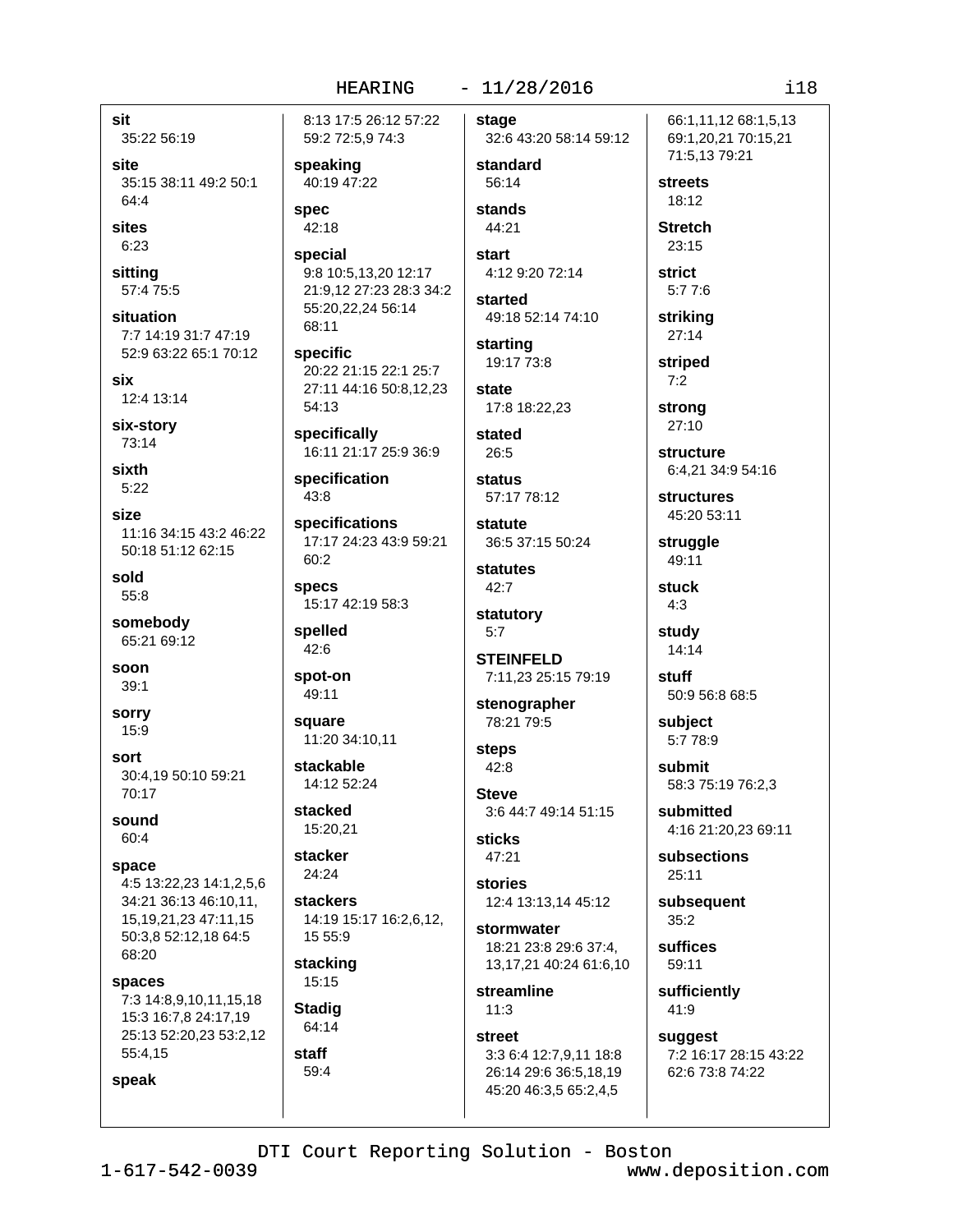**sit**
35:22 56:19

**site**
35:15 38:11 49:2 50:1 64:4

**sites**
6:23

**sitting**
57:4 75:5

**situation**
7:7 14:19 31:7 47:19 52:9 63:22 65:1 70:12

**six**
12:4 13:14

**six-story**
73:14

**sixth**
5:22

**size**
11:16 34:15 43:2 46:22 50:18 51:12 62:15

**sold**
55:8

**somebody**
65:21 69:12

**soon**
39:1

**sorry**
15:9

**sort**
30:4,19 50:10 59:21 70:17

**sound**
60:4

**space**
4:5 13:22,23 14:1,2,5,6 34:21 36:13 46:10,11, 15,19,21,23 47:11,15 50:3,8 52:12,18 64:5 68:20

**spaces**
7:3 14:8,9,10,11,15,18 15:3 16:7,8 24:17,19 25:13 52:20,23 53:2,12 55:4,15

**speak**
8:13 17:5 26:12 57:22 59:2 72:5,9 74:3

**speaking**
40:19 47:22

**spec**
42:18

**special**
9:8 10:5,13,20 12:17 21:9,12 27:23 28:3 34:2 55:20,22,24 56:14 68:11

**specific**
20:22 21:15 22:1 25:7 27:11 44:16 50:8,12,23 54:13

**specifically**
16:11 21:17 25:9 36:9

**specification**
43:8

**specifications**
17:17 24:23 43:9 59:21 60:2

**specs**
15:17 42:19 58:3

**spelled**
42:6

**spot-on**
49:11

**square**
11:20 34:10,11

**stackable**
14:12 52:24

**stacked**
15:20,21

**stacker**
24:24

**stackers**
14:19 15:17 16:2,6,12, 15 55:9

**stacking**
15:15

**Stadig**
64:14

**staff**
59:4

**stage**
32:6 43:20 58:14 59:12

**standard**
56:14

**stands**
44:21

**start**
4:12 9:20 72:14

**started**
49:18 52:14 74:10

**starting**
19:17 73:8

**state**
17:8 18:22,23

**stated**
26:5

**status**
57:17 78:12

**statute**
36:5 37:15 50:24

**statutes**
42:7

**statutory**
5:7

**STEINFELD**
7:11,23 25:15 79:19

**stenographer**
78:21 79:5

**steps**
42:8

**Steve**
3:6 44:7 49:14 51:15

**sticks**
47:21

**stories**
12:4 13:13,14 45:12

**stormwater**
18:21 23:8 29:6 37:4, 13,17,21 40:24 61:6,10

**streamline**
11:3

**street**
3:3 6:4 12:7,9,11 18:8 26:14 29:6 36:5,18,19 45:20 46:3,5 65:2,4,5 66:1,11,12 68:1,5,13 69:1,20,21 70:15,21 71:5,13 79:21

**streets**
18:12

**Stretch**
23:15

**strict**
5:7 7:6

**striking**
27:14

**striped**
7:2

**strong**
27:10

**structure**
6:4,21 34:9 54:16

**structures**
45:20 53:11

**struggle**
49:11

**stuck**
4:3

**study**
14:14

**stuff**
50:9 56:8 68:5

**subject**
5:7 78:9

**submit**
58:3 75:19 76:2,3

**submitted**
4:16 21:20,23 69:11

**subsections**
25:11

**subsequent**
35:2

**suffices**
59:11

**sufficiently**
41:9

**suggest**
7:2 16:17 28:15 43:22 62:6 73:8 74:22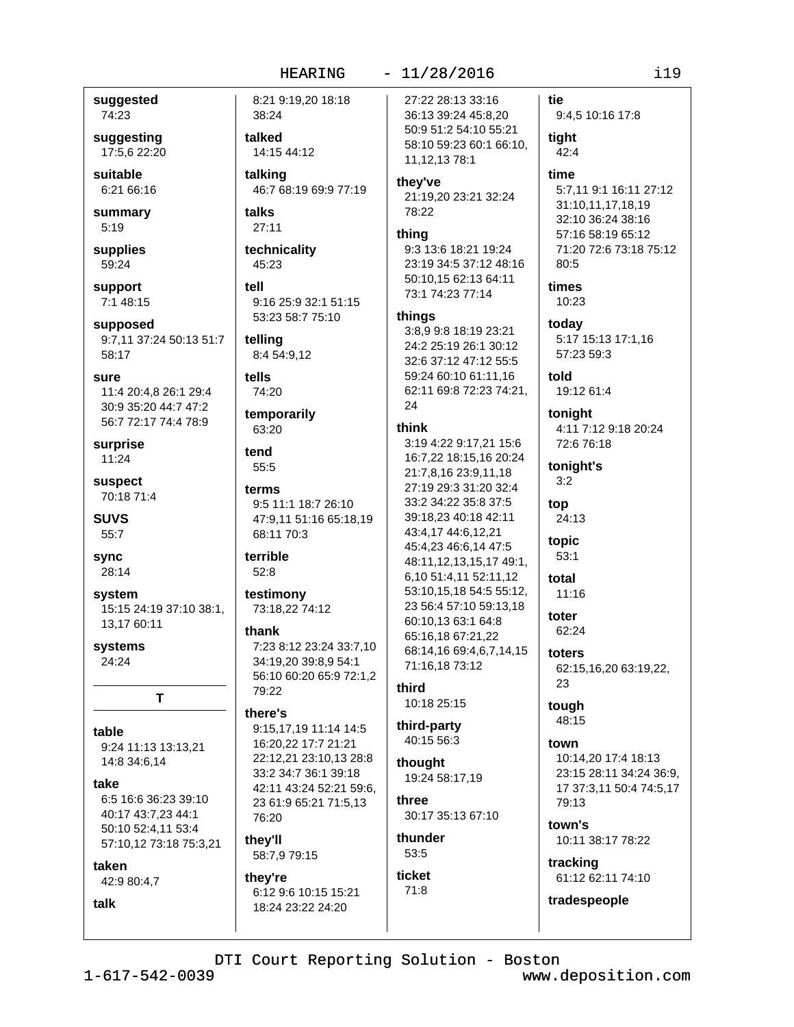**suggested**
74:23

**suggesting**
17:5,6 22:20

**suitable**
6:21 66:16

**summary**
5:19

**supplies**
59:24

**support**
7:1 48:15

**supposed**
9:7,11 37:24 50:13 51:7 58:17

**sure**
11:4 20:4,8 26:1 29:4 30:9 35:20 44:7 47:2 56:7 72:17 74:4 78:9

**surprise**
11:24

**suspect**
70:18 71:4

**SUVS**
55:7

**sync**
28:14

**system**
15:15 24:19 37:10 38:1, 13,17 60:11

**systems**
24:24

## T

**table**
9:24 11:13 13:13,21 14:8 34:6,14

**take**
6:5 16:6 36:23 39:10 40:17 43:7,23 44:1 50:10 52:4,11 53:4 57:10,12 73:18 75:3,21

**taken**
42:9 80:4,7

**talk**
8:21 9:19,20 18:18 38:24

**talked**
14:15 44:12

**talking**
46:7 68:19 69:9 77:19

**talks**
27:11

**technicality**
45:23

**tell**
9:16 25:9 32:1 51:15 53:23 58:7 75:10

**telling**
8:4 54:9,12

**tells**
74:20

**temporarily**
63:20

**tend**
55:5

**terms**
9:5 11:1 18:7 26:10 47:9,11 51:16 65:18,19 68:11 70:3

**terrible**
52:8

**testimony**
73:18,22 74:12

**thank**
7:23 8:12 23:24 33:7,10 34:19,20 39:8,9 54:1 56:10 60:20 65:9 72:1,2 79:22

**there's**
9:15,17,19 11:14 14:5 16:20,22 17:7 21:21 22:12,21 23:10,13 28:8 33:2 34:7 36:1 39:18 42:11 43:24 52:21 59:6, 23 61:9 65:21 71:5,13 76:20

**they'll**
58:7,9 79:15

**they're**
6:12 9:6 10:15 15:21 18:24 23:22 24:20 27:22 28:13 33:16 36:13 39:24 45:8,20 50:9 51:2 54:10 55:21 58:10 59:23 60:1 66:10, 11,12,13 78:1

**they've**
21:19,20 23:21 32:24 78:22

**thing**
9:3 13:6 18:21 19:24 23:19 34:5 37:12 48:16 50:10,15 62:13 64:11 73:1 74:23 77:14

**things**
3:8,9 9:8 18:19 23:21 24:2 25:19 26:1 30:12 32:6 37:12 47:12 55:5 59:24 60:10 61:11,16 62:11 69:8 72:23 74:21, 24

**think**
3:19 4:22 9:17,21 15:6 16:7,22 18:15,16 20:24 21:7,8,16 23:9,11,18 27:19 29:3 31:20 32:4 33:2 34:22 35:8 37:5 39:18,23 40:18 42:11 43:4,17 44:6,12,21 45:4,23 46:6,14 47:5 48:11,12,13,15,17 49:1, 6,10 51:4,11 52:11,12 53:10,15,18 54:5 55:12, 23 56:4 57:10 59:13,18 60:10,13 63:1 64:8 65:16,18 67:21,22 68:14,16 69:4,6,7,14,15 71:16,18 73:12

**third**
10:18 25:15

**third-party**
40:15 56:3

**thought**
19:24 58:17,19

**three**
30:17 35:13 67:10

**thunder**
53:5

**ticket**
71:8

**tie**
9:4,5 10:16 17:8

**tight**
42:4

**time**
5:7,11 9:1 16:11 27:12 31:10,11,17,18,19 32:10 36:24 38:16 57:16 58:19 65:12 71:20 72:6 73:18 75:12 80:5

**times**
10:23

**today**
5:17 15:13 17:1,16 57:23 59:3

**told**
19:12 61:4

**tonight**
4:11 7:12 9:18 20:24 72:6 76:18

**tonight's**
3:2

**top**
24:13

**topic**
53:1

**total**
11:16

**toter**
62:24

**toters**
62:15,16,20 63:19,22, 23

**tough**
48:15

**town**
10:14,20 17:4 18:13 23:15 28:11 34:24 36:9, 17 37:3,11 50:4 74:5,17 79:13

**town's**
10:11 38:17 78:22

**tracking**
61:12 62:11 74:10

**tradespeople**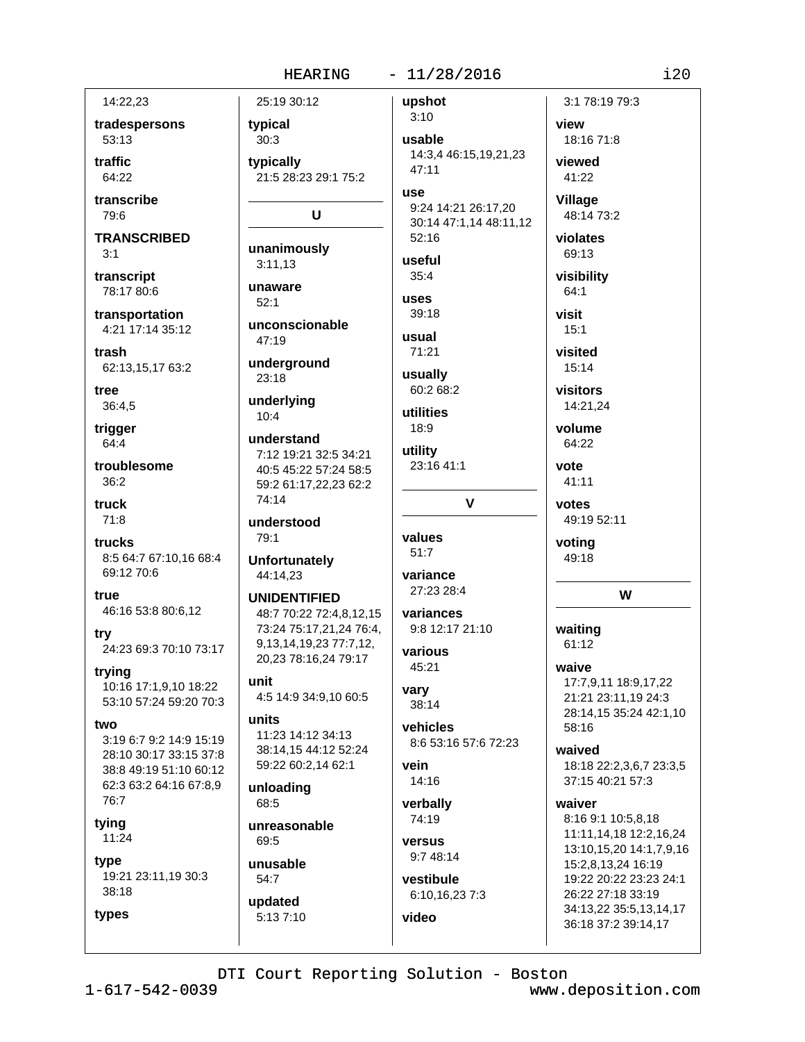14:22,23

**tradespersons**
53:13

**traffic**
64:22

**transcribe**
79:6

**TRANSCRIBED**
3:1

**transcript**
78:17 80:6

**transportation**
4:21 17:14 35:12

**trash**
62:13,15,17 63:2

**tree**
36:4,5

**trigger**
64:4

**troublesome**
36:2

**truck**
71:8

**trucks**
8:5 64:7 67:10,16 68:4 69:12 70:6

**true**
46:16 53:8 80:6,12

**try**
24:23 69:3 70:10 73:17

**trying**
10:16 17:1,9,10 18:22 53:10 57:24 59:20 70:3

**two**
3:19 6:7 9:2 14:9 15:19 28:10 30:17 33:15 37:8 38:8 49:19 51:10 60:12 62:3 63:2 64:16 67:8,9 76:7

**tying**
11:24

**type**
19:21 23:11,19 30:3 38:18

**types**
25:19 30:12

**typical**
30:3

**typically**
21:5 28:23 29:1 75:2

## U

**unanimously**
3:11,13

**unaware**
52:1

**unconscionable**
47:19

**underground**
23:18

**underlying**
10:4

**understand**
7:12 19:21 32:5 34:21 40:5 45:22 57:24 58:5 59:2 61:17,22,23 62:2 74:14

**understood**
79:1

**Unfortunately**
44:14,23

**UNIDENTIFIED**
48:7 70:22 72:4,8,12,15 73:24 75:17,21,24 76:4, 9,13,14,19,23 77:7,12, 20,23 78:16,24 79:17

**unit**
4:5 14:9 34:9,10 60:5

**units**
11:23 14:12 34:13 38:14,15 44:12 52:24 59:22 60:2,14 62:1

**unloading**
68:5

**unreasonable**
69:5

**unusable**
54:7

**updated**
5:13 7:10

**upshot**
3:10

**usable**
14:3,4 46:15,19,21,23 47:11

**use**
9:24 14:21 26:17,20 30:14 47:1,14 48:11,12 52:16

**useful**
35:4

**uses**
39:18

**usual**
71:21

**usually**
60:2 68:2

**utilities**
18:9

**utility**
23:16 41:1

## V

**values**
51:7

**variance**
27:23 28:4

**variances**
9:8 12:17 21:10

**various**
45:21

**vary**
38:14

**vehicles**
8:6 53:16 57:6 72:23

**vein**
14:16

**verbally**
74:19

**versus**
9:7 48:14

**vestibule**
6:10,16,23 7:3

**video**
3:1 78:19 79:3

**view**
18:16 71:8

**viewed**
41:22

**Village**
48:14 73:2

**violates**
69:13

**visibility**
64:1

**visit**
15:1

**visited**
15:14

**visitors**
14:21,24

**volume**
64:22

**vote**
41:11

**votes**
49:19 52:11

**voting**
49:18

## W

**waiting**
61:12

**waive**
17:7,9,11 18:9,17,22 21:21 23:11,19 24:3 28:14,15 35:24 42:1,10 58:16

**waived**
18:18 22:2,3,6,7 23:3,5 37:15 40:21 57:3

**waiver**
8:16 9:1 10:5,8,18 11:11,14,18 12:2,16,24 13:10,15,20 14:1,7,9,16 15:2,8,13,24 16:19 19:22 20:22 23:23 24:1 26:22 27:18 33:19 34:13,22 35:5,13,14,17 36:18 37:2 39:14,17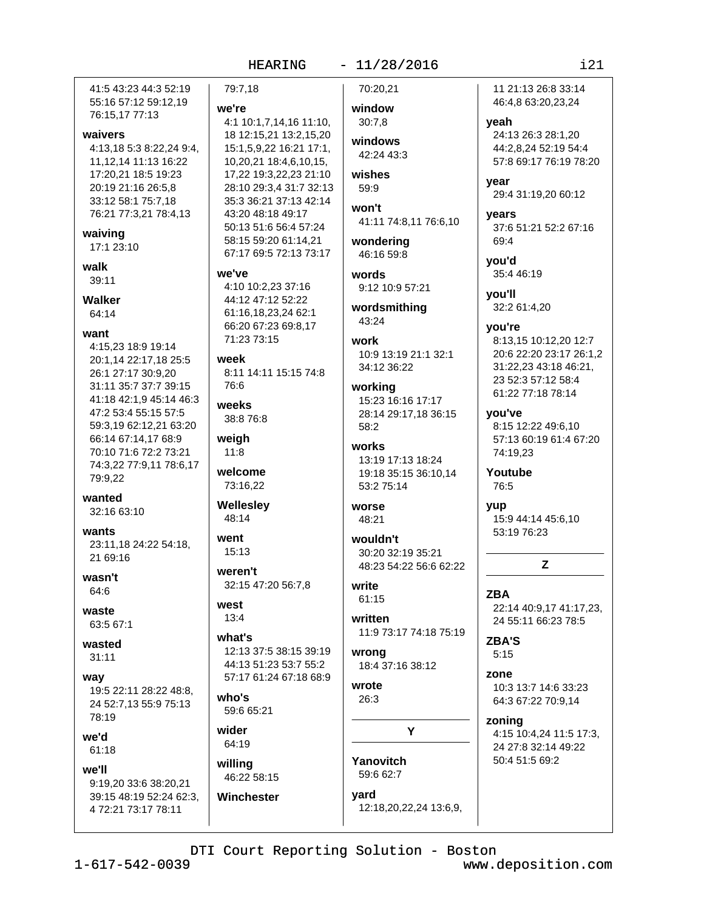41:5 43:23 44:3 52:19 55:16 57:12 59:12,19 76:15,17 77:13

**waivers**
4:13,18 5:3 8:22,24 9:4, 11,12,14 11:13 16:22 17:20,21 18:5 19:23 20:19 21:16 26:5,8 33:12 58:1 75:7,18 76:21 77:3,21 78:4,13

**waiving**
17:1 23:10

**walk**
39:11

**Walker**
64:14

**want**
4:15,23 18:9 19:14 20:1,14 22:17,18 25:5 26:1 27:17 30:9,20 31:11 35:7 37:7 39:15 41:18 42:1,9 45:14 46:3 47:2 53:4 55:15 57:5 59:3,19 62:12,21 63:20 66:14 67:14,17 68:9 70:10 71:6 72:2 73:21 74:3,22 77:9,11 78:6,17 79:9,22

**wanted**
32:16 63:10

**wants**
23:11,18 24:22 54:18, 21 69:16

**wasn't**
64:6

**waste**
63:5 67:1

**wasted**
31:11

**way**
19:5 22:11 28:22 48:8, 24 52:7,13 55:9 75:13 78:19

**we'd**
61:18

**we'll**
9:19,20 33:6 38:20,21 39:15 48:19 52:24 62:3, 4 72:21 73:17 78:11

79:7,18

**we're**
4:1 10:1,7,14,16 11:10, 18 12:15,21 13:2,15,20 15:1,5,9,22 16:21 17:1, 10,20,21 18:4,6,10,15, 17,22 19:3,22,23 21:10 28:10 29:3,4 31:7 32:13 35:3 36:21 37:13 42:14 43:20 48:18 49:17 50:13 51:6 56:4 57:24 58:15 59:20 61:14,21 67:17 69:5 72:13 73:17

**we've**
4:10 10:2,23 37:16 44:12 47:12 52:22 61:16,18,23,24 62:1 66:20 67:23 69:8,17 71:23 73:15

**week**
8:11 14:11 15:15 74:8 76:6

**weeks**
38:8 76:8

**weigh**
11:8

**welcome**
73:16,22

**Wellesley**
48:14

**went**
15:13

**weren't**
32:15 47:20 56:7,8

**west**
13:4

**what's**
12:13 37:5 38:15 39:19 44:13 51:23 53:7 55:2 57:17 61:24 67:18 68:9

**who's**
59:6 65:21

**wider**
64:19

**willing**
46:22 58:15

**Winchester**

70:20,21

**window**
30:7,8

**windows**
42:24 43:3

**wishes**
59:9

**won't**
41:11 74:8,11 76:6,10

**wondering**
46:16 59:8

**words**
9:12 10:9 57:21

**wordsmithing**
43:24

**work**
10:9 13:19 21:1 32:1 34:12 36:22

**working**
15:23 16:16 17:17 28:14 29:17,18 36:15 58:2

**works**
13:19 17:13 18:24 19:18 35:15 36:10,14 53:2 75:14

**worse**
48:21

**wouldn't**
30:20 32:19 35:21 48:23 54:22 56:6 62:22

**write**
61:15

**written**
11:9 73:17 74:18 75:19

**wrong**
18:4 37:16 38:12

**wrote**
26:3

## Y

**Yanovitch**
59:6 62:7

**yard**
12:18,20,22,24 13:6,9,

11 21:13 26:8 33:14 46:4,8 63:20,23,24

**yeah**
24:13 26:3 28:1,20 44:2,8,24 52:19 54:4 57:8 69:17 76:19 78:20

**year**
29:4 31:19,20 60:12

**years**
37:6 51:21 52:2 67:16 69:4

**you'd**
35:4 46:19

**you'll**
32:2 61:4,20

**you're**
8:13,15 10:12,20 12:7 20:6 22:20 23:17 26:1,2 31:22,23 43:18 46:21, 23 52:3 57:12 58:4 61:22 77:18 78:14

**you've**
8:15 12:22 49:6,10 57:13 60:19 61:4 67:20 74:19,23

**Youtube**
76:5

**yup**
15:9 44:14 45:6,10 53:19 76:23

## Z

**ZBA**
22:14 40:9,17 41:17,23, 24 55:11 66:23 78:5

**ZBA'S**
5:15

**zone**
10:3 13:7 14:6 33:23 64:3 67:22 70:9,14

**zoning**
4:15 10:4,24 11:5 17:3, 24 27:8 32:14 49:22 50:4 51:5 69:2